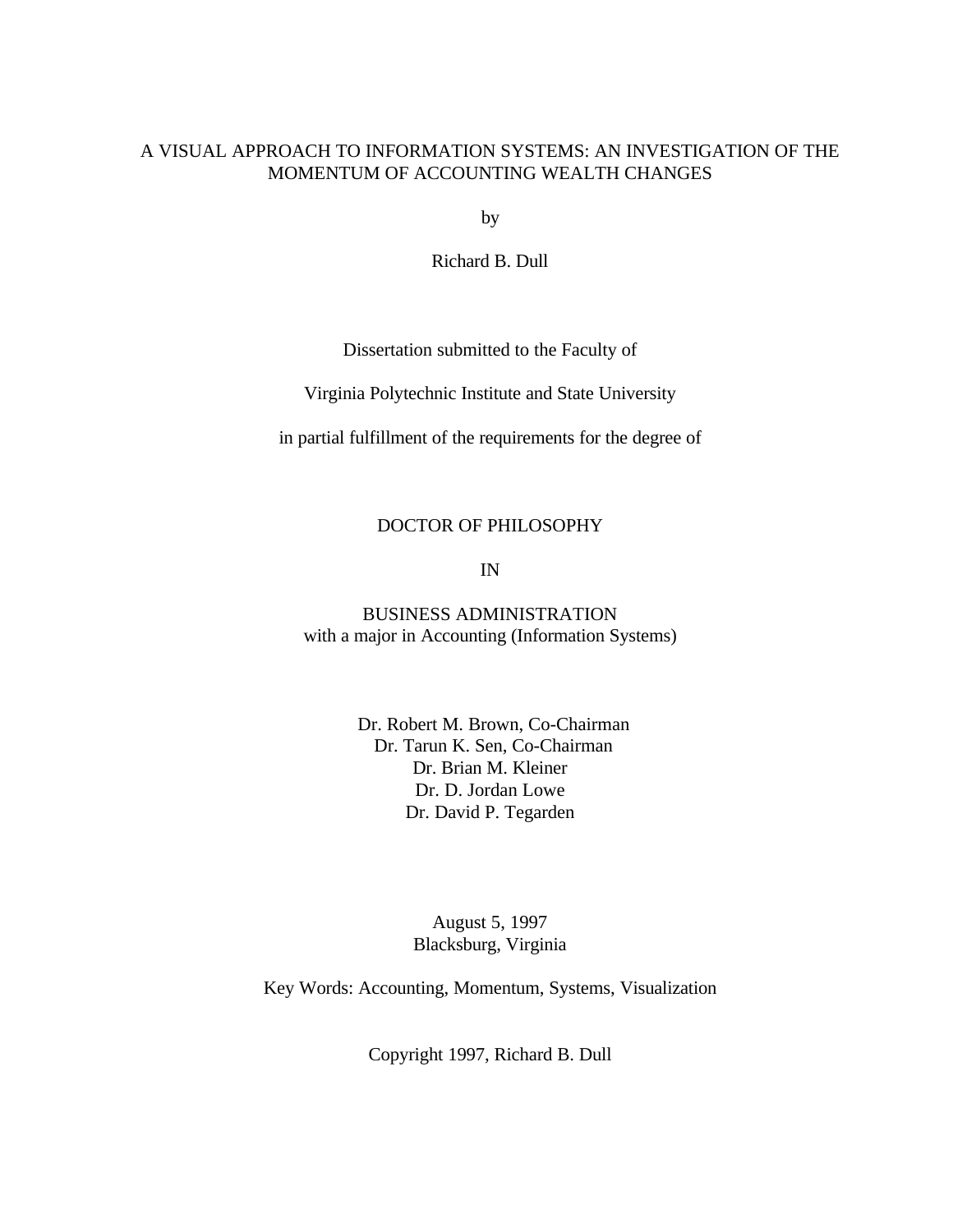# A VISUAL APPROACH TO INFORMATION SYSTEMS: AN INVESTIGATION OF THE MOMENTUM OF ACCOUNTING WEALTH CHANGES

by

Richard B. Dull

Dissertation submitted to the Faculty of

Virginia Polytechnic Institute and State University

in partial fulfillment of the requirements for the degree of

DOCTOR OF PHILOSOPHY

IN

BUSINESS ADMINISTRATION
with a major in Accounting (Information Systems)

Dr. Robert M. Brown, Co-Chairman
Dr. Tarun K. Sen, Co-Chairman
Dr. Brian M. Kleiner
Dr. D. Jordan Lowe
Dr. David P. Tegarden

August 5, 1997
Blacksburg, Virginia

Key Words: Accounting, Momentum, Systems, Visualization

Copyright 1997, Richard B. Dull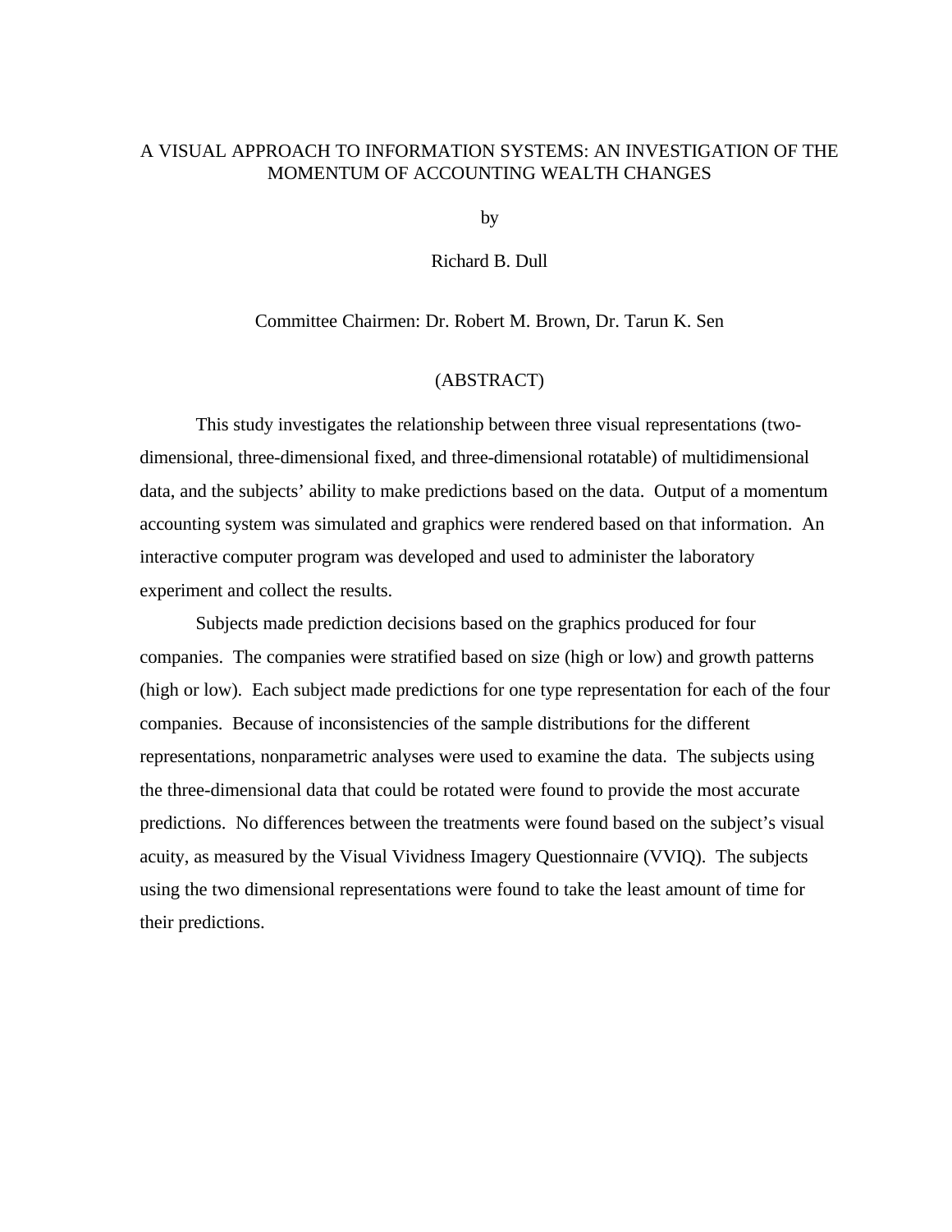# A VISUAL APPROACH TO INFORMATION SYSTEMS: AN INVESTIGATION OF THE MOMENTUM OF ACCOUNTING WEALTH CHANGES

by

Richard B. Dull

Committee Chairmen: Dr. Robert M. Brown, Dr. Tarun K. Sen

## (ABSTRACT)

This study investigates the relationship between three visual representations (two-dimensional, three-dimensional fixed, and three-dimensional rotatable) of multidimensional data, and the subjects' ability to make predictions based on the data. Output of a momentum accounting system was simulated and graphics were rendered based on that information. An interactive computer program was developed and used to administer the laboratory experiment and collect the results.

Subjects made prediction decisions based on the graphics produced for four companies. The companies were stratified based on size (high or low) and growth patterns (high or low). Each subject made predictions for one type representation for each of the four companies. Because of inconsistencies of the sample distributions for the different representations, nonparametric analyses were used to examine the data. The subjects using the three-dimensional data that could be rotated were found to provide the most accurate predictions. No differences between the treatments were found based on the subject's visual acuity, as measured by the Visual Vividness Imagery Questionnaire (VVIQ). The subjects using the two dimensional representations were found to take the least amount of time for their predictions.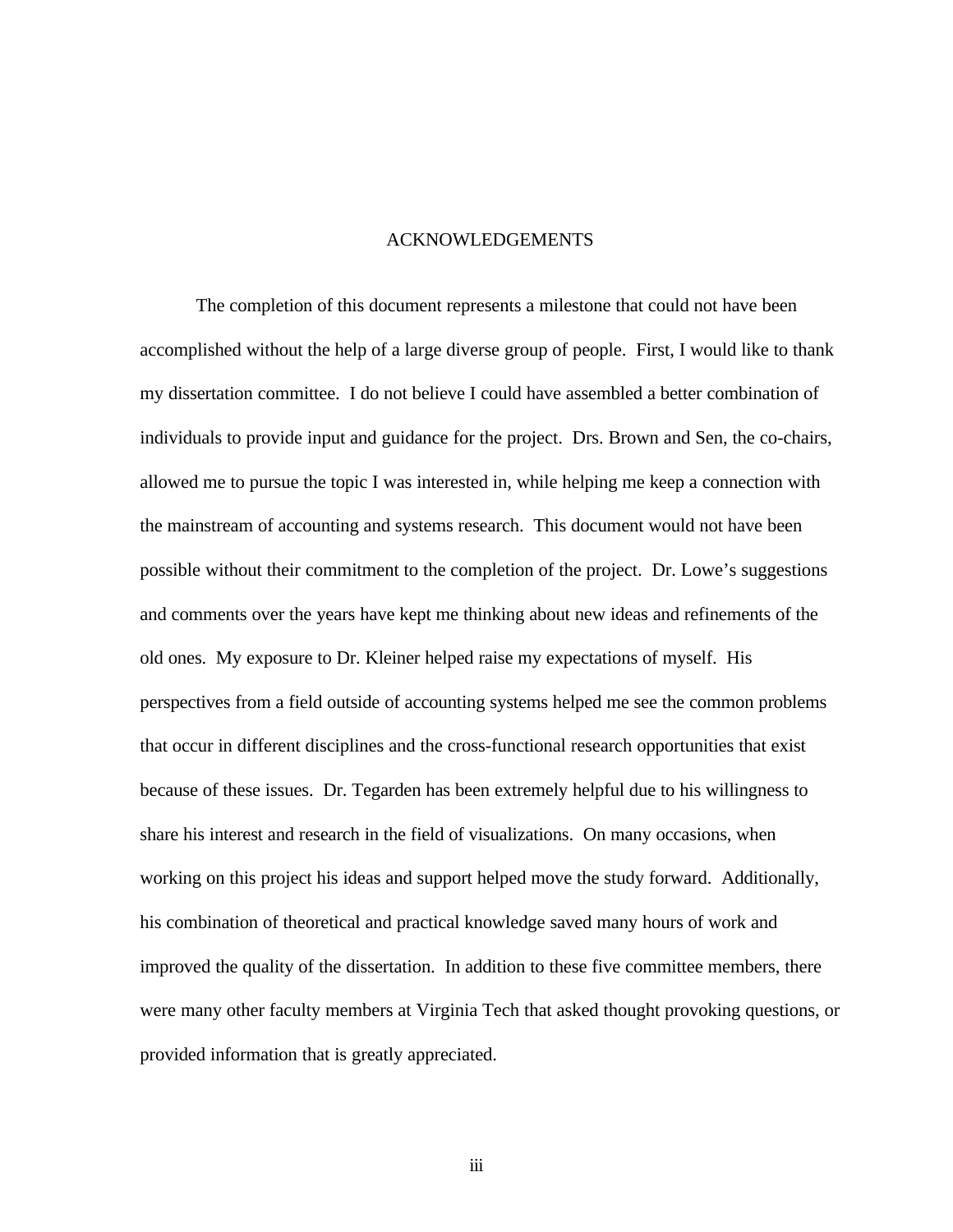# ACKNOWLEDGEMENTS

The completion of this document represents a milestone that could not have been accomplished without the help of a large diverse group of people. First, I would like to thank my dissertation committee. I do not believe I could have assembled a better combination of individuals to provide input and guidance for the project. Drs. Brown and Sen, the co-chairs, allowed me to pursue the topic I was interested in, while helping me keep a connection with the mainstream of accounting and systems research. This document would not have been possible without their commitment to the completion of the project. Dr. Lowe's suggestions and comments over the years have kept me thinking about new ideas and refinements of the old ones. My exposure to Dr. Kleiner helped raise my expectations of myself. His perspectives from a field outside of accounting systems helped me see the common problems that occur in different disciplines and the cross-functional research opportunities that exist because of these issues. Dr. Tegarden has been extremely helpful due to his willingness to share his interest and research in the field of visualizations. On many occasions, when working on this project his ideas and support helped move the study forward. Additionally, his combination of theoretical and practical knowledge saved many hours of work and improved the quality of the dissertation. In addition to these five committee members, there were many other faculty members at Virginia Tech that asked thought provoking questions, or provided information that is greatly appreciated.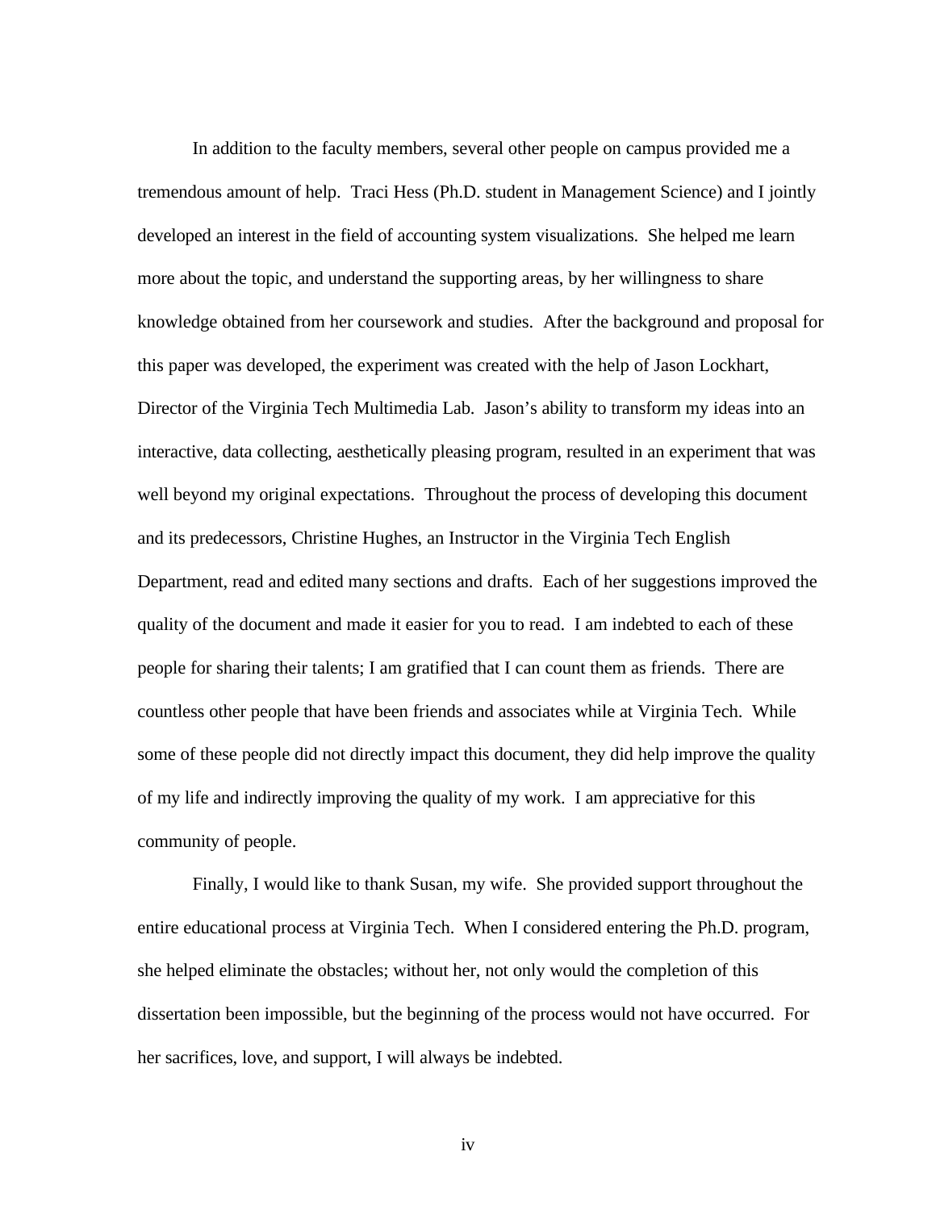In addition to the faculty members, several other people on campus provided me a tremendous amount of help. Traci Hess (Ph.D. student in Management Science) and I jointly developed an interest in the field of accounting system visualizations. She helped me learn more about the topic, and understand the supporting areas, by her willingness to share knowledge obtained from her coursework and studies. After the background and proposal for this paper was developed, the experiment was created with the help of Jason Lockhart, Director of the Virginia Tech Multimedia Lab. Jason's ability to transform my ideas into an interactive, data collecting, aesthetically pleasing program, resulted in an experiment that was well beyond my original expectations. Throughout the process of developing this document and its predecessors, Christine Hughes, an Instructor in the Virginia Tech English Department, read and edited many sections and drafts. Each of her suggestions improved the quality of the document and made it easier for you to read. I am indebted to each of these people for sharing their talents; I am gratified that I can count them as friends. There are countless other people that have been friends and associates while at Virginia Tech. While some of these people did not directly impact this document, they did help improve the quality of my life and indirectly improving the quality of my work. I am appreciative for this community of people.

Finally, I would like to thank Susan, my wife. She provided support throughout the entire educational process at Virginia Tech. When I considered entering the Ph.D. program, she helped eliminate the obstacles; without her, not only would the completion of this dissertation been impossible, but the beginning of the process would not have occurred. For her sacrifices, love, and support, I will always be indebted.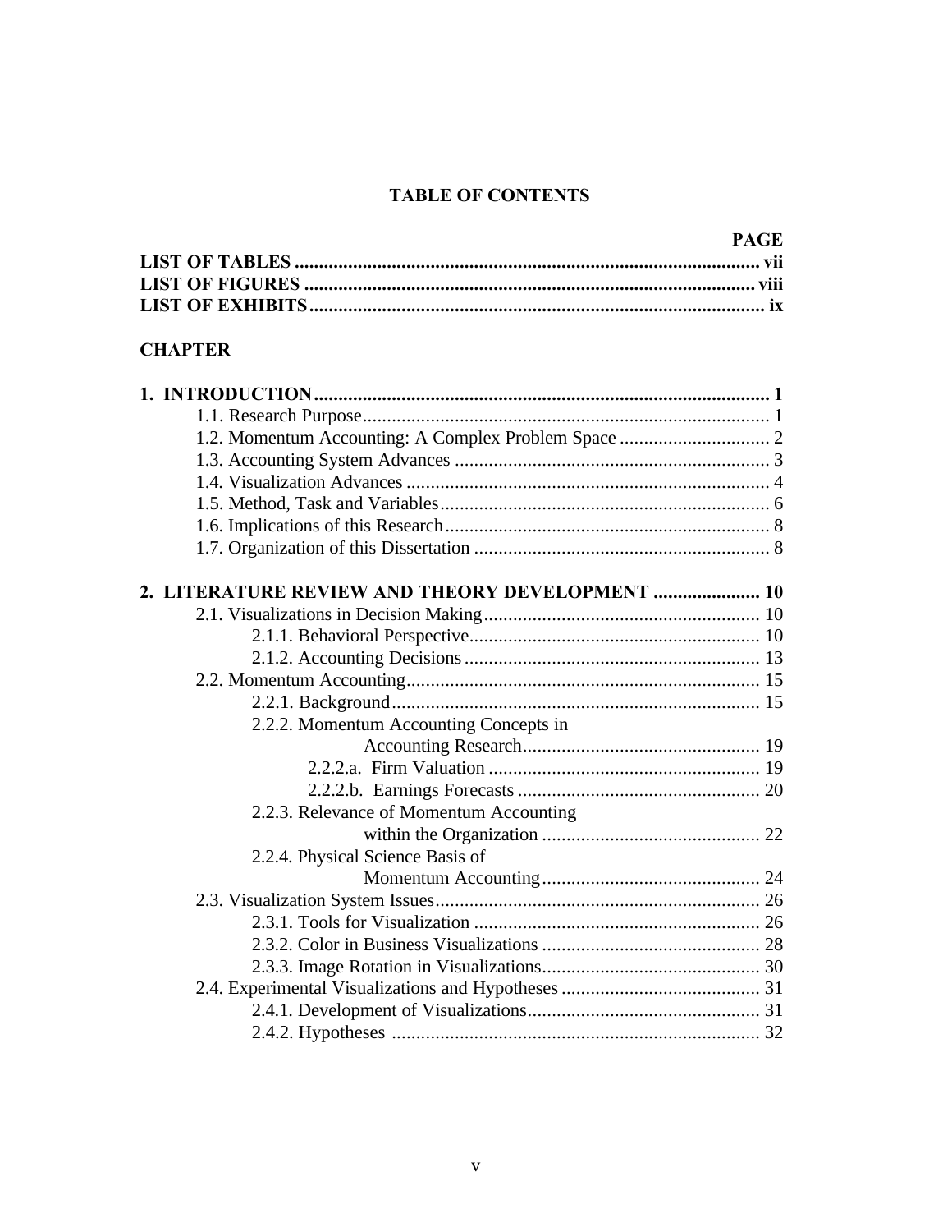# TABLE OF CONTENTS

| | PAGE |
|---|---|
| **LIST OF TABLES** | **vii** |
| **LIST OF FIGURES** | **viii** |
| **LIST OF EXHIBITS** | **ix** |

**CHAPTER**

| | |
|---|---|
| **1. INTRODUCTION** | **1** |
| 1.1. Research Purpose | 1 |
| 1.2. Momentum Accounting: A Complex Problem Space | 2 |
| 1.3. Accounting System Advances | 3 |
| 1.4. Visualization Advances | 4 |
| 1.5. Method, Task and Variables | 6 |
| 1.6. Implications of this Research | 8 |
| 1.7. Organization of this Dissertation | 8 |
| **2. LITERATURE REVIEW AND THEORY DEVELOPMENT** | **10** |
| 2.1. Visualizations in Decision Making | 10 |
| 2.1.1. Behavioral Perspective | 10 |
| 2.1.2. Accounting Decisions | 13 |
| 2.2. Momentum Accounting | 15 |
| 2.2.1. Background | 15 |
| 2.2.2. Momentum Accounting Concepts in Accounting Research | 19 |
| 2.2.2.a. Firm Valuation | 19 |
| 2.2.2.b. Earnings Forecasts | 20 |
| 2.2.3. Relevance of Momentum Accounting within the Organization | 22 |
| 2.2.4. Physical Science Basis of Momentum Accounting | 24 |
| 2.3. Visualization System Issues | 26 |
| 2.3.1. Tools for Visualization | 26 |
| 2.3.2. Color in Business Visualizations | 28 |
| 2.3.3. Image Rotation in Visualizations | 30 |
| 2.4. Experimental Visualizations and Hypotheses | 31 |
| 2.4.1. Development of Visualizations | 31 |
| 2.4.2. Hypotheses | 32 |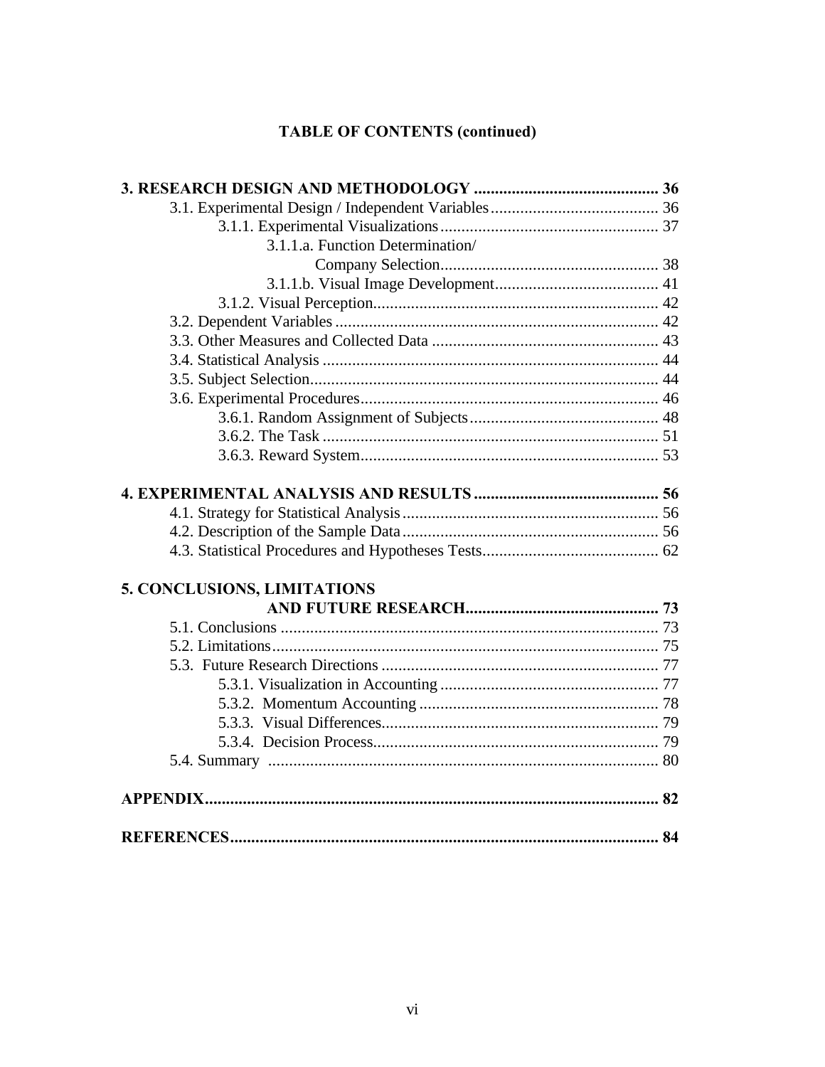**TABLE OF CONTENTS (continued)**

**3. RESEARCH DESIGN AND METHODOLOGY ............................................ 36**

- 3.1. Experimental Design / Independent Variables........................................ 36
  - 3.1.1. Experimental Visualizations.................................................... 37
    - 3.1.1.a. Function Determination/ Company Selection.................................................... 38
    - 3.1.1.b. Visual Image Development....................................... 41
  - 3.1.2. Visual Perception.................................................................... 42
- 3.2. Dependent Variables ............................................................................. 42
- 3.3. Other Measures and Collected Data ...................................................... 43
- 3.4. Statistical Analysis ................................................................................ 44
- 3.5. Subject Selection................................................................................... 44
- 3.6. Experimental Procedures....................................................................... 46
  - 3.6.1. Random Assignment of Subjects............................................. 48
  - 3.6.2. The Task ................................................................................ 51
  - 3.6.3. Reward System....................................................................... 53

**4. EXPERIMENTAL ANALYSIS AND RESULTS ............................................ 56**

- 4.1. Strategy for Statistical Analysis............................................................. 56
- 4.2. Description of the Sample Data............................................................. 56
- 4.3. Statistical Procedures and Hypotheses Tests.......................................... 62

**5. CONCLUSIONS, LIMITATIONS AND FUTURE RESEARCH............................................. 73**

- 5.1. Conclusions ........................................................................................... 73
- 5.2. Limitations............................................................................................. 75
- 5.3. Future Research Directions ................................................................... 77
  - 5.3.1. Visualization in Accounting .................................................... 77
  - 5.3.2. Momentum Accounting ......................................................... 78
  - 5.3.3. Visual Differences.................................................................. 79
  - 5.3.4. Decision Process.................................................................... 79
- 5.4. Summary ............................................................................................. 80

**APPENDIX............................................................................................................ 82**

**REFERENCES...................................................................................................... 84**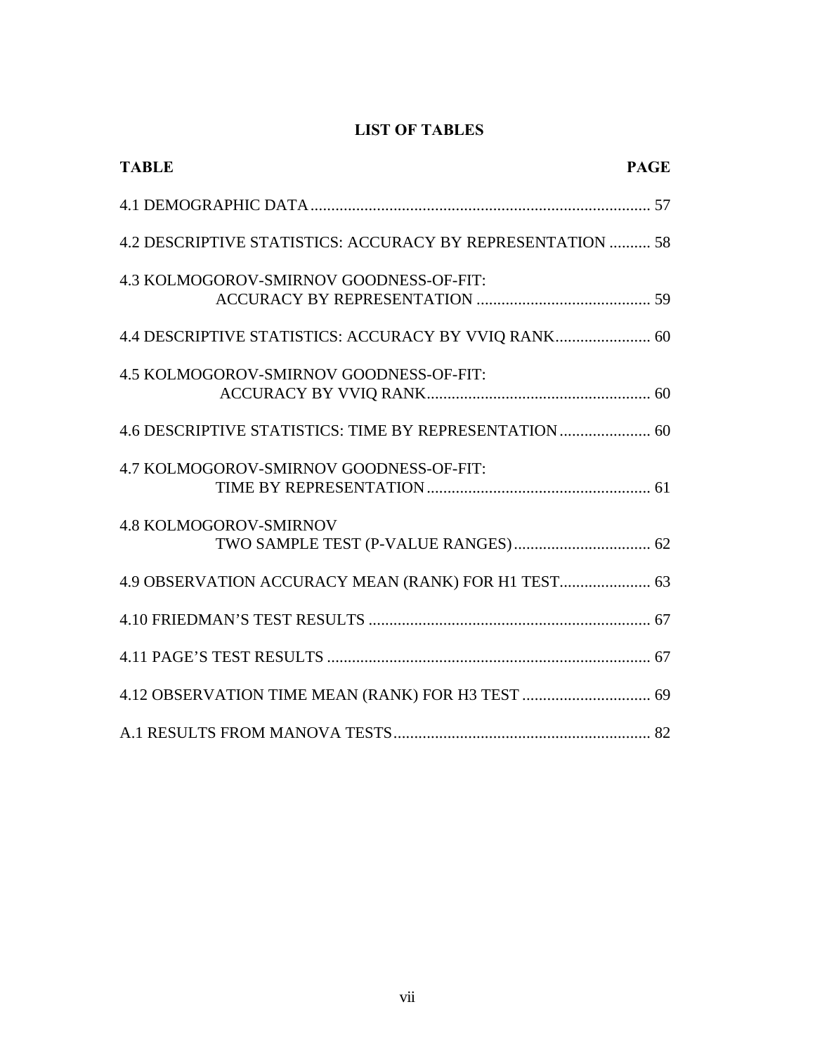## LIST OF TABLES

| TABLE | PAGE |
|---|---|
| 4.1 DEMOGRAPHIC DATA | 57 |
| 4.2 DESCRIPTIVE STATISTICS: ACCURACY BY REPRESENTATION | 58 |
| 4.3 KOLMOGOROV-SMIRNOV GOODNESS-OF-FIT: ACCURACY BY REPRESENTATION | 59 |
| 4.4 DESCRIPTIVE STATISTICS: ACCURACY BY VVIQ RANK | 60 |
| 4.5 KOLMOGOROV-SMIRNOV GOODNESS-OF-FIT: ACCURACY BY VVIQ RANK | 60 |
| 4.6 DESCRIPTIVE STATISTICS: TIME BY REPRESENTATION | 60 |
| 4.7 KOLMOGOROV-SMIRNOV GOODNESS-OF-FIT: TIME BY REPRESENTATION | 61 |
| 4.8 KOLMOGOROV-SMIRNOV TWO SAMPLE TEST (P-VALUE RANGES) | 62 |
| 4.9 OBSERVATION ACCURACY MEAN (RANK) FOR H1 TEST | 63 |
| 4.10 FRIEDMAN'S TEST RESULTS | 67 |
| 4.11 PAGE'S TEST RESULTS | 67 |
| 4.12 OBSERVATION TIME MEAN (RANK) FOR H3 TEST | 69 |
| A.1 RESULTS FROM MANOVA TESTS | 82 |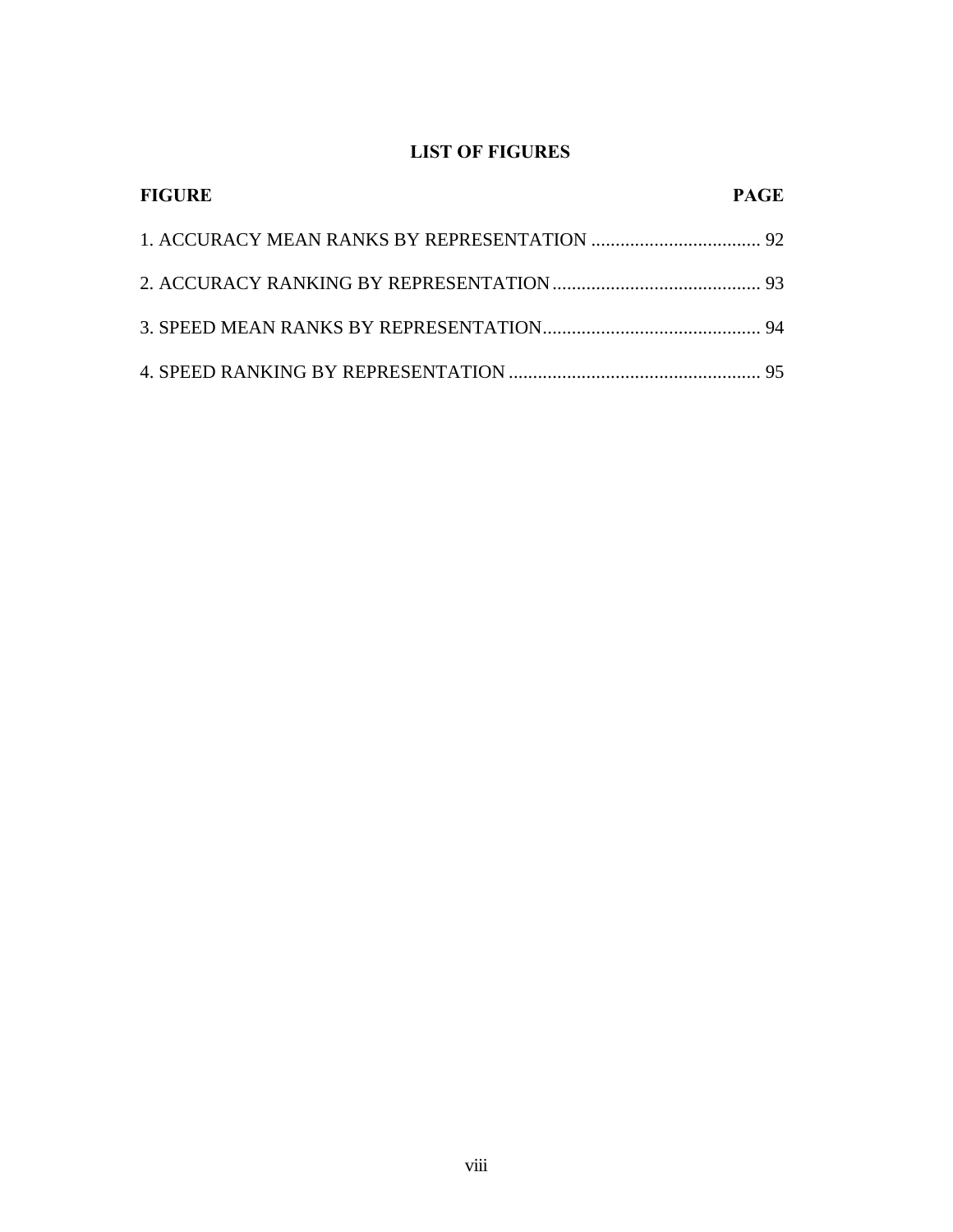## LIST OF FIGURES

| FIGURE | PAGE |
|---|---|
| 1. ACCURACY MEAN RANKS BY REPRESENTATION | 92 |
| 2. ACCURACY RANKING BY REPRESENTATION | 93 |
| 3. SPEED MEAN RANKS BY REPRESENTATION | 94 |
| 4. SPEED RANKING BY REPRESENTATION | 95 |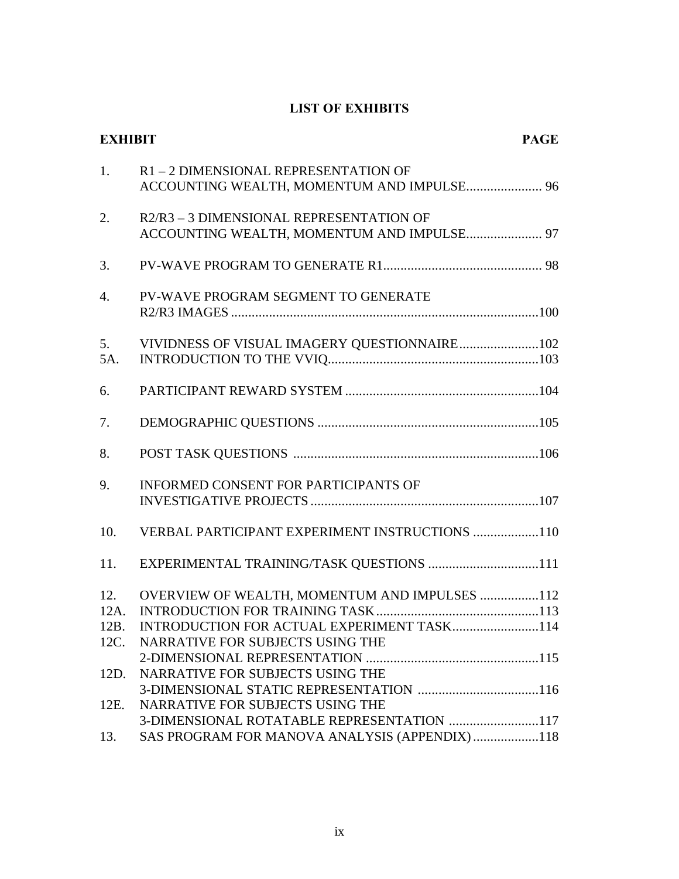# LIST OF EXHIBITS

| EXHIBIT | | PAGE |
|---|---|---|
| 1. | R1 – 2 DIMENSIONAL REPRESENTATION OF ACCOUNTING WEALTH, MOMENTUM AND IMPULSE | 96 |
| 2. | R2/R3 – 3 DIMENSIONAL REPRESENTATION OF ACCOUNTING WEALTH, MOMENTUM AND IMPULSE | 97 |
| 3. | PV-WAVE PROGRAM TO GENERATE R1 | 98 |
| 4. | PV-WAVE PROGRAM SEGMENT TO GENERATE R2/R3 IMAGES | 100 |
| 5. | VIVIDNESS OF VISUAL IMAGERY QUESTIONNAIRE | 102 |
| 5A. | INTRODUCTION TO THE VVIQ | 103 |
| 6. | PARTICIPANT REWARD SYSTEM | 104 |
| 7. | DEMOGRAPHIC QUESTIONS | 105 |
| 8. | POST TASK QUESTIONS | 106 |
| 9. | INFORMED CONSENT FOR PARTICIPANTS OF INVESTIGATIVE PROJECTS | 107 |
| 10. | VERBAL PARTICIPANT EXPERIMENT INSTRUCTIONS | 110 |
| 11. | EXPERIMENTAL TRAINING/TASK QUESTIONS | 111 |
| 12. | OVERVIEW OF WEALTH, MOMENTUM AND IMPULSES | 112 |
| 12A. | INTRODUCTION FOR TRAINING TASK | 113 |
| 12B. | INTRODUCTION FOR ACTUAL EXPERIMENT TASK | 114 |
| 12C. | NARRATIVE FOR SUBJECTS USING THE 2-DIMENSIONAL REPRESENTATION | 115 |
| 12D. | NARRATIVE FOR SUBJECTS USING THE 3-DIMENSIONAL STATIC REPRESENTATION | 116 |
| 12E. | NARRATIVE FOR SUBJECTS USING THE 3-DIMENSIONAL ROTATABLE REPRESENTATION | 117 |
| 13. | SAS PROGRAM FOR MANOVA ANALYSIS (APPENDIX) | 118 |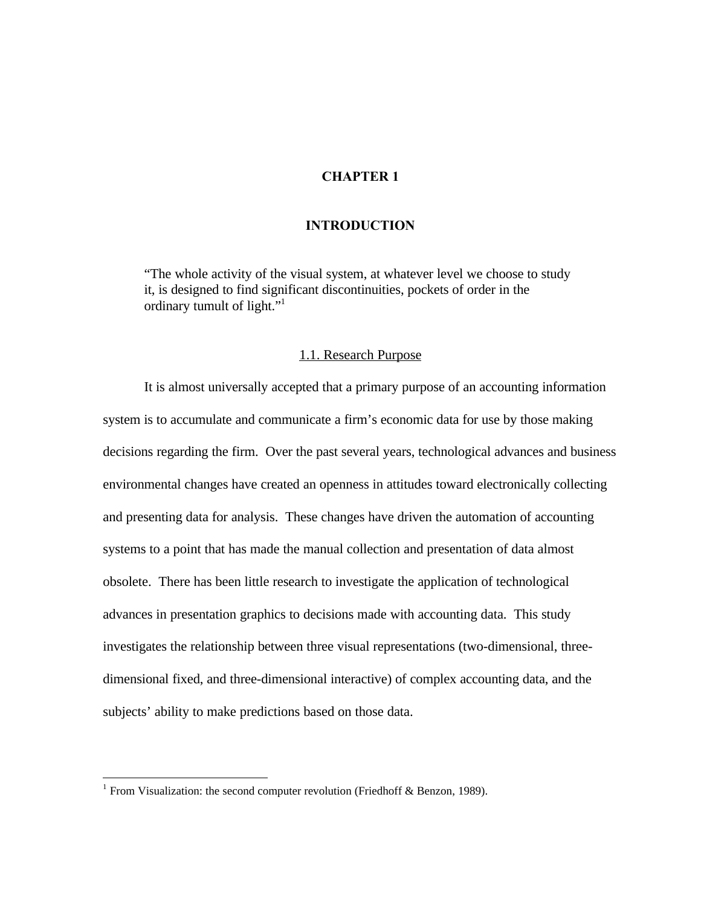# CHAPTER 1

# INTRODUCTION

> "The whole activity of the visual system, at whatever level we choose to study it, is designed to find significant discontinuities, pockets of order in the ordinary tumult of light."[1]

## 1.1. Research Purpose

It is almost universally accepted that a primary purpose of an accounting information system is to accumulate and communicate a firm's economic data for use by those making decisions regarding the firm. Over the past several years, technological advances and business environmental changes have created an openness in attitudes toward electronically collecting and presenting data for analysis. These changes have driven the automation of accounting systems to a point that has made the manual collection and presentation of data almost obsolete. There has been little research to investigate the application of technological advances in presentation graphics to decisions made with accounting data. This study investigates the relationship between three visual representations (two-dimensional, three-dimensional fixed, and three-dimensional interactive) of complex accounting data, and the subjects' ability to make predictions based on those data.

---

[1] From Visualization: the second computer revolution (Friedhoff & Benzon, 1989).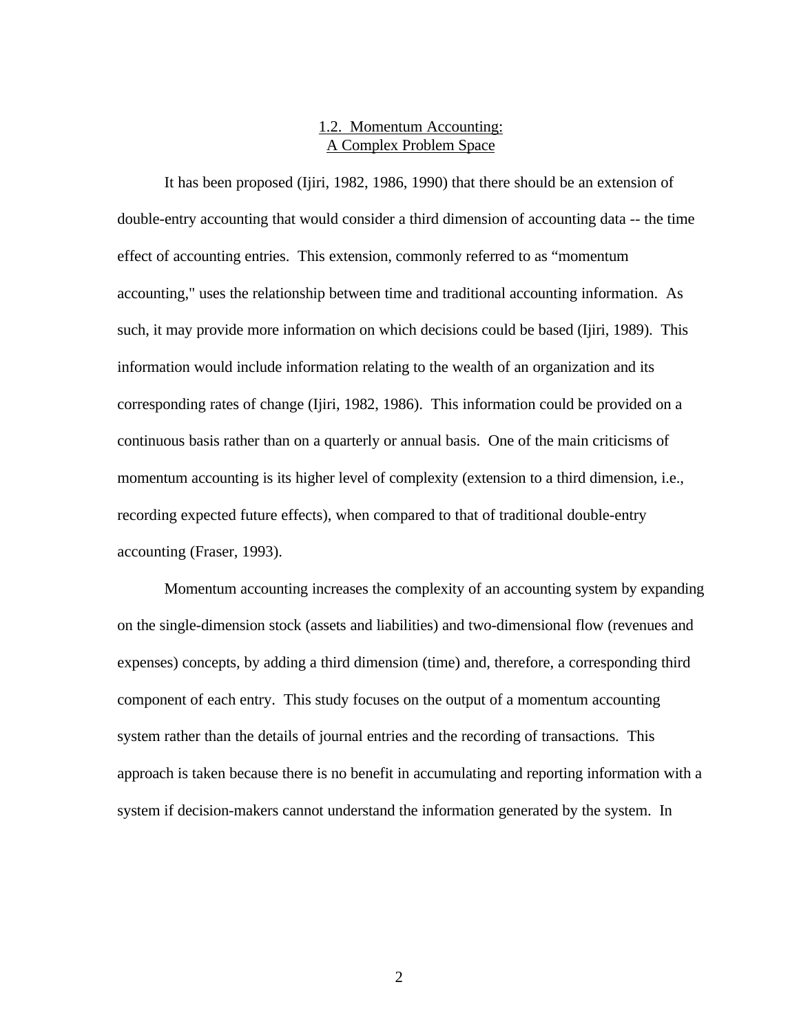## 1.2. Momentum Accounting: A Complex Problem Space

It has been proposed (Ijiri, 1982, 1986, 1990) that there should be an extension of double-entry accounting that would consider a third dimension of accounting data -- the time effect of accounting entries. This extension, commonly referred to as "momentum accounting," uses the relationship between time and traditional accounting information. As such, it may provide more information on which decisions could be based (Ijiri, 1989). This information would include information relating to the wealth of an organization and its corresponding rates of change (Ijiri, 1982, 1986). This information could be provided on a continuous basis rather than on a quarterly or annual basis. One of the main criticisms of momentum accounting is its higher level of complexity (extension to a third dimension, i.e., recording expected future effects), when compared to that of traditional double-entry accounting (Fraser, 1993).

Momentum accounting increases the complexity of an accounting system by expanding on the single-dimension stock (assets and liabilities) and two-dimensional flow (revenues and expenses) concepts, by adding a third dimension (time) and, therefore, a corresponding third component of each entry. This study focuses on the output of a momentum accounting system rather than the details of journal entries and the recording of transactions. This approach is taken because there is no benefit in accumulating and reporting information with a system if decision-makers cannot understand the information generated by the system. In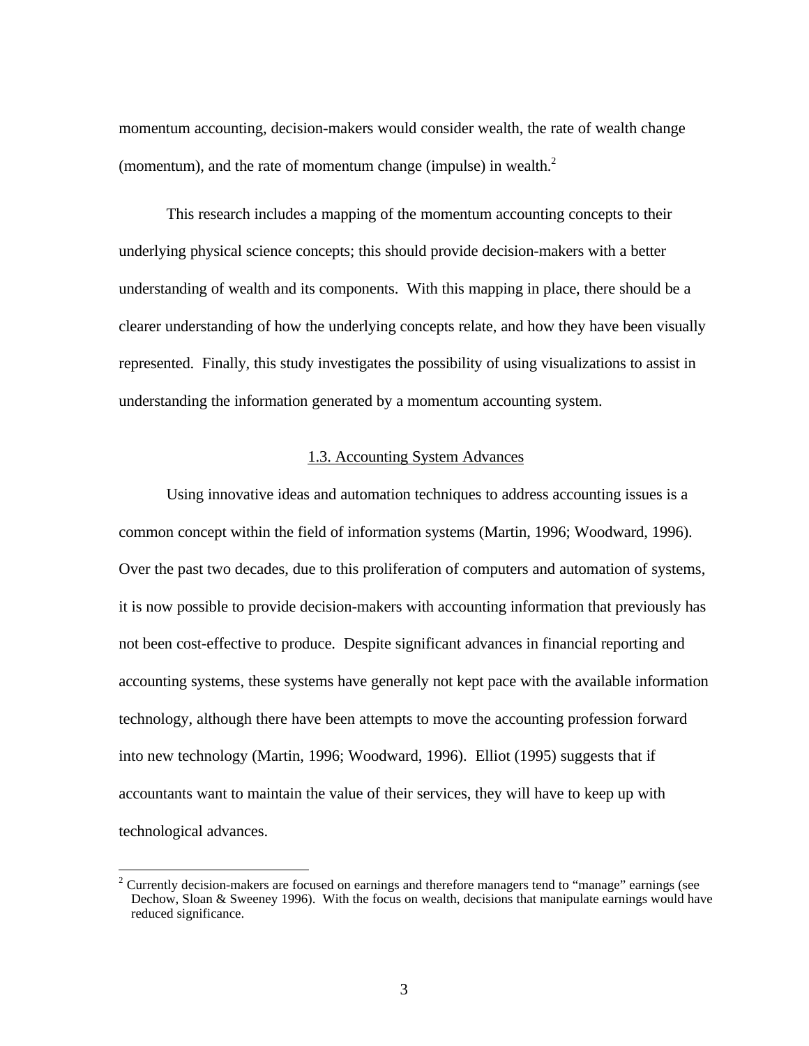momentum accounting, decision-makers would consider wealth, the rate of wealth change (momentum), and the rate of momentum change (impulse) in wealth.[2]

This research includes a mapping of the momentum accounting concepts to their underlying physical science concepts; this should provide decision-makers with a better understanding of wealth and its components. With this mapping in place, there should be a clearer understanding of how the underlying concepts relate, and how they have been visually represented. Finally, this study investigates the possibility of using visualizations to assist in understanding the information generated by a momentum accounting system.

### 1.3. Accounting System Advances

Using innovative ideas and automation techniques to address accounting issues is a common concept within the field of information systems (Martin, 1996; Woodward, 1996). Over the past two decades, due to this proliferation of computers and automation of systems, it is now possible to provide decision-makers with accounting information that previously has not been cost-effective to produce. Despite significant advances in financial reporting and accounting systems, these systems have generally not kept pace with the available information technology, although there have been attempts to move the accounting profession forward into new technology (Martin, 1996; Woodward, 1996). Elliot (1995) suggests that if accountants want to maintain the value of their services, they will have to keep up with technological advances.

---

[2] Currently decision-makers are focused on earnings and therefore managers tend to "manage" earnings (see Dechow, Sloan & Sweeney 1996). With the focus on wealth, decisions that manipulate earnings would have reduced significance.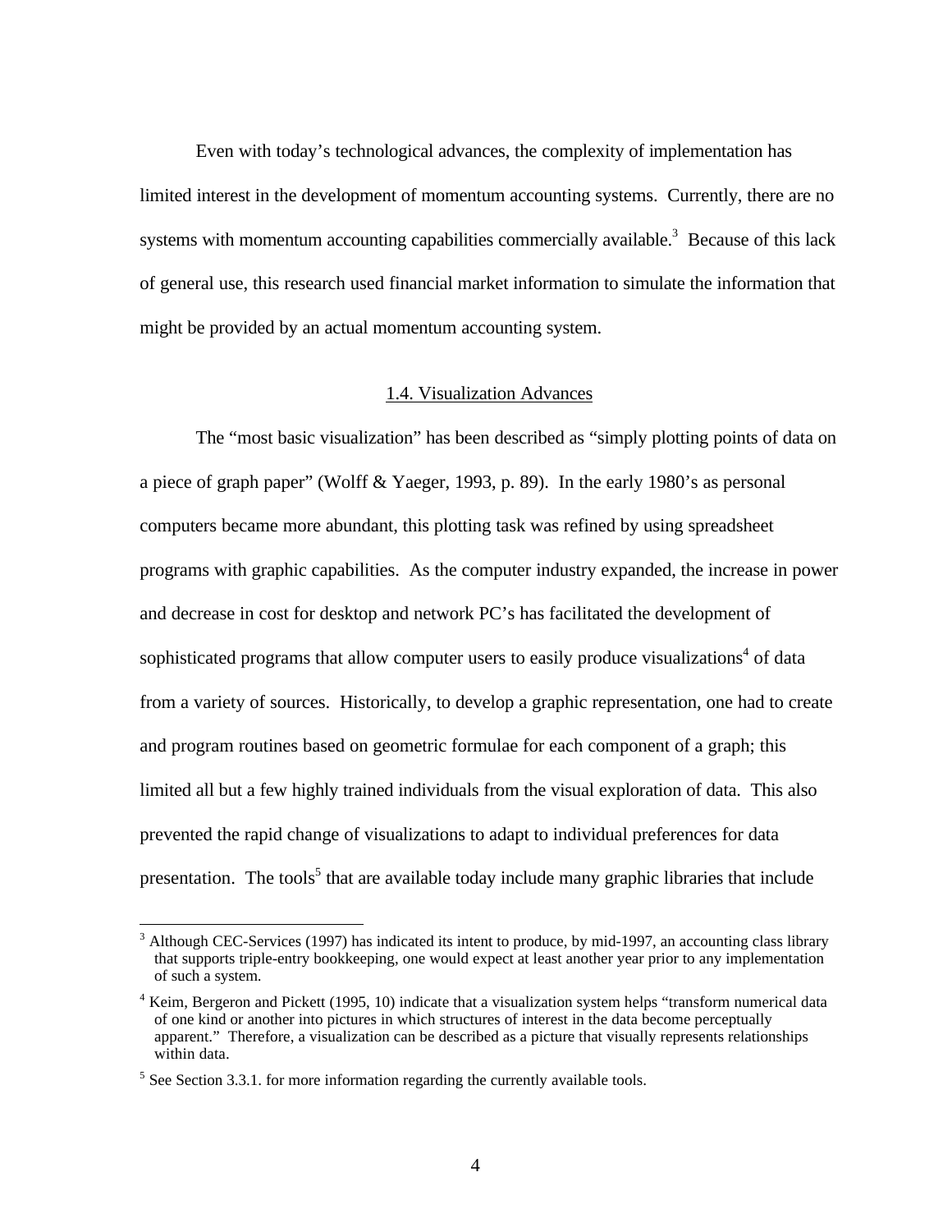Even with today's technological advances, the complexity of implementation has limited interest in the development of momentum accounting systems. Currently, there are no systems with momentum accounting capabilities commercially available.[3] Because of this lack of general use, this research used financial market information to simulate the information that might be provided by an actual momentum accounting system.

## 1.4. Visualization Advances

The "most basic visualization" has been described as "simply plotting points of data on a piece of graph paper" (Wolff & Yaeger, 1993, p. 89). In the early 1980's as personal computers became more abundant, this plotting task was refined by using spreadsheet programs with graphic capabilities. As the computer industry expanded, the increase in power and decrease in cost for desktop and network PC's has facilitated the development of sophisticated programs that allow computer users to easily produce visualizations[4] of data from a variety of sources. Historically, to develop a graphic representation, one had to create and program routines based on geometric formulae for each component of a graph; this limited all but a few highly trained individuals from the visual exploration of data. This also prevented the rapid change of visualizations to adapt to individual preferences for data presentation. The tools[5] that are available today include many graphic libraries that include

---

[3] Although CEC-Services (1997) has indicated its intent to produce, by mid-1997, an accounting class library that supports triple-entry bookkeeping, one would expect at least another year prior to any implementation of such a system.

[4] Keim, Bergeron and Pickett (1995, 10) indicate that a visualization system helps "transform numerical data of one kind or another into pictures in which structures of interest in the data become perceptually apparent." Therefore, a visualization can be described as a picture that visually represents relationships within data.

[5] See Section 3.3.1. for more information regarding the currently available tools.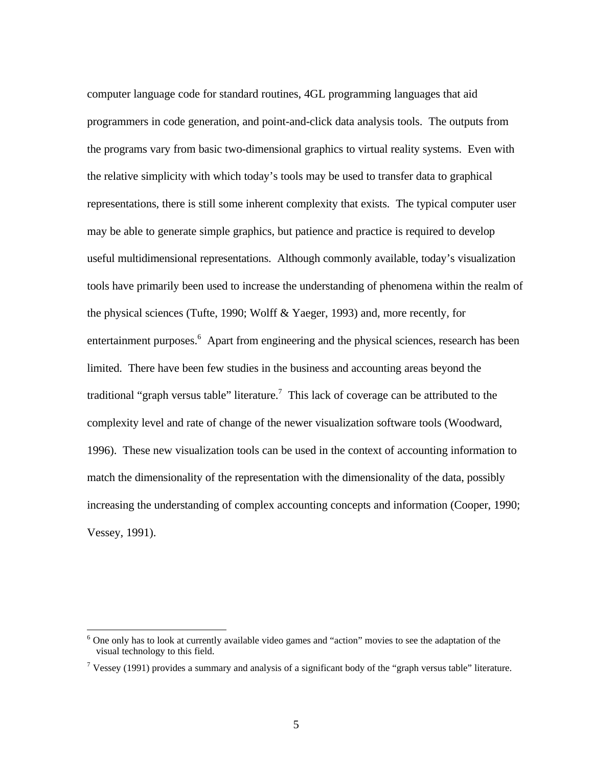computer language code for standard routines, 4GL programming languages that aid programmers in code generation, and point-and-click data analysis tools. The outputs from the programs vary from basic two-dimensional graphics to virtual reality systems. Even with the relative simplicity with which today's tools may be used to transfer data to graphical representations, there is still some inherent complexity that exists. The typical computer user may be able to generate simple graphics, but patience and practice is required to develop useful multidimensional representations. Although commonly available, today's visualization tools have primarily been used to increase the understanding of phenomena within the realm of the physical sciences (Tufte, 1990; Wolff & Yaeger, 1993) and, more recently, for entertainment purposes.[6] Apart from engineering and the physical sciences, research has been limited. There have been few studies in the business and accounting areas beyond the traditional "graph versus table" literature.[7] This lack of coverage can be attributed to the complexity level and rate of change of the newer visualization software tools (Woodward, 1996). These new visualization tools can be used in the context of accounting information to match the dimensionality of the representation with the dimensionality of the data, possibly increasing the understanding of complex accounting concepts and information (Cooper, 1990; Vessey, 1991).

---

[6] One only has to look at currently available video games and "action" movies to see the adaptation of the visual technology to this field.

[7] Vessey (1991) provides a summary and analysis of a significant body of the "graph versus table" literature.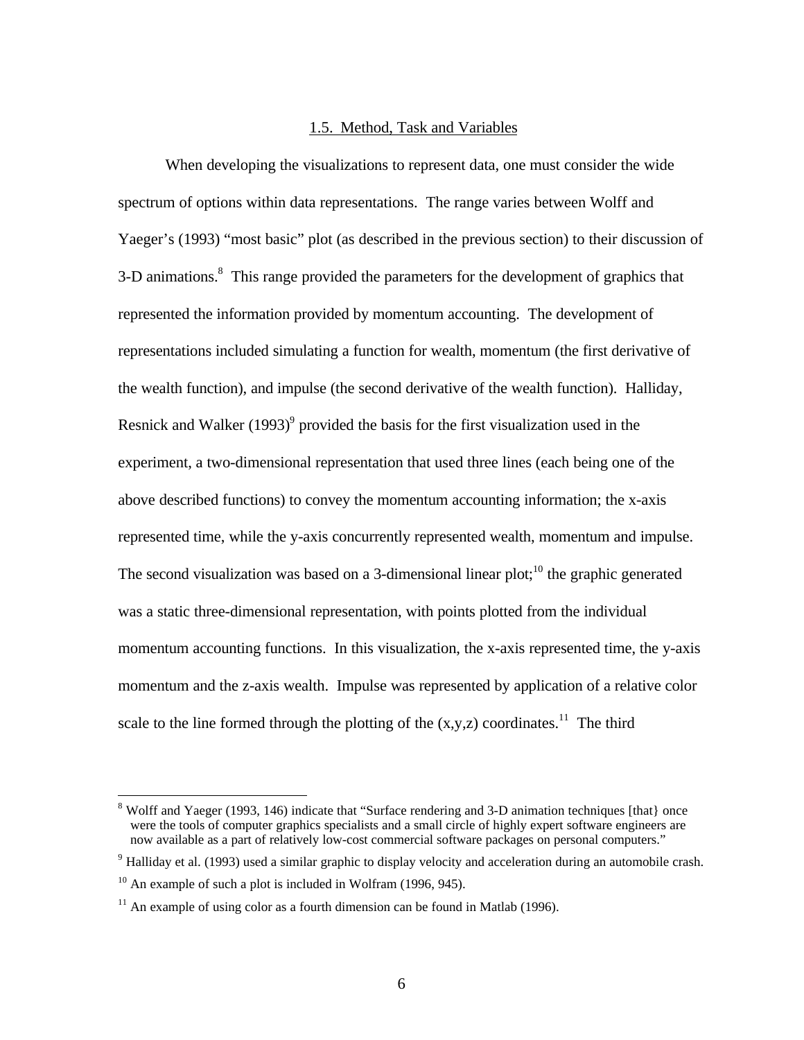## 1.5. Method, Task and Variables

When developing the visualizations to represent data, one must consider the wide spectrum of options within data representations. The range varies between Wolff and Yaeger's (1993) "most basic" plot (as described in the previous section) to their discussion of 3-D animations.[8] This range provided the parameters for the development of graphics that represented the information provided by momentum accounting. The development of representations included simulating a function for wealth, momentum (the first derivative of the wealth function), and impulse (the second derivative of the wealth function). Halliday, Resnick and Walker (1993)[9] provided the basis for the first visualization used in the experiment, a two-dimensional representation that used three lines (each being one of the above described functions) to convey the momentum accounting information; the x-axis represented time, while the y-axis concurrently represented wealth, momentum and impulse. The second visualization was based on a 3-dimensional linear plot;[10] the graphic generated was a static three-dimensional representation, with points plotted from the individual momentum accounting functions. In this visualization, the x-axis represented time, the y-axis momentum and the z-axis wealth. Impulse was represented by application of a relative color scale to the line formed through the plotting of the (x,y,z) coordinates.[11] The third

---

[8] Wolff and Yaeger (1993, 146) indicate that "Surface rendering and 3-D animation techniques [that} once were the tools of computer graphics specialists and a small circle of highly expert software engineers are now available as a part of relatively low-cost commercial software packages on personal computers."

[9] Halliday et al. (1993) used a similar graphic to display velocity and acceleration during an automobile crash.

[10] An example of such a plot is included in Wolfram (1996, 945).

[11] An example of using color as a fourth dimension can be found in Matlab (1996).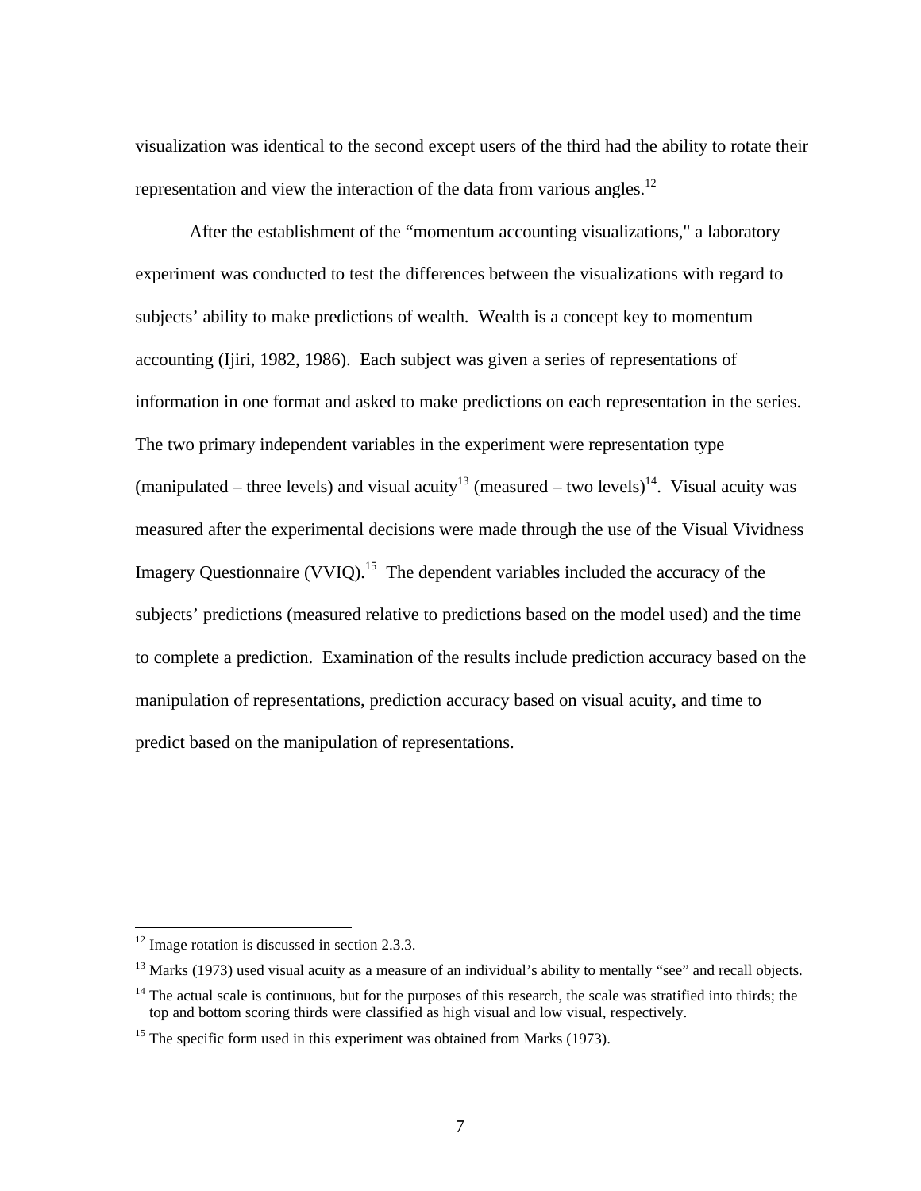visualization was identical to the second except users of the third had the ability to rotate their representation and view the interaction of the data from various angles.[12]

After the establishment of the "momentum accounting visualizations," a laboratory experiment was conducted to test the differences between the visualizations with regard to subjects' ability to make predictions of wealth. Wealth is a concept key to momentum accounting (Ijiri, 1982, 1986). Each subject was given a series of representations of information in one format and asked to make predictions on each representation in the series. The two primary independent variables in the experiment were representation type (manipulated – three levels) and visual acuity[13] (measured – two levels)[14]. Visual acuity was measured after the experimental decisions were made through the use of the Visual Vividness Imagery Questionnaire (VVIQ).[15] The dependent variables included the accuracy of the subjects' predictions (measured relative to predictions based on the model used) and the time to complete a prediction. Examination of the results include prediction accuracy based on the manipulation of representations, prediction accuracy based on visual acuity, and time to predict based on the manipulation of representations.

---

[12] Image rotation is discussed in section 2.3.3.

[13] Marks (1973) used visual acuity as a measure of an individual's ability to mentally "see" and recall objects.

[14] The actual scale is continuous, but for the purposes of this research, the scale was stratified into thirds; the top and bottom scoring thirds were classified as high visual and low visual, respectively.

[15] The specific form used in this experiment was obtained from Marks (1973).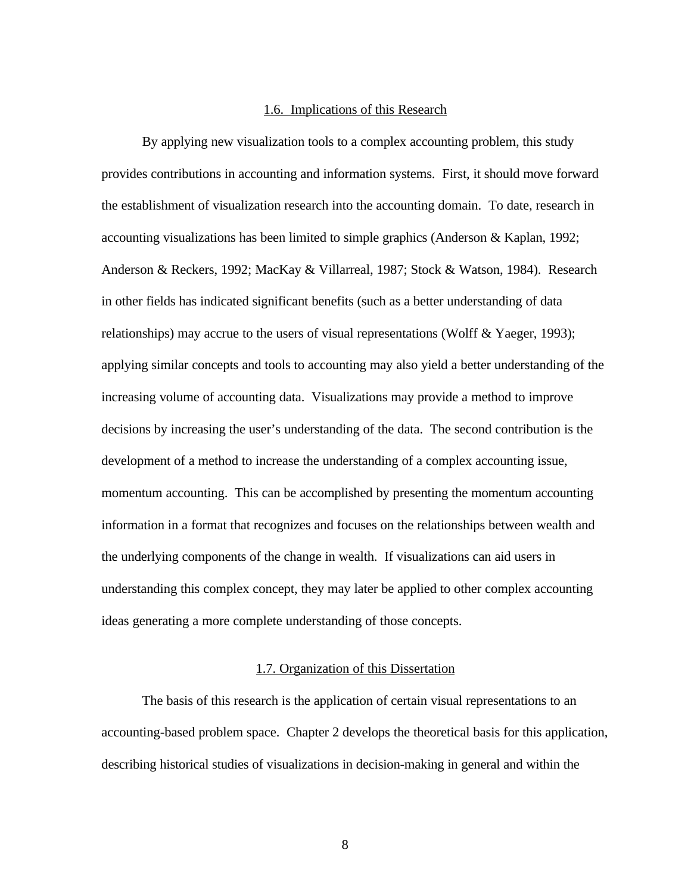### 1.6. Implications of this Research

By applying new visualization tools to a complex accounting problem, this study provides contributions in accounting and information systems. First, it should move forward the establishment of visualization research into the accounting domain. To date, research in accounting visualizations has been limited to simple graphics (Anderson & Kaplan, 1992; Anderson & Reckers, 1992; MacKay & Villarreal, 1987; Stock & Watson, 1984). Research in other fields has indicated significant benefits (such as a better understanding of data relationships) may accrue to the users of visual representations (Wolff & Yaeger, 1993); applying similar concepts and tools to accounting may also yield a better understanding of the increasing volume of accounting data. Visualizations may provide a method to improve decisions by increasing the user's understanding of the data. The second contribution is the development of a method to increase the understanding of a complex accounting issue, momentum accounting. This can be accomplished by presenting the momentum accounting information in a format that recognizes and focuses on the relationships between wealth and the underlying components of the change in wealth. If visualizations can aid users in understanding this complex concept, they may later be applied to other complex accounting ideas generating a more complete understanding of those concepts.

### 1.7. Organization of this Dissertation

The basis of this research is the application of certain visual representations to an accounting-based problem space. Chapter 2 develops the theoretical basis for this application, describing historical studies of visualizations in decision-making in general and within the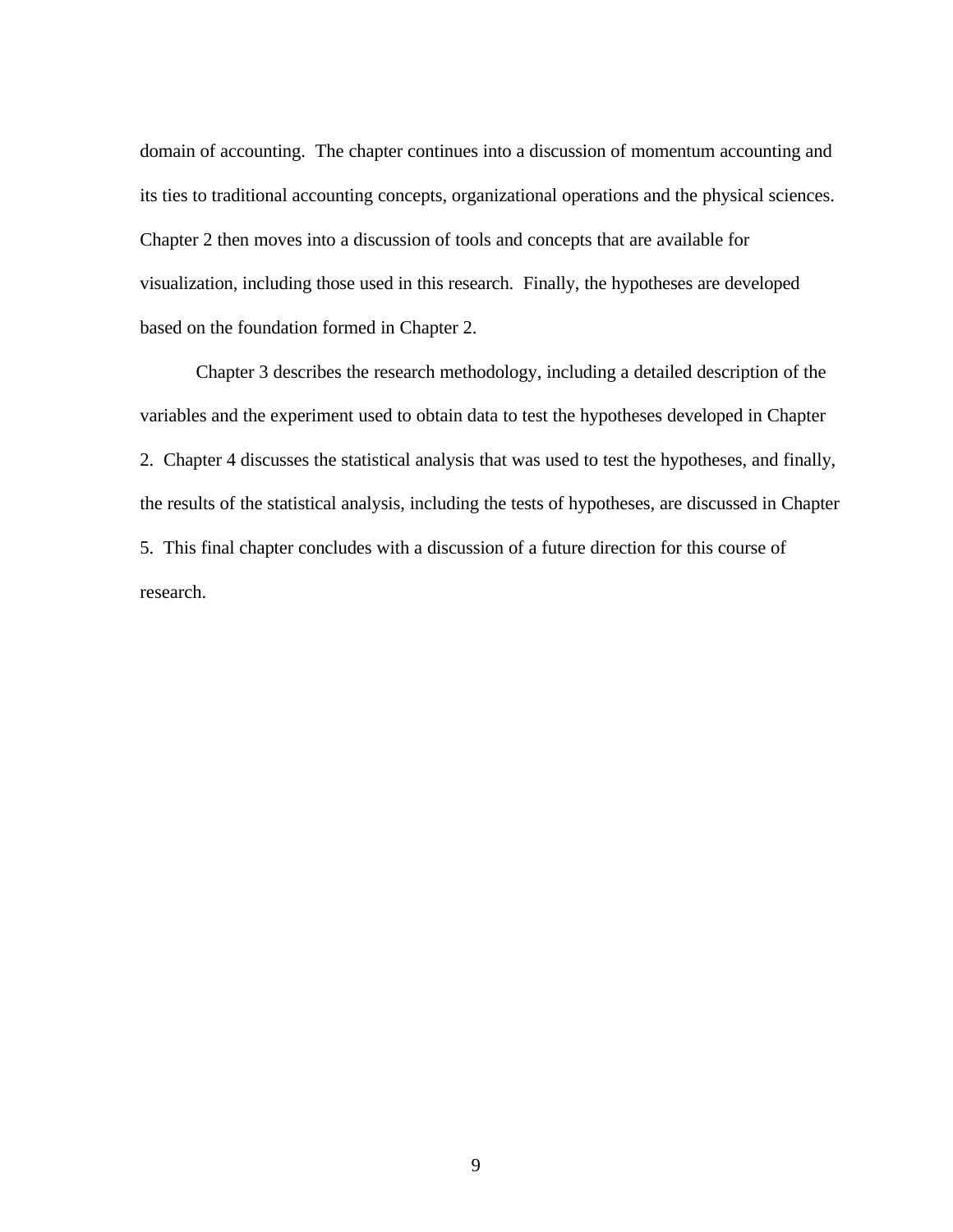domain of accounting.  The chapter continues into a discussion of momentum accounting and its ties to traditional accounting concepts, organizational operations and the physical sciences. Chapter 2 then moves into a discussion of tools and concepts that are available for visualization, including those used in this research.  Finally, the hypotheses are developed based on the foundation formed in Chapter 2.

Chapter 3 describes the research methodology, including a detailed description of the variables and the experiment used to obtain data to test the hypotheses developed in Chapter 2.  Chapter 4 discusses the statistical analysis that was used to test the hypotheses, and finally, the results of the statistical analysis, including the tests of hypotheses, are discussed in Chapter 5.  This final chapter concludes with a discussion of a future direction for this course of research.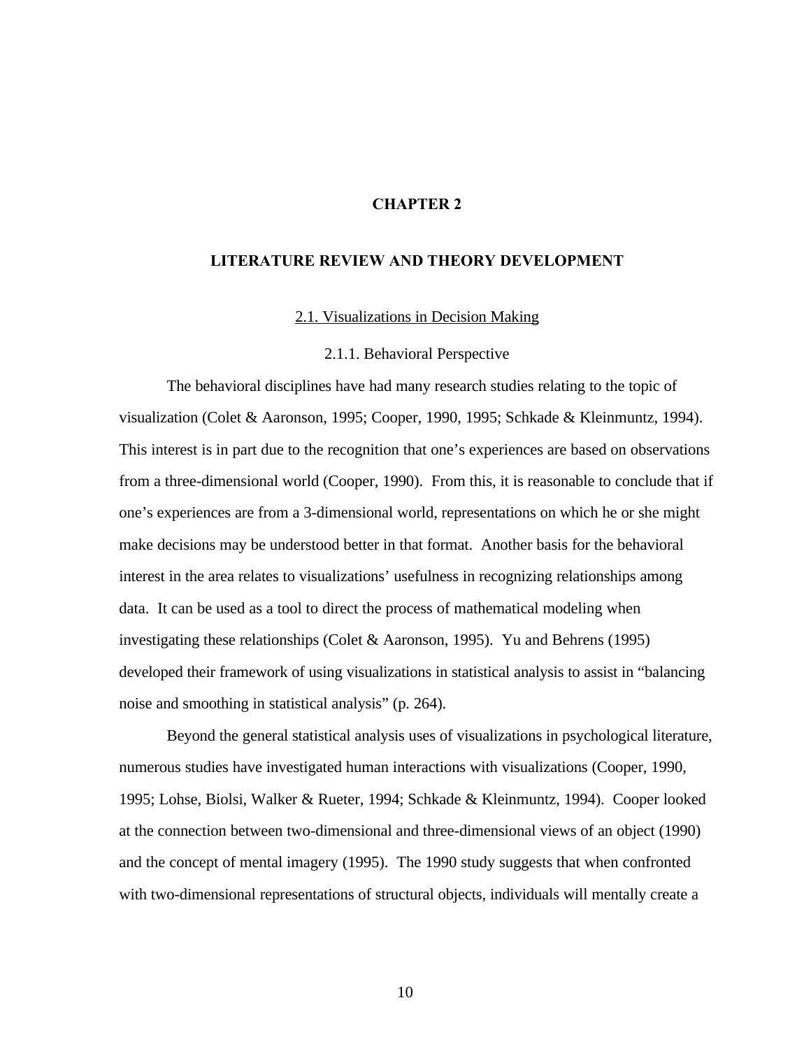# CHAPTER 2

# LITERATURE REVIEW AND THEORY DEVELOPMENT

## 2.1. Visualizations in Decision Making

### 2.1.1. Behavioral Perspective

The behavioral disciplines have had many research studies relating to the topic of visualization (Colet & Aaronson, 1995; Cooper, 1990, 1995; Schkade & Kleinmuntz, 1994). This interest is in part due to the recognition that one's experiences are based on observations from a three-dimensional world (Cooper, 1990). From this, it is reasonable to conclude that if one's experiences are from a 3-dimensional world, representations on which he or she might make decisions may be understood better in that format. Another basis for the behavioral interest in the area relates to visualizations' usefulness in recognizing relationships among data. It can be used as a tool to direct the process of mathematical modeling when investigating these relationships (Colet & Aaronson, 1995). Yu and Behrens (1995) developed their framework of using visualizations in statistical analysis to assist in "balancing noise and smoothing in statistical analysis" (p. 264).

Beyond the general statistical analysis uses of visualizations in psychological literature, numerous studies have investigated human interactions with visualizations (Cooper, 1990, 1995; Lohse, Biolsi, Walker & Rueter, 1994; Schkade & Kleinmuntz, 1994). Cooper looked at the connection between two-dimensional and three-dimensional views of an object (1990) and the concept of mental imagery (1995). The 1990 study suggests that when confronted with two-dimensional representations of structural objects, individuals will mentally create a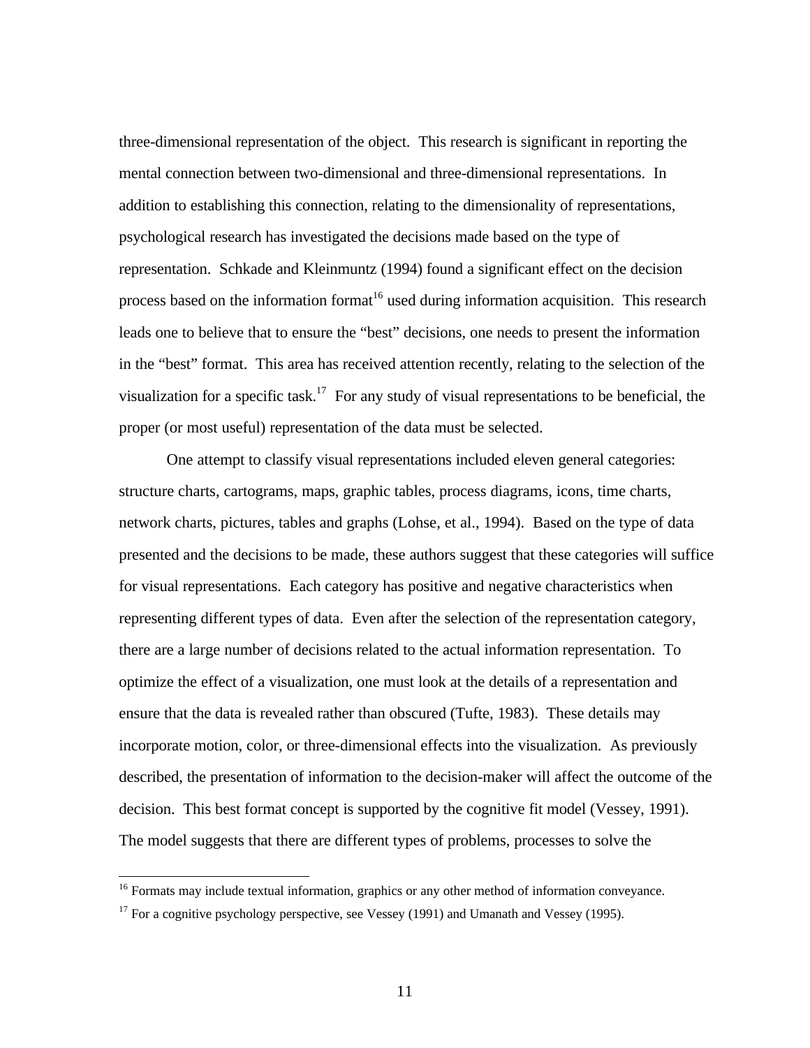three-dimensional representation of the object. This research is significant in reporting the mental connection between two-dimensional and three-dimensional representations. In addition to establishing this connection, relating to the dimensionality of representations, psychological research has investigated the decisions made based on the type of representation. Schkade and Kleinmuntz (1994) found a significant effect on the decision process based on the information format[16] used during information acquisition. This research leads one to believe that to ensure the "best" decisions, one needs to present the information in the "best" format. This area has received attention recently, relating to the selection of the visualization for a specific task.[17] For any study of visual representations to be beneficial, the proper (or most useful) representation of the data must be selected.

One attempt to classify visual representations included eleven general categories: structure charts, cartograms, maps, graphic tables, process diagrams, icons, time charts, network charts, pictures, tables and graphs (Lohse, et al., 1994). Based on the type of data presented and the decisions to be made, these authors suggest that these categories will suffice for visual representations. Each category has positive and negative characteristics when representing different types of data. Even after the selection of the representation category, there are a large number of decisions related to the actual information representation. To optimize the effect of a visualization, one must look at the details of a representation and ensure that the data is revealed rather than obscured (Tufte, 1983). These details may incorporate motion, color, or three-dimensional effects into the visualization. As previously described, the presentation of information to the decision-maker will affect the outcome of the decision. This best format concept is supported by the cognitive fit model (Vessey, 1991). The model suggests that there are different types of problems, processes to solve the

---

[16] Formats may include textual information, graphics or any other method of information conveyance.

[17] For a cognitive psychology perspective, see Vessey (1991) and Umanath and Vessey (1995).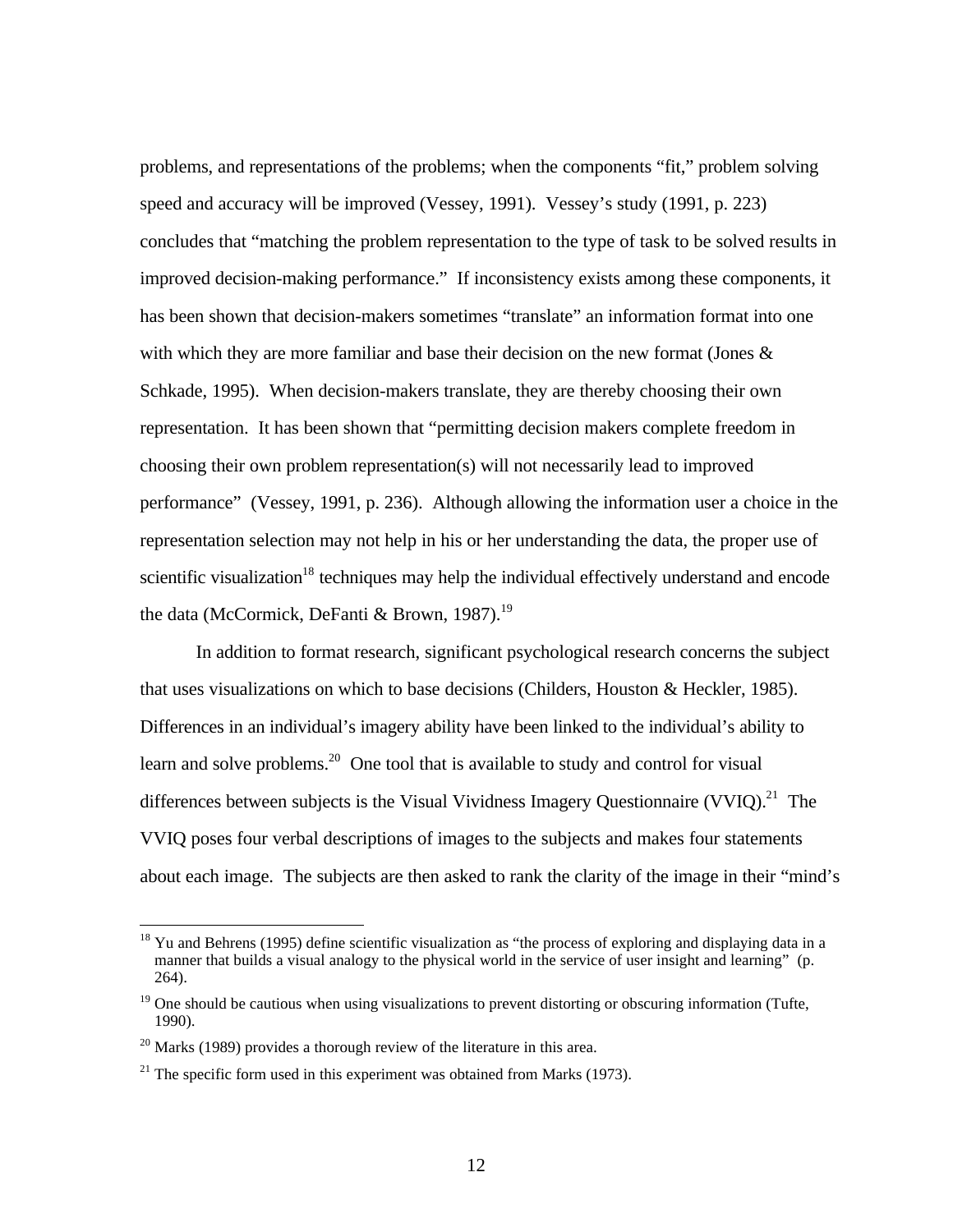problems, and representations of the problems; when the components "fit," problem solving speed and accuracy will be improved (Vessey, 1991). Vessey's study (1991, p. 223) concludes that "matching the problem representation to the type of task to be solved results in improved decision-making performance." If inconsistency exists among these components, it has been shown that decision-makers sometimes "translate" an information format into one with which they are more familiar and base their decision on the new format (Jones & Schkade, 1995). When decision-makers translate, they are thereby choosing their own representation. It has been shown that "permitting decision makers complete freedom in choosing their own problem representation(s) will not necessarily lead to improved performance" (Vessey, 1991, p. 236). Although allowing the information user a choice in the representation selection may not help in his or her understanding the data, the proper use of scientific visualization[18] techniques may help the individual effectively understand and encode the data (McCormick, DeFanti & Brown, 1987).[19]

In addition to format research, significant psychological research concerns the subject that uses visualizations on which to base decisions (Childers, Houston & Heckler, 1985). Differences in an individual's imagery ability have been linked to the individual's ability to learn and solve problems.[20] One tool that is available to study and control for visual differences between subjects is the Visual Vividness Imagery Questionnaire (VVIQ).[21] The VVIQ poses four verbal descriptions of images to the subjects and makes four statements about each image. The subjects are then asked to rank the clarity of the image in their "mind's

---

[18] Yu and Behrens (1995) define scientific visualization as "the process of exploring and displaying data in a manner that builds a visual analogy to the physical world in the service of user insight and learning" (p. 264).

[19] One should be cautious when using visualizations to prevent distorting or obscuring information (Tufte, 1990).

[20] Marks (1989) provides a thorough review of the literature in this area.

[21] The specific form used in this experiment was obtained from Marks (1973).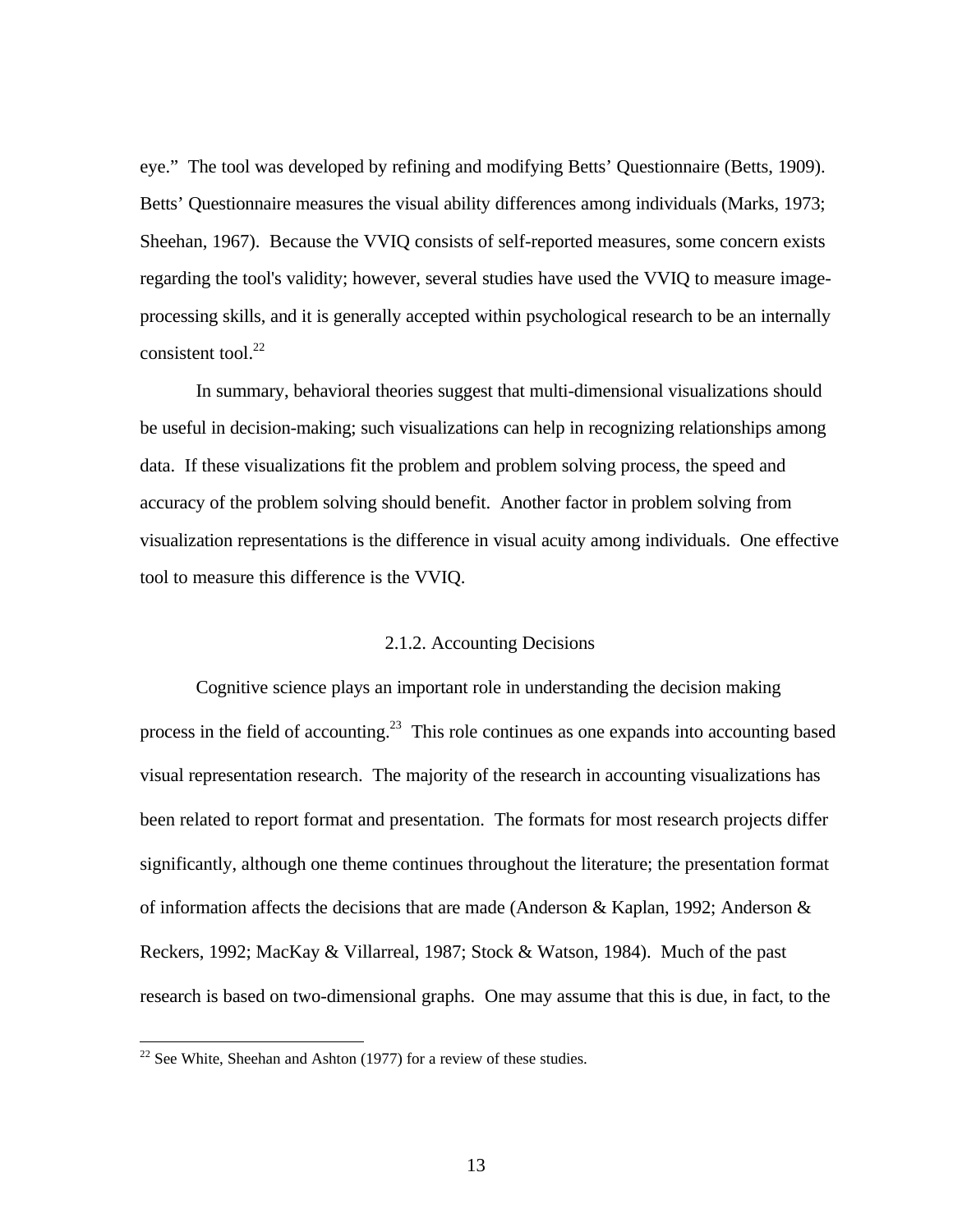eye." The tool was developed by refining and modifying Betts' Questionnaire (Betts, 1909). Betts' Questionnaire measures the visual ability differences among individuals (Marks, 1973; Sheehan, 1967). Because the VVIQ consists of self-reported measures, some concern exists regarding the tool's validity; however, several studies have used the VVIQ to measure image-processing skills, and it is generally accepted within psychological research to be an internally consistent tool.[22]

In summary, behavioral theories suggest that multi-dimensional visualizations should be useful in decision-making; such visualizations can help in recognizing relationships among data. If these visualizations fit the problem and problem solving process, the speed and accuracy of the problem solving should benefit. Another factor in problem solving from visualization representations is the difference in visual acuity among individuals. One effective tool to measure this difference is the VVIQ.

### 2.1.2. Accounting Decisions

Cognitive science plays an important role in understanding the decision making process in the field of accounting.[23] This role continues as one expands into accounting based visual representation research. The majority of the research in accounting visualizations has been related to report format and presentation. The formats for most research projects differ significantly, although one theme continues throughout the literature; the presentation format of information affects the decisions that are made (Anderson & Kaplan, 1992; Anderson & Reckers, 1992; MacKay & Villarreal, 1987; Stock & Watson, 1984). Much of the past research is based on two-dimensional graphs. One may assume that this is due, in fact, to the

[22] See White, Sheehan and Ashton (1977) for a review of these studies.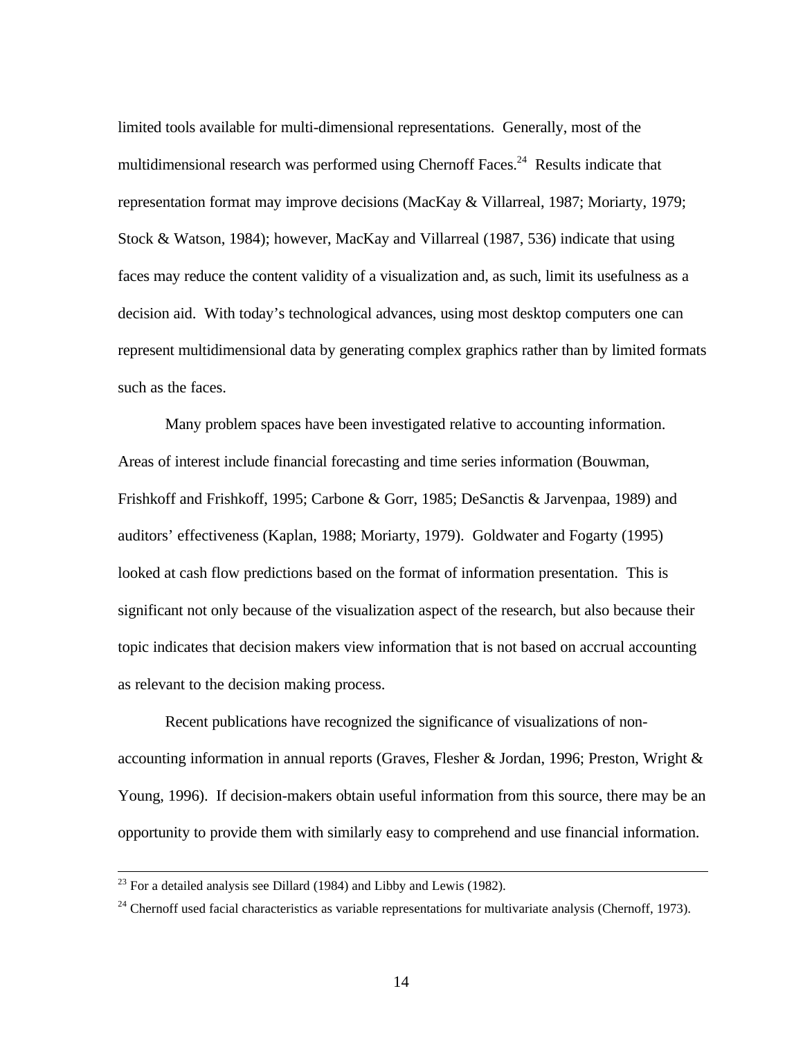limited tools available for multi-dimensional representations. Generally, most of the multidimensional research was performed using Chernoff Faces.[24] Results indicate that representation format may improve decisions (MacKay & Villarreal, 1987; Moriarty, 1979; Stock & Watson, 1984); however, MacKay and Villarreal (1987, 536) indicate that using faces may reduce the content validity of a visualization and, as such, limit its usefulness as a decision aid. With today's technological advances, using most desktop computers one can represent multidimensional data by generating complex graphics rather than by limited formats such as the faces.

Many problem spaces have been investigated relative to accounting information. Areas of interest include financial forecasting and time series information (Bouwman, Frishkoff and Frishkoff, 1995; Carbone & Gorr, 1985; DeSanctis & Jarvenpaa, 1989) and auditors' effectiveness (Kaplan, 1988; Moriarty, 1979). Goldwater and Fogarty (1995) looked at cash flow predictions based on the format of information presentation. This is significant not only because of the visualization aspect of the research, but also because their topic indicates that decision makers view information that is not based on accrual accounting as relevant to the decision making process.

Recent publications have recognized the significance of visualizations of non-accounting information in annual reports (Graves, Flesher & Jordan, 1996; Preston, Wright & Young, 1996). If decision-makers obtain useful information from this source, there may be an opportunity to provide them with similarly easy to comprehend and use financial information.

---

[23] For a detailed analysis see Dillard (1984) and Libby and Lewis (1982).

[24] Chernoff used facial characteristics as variable representations for multivariate analysis (Chernoff, 1973).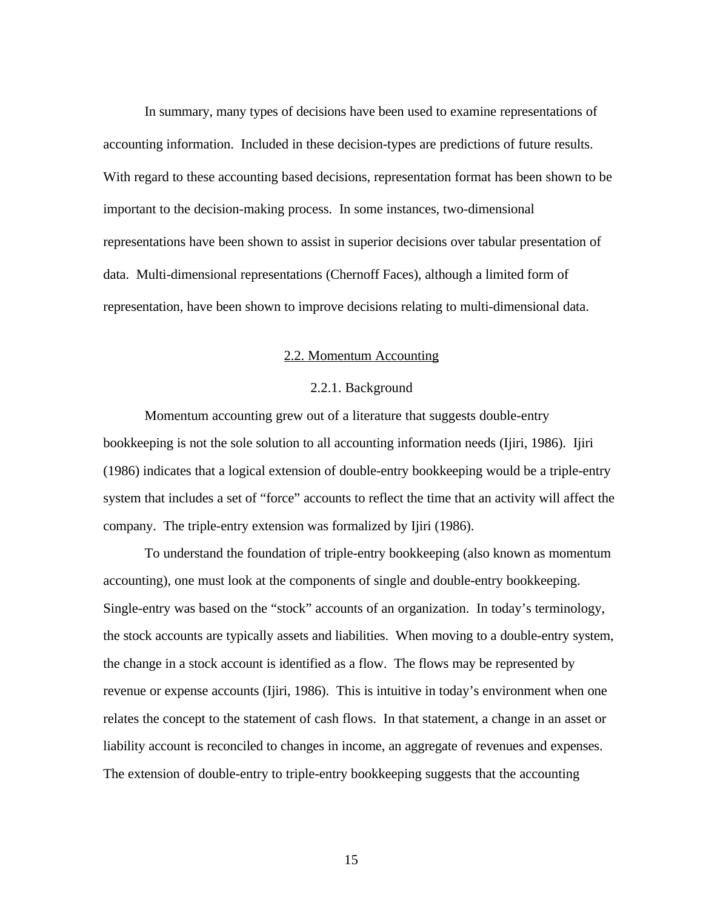In summary, many types of decisions have been used to examine representations of accounting information. Included in these decision-types are predictions of future results. With regard to these accounting based decisions, representation format has been shown to be important to the decision-making process. In some instances, two-dimensional representations have been shown to assist in superior decisions over tabular presentation of data. Multi-dimensional representations (Chernoff Faces), although a limited form of representation, have been shown to improve decisions relating to multi-dimensional data.

## 2.2. Momentum Accounting

### 2.2.1. Background

Momentum accounting grew out of a literature that suggests double-entry bookkeeping is not the sole solution to all accounting information needs (Ijiri, 1986). Ijiri (1986) indicates that a logical extension of double-entry bookkeeping would be a triple-entry system that includes a set of "force" accounts to reflect the time that an activity will affect the company. The triple-entry extension was formalized by Ijiri (1986).

To understand the foundation of triple-entry bookkeeping (also known as momentum accounting), one must look at the components of single and double-entry bookkeeping. Single-entry was based on the "stock" accounts of an organization. In today's terminology, the stock accounts are typically assets and liabilities. When moving to a double-entry system, the change in a stock account is identified as a flow. The flows may be represented by revenue or expense accounts (Ijiri, 1986). This is intuitive in today's environment when one relates the concept to the statement of cash flows. In that statement, a change in an asset or liability account is reconciled to changes in income, an aggregate of revenues and expenses. The extension of double-entry to triple-entry bookkeeping suggests that the accounting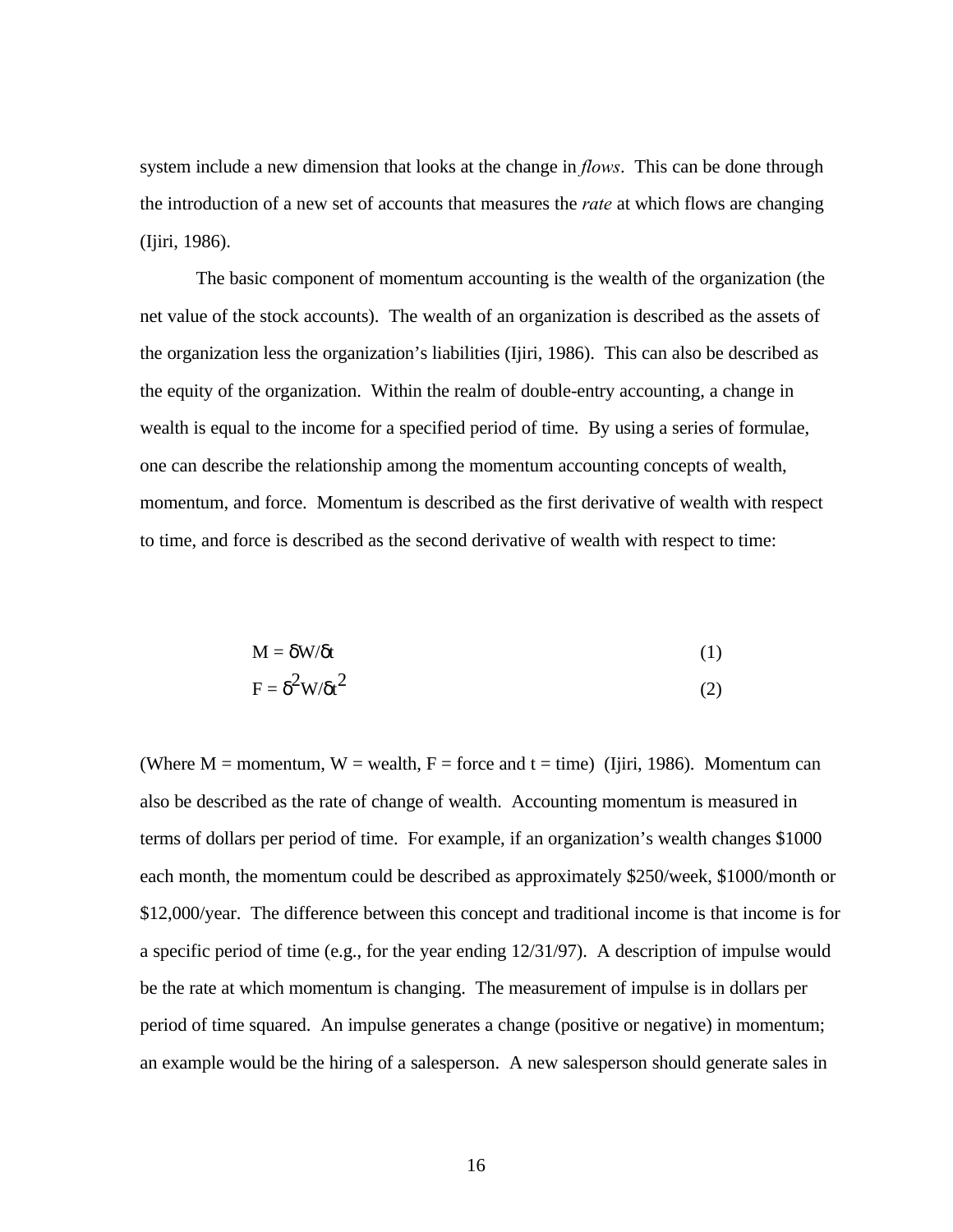system include a new dimension that looks at the change in *flows*. This can be done through the introduction of a new set of accounts that measures the *rate* at which flows are changing (Ijiri, 1986).

The basic component of momentum accounting is the wealth of the organization (the net value of the stock accounts). The wealth of an organization is described as the assets of the organization less the organization's liabilities (Ijiri, 1986). This can also be described as the equity of the organization. Within the realm of double-entry accounting, a change in wealth is equal to the income for a specified period of time. By using a series of formulae, one can describe the relationship among the momentum accounting concepts of wealth, momentum, and force. Momentum is described as the first derivative of wealth with respect to time, and force is described as the second derivative of wealth with respect to time:

$$M = \delta W / \delta t \quad (1)$$

$$F = \delta^2 W / \delta t^2 \quad (2)$$

(Where M = momentum, W = wealth, F = force and t = time) (Ijiri, 1986). Momentum can also be described as the rate of change of wealth. Accounting momentum is measured in terms of dollars per period of time. For example, if an organization's wealth changes $1000 each month, the momentum could be described as approximately $250/week, $1000/month or $12,000/year. The difference between this concept and traditional income is that income is for a specific period of time (e.g., for the year ending 12/31/97). A description of impulse would be the rate at which momentum is changing. The measurement of impulse is in dollars per period of time squared. An impulse generates a change (positive or negative) in momentum; an example would be the hiring of a salesperson. A new salesperson should generate sales in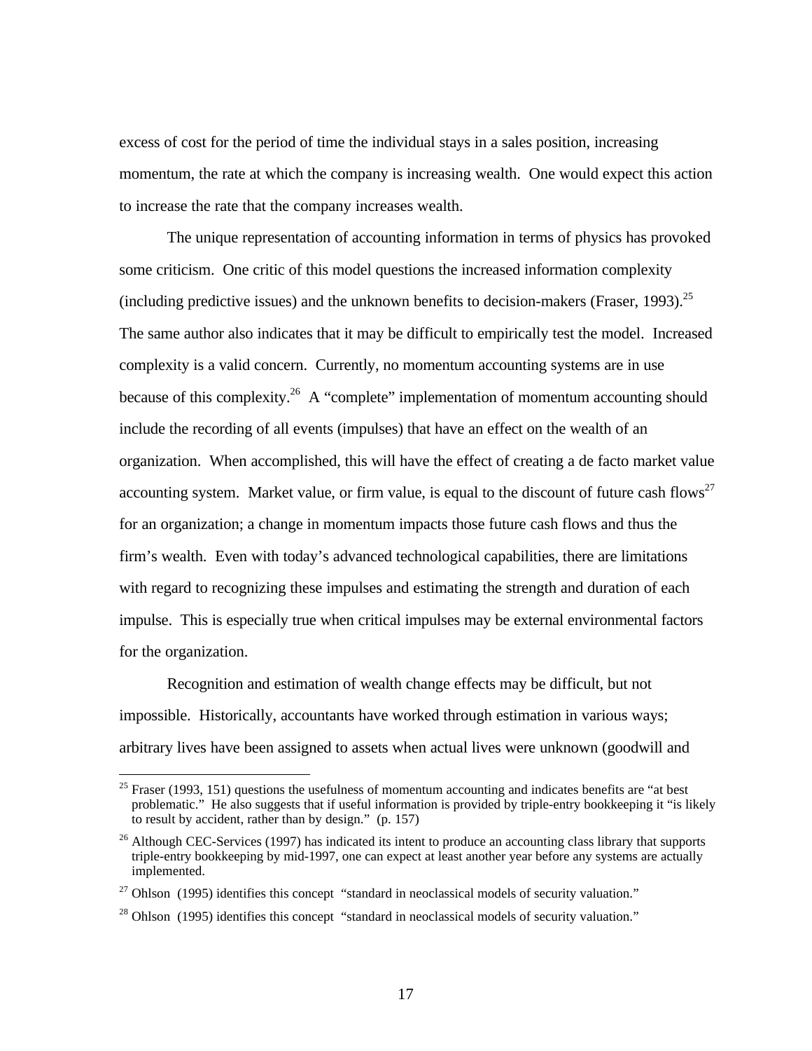excess of cost for the period of time the individual stays in a sales position, increasing momentum, the rate at which the company is increasing wealth. One would expect this action to increase the rate that the company increases wealth.

The unique representation of accounting information in terms of physics has provoked some criticism. One critic of this model questions the increased information complexity (including predictive issues) and the unknown benefits to decision-makers (Fraser, 1993).[25] The same author also indicates that it may be difficult to empirically test the model. Increased complexity is a valid concern. Currently, no momentum accounting systems are in use because of this complexity.[26] A "complete" implementation of momentum accounting should include the recording of all events (impulses) that have an effect on the wealth of an organization. When accomplished, this will have the effect of creating a de facto market value accounting system. Market value, or firm value, is equal to the discount of future cash flows[27] for an organization; a change in momentum impacts those future cash flows and thus the firm's wealth. Even with today's advanced technological capabilities, there are limitations with regard to recognizing these impulses and estimating the strength and duration of each impulse. This is especially true when critical impulses may be external environmental factors for the organization.

Recognition and estimation of wealth change effects may be difficult, but not impossible. Historically, accountants have worked through estimation in various ways; arbitrary lives have been assigned to assets when actual lives were unknown (goodwill and

---

[25] Fraser (1993, 151) questions the usefulness of momentum accounting and indicates benefits are "at best problematic." He also suggests that if useful information is provided by triple-entry bookkeeping it "is likely to result by accident, rather than by design." (p. 157)

[26] Although CEC-Services (1997) has indicated its intent to produce an accounting class library that supports triple-entry bookkeeping by mid-1997, one can expect at least another year before any systems are actually implemented.

[27] Ohlson (1995) identifies this concept "standard in neoclassical models of security valuation."

[28] Ohlson (1995) identifies this concept "standard in neoclassical models of security valuation."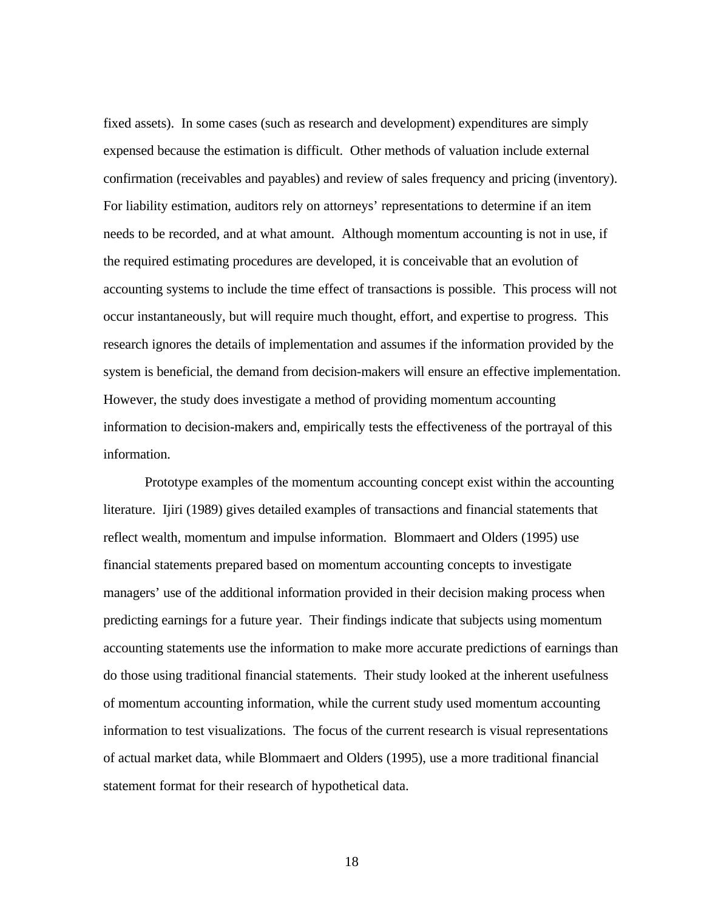fixed assets). In some cases (such as research and development) expenditures are simply expensed because the estimation is difficult. Other methods of valuation include external confirmation (receivables and payables) and review of sales frequency and pricing (inventory). For liability estimation, auditors rely on attorneys' representations to determine if an item needs to be recorded, and at what amount. Although momentum accounting is not in use, if the required estimating procedures are developed, it is conceivable that an evolution of accounting systems to include the time effect of transactions is possible. This process will not occur instantaneously, but will require much thought, effort, and expertise to progress. This research ignores the details of implementation and assumes if the information provided by the system is beneficial, the demand from decision-makers will ensure an effective implementation. However, the study does investigate a method of providing momentum accounting information to decision-makers and, empirically tests the effectiveness of the portrayal of this information.

Prototype examples of the momentum accounting concept exist within the accounting literature. Ijiri (1989) gives detailed examples of transactions and financial statements that reflect wealth, momentum and impulse information. Blommaert and Olders (1995) use financial statements prepared based on momentum accounting concepts to investigate managers' use of the additional information provided in their decision making process when predicting earnings for a future year. Their findings indicate that subjects using momentum accounting statements use the information to make more accurate predictions of earnings than do those using traditional financial statements. Their study looked at the inherent usefulness of momentum accounting information, while the current study used momentum accounting information to test visualizations. The focus of the current research is visual representations of actual market data, while Blommaert and Olders (1995), use a more traditional financial statement format for their research of hypothetical data.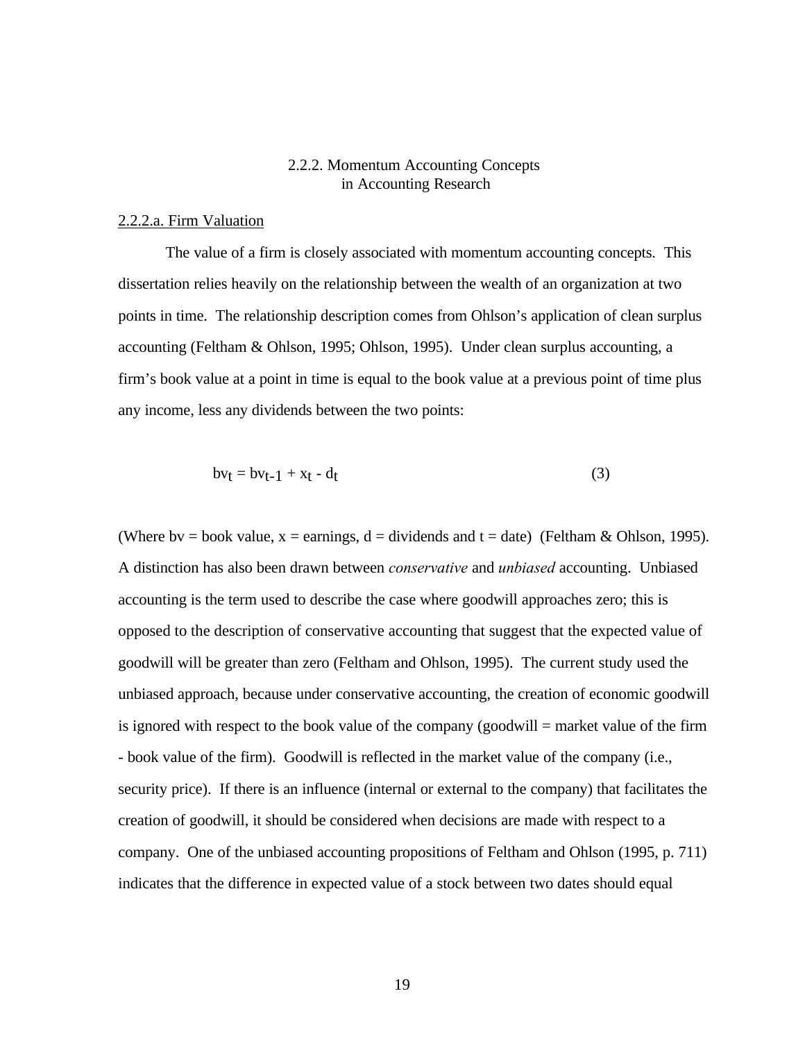## 2.2.2. Momentum Accounting Concepts in Accounting Research

### 2.2.2.a. Firm Valuation

The value of a firm is closely associated with momentum accounting concepts. This dissertation relies heavily on the relationship between the wealth of an organization at two points in time. The relationship description comes from Ohlson's application of clean surplus accounting (Feltham & Ohlson, 1995; Ohlson, 1995). Under clean surplus accounting, a firm's book value at a point in time is equal to the book value at a previous point of time plus any income, less any dividends between the two points:

$$bv_t = bv_{t-1} + x_t - d_t \tag{3}$$

(Where bv = book value, x = earnings, d = dividends and t = date) (Feltham & Ohlson, 1995). A distinction has also been drawn between *conservative* and *unbiased* accounting. Unbiased accounting is the term used to describe the case where goodwill approaches zero; this is opposed to the description of conservative accounting that suggest that the expected value of goodwill will be greater than zero (Feltham and Ohlson, 1995). The current study used the unbiased approach, because under conservative accounting, the creation of economic goodwill is ignored with respect to the book value of the company (goodwill = market value of the firm - book value of the firm). Goodwill is reflected in the market value of the company (i.e., security price). If there is an influence (internal or external to the company) that facilitates the creation of goodwill, it should be considered when decisions are made with respect to a company. One of the unbiased accounting propositions of Feltham and Ohlson (1995, p. 711) indicates that the difference in expected value of a stock between two dates should equal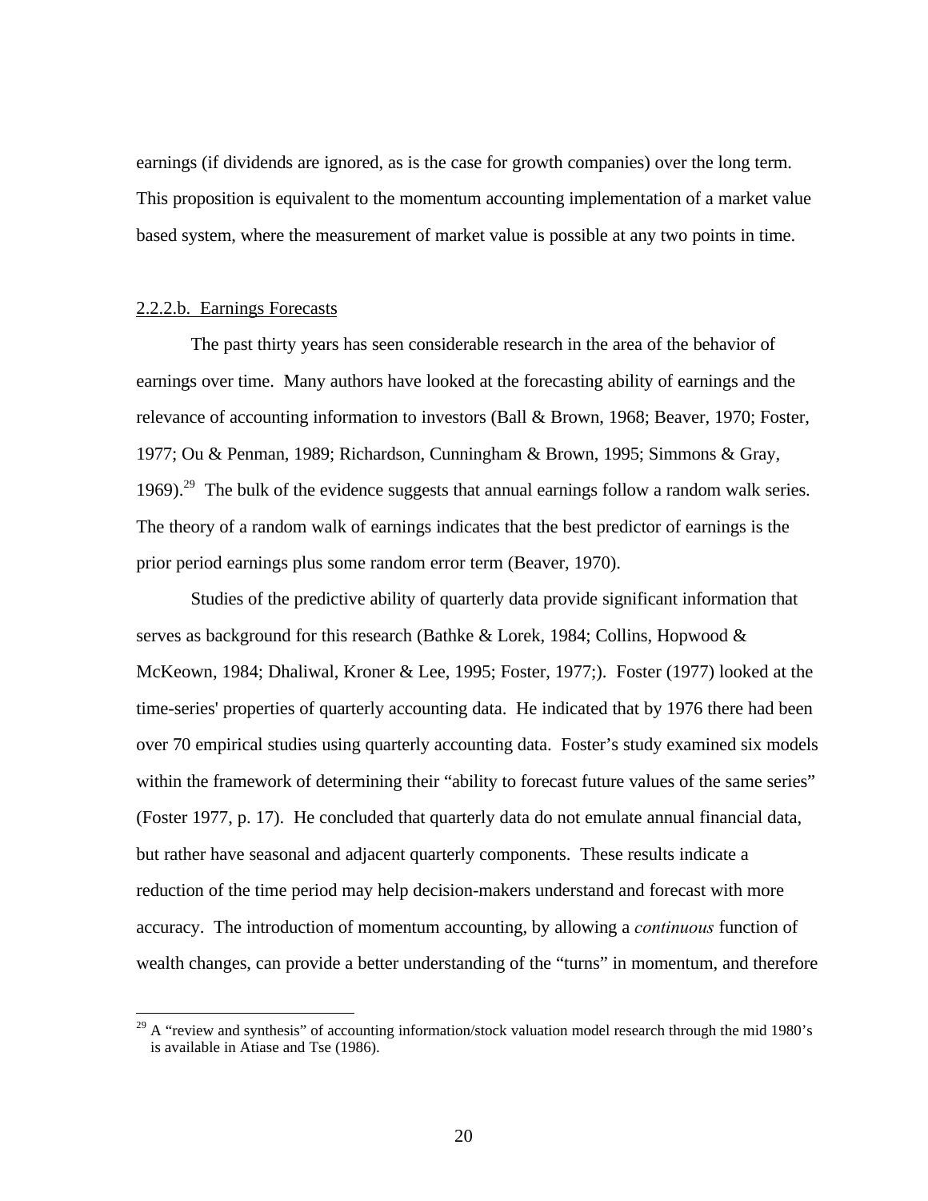earnings (if dividends are ignored, as is the case for growth companies) over the long term. This proposition is equivalent to the momentum accounting implementation of a market value based system, where the measurement of market value is possible at any two points in time.

2.2.2.b. Earnings Forecasts

The past thirty years has seen considerable research in the area of the behavior of earnings over time. Many authors have looked at the forecasting ability of earnings and the relevance of accounting information to investors (Ball & Brown, 1968; Beaver, 1970; Foster, 1977; Ou & Penman, 1989; Richardson, Cunningham & Brown, 1995; Simmons & Gray, 1969).[29] The bulk of the evidence suggests that annual earnings follow a random walk series. The theory of a random walk of earnings indicates that the best predictor of earnings is the prior period earnings plus some random error term (Beaver, 1970).

Studies of the predictive ability of quarterly data provide significant information that serves as background for this research (Bathke & Lorek, 1984; Collins, Hopwood & McKeown, 1984; Dhaliwal, Kroner & Lee, 1995; Foster, 1977;). Foster (1977) looked at the time-series' properties of quarterly accounting data. He indicated that by 1976 there had been over 70 empirical studies using quarterly accounting data. Foster's study examined six models within the framework of determining their "ability to forecast future values of the same series" (Foster 1977, p. 17). He concluded that quarterly data do not emulate annual financial data, but rather have seasonal and adjacent quarterly components. These results indicate a reduction of the time period may help decision-makers understand and forecast with more accuracy. The introduction of momentum accounting, by allowing a *continuous* function of wealth changes, can provide a better understanding of the "turns" in momentum, and therefore

[29] A "review and synthesis" of accounting information/stock valuation model research through the mid 1980's is available in Atiase and Tse (1986).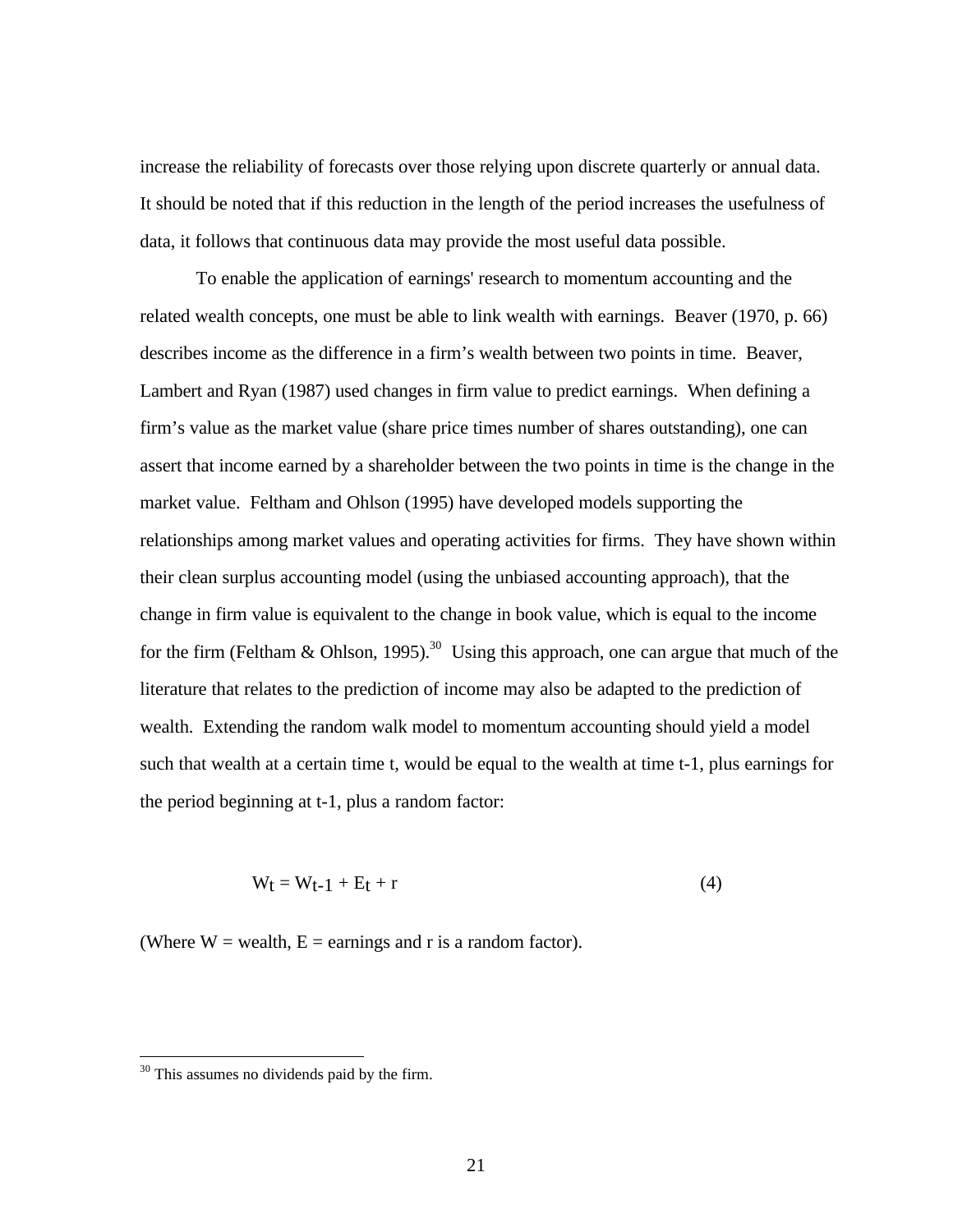increase the reliability of forecasts over those relying upon discrete quarterly or annual data. It should be noted that if this reduction in the length of the period increases the usefulness of data, it follows that continuous data may provide the most useful data possible.

To enable the application of earnings' research to momentum accounting and the related wealth concepts, one must be able to link wealth with earnings. Beaver (1970, p. 66) describes income as the difference in a firm's wealth between two points in time. Beaver, Lambert and Ryan (1987) used changes in firm value to predict earnings. When defining a firm's value as the market value (share price times number of shares outstanding), one can assert that income earned by a shareholder between the two points in time is the change in the market value. Feltham and Ohlson (1995) have developed models supporting the relationships among market values and operating activities for firms. They have shown within their clean surplus accounting model (using the unbiased accounting approach), that the change in firm value is equivalent to the change in book value, which is equal to the income for the firm (Feltham & Ohlson, 1995).[30] Using this approach, one can argue that much of the literature that relates to the prediction of income may also be adapted to the prediction of wealth. Extending the random walk model to momentum accounting should yield a model such that wealth at a certain time t, would be equal to the wealth at time t-1, plus earnings for the period beginning at t-1, plus a random factor:

$$W_t = W_{t-1} + E_t + r \qquad (4)$$

(Where W = wealth, E = earnings and r is a random factor).

[30] This assumes no dividends paid by the firm.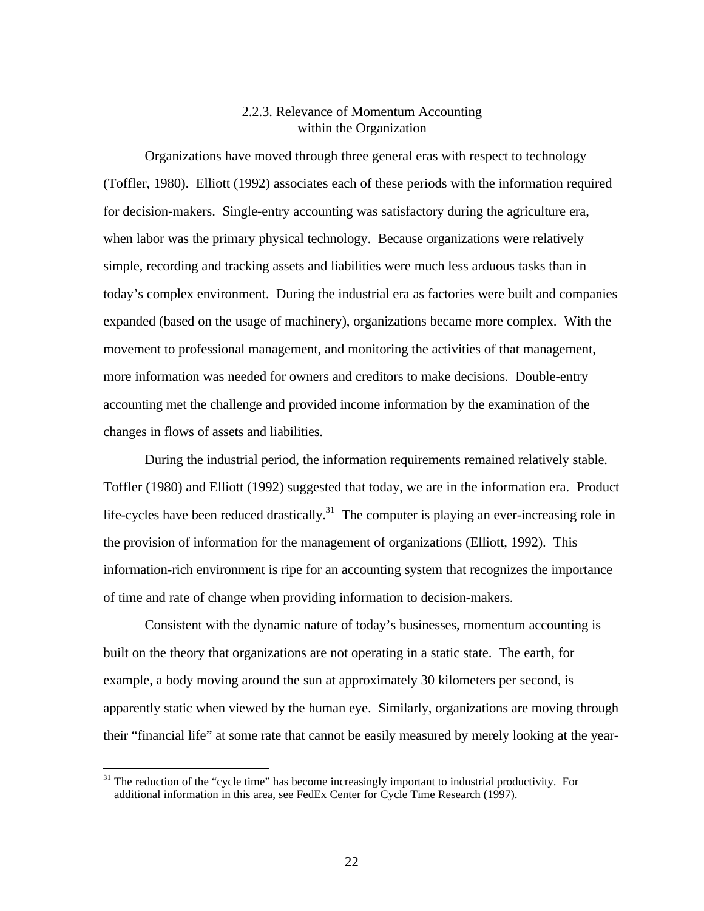### 2.2.3. Relevance of Momentum Accounting within the Organization

Organizations have moved through three general eras with respect to technology (Toffler, 1980). Elliott (1992) associates each of these periods with the information required for decision-makers. Single-entry accounting was satisfactory during the agriculture era, when labor was the primary physical technology. Because organizations were relatively simple, recording and tracking assets and liabilities were much less arduous tasks than in today's complex environment. During the industrial era as factories were built and companies expanded (based on the usage of machinery), organizations became more complex. With the movement to professional management, and monitoring the activities of that management, more information was needed for owners and creditors to make decisions. Double-entry accounting met the challenge and provided income information by the examination of the changes in flows of assets and liabilities.

During the industrial period, the information requirements remained relatively stable. Toffler (1980) and Elliott (1992) suggested that today, we are in the information era. Product life-cycles have been reduced drastically.[31] The computer is playing an ever-increasing role in the provision of information for the management of organizations (Elliott, 1992). This information-rich environment is ripe for an accounting system that recognizes the importance of time and rate of change when providing information to decision-makers.

Consistent with the dynamic nature of today's businesses, momentum accounting is built on the theory that organizations are not operating in a static state. The earth, for example, a body moving around the sun at approximately 30 kilometers per second, is apparently static when viewed by the human eye. Similarly, organizations are moving through their "financial life" at some rate that cannot be easily measured by merely looking at the year-

[31] The reduction of the "cycle time" has become increasingly important to industrial productivity. For additional information in this area, see FedEx Center for Cycle Time Research (1997).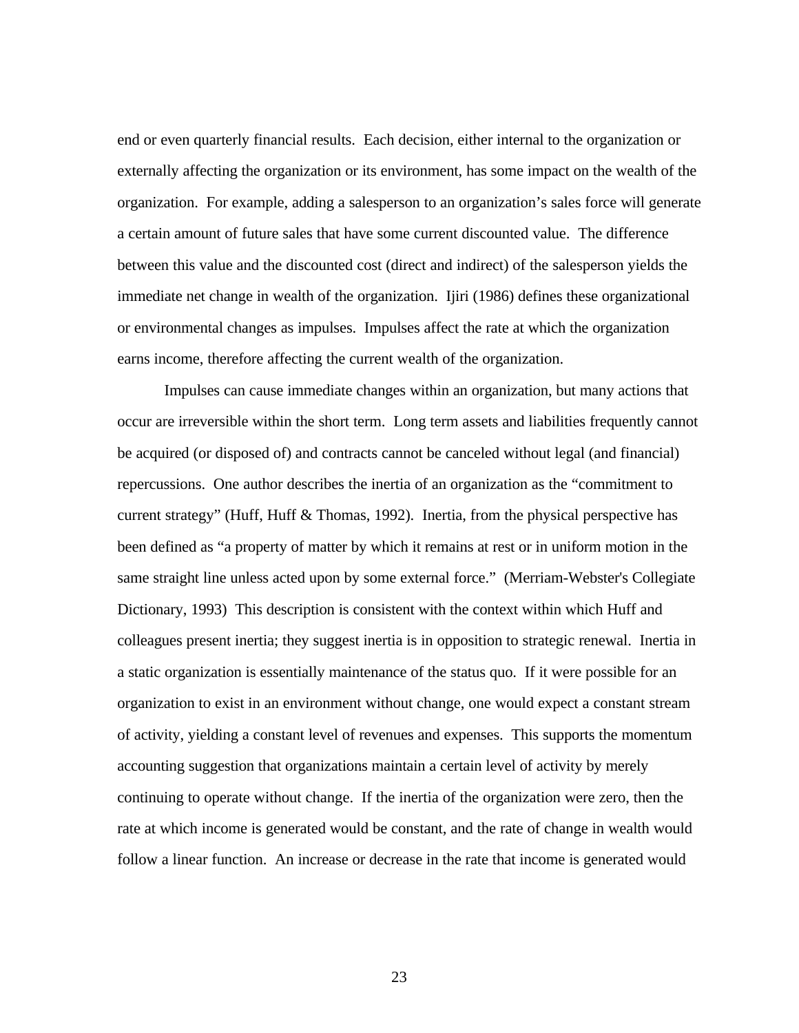end or even quarterly financial results. Each decision, either internal to the organization or externally affecting the organization or its environment, has some impact on the wealth of the organization. For example, adding a salesperson to an organization's sales force will generate a certain amount of future sales that have some current discounted value. The difference between this value and the discounted cost (direct and indirect) of the salesperson yields the immediate net change in wealth of the organization. Ijiri (1986) defines these organizational or environmental changes as impulses. Impulses affect the rate at which the organization earns income, therefore affecting the current wealth of the organization.

Impulses can cause immediate changes within an organization, but many actions that occur are irreversible within the short term. Long term assets and liabilities frequently cannot be acquired (or disposed of) and contracts cannot be canceled without legal (and financial) repercussions. One author describes the inertia of an organization as the "commitment to current strategy" (Huff, Huff & Thomas, 1992). Inertia, from the physical perspective has been defined as "a property of matter by which it remains at rest or in uniform motion in the same straight line unless acted upon by some external force." (Merriam-Webster's Collegiate Dictionary, 1993) This description is consistent with the context within which Huff and colleagues present inertia; they suggest inertia is in opposition to strategic renewal. Inertia in a static organization is essentially maintenance of the status quo. If it were possible for an organization to exist in an environment without change, one would expect a constant stream of activity, yielding a constant level of revenues and expenses. This supports the momentum accounting suggestion that organizations maintain a certain level of activity by merely continuing to operate without change. If the inertia of the organization were zero, then the rate at which income is generated would be constant, and the rate of change in wealth would follow a linear function. An increase or decrease in the rate that income is generated would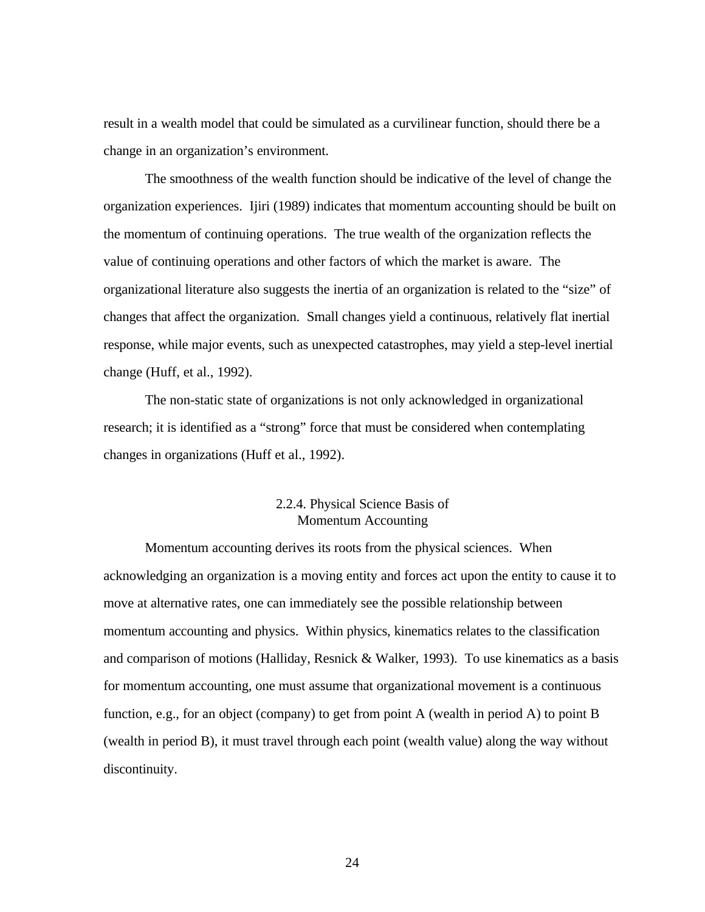result in a wealth model that could be simulated as a curvilinear function, should there be a change in an organization's environment.

The smoothness of the wealth function should be indicative of the level of change the organization experiences. Ijiri (1989) indicates that momentum accounting should be built on the momentum of continuing operations. The true wealth of the organization reflects the value of continuing operations and other factors of which the market is aware. The organizational literature also suggests the inertia of an organization is related to the "size" of changes that affect the organization. Small changes yield a continuous, relatively flat inertial response, while major events, such as unexpected catastrophes, may yield a step-level inertial change (Huff, et al., 1992).

The non-static state of organizations is not only acknowledged in organizational research; it is identified as a "strong" force that must be considered when contemplating changes in organizations (Huff et al., 1992).

### 2.2.4. Physical Science Basis of Momentum Accounting

Momentum accounting derives its roots from the physical sciences. When acknowledging an organization is a moving entity and forces act upon the entity to cause it to move at alternative rates, one can immediately see the possible relationship between momentum accounting and physics. Within physics, kinematics relates to the classification and comparison of motions (Halliday, Resnick & Walker, 1993). To use kinematics as a basis for momentum accounting, one must assume that organizational movement is a continuous function, e.g., for an object (company) to get from point A (wealth in period A) to point B (wealth in period B), it must travel through each point (wealth value) along the way without discontinuity.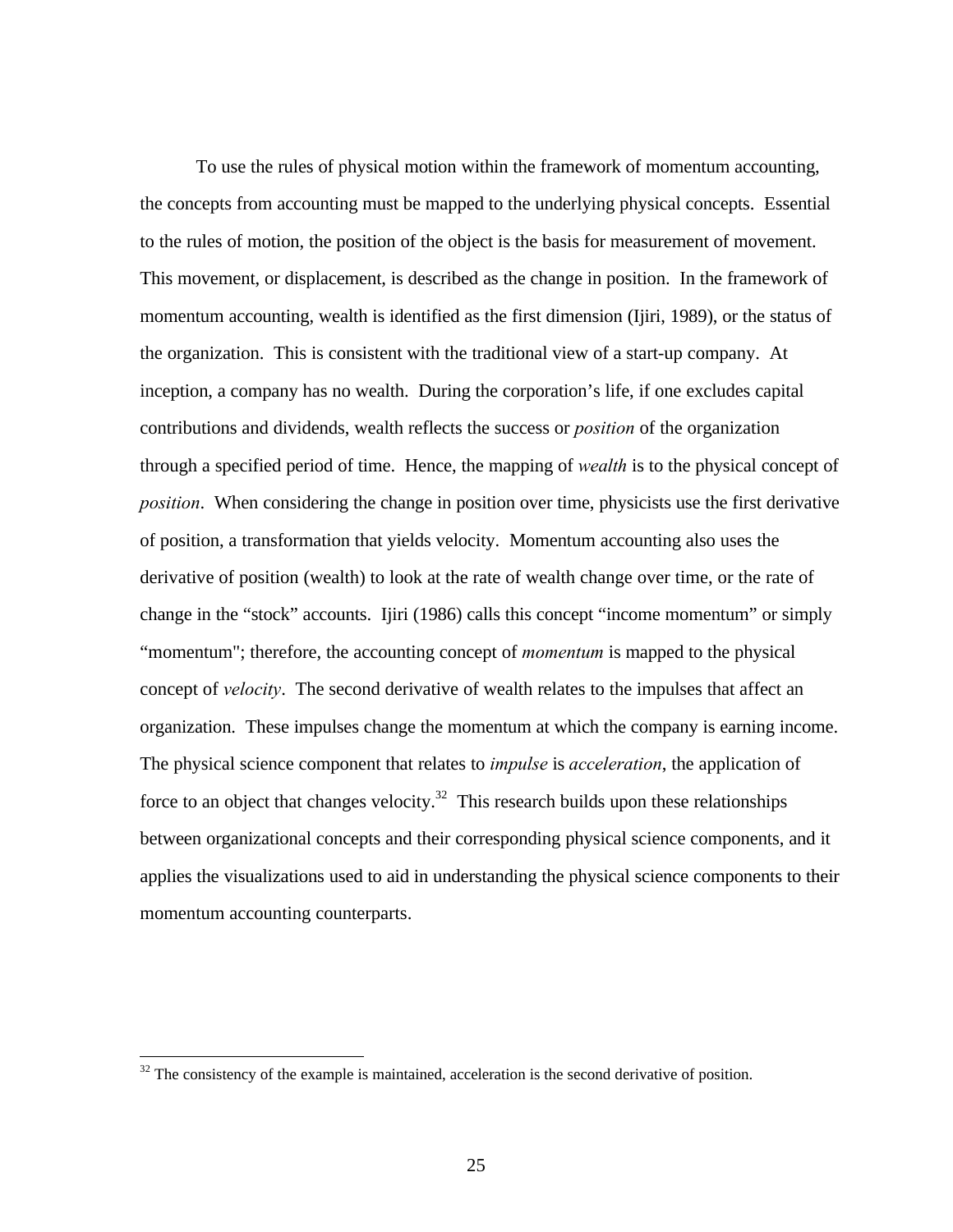To use the rules of physical motion within the framework of momentum accounting, the concepts from accounting must be mapped to the underlying physical concepts. Essential to the rules of motion, the position of the object is the basis for measurement of movement. This movement, or displacement, is described as the change in position. In the framework of momentum accounting, wealth is identified as the first dimension (Ijiri, 1989), or the status of the organization. This is consistent with the traditional view of a start-up company. At inception, a company has no wealth. During the corporation's life, if one excludes capital contributions and dividends, wealth reflects the success or *position* of the organization through a specified period of time. Hence, the mapping of *wealth* is to the physical concept of *position*. When considering the change in position over time, physicists use the first derivative of position, a transformation that yields velocity. Momentum accounting also uses the derivative of position (wealth) to look at the rate of wealth change over time, or the rate of change in the "stock" accounts. Ijiri (1986) calls this concept "income momentum" or simply "momentum"; therefore, the accounting concept of *momentum* is mapped to the physical concept of *velocity*. The second derivative of wealth relates to the impulses that affect an organization. These impulses change the momentum at which the company is earning income. The physical science component that relates to *impulse* is *acceleration*, the application of force to an object that changes velocity.[32] This research builds upon these relationships between organizational concepts and their corresponding physical science components, and it applies the visualizations used to aid in understanding the physical science components to their momentum accounting counterparts.

[32] The consistency of the example is maintained, acceleration is the second derivative of position.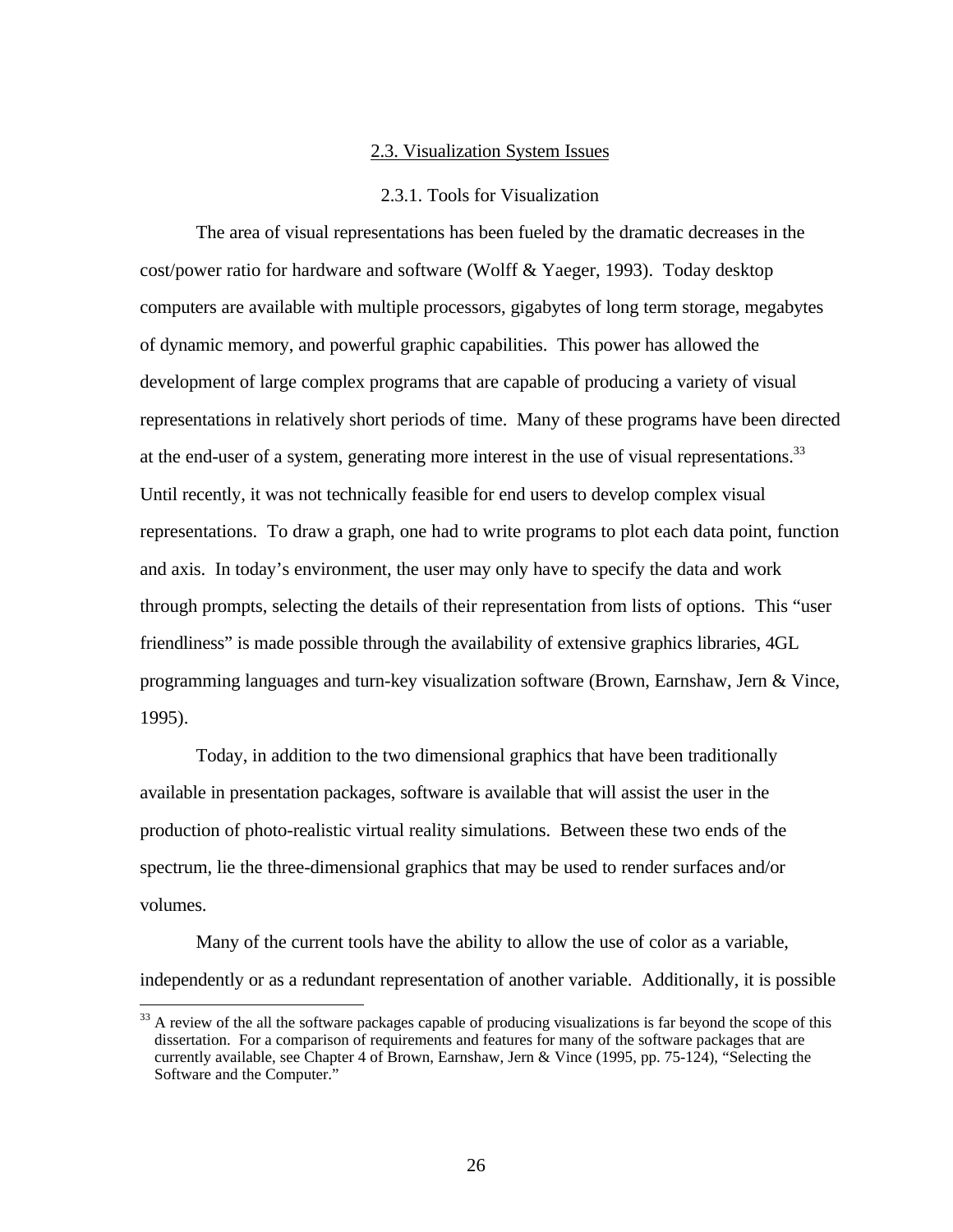## 2.3. Visualization System Issues

### 2.3.1. Tools for Visualization

The area of visual representations has been fueled by the dramatic decreases in the cost/power ratio for hardware and software (Wolff & Yaeger, 1993). Today desktop computers are available with multiple processors, gigabytes of long term storage, megabytes of dynamic memory, and powerful graphic capabilities. This power has allowed the development of large complex programs that are capable of producing a variety of visual representations in relatively short periods of time. Many of these programs have been directed at the end-user of a system, generating more interest in the use of visual representations.[33] Until recently, it was not technically feasible for end users to develop complex visual representations. To draw a graph, one had to write programs to plot each data point, function and axis. In today's environment, the user may only have to specify the data and work through prompts, selecting the details of their representation from lists of options. This "user friendliness" is made possible through the availability of extensive graphics libraries, 4GL programming languages and turn-key visualization software (Brown, Earnshaw, Jern & Vince, 1995).

Today, in addition to the two dimensional graphics that have been traditionally available in presentation packages, software is available that will assist the user in the production of photo-realistic virtual reality simulations. Between these two ends of the spectrum, lie the three-dimensional graphics that may be used to render surfaces and/or volumes.

Many of the current tools have the ability to allow the use of color as a variable, independently or as a redundant representation of another variable. Additionally, it is possible

---

[33] A review of the all the software packages capable of producing visualizations is far beyond the scope of this dissertation. For a comparison of requirements and features for many of the software packages that are currently available, see Chapter 4 of Brown, Earnshaw, Jern & Vince (1995, pp. 75-124), "Selecting the Software and the Computer."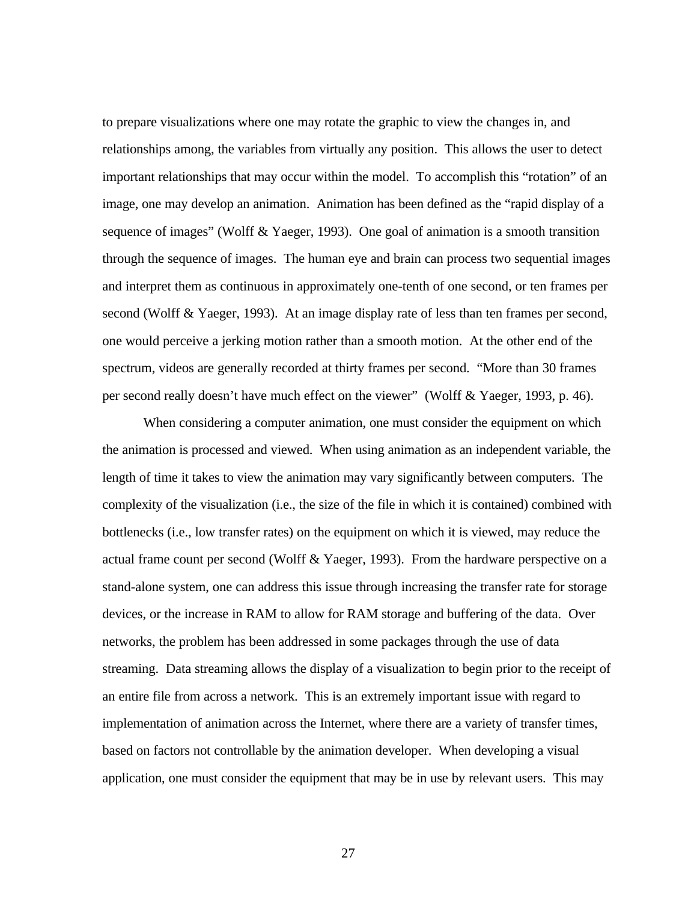to prepare visualizations where one may rotate the graphic to view the changes in, and relationships among, the variables from virtually any position. This allows the user to detect important relationships that may occur within the model. To accomplish this "rotation" of an image, one may develop an animation. Animation has been defined as the "rapid display of a sequence of images" (Wolff & Yaeger, 1993). One goal of animation is a smooth transition through the sequence of images. The human eye and brain can process two sequential images and interpret them as continuous in approximately one-tenth of one second, or ten frames per second (Wolff & Yaeger, 1993). At an image display rate of less than ten frames per second, one would perceive a jerking motion rather than a smooth motion. At the other end of the spectrum, videos are generally recorded at thirty frames per second. "More than 30 frames per second really doesn't have much effect on the viewer" (Wolff & Yaeger, 1993, p. 46).

When considering a computer animation, one must consider the equipment on which the animation is processed and viewed. When using animation as an independent variable, the length of time it takes to view the animation may vary significantly between computers. The complexity of the visualization (i.e., the size of the file in which it is contained) combined with bottlenecks (i.e., low transfer rates) on the equipment on which it is viewed, may reduce the actual frame count per second (Wolff & Yaeger, 1993). From the hardware perspective on a stand-alone system, one can address this issue through increasing the transfer rate for storage devices, or the increase in RAM to allow for RAM storage and buffering of the data. Over networks, the problem has been addressed in some packages through the use of data streaming. Data streaming allows the display of a visualization to begin prior to the receipt of an entire file from across a network. This is an extremely important issue with regard to implementation of animation across the Internet, where there are a variety of transfer times, based on factors not controllable by the animation developer. When developing a visual application, one must consider the equipment that may be in use by relevant users. This may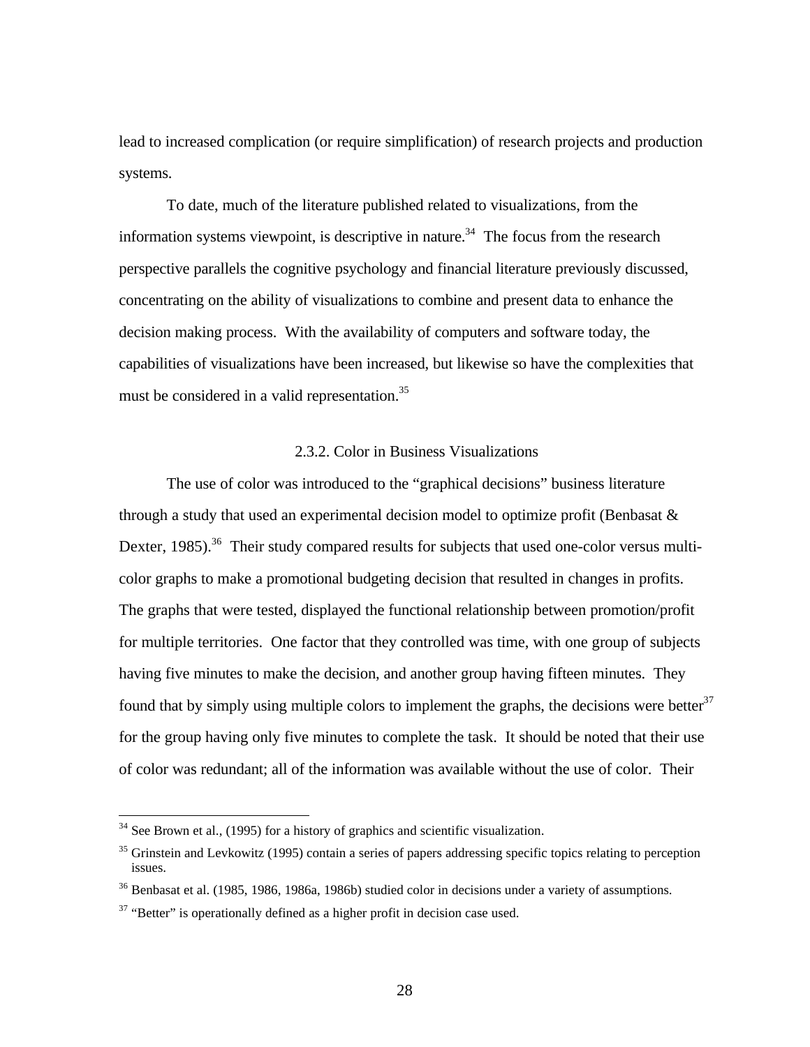lead to increased complication (or require simplification) of research projects and production systems.

To date, much of the literature published related to visualizations, from the information systems viewpoint, is descriptive in nature.[34] The focus from the research perspective parallels the cognitive psychology and financial literature previously discussed, concentrating on the ability of visualizations to combine and present data to enhance the decision making process. With the availability of computers and software today, the capabilities of visualizations have been increased, but likewise so have the complexities that must be considered in a valid representation.[35]

### 2.3.2. Color in Business Visualizations

The use of color was introduced to the "graphical decisions" business literature through a study that used an experimental decision model to optimize profit (Benbasat & Dexter, 1985).[36] Their study compared results for subjects that used one-color versus multi-color graphs to make a promotional budgeting decision that resulted in changes in profits. The graphs that were tested, displayed the functional relationship between promotion/profit for multiple territories. One factor that they controlled was time, with one group of subjects having five minutes to make the decision, and another group having fifteen minutes. They found that by simply using multiple colors to implement the graphs, the decisions were better[37] for the group having only five minutes to complete the task. It should be noted that their use of color was redundant; all of the information was available without the use of color. Their

---

[34] See Brown et al., (1995) for a history of graphics and scientific visualization.

[35] Grinstein and Levkowitz (1995) contain a series of papers addressing specific topics relating to perception issues.

[36] Benbasat et al. (1985, 1986, 1986a, 1986b) studied color in decisions under a variety of assumptions.

[37] "Better" is operationally defined as a higher profit in decision case used.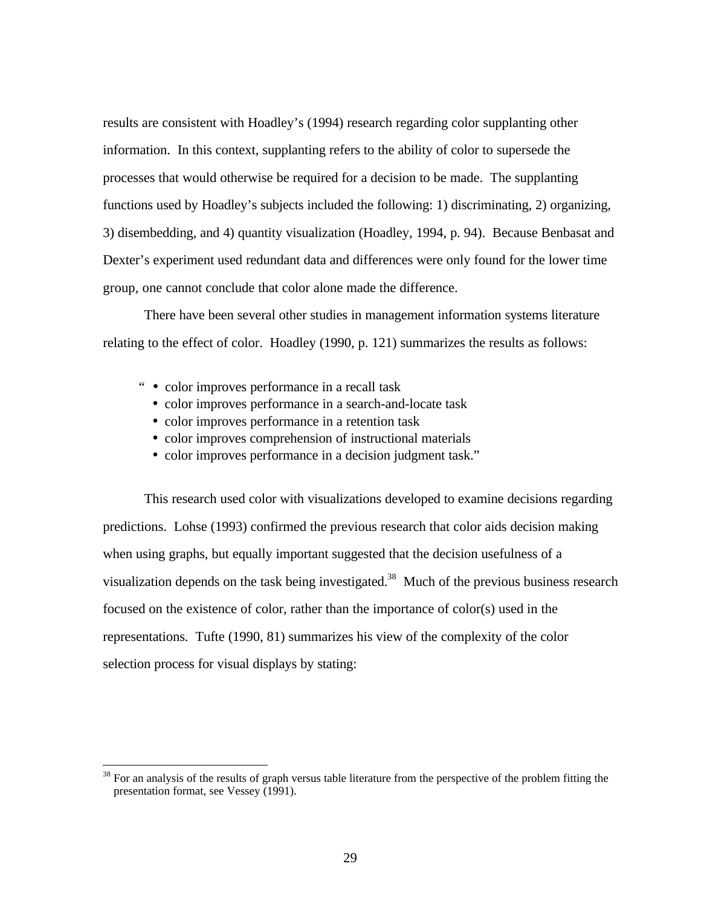results are consistent with Hoadley's (1994) research regarding color supplanting other information. In this context, supplanting refers to the ability of color to supersede the processes that would otherwise be required for a decision to be made. The supplanting functions used by Hoadley's subjects included the following: 1) discriminating, 2) organizing, 3) disembedding, and 4) quantity visualization (Hoadley, 1994, p. 94). Because Benbasat and Dexter's experiment used redundant data and differences were only found for the lower time group, one cannot conclude that color alone made the difference.

There have been several other studies in management information systems literature relating to the effect of color. Hoadley (1990, p. 121) summarizes the results as follows:

> "
> - color improves performance in a recall task
> - color improves performance in a search-and-locate task
> - color improves performance in a retention task
> - color improves comprehension of instructional materials
> - color improves performance in a decision judgment task."

This research used color with visualizations developed to examine decisions regarding predictions. Lohse (1993) confirmed the previous research that color aids decision making when using graphs, but equally important suggested that the decision usefulness of a visualization depends on the task being investigated.[38] Much of the previous business research focused on the existence of color, rather than the importance of color(s) used in the representations. Tufte (1990, 81) summarizes his view of the complexity of the color selection process for visual displays by stating:

---

[38] For an analysis of the results of graph versus table literature from the perspective of the problem fitting the presentation format, see Vessey (1991).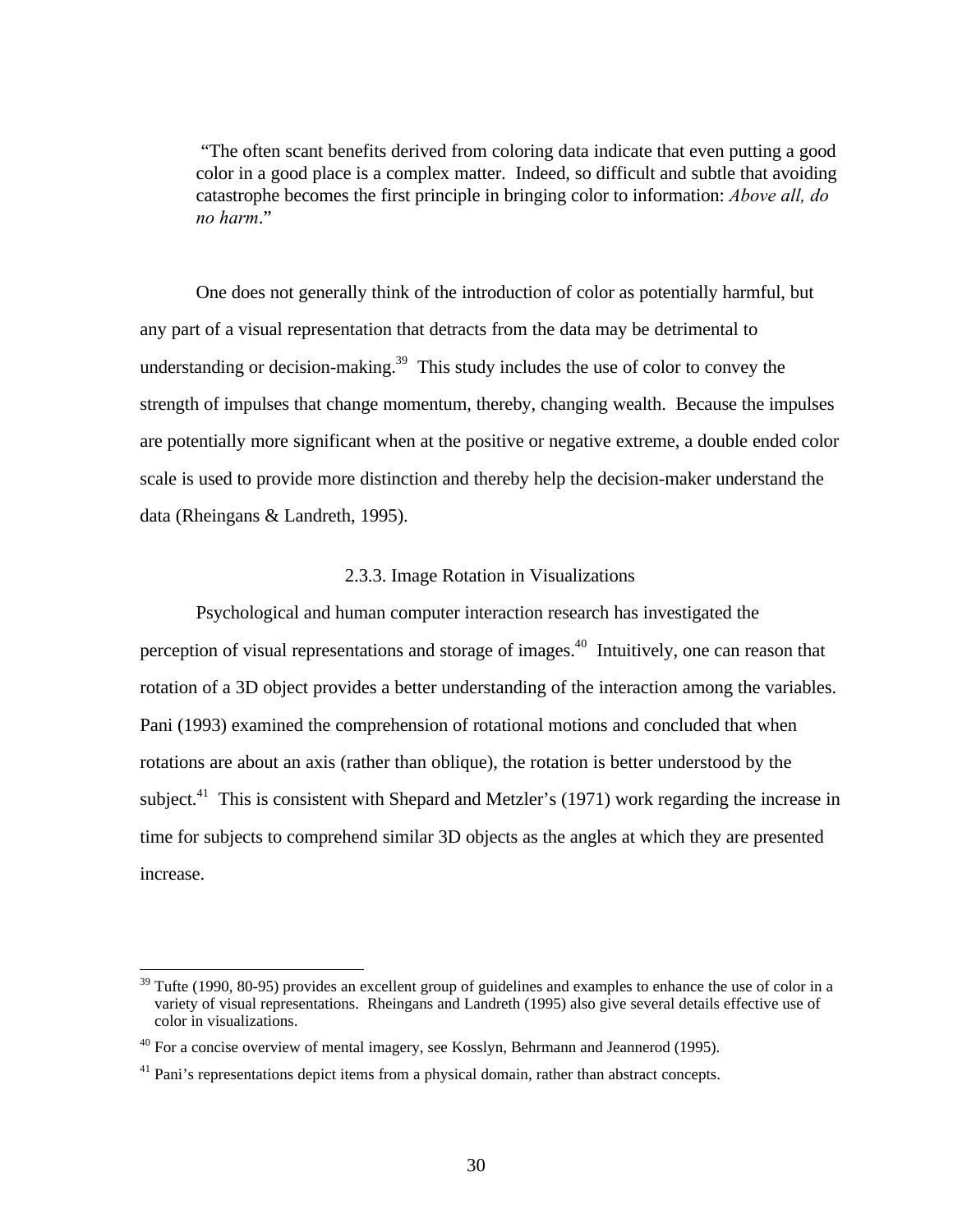> "The often scant benefits derived from coloring data indicate that even putting a good color in a good place is a complex matter. Indeed, so difficult and subtle that avoiding catastrophe becomes the first principle in bringing color to information: *Above all, do no harm*."

One does not generally think of the introduction of color as potentially harmful, but any part of a visual representation that detracts from the data may be detrimental to understanding or decision-making.[39] This study includes the use of color to convey the strength of impulses that change momentum, thereby, changing wealth. Because the impulses are potentially more significant when at the positive or negative extreme, a double ended color scale is used to provide more distinction and thereby help the decision-maker understand the data (Rheingans & Landreth, 1995).

### 2.3.3. Image Rotation in Visualizations

Psychological and human computer interaction research has investigated the perception of visual representations and storage of images.[40] Intuitively, one can reason that rotation of a 3D object provides a better understanding of the interaction among the variables. Pani (1993) examined the comprehension of rotational motions and concluded that when rotations are about an axis (rather than oblique), the rotation is better understood by the subject.[41] This is consistent with Shepard and Metzler's (1971) work regarding the increase in time for subjects to comprehend similar 3D objects as the angles at which they are presented increase.

---

[39] Tufte (1990, 80-95) provides an excellent group of guidelines and examples to enhance the use of color in a variety of visual representations. Rheingans and Landreth (1995) also give several details effective use of color in visualizations.

[40] For a concise overview of mental imagery, see Kosslyn, Behrmann and Jeannerod (1995).

[41] Pani's representations depict items from a physical domain, rather than abstract concepts.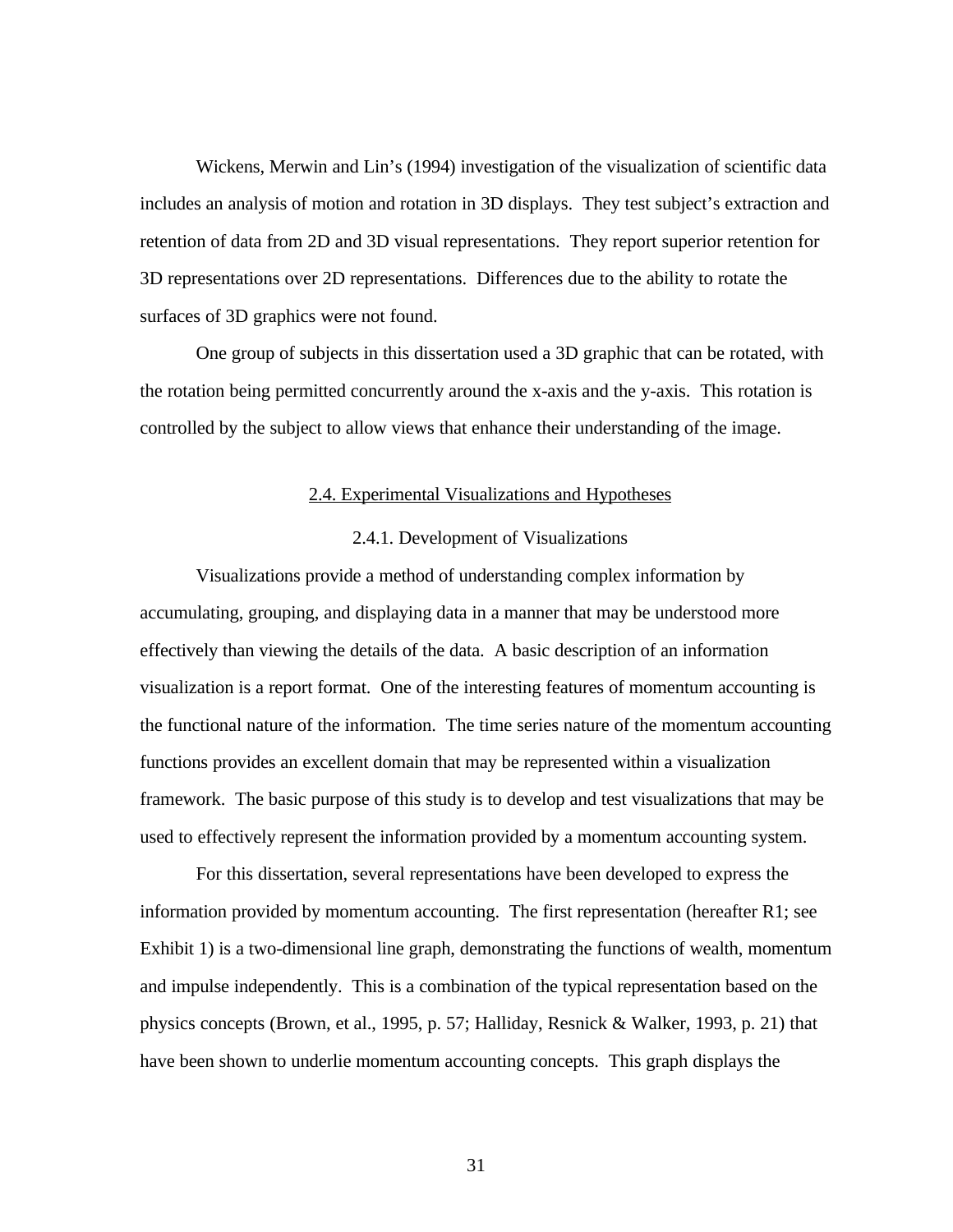Wickens, Merwin and Lin's (1994) investigation of the visualization of scientific data includes an analysis of motion and rotation in 3D displays. They test subject's extraction and retention of data from 2D and 3D visual representations. They report superior retention for 3D representations over 2D representations. Differences due to the ability to rotate the surfaces of 3D graphics were not found.

One group of subjects in this dissertation used a 3D graphic that can be rotated, with the rotation being permitted concurrently around the x-axis and the y-axis. This rotation is controlled by the subject to allow views that enhance their understanding of the image.

## 2.4. Experimental Visualizations and Hypotheses

### 2.4.1. Development of Visualizations

Visualizations provide a method of understanding complex information by accumulating, grouping, and displaying data in a manner that may be understood more effectively than viewing the details of the data. A basic description of an information visualization is a report format. One of the interesting features of momentum accounting is the functional nature of the information. The time series nature of the momentum accounting functions provides an excellent domain that may be represented within a visualization framework. The basic purpose of this study is to develop and test visualizations that may be used to effectively represent the information provided by a momentum accounting system.

For this dissertation, several representations have been developed to express the information provided by momentum accounting. The first representation (hereafter R1; see Exhibit 1) is a two-dimensional line graph, demonstrating the functions of wealth, momentum and impulse independently. This is a combination of the typical representation based on the physics concepts (Brown, et al., 1995, p. 57; Halliday, Resnick & Walker, 1993, p. 21) that have been shown to underlie momentum accounting concepts. This graph displays the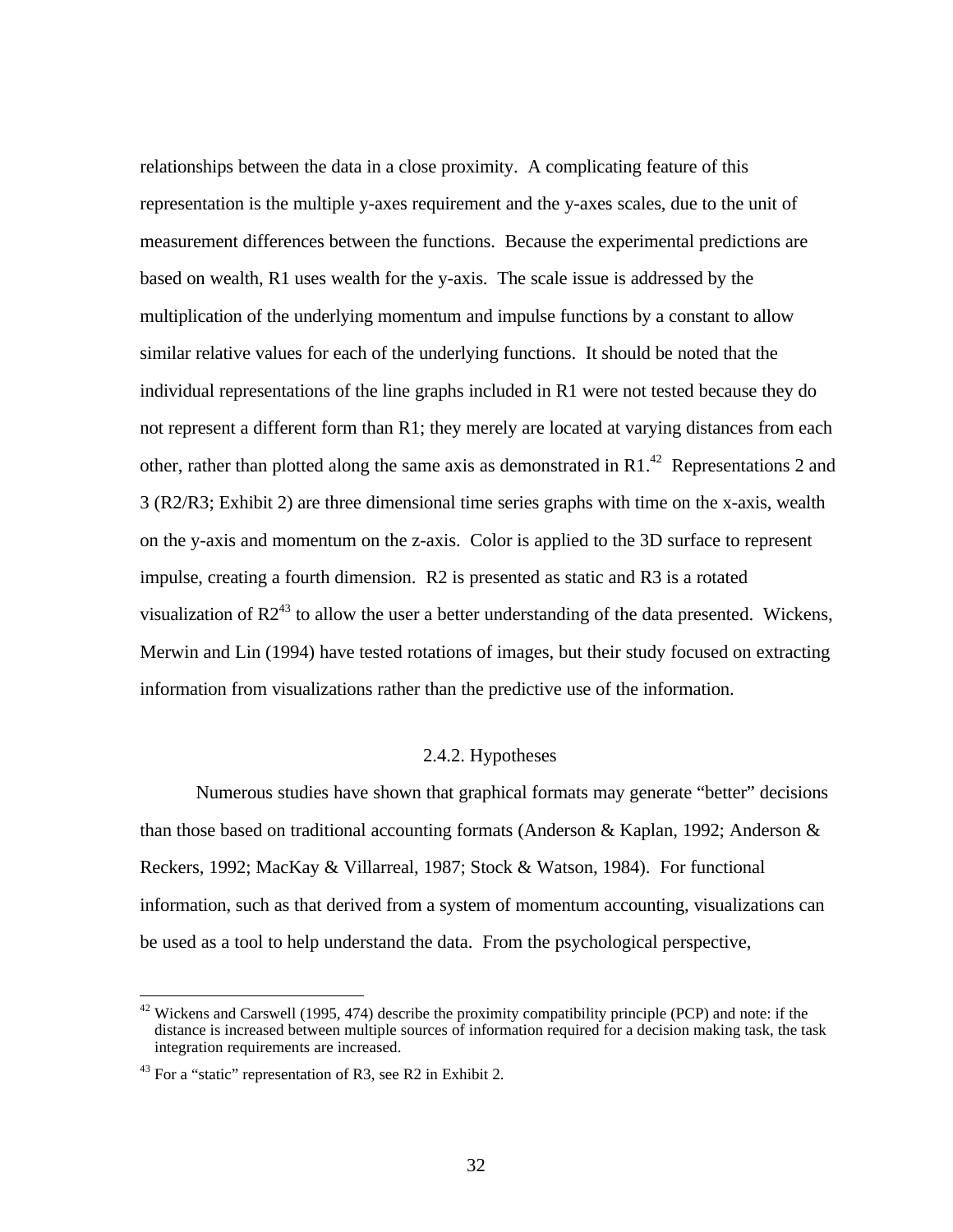relationships between the data in a close proximity. A complicating feature of this representation is the multiple y-axes requirement and the y-axes scales, due to the unit of measurement differences between the functions. Because the experimental predictions are based on wealth, R1 uses wealth for the y-axis. The scale issue is addressed by the multiplication of the underlying momentum and impulse functions by a constant to allow similar relative values for each of the underlying functions. It should be noted that the individual representations of the line graphs included in R1 were not tested because they do not represent a different form than R1; they merely are located at varying distances from each other, rather than plotted along the same axis as demonstrated in R1.[42] Representations 2 and 3 (R2/R3; Exhibit 2) are three dimensional time series graphs with time on the x-axis, wealth on the y-axis and momentum on the z-axis. Color is applied to the 3D surface to represent impulse, creating a fourth dimension. R2 is presented as static and R3 is a rotated visualization of R2[43] to allow the user a better understanding of the data presented. Wickens, Merwin and Lin (1994) have tested rotations of images, but their study focused on extracting information from visualizations rather than the predictive use of the information.

### 2.4.2. Hypotheses

Numerous studies have shown that graphical formats may generate "better" decisions than those based on traditional accounting formats (Anderson & Kaplan, 1992; Anderson & Reckers, 1992; MacKay & Villarreal, 1987; Stock & Watson, 1984). For functional information, such as that derived from a system of momentum accounting, visualizations can be used as a tool to help understand the data. From the psychological perspective,

---

[42] Wickens and Carswell (1995, 474) describe the proximity compatibility principle (PCP) and note: if the distance is increased between multiple sources of information required for a decision making task, the task integration requirements are increased.

[43] For a "static" representation of R3, see R2 in Exhibit 2.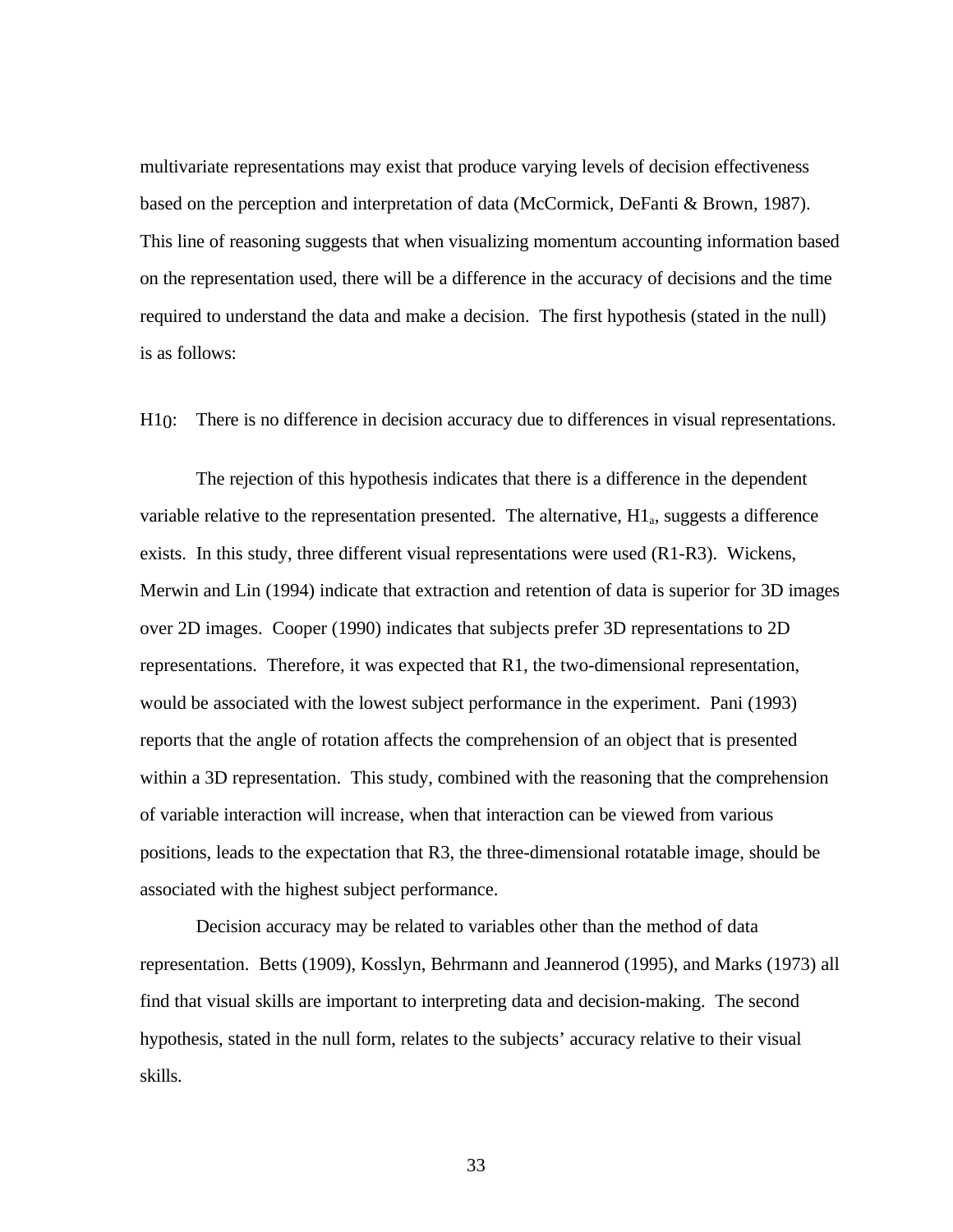multivariate representations may exist that produce varying levels of decision effectiveness based on the perception and interpretation of data (McCormick, DeFanti & Brown, 1987). This line of reasoning suggests that when visualizing momentum accounting information based on the representation used, there will be a difference in the accuracy of decisions and the time required to understand the data and make a decision. The first hypothesis (stated in the null) is as follows:

$H1_0$: There is no difference in decision accuracy due to differences in visual representations.

The rejection of this hypothesis indicates that there is a difference in the dependent variable relative to the representation presented. The alternative, $H1_a$, suggests a difference exists. In this study, three different visual representations were used (R1-R3). Wickens, Merwin and Lin (1994) indicate that extraction and retention of data is superior for 3D images over 2D images. Cooper (1990) indicates that subjects prefer 3D representations to 2D representations. Therefore, it was expected that R1, the two-dimensional representation, would be associated with the lowest subject performance in the experiment. Pani (1993) reports that the angle of rotation affects the comprehension of an object that is presented within a 3D representation. This study, combined with the reasoning that the comprehension of variable interaction will increase, when that interaction can be viewed from various positions, leads to the expectation that R3, the three-dimensional rotatable image, should be associated with the highest subject performance.

Decision accuracy may be related to variables other than the method of data representation. Betts (1909), Kosslyn, Behrmann and Jeannerod (1995), and Marks (1973) all find that visual skills are important to interpreting data and decision-making. The second hypothesis, stated in the null form, relates to the subjects' accuracy relative to their visual skills.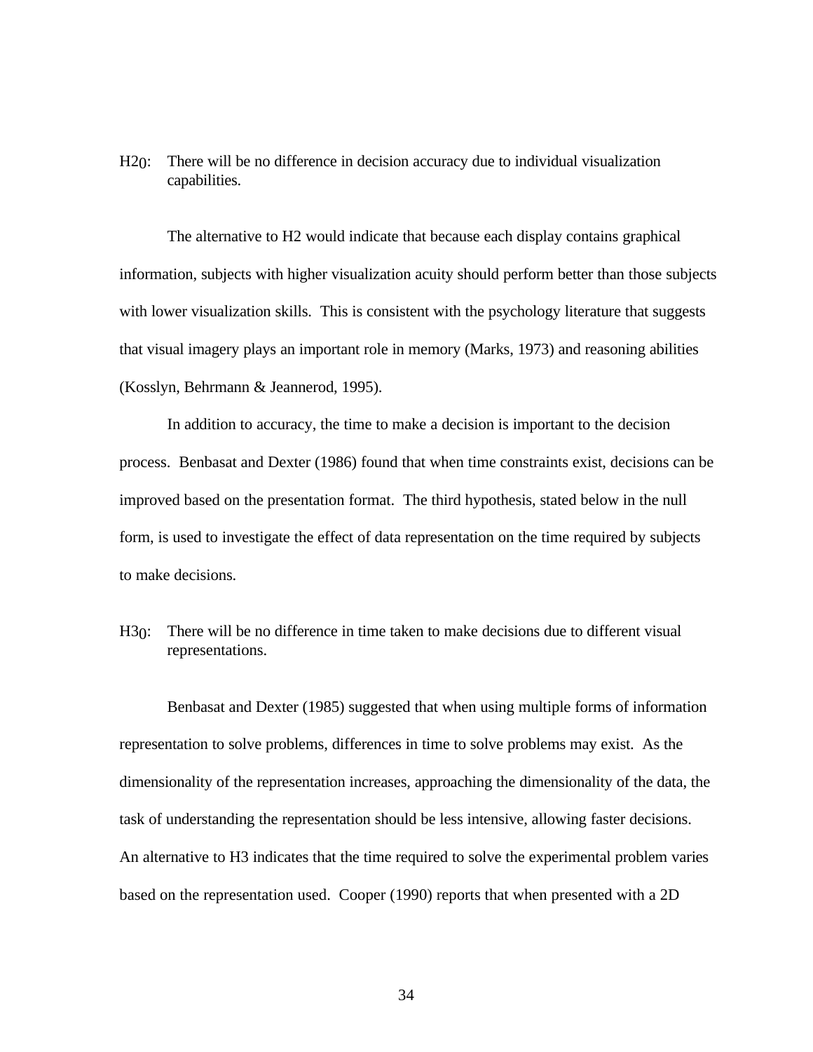$H2_0$: There will be no difference in decision accuracy due to individual visualization capabilities.

The alternative to H2 would indicate that because each display contains graphical information, subjects with higher visualization acuity should perform better than those subjects with lower visualization skills. This is consistent with the psychology literature that suggests that visual imagery plays an important role in memory (Marks, 1973) and reasoning abilities (Kosslyn, Behrmann & Jeannerod, 1995).

In addition to accuracy, the time to make a decision is important to the decision process. Benbasat and Dexter (1986) found that when time constraints exist, decisions can be improved based on the presentation format. The third hypothesis, stated below in the null form, is used to investigate the effect of data representation on the time required by subjects to make decisions.

$H3_0$: There will be no difference in time taken to make decisions due to different visual representations.

Benbasat and Dexter (1985) suggested that when using multiple forms of information representation to solve problems, differences in time to solve problems may exist. As the dimensionality of the representation increases, approaching the dimensionality of the data, the task of understanding the representation should be less intensive, allowing faster decisions. An alternative to H3 indicates that the time required to solve the experimental problem varies based on the representation used. Cooper (1990) reports that when presented with a 2D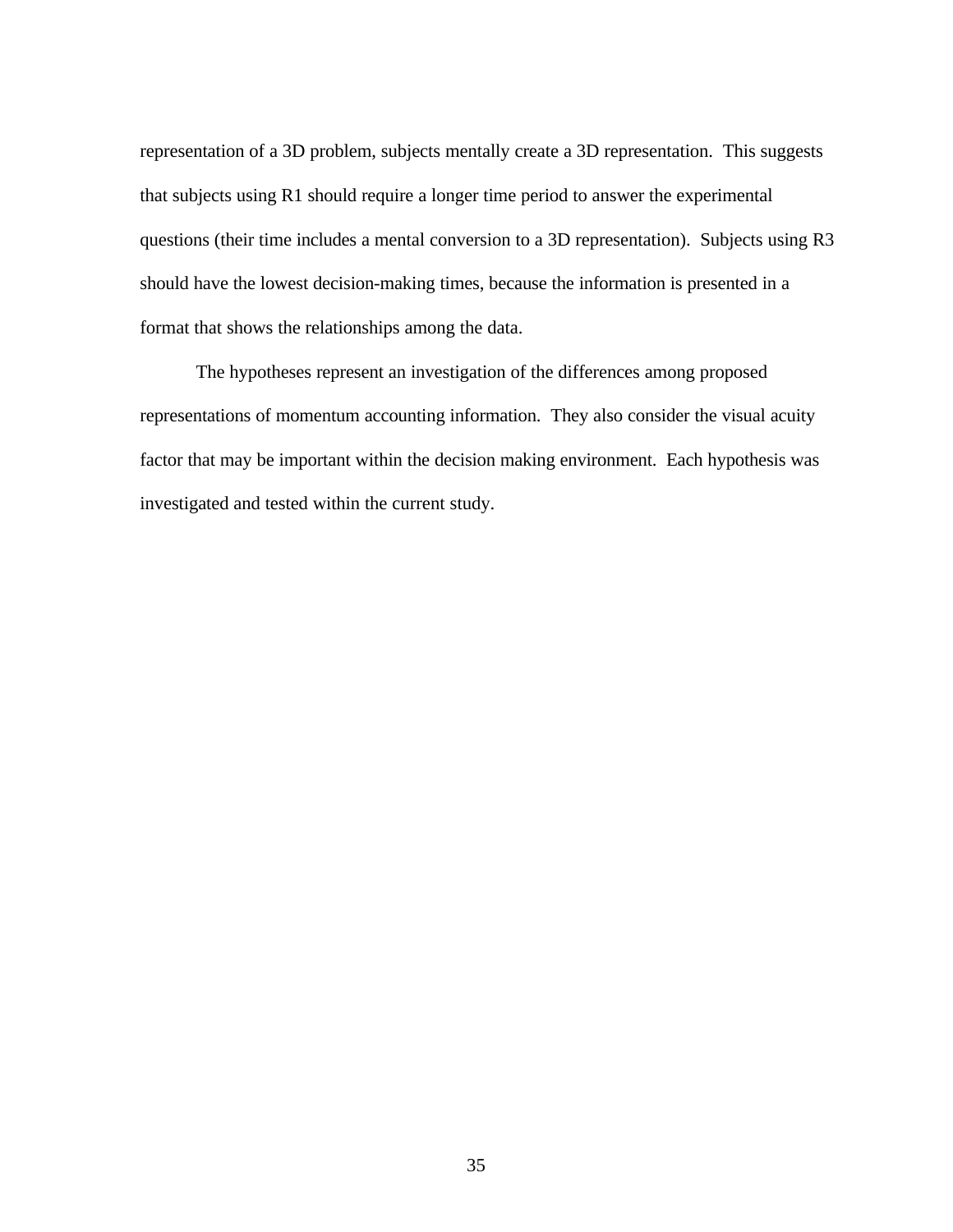representation of a 3D problem, subjects mentally create a 3D representation. This suggests that subjects using R1 should require a longer time period to answer the experimental questions (their time includes a mental conversion to a 3D representation). Subjects using R3 should have the lowest decision-making times, because the information is presented in a format that shows the relationships among the data.

The hypotheses represent an investigation of the differences among proposed representations of momentum accounting information. They also consider the visual acuity factor that may be important within the decision making environment. Each hypothesis was investigated and tested within the current study.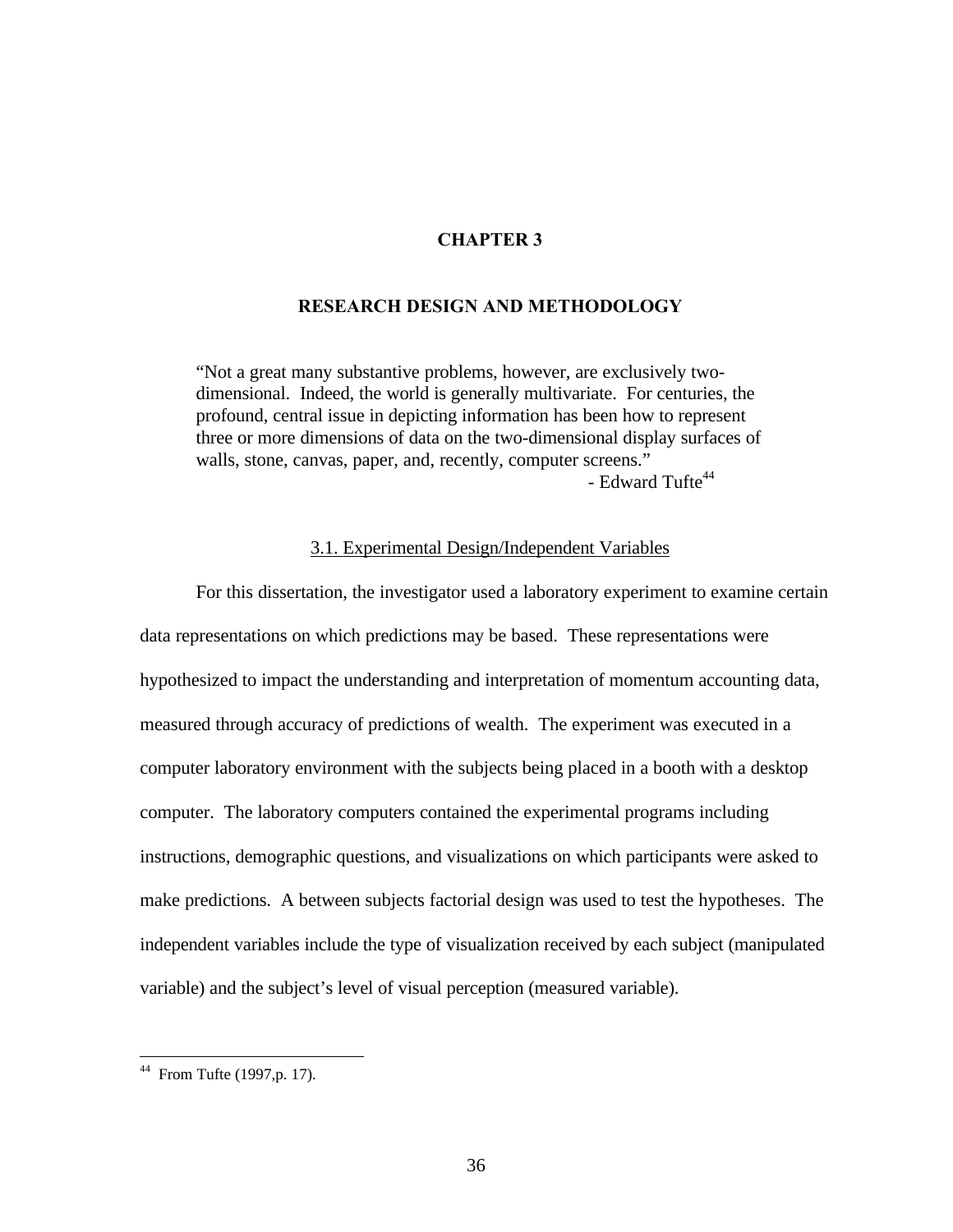# CHAPTER 3

## RESEARCH DESIGN AND METHODOLOGY

> "Not a great many substantive problems, however, are exclusively two-dimensional. Indeed, the world is generally multivariate. For centuries, the profound, central issue in depicting information has been how to represent three or more dimensions of data on the two-dimensional display surfaces of walls, stone, canvas, paper, and, recently, computer screens."
>
> \- Edward Tufte[44]

### 3.1. Experimental Design/Independent Variables

For this dissertation, the investigator used a laboratory experiment to examine certain data representations on which predictions may be based. These representations were hypothesized to impact the understanding and interpretation of momentum accounting data, measured through accuracy of predictions of wealth. The experiment was executed in a computer laboratory environment with the subjects being placed in a booth with a desktop computer. The laboratory computers contained the experimental programs including instructions, demographic questions, and visualizations on which participants were asked to make predictions. A between subjects factorial design was used to test the hypotheses. The independent variables include the type of visualization received by each subject (manipulated variable) and the subject's level of visual perception (measured variable).

---

[44] From Tufte (1997,p. 17).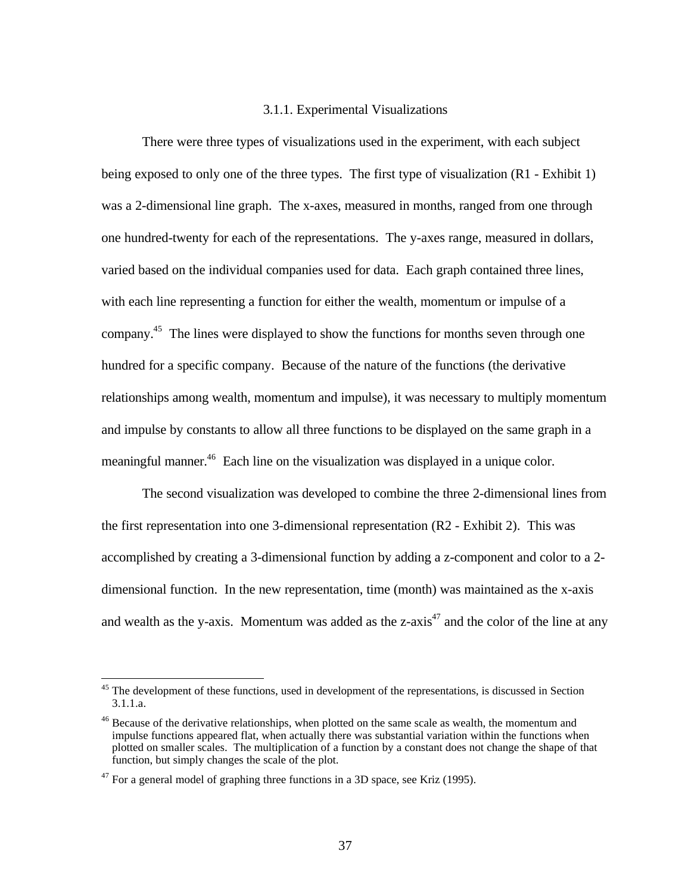### 3.1.1. Experimental Visualizations

There were three types of visualizations used in the experiment, with each subject being exposed to only one of the three types. The first type of visualization (R1 - Exhibit 1) was a 2-dimensional line graph. The x-axes, measured in months, ranged from one through one hundred-twenty for each of the representations. The y-axes range, measured in dollars, varied based on the individual companies used for data. Each graph contained three lines, with each line representing a function for either the wealth, momentum or impulse of a company.[45] The lines were displayed to show the functions for months seven through one hundred for a specific company. Because of the nature of the functions (the derivative relationships among wealth, momentum and impulse), it was necessary to multiply momentum and impulse by constants to allow all three functions to be displayed on the same graph in a meaningful manner.[46] Each line on the visualization was displayed in a unique color.

The second visualization was developed to combine the three 2-dimensional lines from the first representation into one 3-dimensional representation (R2 - Exhibit 2). This was accomplished by creating a 3-dimensional function by adding a z-component and color to a 2-dimensional function. In the new representation, time (month) was maintained as the x-axis and wealth as the y-axis. Momentum was added as the z-axis[47] and the color of the line at any

---

[45] The development of these functions, used in development of the representations, is discussed in Section 3.1.1.a.

[46] Because of the derivative relationships, when plotted on the same scale as wealth, the momentum and impulse functions appeared flat, when actually there was substantial variation within the functions when plotted on smaller scales. The multiplication of a function by a constant does not change the shape of that function, but simply changes the scale of the plot.

[47] For a general model of graphing three functions in a 3D space, see Kriz (1995).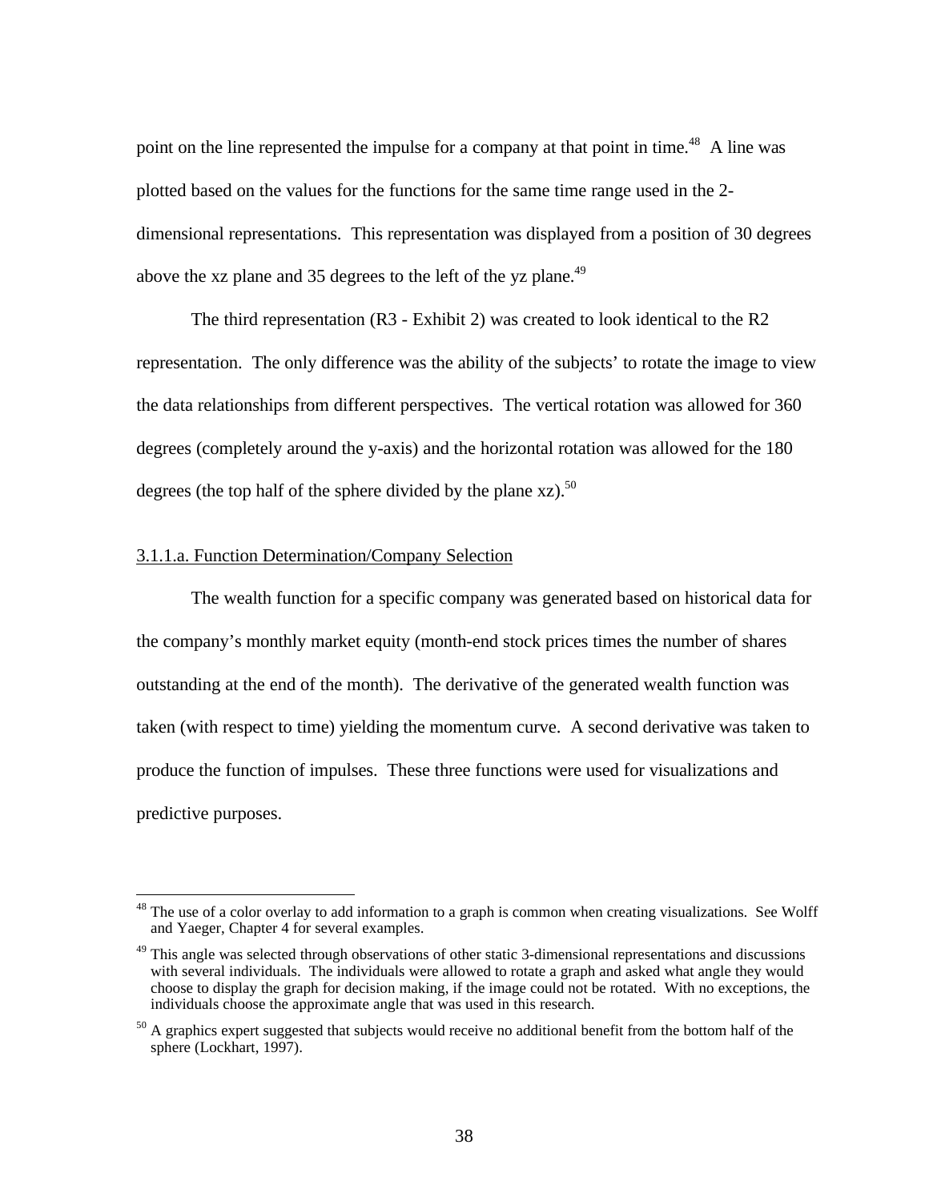point on the line represented the impulse for a company at that point in time.[48] A line was plotted based on the values for the functions for the same time range used in the 2-dimensional representations. This representation was displayed from a position of 30 degrees above the xz plane and 35 degrees to the left of the yz plane.[49]

The third representation (R3 - Exhibit 2) was created to look identical to the R2 representation. The only difference was the ability of the subjects' to rotate the image to view the data relationships from different perspectives. The vertical rotation was allowed for 360 degrees (completely around the y-axis) and the horizontal rotation was allowed for the 180 degrees (the top half of the sphere divided by the plane xz).[50]

3.1.1.a. Function Determination/Company Selection

The wealth function for a specific company was generated based on historical data for the company's monthly market equity (month-end stock prices times the number of shares outstanding at the end of the month). The derivative of the generated wealth function was taken (with respect to time) yielding the momentum curve. A second derivative was taken to produce the function of impulses. These three functions were used for visualizations and predictive purposes.

---

[48] The use of a color overlay to add information to a graph is common when creating visualizations. See Wolff and Yaeger, Chapter 4 for several examples.

[49] This angle was selected through observations of other static 3-dimensional representations and discussions with several individuals. The individuals were allowed to rotate a graph and asked what angle they would choose to display the graph for decision making, if the image could not be rotated. With no exceptions, the individuals choose the approximate angle that was used in this research.

[50] A graphics expert suggested that subjects would receive no additional benefit from the bottom half of the sphere (Lockhart, 1997).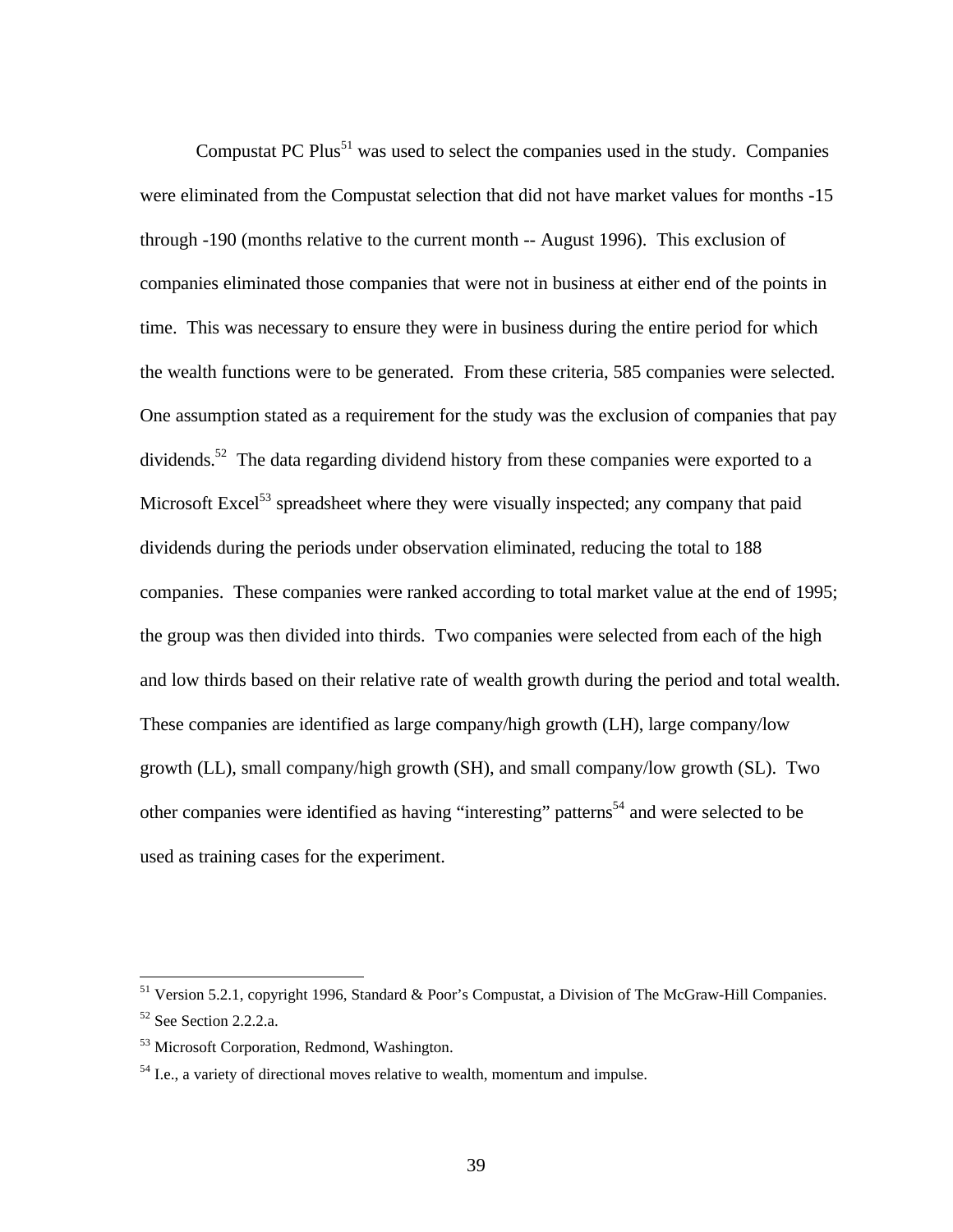Compustat PC Plus[51] was used to select the companies used in the study. Companies were eliminated from the Compustat selection that did not have market values for months -15 through -190 (months relative to the current month -- August 1996). This exclusion of companies eliminated those companies that were not in business at either end of the points in time. This was necessary to ensure they were in business during the entire period for which the wealth functions were to be generated. From these criteria, 585 companies were selected. One assumption stated as a requirement for the study was the exclusion of companies that pay dividends.[52] The data regarding dividend history from these companies were exported to a Microsoft Excel[53] spreadsheet where they were visually inspected; any company that paid dividends during the periods under observation eliminated, reducing the total to 188 companies. These companies were ranked according to total market value at the end of 1995; the group was then divided into thirds. Two companies were selected from each of the high and low thirds based on their relative rate of wealth growth during the period and total wealth. These companies are identified as large company/high growth (LH), large company/low growth (LL), small company/high growth (SH), and small company/low growth (SL). Two other companies were identified as having "interesting" patterns[54] and were selected to be used as training cases for the experiment.

---

[51] Version 5.2.1, copyright 1996, Standard & Poor's Compustat, a Division of The McGraw-Hill Companies.

[52] See Section 2.2.2.a.

[53] Microsoft Corporation, Redmond, Washington.

[54] I.e., a variety of directional moves relative to wealth, momentum and impulse.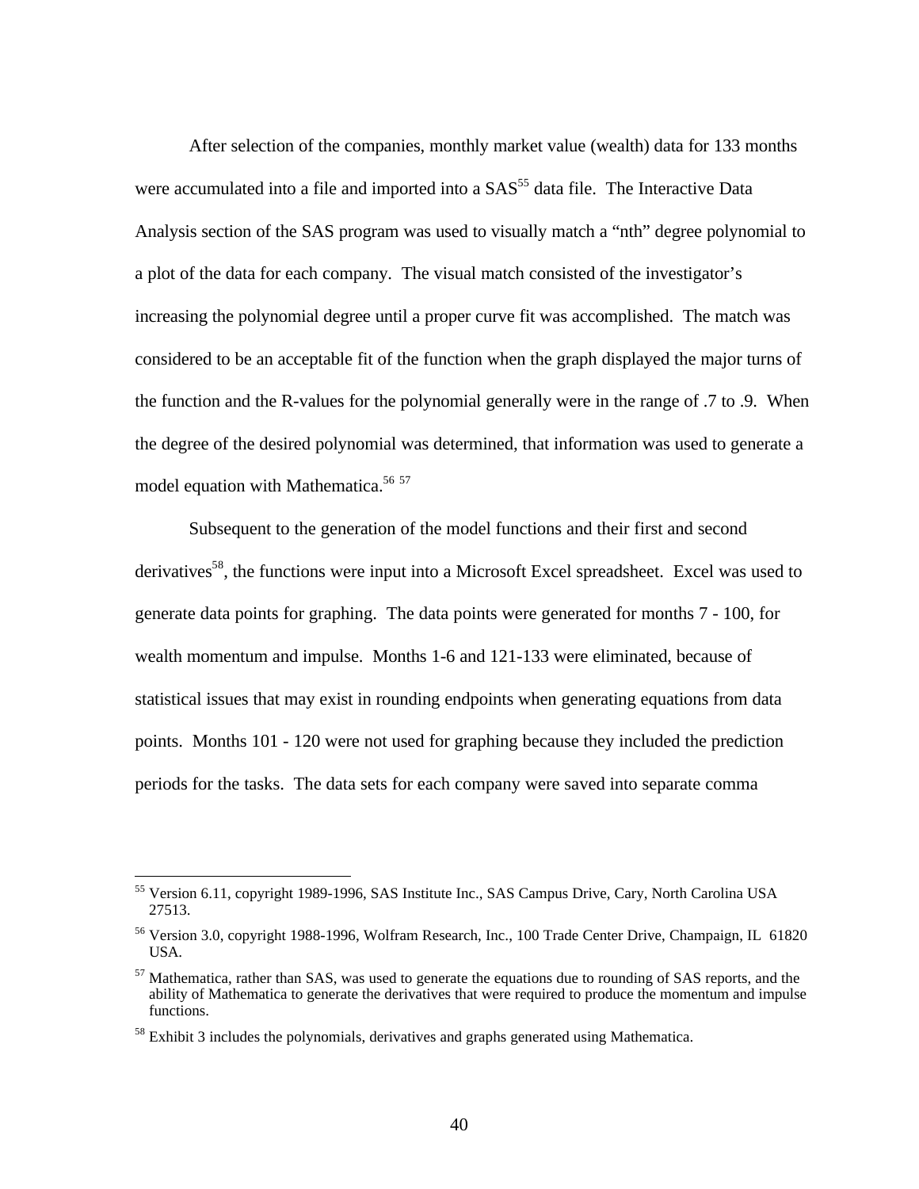After selection of the companies, monthly market value (wealth) data for 133 months were accumulated into a file and imported into a SAS[55] data file. The Interactive Data Analysis section of the SAS program was used to visually match a "nth" degree polynomial to a plot of the data for each company. The visual match consisted of the investigator's increasing the polynomial degree until a proper curve fit was accomplished. The match was considered to be an acceptable fit of the function when the graph displayed the major turns of the function and the R-values for the polynomial generally were in the range of .7 to .9. When the degree of the desired polynomial was determined, that information was used to generate a model equation with Mathematica.[56] [57]

Subsequent to the generation of the model functions and their first and second derivatives[58], the functions were input into a Microsoft Excel spreadsheet. Excel was used to generate data points for graphing. The data points were generated for months 7 - 100, for wealth momentum and impulse. Months 1-6 and 121-133 were eliminated, because of statistical issues that may exist in rounding endpoints when generating equations from data points. Months 101 - 120 were not used for graphing because they included the prediction periods for the tasks. The data sets for each company were saved into separate comma

---

[55] Version 6.11, copyright 1989-1996, SAS Institute Inc., SAS Campus Drive, Cary, North Carolina USA 27513.

[56] Version 3.0, copyright 1988-1996, Wolfram Research, Inc., 100 Trade Center Drive, Champaign, IL 61820 USA.

[57] Mathematica, rather than SAS, was used to generate the equations due to rounding of SAS reports, and the ability of Mathematica to generate the derivatives that were required to produce the momentum and impulse functions.

[58] Exhibit 3 includes the polynomials, derivatives and graphs generated using Mathematica.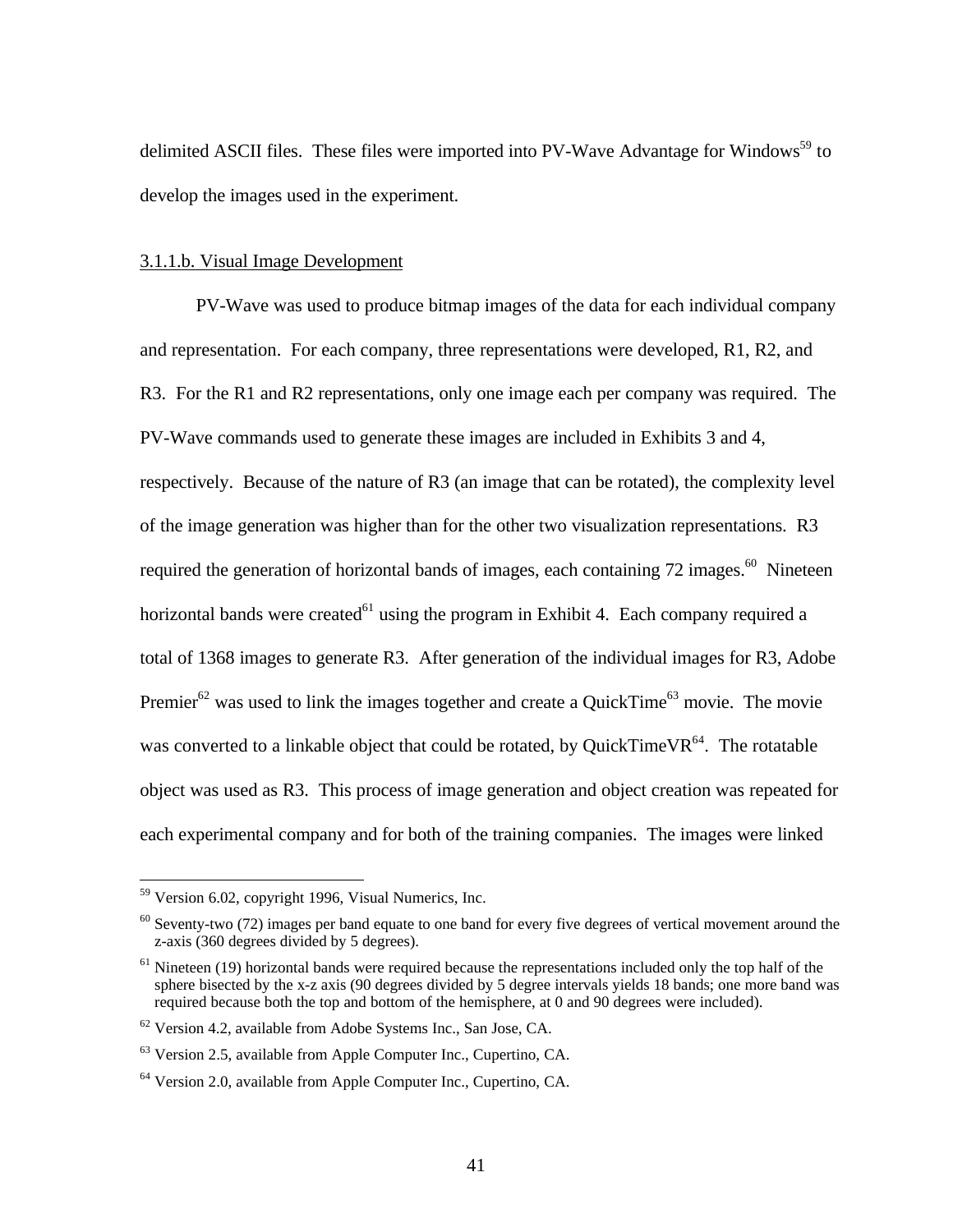delimited ASCII files. These files were imported into PV-Wave Advantage for Windows[59] to develop the images used in the experiment.

3.1.1.b. Visual Image Development

PV-Wave was used to produce bitmap images of the data for each individual company and representation. For each company, three representations were developed, R1, R2, and R3. For the R1 and R2 representations, only one image each per company was required. The PV-Wave commands used to generate these images are included in Exhibits 3 and 4, respectively. Because of the nature of R3 (an image that can be rotated), the complexity level of the image generation was higher than for the other two visualization representations. R3 required the generation of horizontal bands of images, each containing 72 images.[60] Nineteen horizontal bands were created[61] using the program in Exhibit 4. Each company required a total of 1368 images to generate R3. After generation of the individual images for R3, Adobe Premier[62] was used to link the images together and create a QuickTime[63] movie. The movie was converted to a linkable object that could be rotated, by QuickTimeVR[64]. The rotatable object was used as R3. This process of image generation and object creation was repeated for each experimental company and for both of the training companies. The images were linked

---

[59] Version 6.02, copyright 1996, Visual Numerics, Inc.

[60] Seventy-two (72) images per band equate to one band for every five degrees of vertical movement around the z-axis (360 degrees divided by 5 degrees).

[61] Nineteen (19) horizontal bands were required because the representations included only the top half of the sphere bisected by the x-z axis (90 degrees divided by 5 degree intervals yields 18 bands; one more band was required because both the top and bottom of the hemisphere, at 0 and 90 degrees were included).

[62] Version 4.2, available from Adobe Systems Inc., San Jose, CA.

[63] Version 2.5, available from Apple Computer Inc., Cupertino, CA.

[64] Version 2.0, available from Apple Computer Inc., Cupertino, CA.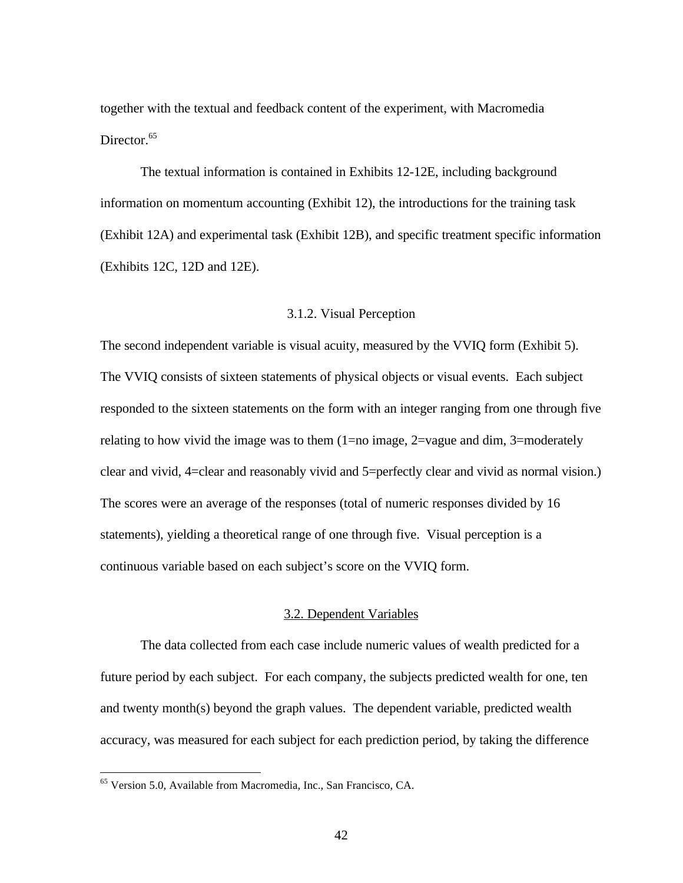together with the textual and feedback content of the experiment, with Macromedia Director.[65]

The textual information is contained in Exhibits 12-12E, including background information on momentum accounting (Exhibit 12), the introductions for the training task (Exhibit 12A) and experimental task (Exhibit 12B), and specific treatment specific information (Exhibits 12C, 12D and 12E).

### 3.1.2. Visual Perception

The second independent variable is visual acuity, measured by the VVIQ form (Exhibit 5). The VVIQ consists of sixteen statements of physical objects or visual events. Each subject responded to the sixteen statements on the form with an integer ranging from one through five relating to how vivid the image was to them (1=no image, 2=vague and dim, 3=moderately clear and vivid, 4=clear and reasonably vivid and 5=perfectly clear and vivid as normal vision.) The scores were an average of the responses (total of numeric responses divided by 16 statements), yielding a theoretical range of one through five. Visual perception is a continuous variable based on each subject's score on the VVIQ form.

## 3.2. Dependent Variables

The data collected from each case include numeric values of wealth predicted for a future period by each subject. For each company, the subjects predicted wealth for one, ten and twenty month(s) beyond the graph values. The dependent variable, predicted wealth accuracy, was measured for each subject for each prediction period, by taking the difference

---

[65] Version 5.0, Available from Macromedia, Inc., San Francisco, CA.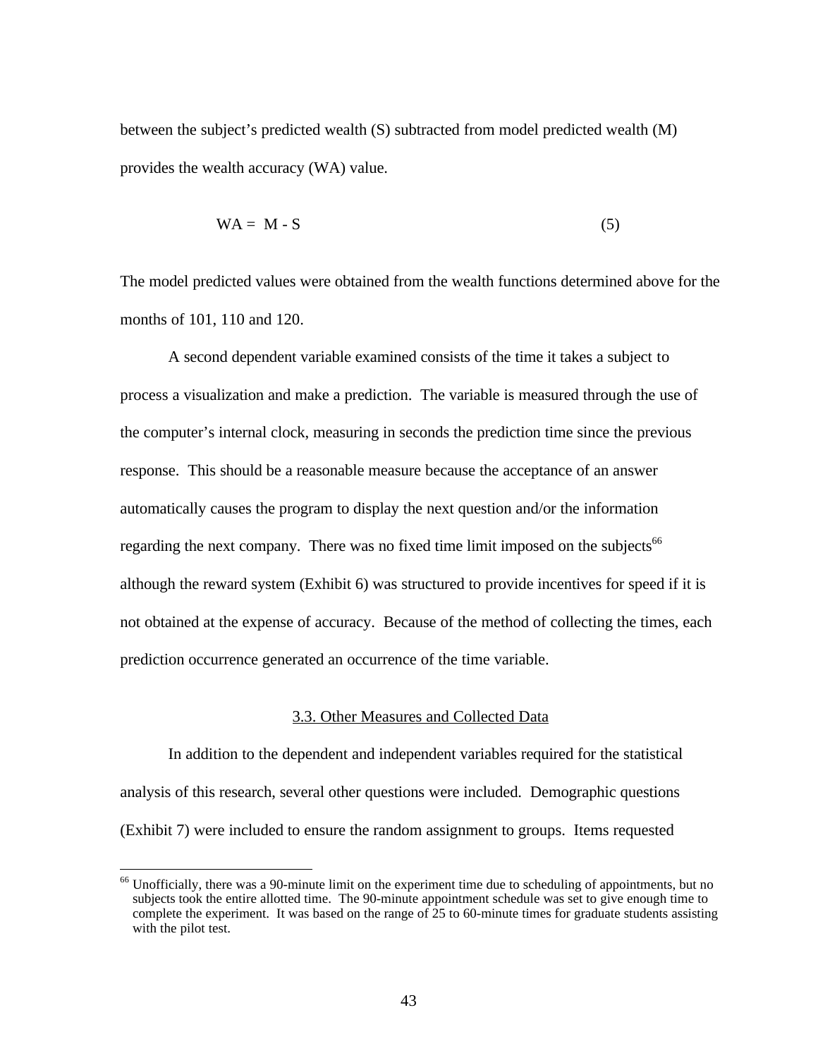between the subject's predicted wealth (S) subtracted from model predicted wealth (M) provides the wealth accuracy (WA) value.

$$WA = M - S \tag{5}$$

The model predicted values were obtained from the wealth functions determined above for the months of 101, 110 and 120.

A second dependent variable examined consists of the time it takes a subject to process a visualization and make a prediction. The variable is measured through the use of the computer's internal clock, measuring in seconds the prediction time since the previous response. This should be a reasonable measure because the acceptance of an answer automatically causes the program to display the next question and/or the information regarding the next company. There was no fixed time limit imposed on the subjects[66] although the reward system (Exhibit 6) was structured to provide incentives for speed if it is not obtained at the expense of accuracy. Because of the method of collecting the times, each prediction occurrence generated an occurrence of the time variable.

### 3.3. Other Measures and Collected Data

In addition to the dependent and independent variables required for the statistical analysis of this research, several other questions were included. Demographic questions (Exhibit 7) were included to ensure the random assignment to groups. Items requested

[66] Unofficially, there was a 90-minute limit on the experiment time due to scheduling of appointments, but no subjects took the entire allotted time. The 90-minute appointment schedule was set to give enough time to complete the experiment. It was based on the range of 25 to 60-minute times for graduate students assisting with the pilot test.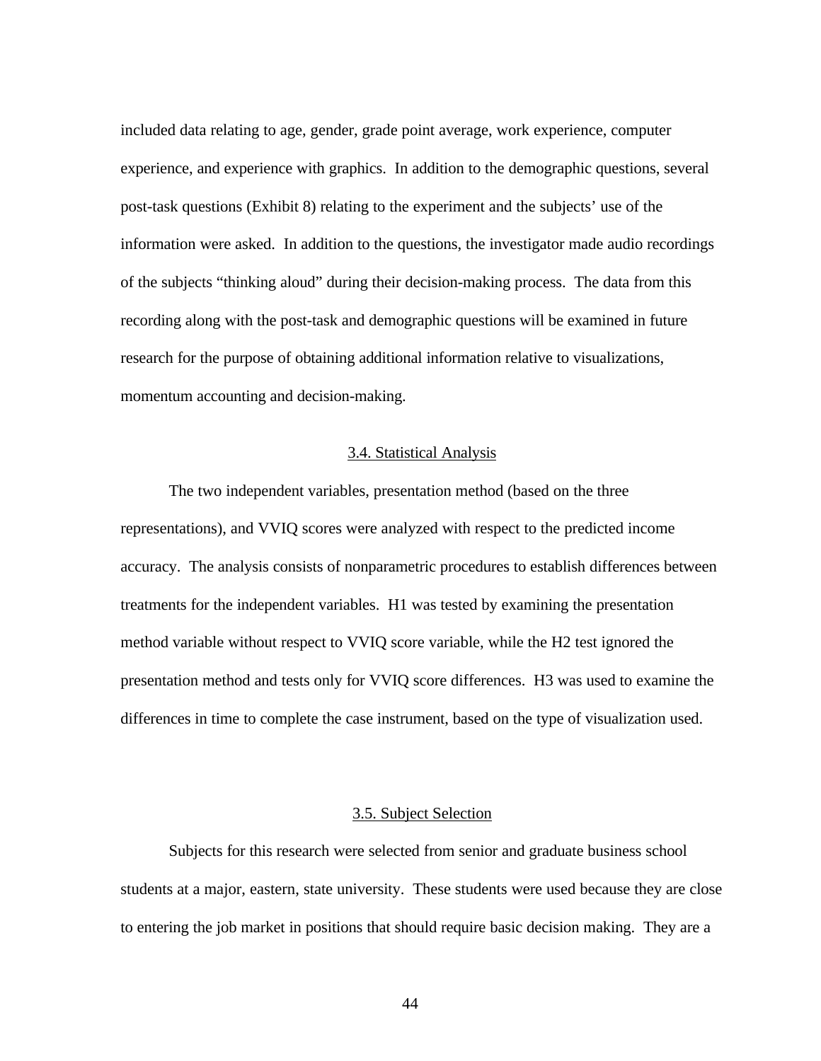included data relating to age, gender, grade point average, work experience, computer experience, and experience with graphics. In addition to the demographic questions, several post-task questions (Exhibit 8) relating to the experiment and the subjects' use of the information were asked. In addition to the questions, the investigator made audio recordings of the subjects "thinking aloud" during their decision-making process. The data from this recording along with the post-task and demographic questions will be examined in future research for the purpose of obtaining additional information relative to visualizations, momentum accounting and decision-making.

### 3.4. Statistical Analysis

The two independent variables, presentation method (based on the three representations), and VVIQ scores were analyzed with respect to the predicted income accuracy. The analysis consists of nonparametric procedures to establish differences between treatments for the independent variables. H1 was tested by examining the presentation method variable without respect to VVIQ score variable, while the H2 test ignored the presentation method and tests only for VVIQ score differences. H3 was used to examine the differences in time to complete the case instrument, based on the type of visualization used.

### 3.5. Subject Selection

Subjects for this research were selected from senior and graduate business school students at a major, eastern, state university. These students were used because they are close to entering the job market in positions that should require basic decision making. They are a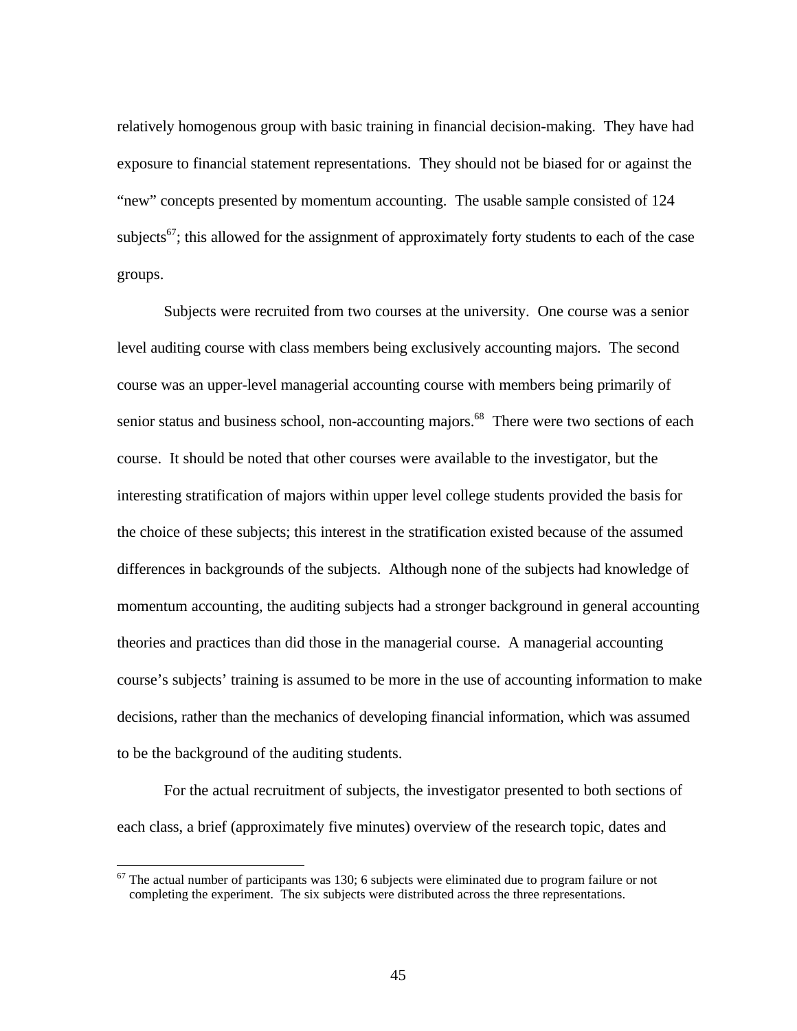relatively homogenous group with basic training in financial decision-making. They have had exposure to financial statement representations. They should not be biased for or against the "new" concepts presented by momentum accounting. The usable sample consisted of 124 subjects[67]; this allowed for the assignment of approximately forty students to each of the case groups.

Subjects were recruited from two courses at the university. One course was a senior level auditing course with class members being exclusively accounting majors. The second course was an upper-level managerial accounting course with members being primarily of senior status and business school, non-accounting majors.[68] There were two sections of each course. It should be noted that other courses were available to the investigator, but the interesting stratification of majors within upper level college students provided the basis for the choice of these subjects; this interest in the stratification existed because of the assumed differences in backgrounds of the subjects. Although none of the subjects had knowledge of momentum accounting, the auditing subjects had a stronger background in general accounting theories and practices than did those in the managerial course. A managerial accounting course's subjects' training is assumed to be more in the use of accounting information to make decisions, rather than the mechanics of developing financial information, which was assumed to be the background of the auditing students.

For the actual recruitment of subjects, the investigator presented to both sections of each class, a brief (approximately five minutes) overview of the research topic, dates and

---

[67] The actual number of participants was 130; 6 subjects were eliminated due to program failure or not completing the experiment. The six subjects were distributed across the three representations.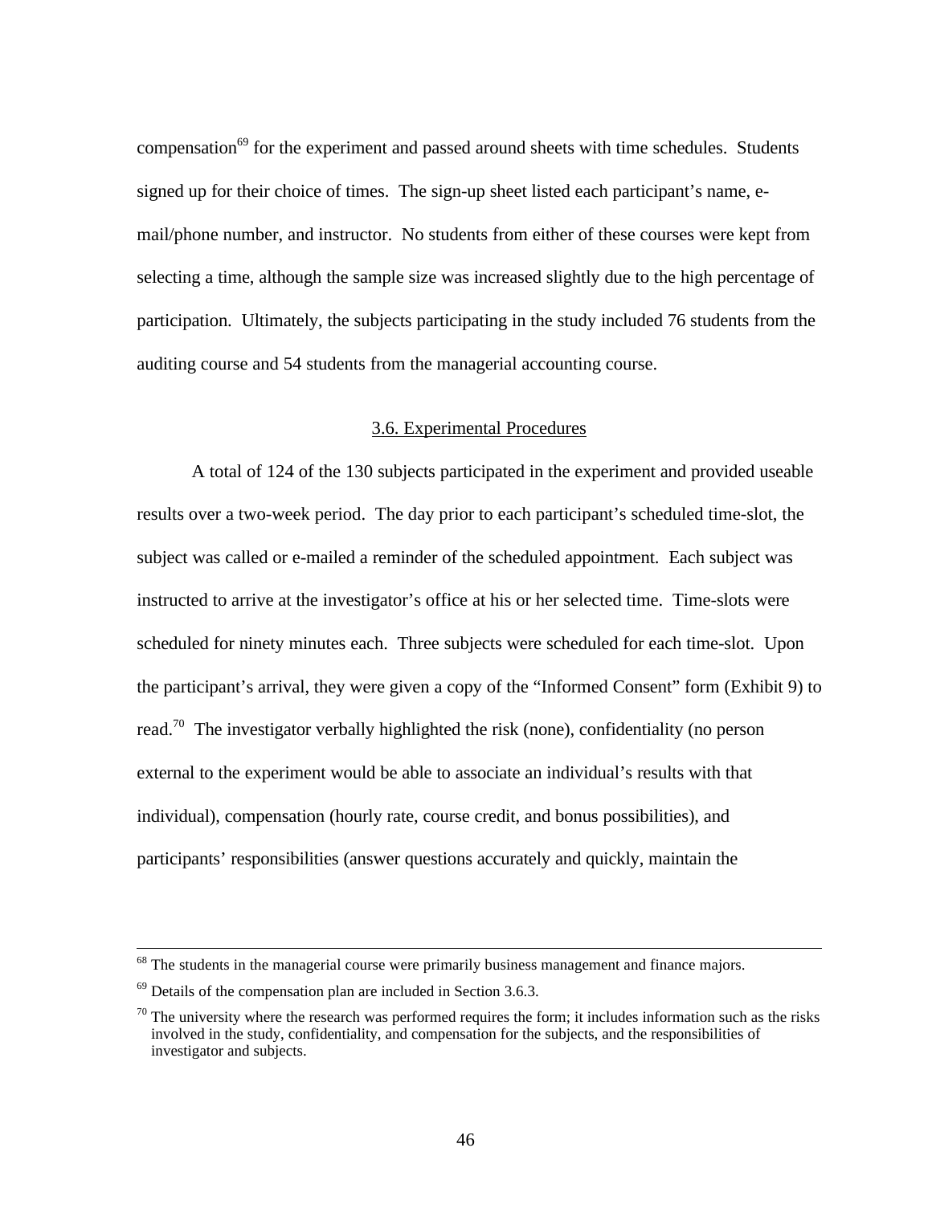compensation[69] for the experiment and passed around sheets with time schedules. Students signed up for their choice of times. The sign-up sheet listed each participant's name, e-mail/phone number, and instructor. No students from either of these courses were kept from selecting a time, although the sample size was increased slightly due to the high percentage of participation. Ultimately, the subjects participating in the study included 76 students from the auditing course and 54 students from the managerial accounting course.

### 3.6. Experimental Procedures

A total of 124 of the 130 subjects participated in the experiment and provided useable results over a two-week period. The day prior to each participant's scheduled time-slot, the subject was called or e-mailed a reminder of the scheduled appointment. Each subject was instructed to arrive at the investigator's office at his or her selected time. Time-slots were scheduled for ninety minutes each. Three subjects were scheduled for each time-slot. Upon the participant's arrival, they were given a copy of the "Informed Consent" form (Exhibit 9) to read.[70] The investigator verbally highlighted the risk (none), confidentiality (no person external to the experiment would be able to associate an individual's results with that individual), compensation (hourly rate, course credit, and bonus possibilities), and participants' responsibilities (answer questions accurately and quickly, maintain the

---

[68] The students in the managerial course were primarily business management and finance majors.

[69] Details of the compensation plan are included in Section 3.6.3.

[70] The university where the research was performed requires the form; it includes information such as the risks involved in the study, confidentiality, and compensation for the subjects, and the responsibilities of investigator and subjects.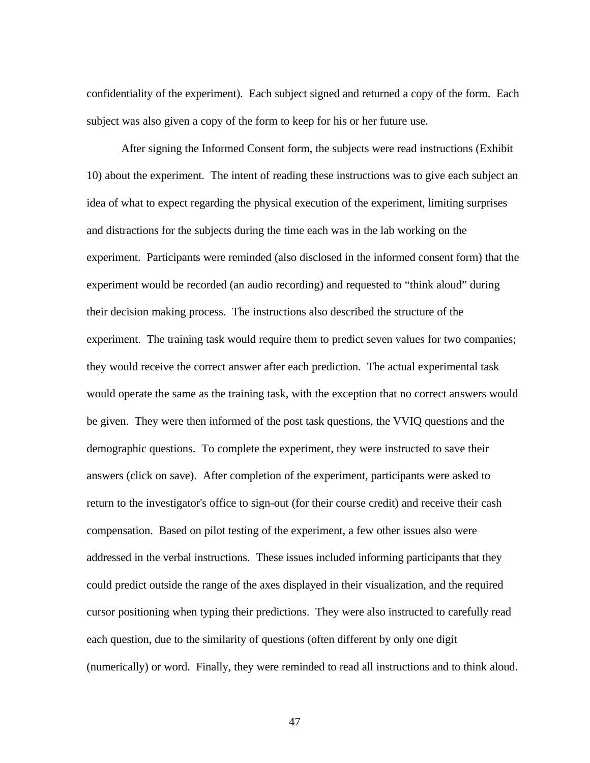confidentiality of the experiment). Each subject signed and returned a copy of the form. Each subject was also given a copy of the form to keep for his or her future use.

After signing the Informed Consent form, the subjects were read instructions (Exhibit 10) about the experiment. The intent of reading these instructions was to give each subject an idea of what to expect regarding the physical execution of the experiment, limiting surprises and distractions for the subjects during the time each was in the lab working on the experiment. Participants were reminded (also disclosed in the informed consent form) that the experiment would be recorded (an audio recording) and requested to "think aloud" during their decision making process. The instructions also described the structure of the experiment. The training task would require them to predict seven values for two companies; they would receive the correct answer after each prediction. The actual experimental task would operate the same as the training task, with the exception that no correct answers would be given. They were then informed of the post task questions, the VVIQ questions and the demographic questions. To complete the experiment, they were instructed to save their answers (click on save). After completion of the experiment, participants were asked to return to the investigator's office to sign-out (for their course credit) and receive their cash compensation. Based on pilot testing of the experiment, a few other issues also were addressed in the verbal instructions. These issues included informing participants that they could predict outside the range of the axes displayed in their visualization, and the required cursor positioning when typing their predictions. They were also instructed to carefully read each question, due to the similarity of questions (often different by only one digit (numerically) or word. Finally, they were reminded to read all instructions and to think aloud.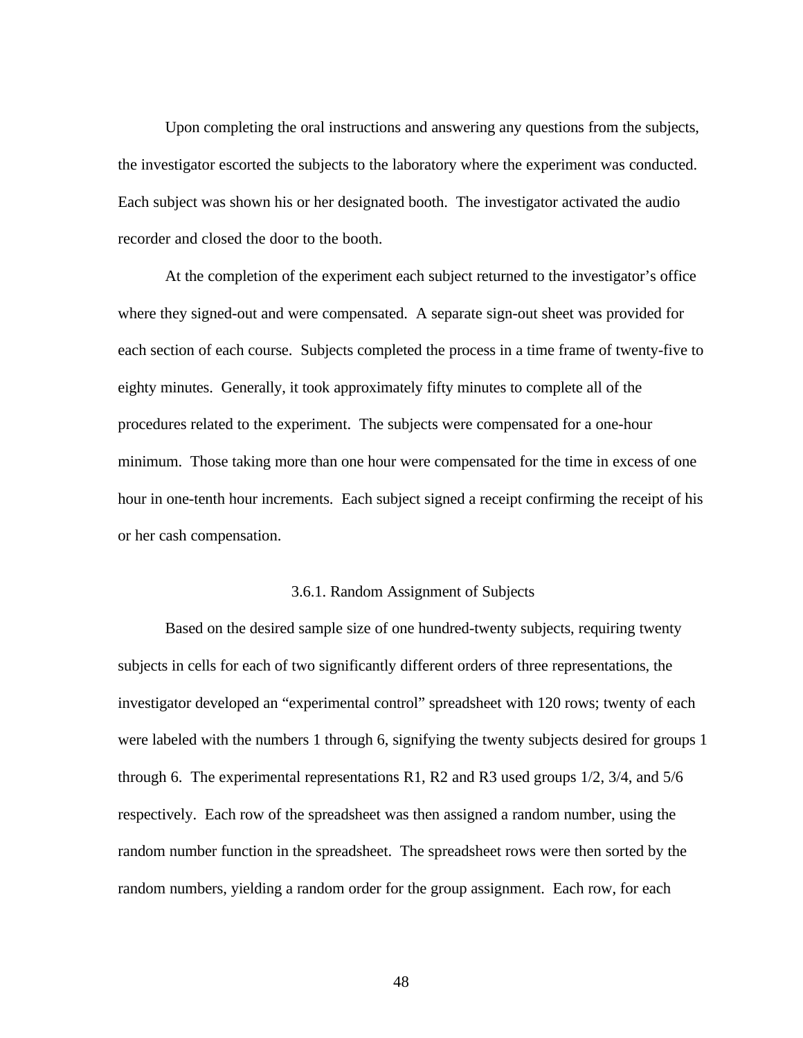Upon completing the oral instructions and answering any questions from the subjects, the investigator escorted the subjects to the laboratory where the experiment was conducted. Each subject was shown his or her designated booth. The investigator activated the audio recorder and closed the door to the booth.

At the completion of the experiment each subject returned to the investigator's office where they signed-out and were compensated. A separate sign-out sheet was provided for each section of each course. Subjects completed the process in a time frame of twenty-five to eighty minutes. Generally, it took approximately fifty minutes to complete all of the procedures related to the experiment. The subjects were compensated for a one-hour minimum. Those taking more than one hour were compensated for the time in excess of one hour in one-tenth hour increments. Each subject signed a receipt confirming the receipt of his or her cash compensation.

### 3.6.1. Random Assignment of Subjects

Based on the desired sample size of one hundred-twenty subjects, requiring twenty subjects in cells for each of two significantly different orders of three representations, the investigator developed an "experimental control" spreadsheet with 120 rows; twenty of each were labeled with the numbers 1 through 6, signifying the twenty subjects desired for groups 1 through 6. The experimental representations R1, R2 and R3 used groups 1/2, 3/4, and 5/6 respectively. Each row of the spreadsheet was then assigned a random number, using the random number function in the spreadsheet. The spreadsheet rows were then sorted by the random numbers, yielding a random order for the group assignment. Each row, for each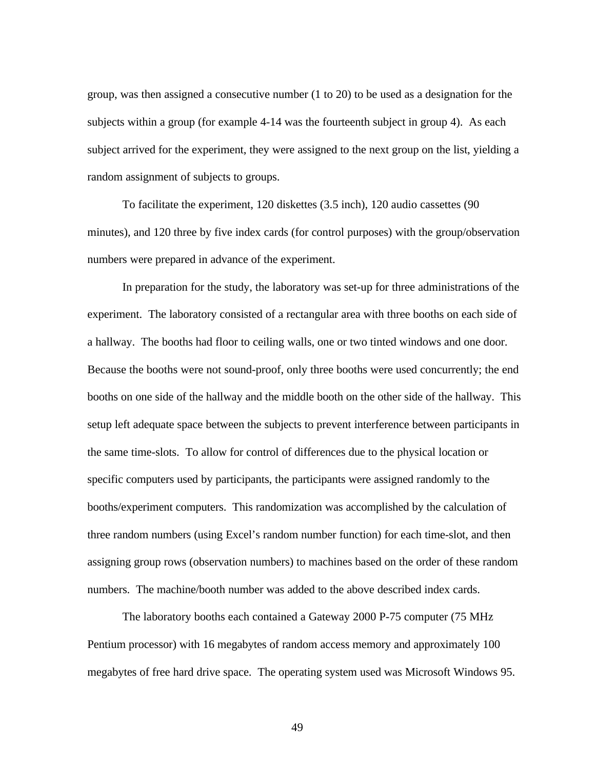group, was then assigned a consecutive number (1 to 20) to be used as a designation for the subjects within a group (for example 4-14 was the fourteenth subject in group 4). As each subject arrived for the experiment, they were assigned to the next group on the list, yielding a random assignment of subjects to groups.

To facilitate the experiment, 120 diskettes (3.5 inch), 120 audio cassettes (90 minutes), and 120 three by five index cards (for control purposes) with the group/observation numbers were prepared in advance of the experiment.

In preparation for the study, the laboratory was set-up for three administrations of the experiment. The laboratory consisted of a rectangular area with three booths on each side of a hallway. The booths had floor to ceiling walls, one or two tinted windows and one door. Because the booths were not sound-proof, only three booths were used concurrently; the end booths on one side of the hallway and the middle booth on the other side of the hallway. This setup left adequate space between the subjects to prevent interference between participants in the same time-slots. To allow for control of differences due to the physical location or specific computers used by participants, the participants were assigned randomly to the booths/experiment computers. This randomization was accomplished by the calculation of three random numbers (using Excel's random number function) for each time-slot, and then assigning group rows (observation numbers) to machines based on the order of these random numbers. The machine/booth number was added to the above described index cards.

The laboratory booths each contained a Gateway 2000 P-75 computer (75 MHz Pentium processor) with 16 megabytes of random access memory and approximately 100 megabytes of free hard drive space. The operating system used was Microsoft Windows 95.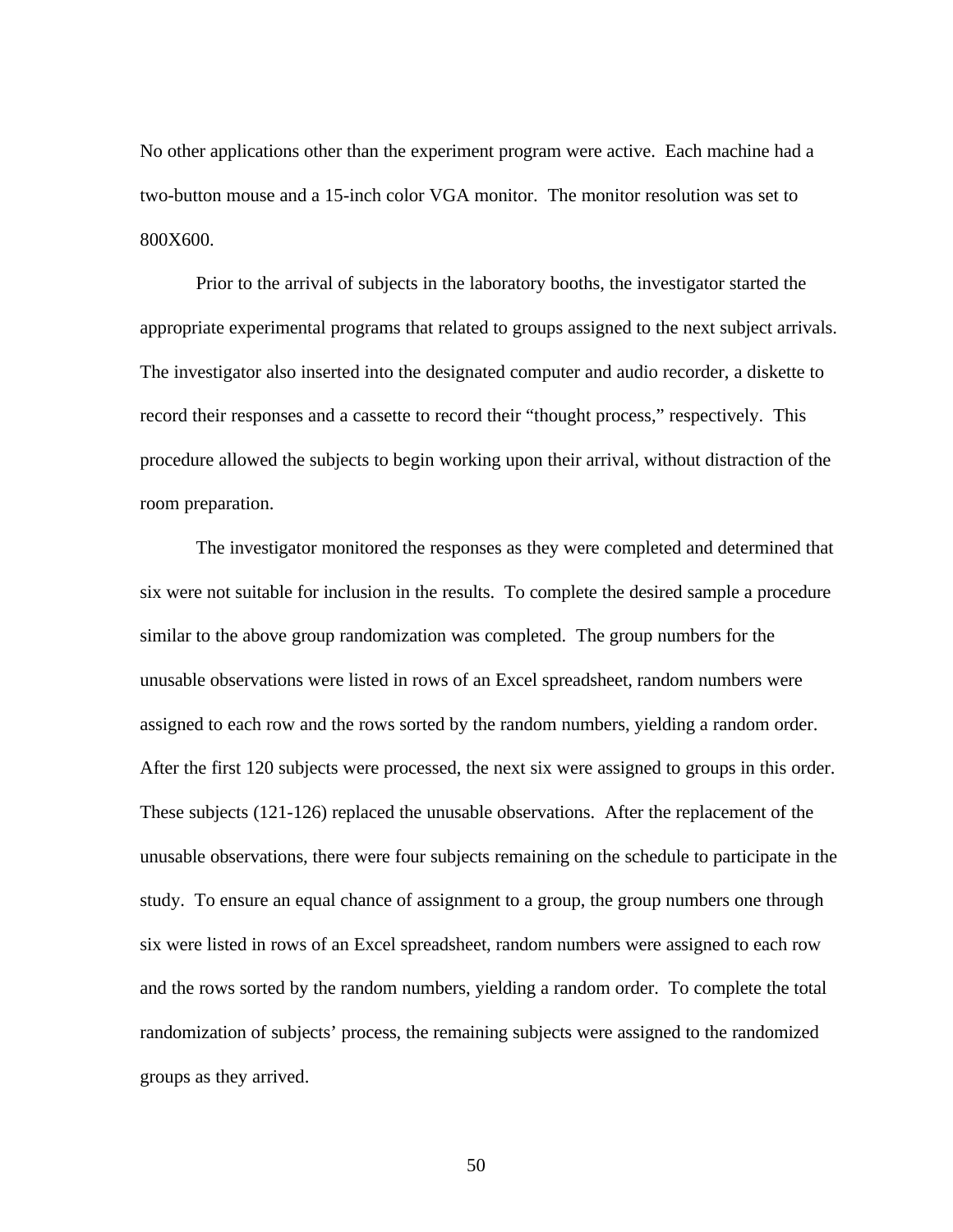No other applications other than the experiment program were active. Each machine had a two-button mouse and a 15-inch color VGA monitor. The monitor resolution was set to 800X600.

Prior to the arrival of subjects in the laboratory booths, the investigator started the appropriate experimental programs that related to groups assigned to the next subject arrivals. The investigator also inserted into the designated computer and audio recorder, a diskette to record their responses and a cassette to record their "thought process," respectively. This procedure allowed the subjects to begin working upon their arrival, without distraction of the room preparation.

The investigator monitored the responses as they were completed and determined that six were not suitable for inclusion in the results. To complete the desired sample a procedure similar to the above group randomization was completed. The group numbers for the unusable observations were listed in rows of an Excel spreadsheet, random numbers were assigned to each row and the rows sorted by the random numbers, yielding a random order. After the first 120 subjects were processed, the next six were assigned to groups in this order. These subjects (121-126) replaced the unusable observations. After the replacement of the unusable observations, there were four subjects remaining on the schedule to participate in the study. To ensure an equal chance of assignment to a group, the group numbers one through six were listed in rows of an Excel spreadsheet, random numbers were assigned to each row and the rows sorted by the random numbers, yielding a random order. To complete the total randomization of subjects' process, the remaining subjects were assigned to the randomized groups as they arrived.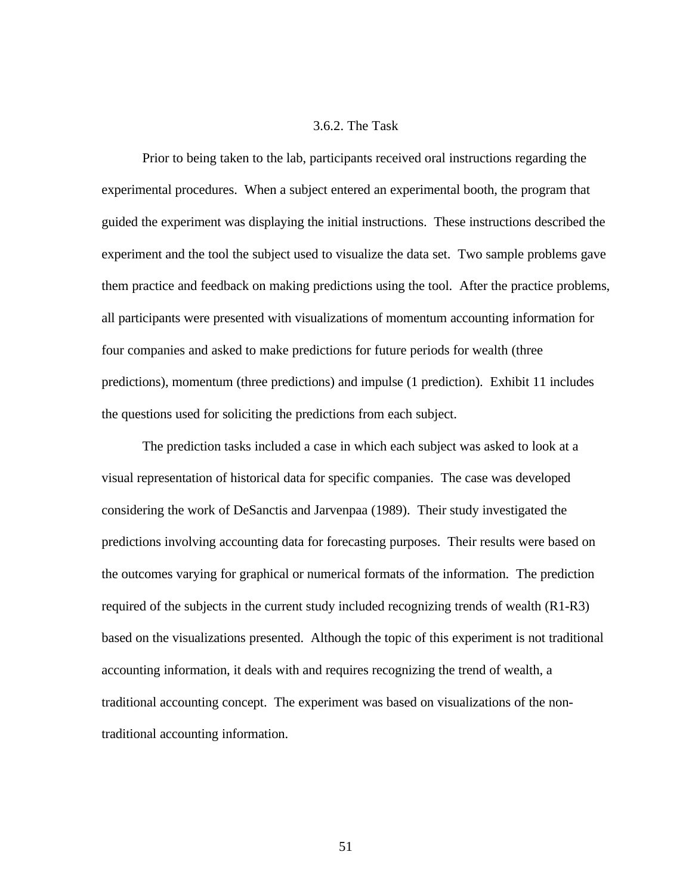### 3.6.2. The Task

Prior to being taken to the lab, participants received oral instructions regarding the experimental procedures. When a subject entered an experimental booth, the program that guided the experiment was displaying the initial instructions. These instructions described the experiment and the tool the subject used to visualize the data set. Two sample problems gave them practice and feedback on making predictions using the tool. After the practice problems, all participants were presented with visualizations of momentum accounting information for four companies and asked to make predictions for future periods for wealth (three predictions), momentum (three predictions) and impulse (1 prediction). Exhibit 11 includes the questions used for soliciting the predictions from each subject.

The prediction tasks included a case in which each subject was asked to look at a visual representation of historical data for specific companies. The case was developed considering the work of DeSanctis and Jarvenpaa (1989). Their study investigated the predictions involving accounting data for forecasting purposes. Their results were based on the outcomes varying for graphical or numerical formats of the information. The prediction required of the subjects in the current study included recognizing trends of wealth (R1-R3) based on the visualizations presented. Although the topic of this experiment is not traditional accounting information, it deals with and requires recognizing the trend of wealth, a traditional accounting concept. The experiment was based on visualizations of the non-traditional accounting information.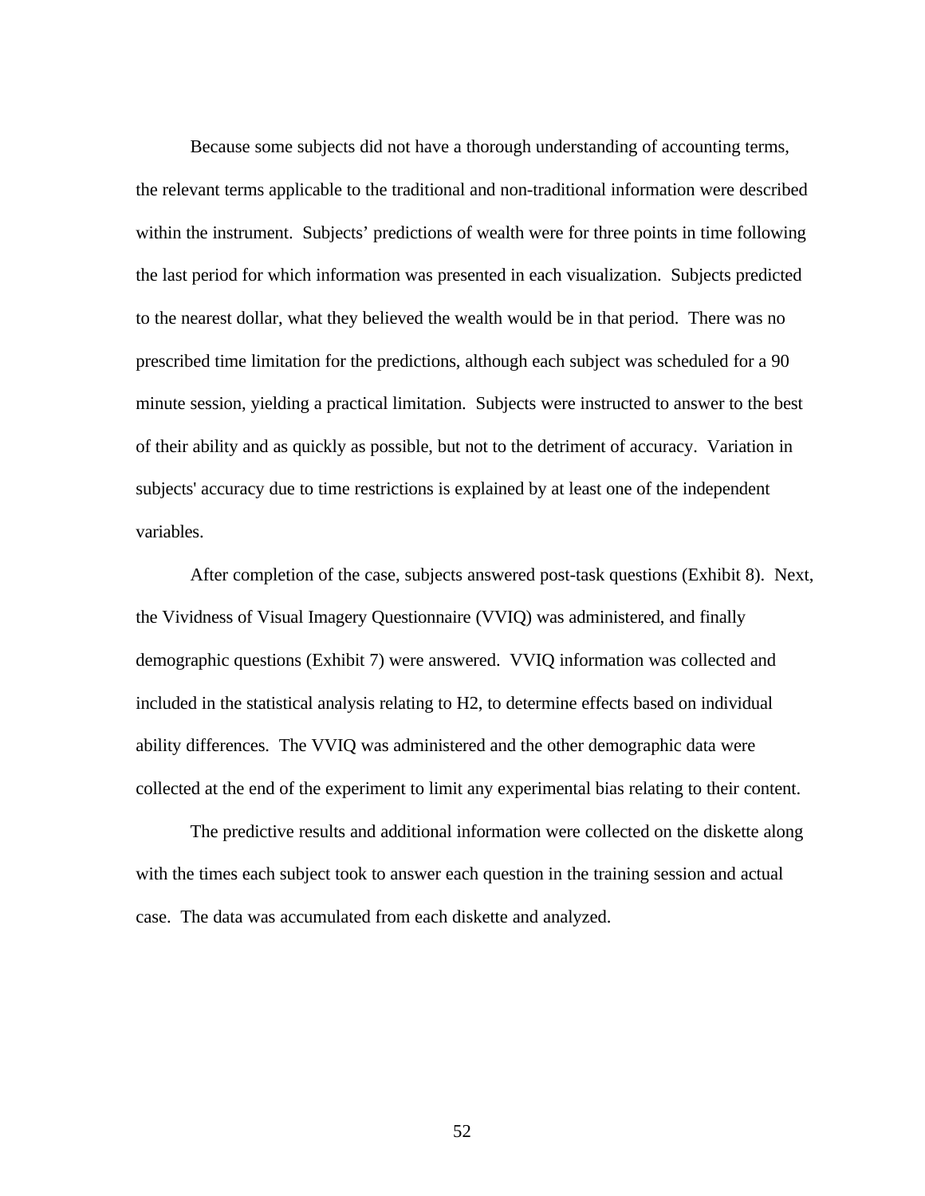Because some subjects did not have a thorough understanding of accounting terms, the relevant terms applicable to the traditional and non-traditional information were described within the instrument. Subjects' predictions of wealth were for three points in time following the last period for which information was presented in each visualization. Subjects predicted to the nearest dollar, what they believed the wealth would be in that period. There was no prescribed time limitation for the predictions, although each subject was scheduled for a 90 minute session, yielding a practical limitation. Subjects were instructed to answer to the best of their ability and as quickly as possible, but not to the detriment of accuracy. Variation in subjects' accuracy due to time restrictions is explained by at least one of the independent variables.

After completion of the case, subjects answered post-task questions (Exhibit 8). Next, the Vividness of Visual Imagery Questionnaire (VVIQ) was administered, and finally demographic questions (Exhibit 7) were answered. VVIQ information was collected and included in the statistical analysis relating to H2, to determine effects based on individual ability differences. The VVIQ was administered and the other demographic data were collected at the end of the experiment to limit any experimental bias relating to their content.

The predictive results and additional information were collected on the diskette along with the times each subject took to answer each question in the training session and actual case. The data was accumulated from each diskette and analyzed.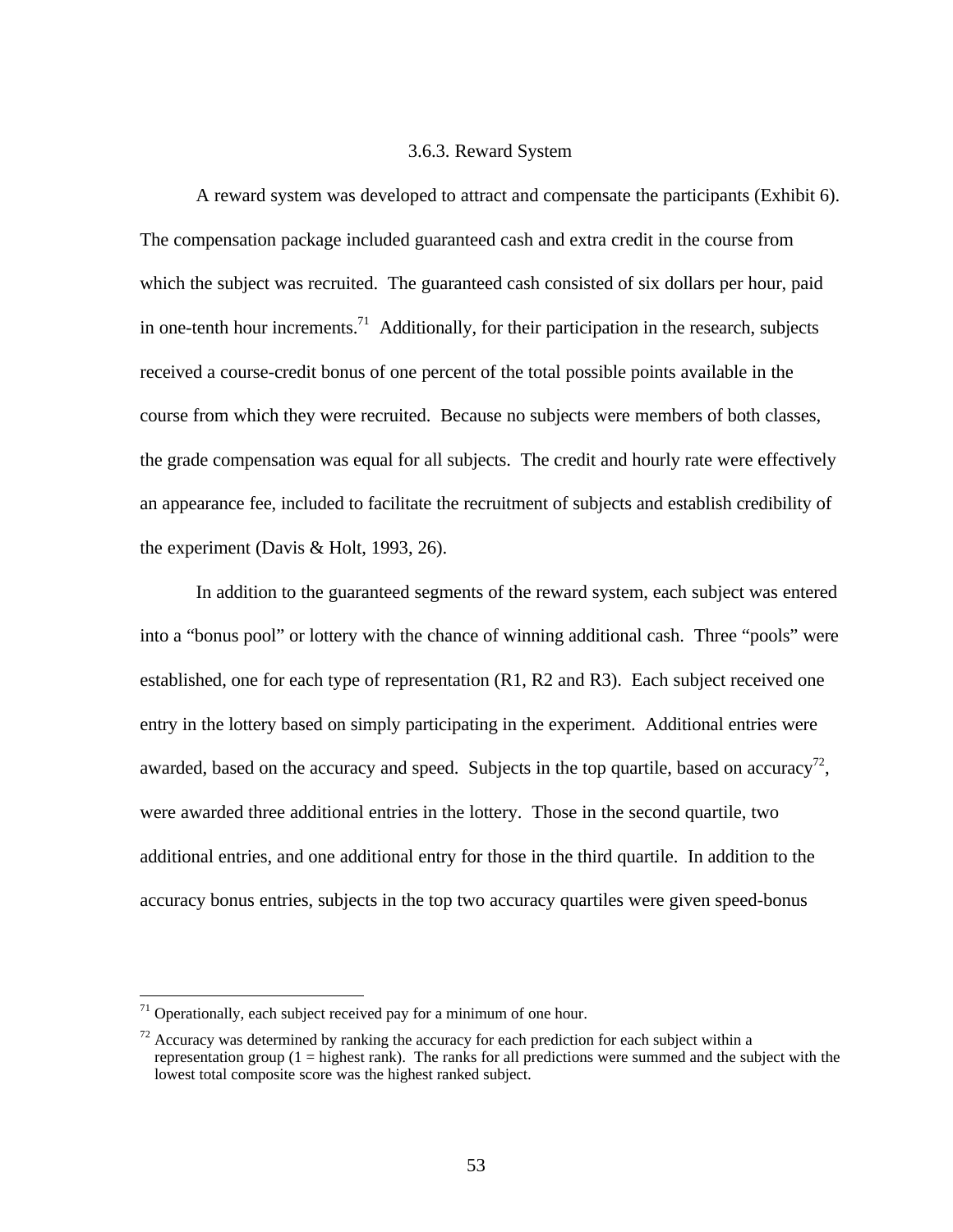### 3.6.3. Reward System

A reward system was developed to attract and compensate the participants (Exhibit 6). The compensation package included guaranteed cash and extra credit in the course from which the subject was recruited. The guaranteed cash consisted of six dollars per hour, paid in one-tenth hour increments.[71] Additionally, for their participation in the research, subjects received a course-credit bonus of one percent of the total possible points available in the course from which they were recruited. Because no subjects were members of both classes, the grade compensation was equal for all subjects. The credit and hourly rate were effectively an appearance fee, included to facilitate the recruitment of subjects and establish credibility of the experiment (Davis & Holt, 1993, 26).

In addition to the guaranteed segments of the reward system, each subject was entered into a "bonus pool" or lottery with the chance of winning additional cash. Three "pools" were established, one for each type of representation (R1, R2 and R3). Each subject received one entry in the lottery based on simply participating in the experiment. Additional entries were awarded, based on the accuracy and speed. Subjects in the top quartile, based on accuracy[72], were awarded three additional entries in the lottery. Those in the second quartile, two additional entries, and one additional entry for those in the third quartile. In addition to the accuracy bonus entries, subjects in the top two accuracy quartiles were given speed-bonus

---

[71] Operationally, each subject received pay for a minimum of one hour.

[72] Accuracy was determined by ranking the accuracy for each prediction for each subject within a representation group (1 = highest rank). The ranks for all predictions were summed and the subject with the lowest total composite score was the highest ranked subject.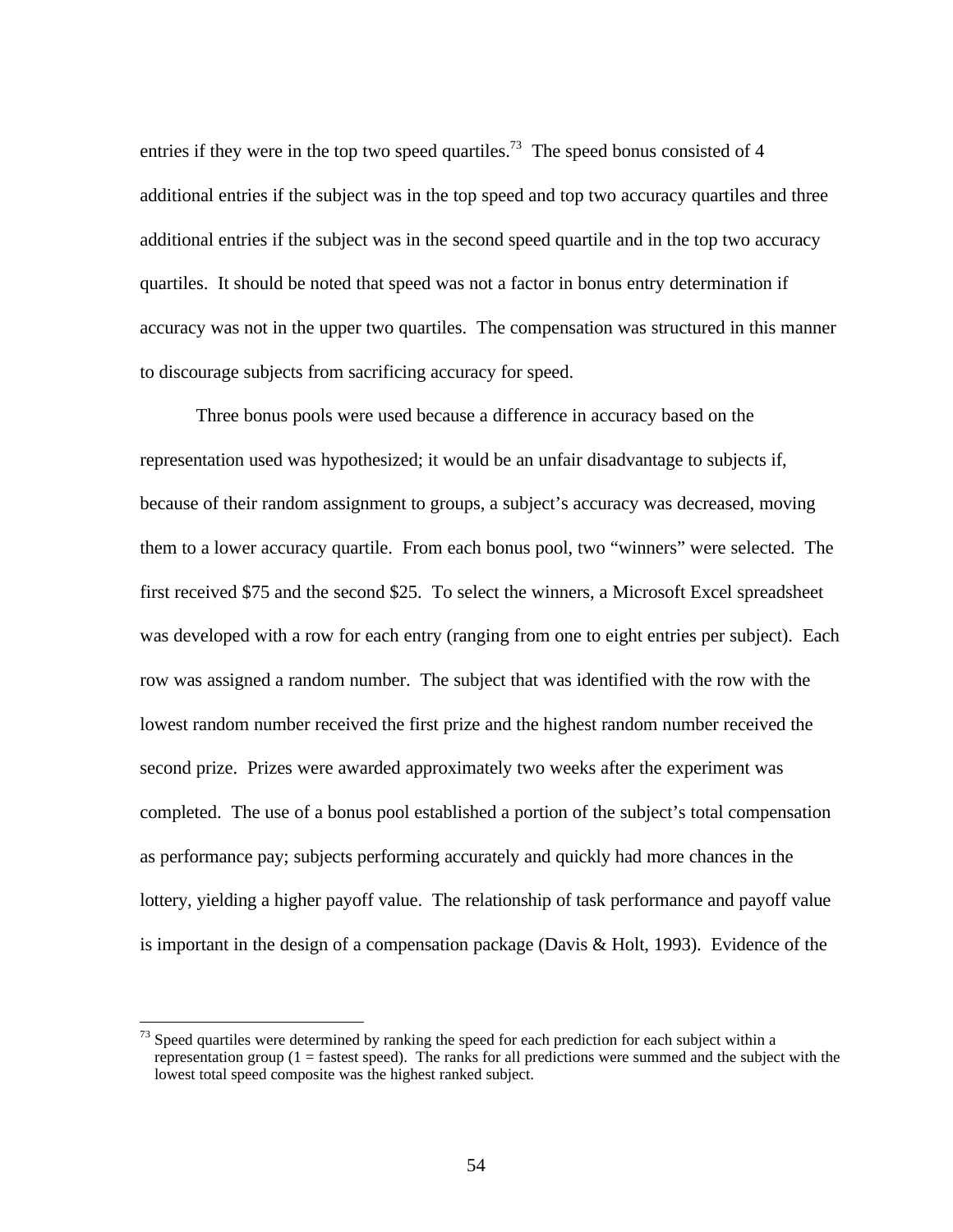entries if they were in the top two speed quartiles.[73] The speed bonus consisted of 4 additional entries if the subject was in the top speed and top two accuracy quartiles and three additional entries if the subject was in the second speed quartile and in the top two accuracy quartiles. It should be noted that speed was not a factor in bonus entry determination if accuracy was not in the upper two quartiles. The compensation was structured in this manner to discourage subjects from sacrificing accuracy for speed.

Three bonus pools were used because a difference in accuracy based on the representation used was hypothesized; it would be an unfair disadvantage to subjects if, because of their random assignment to groups, a subject's accuracy was decreased, moving them to a lower accuracy quartile. From each bonus pool, two "winners" were selected. The first received $75 and the second $25. To select the winners, a Microsoft Excel spreadsheet was developed with a row for each entry (ranging from one to eight entries per subject). Each row was assigned a random number. The subject that was identified with the row with the lowest random number received the first prize and the highest random number received the second prize. Prizes were awarded approximately two weeks after the experiment was completed. The use of a bonus pool established a portion of the subject's total compensation as performance pay; subjects performing accurately and quickly had more chances in the lottery, yielding a higher payoff value. The relationship of task performance and payoff value is important in the design of a compensation package (Davis & Holt, 1993). Evidence of the

---

[73] Speed quartiles were determined by ranking the speed for each prediction for each subject within a representation group (1 = fastest speed). The ranks for all predictions were summed and the subject with the lowest total speed composite was the highest ranked subject.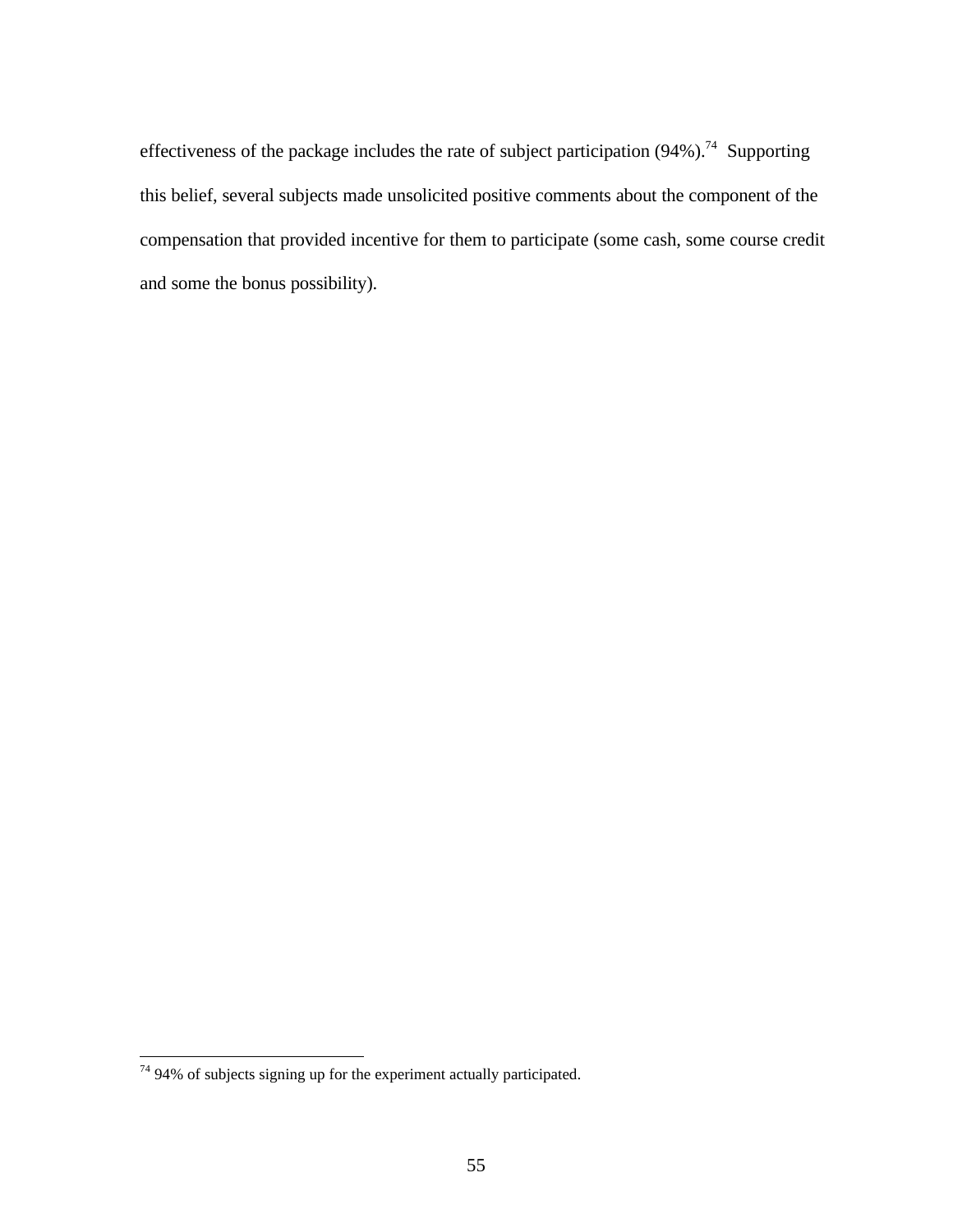effectiveness of the package includes the rate of subject participation (94%).[74] Supporting this belief, several subjects made unsolicited positive comments about the component of the compensation that provided incentive for them to participate (some cash, some course credit and some the bonus possibility).

[74] 94% of subjects signing up for the experiment actually participated.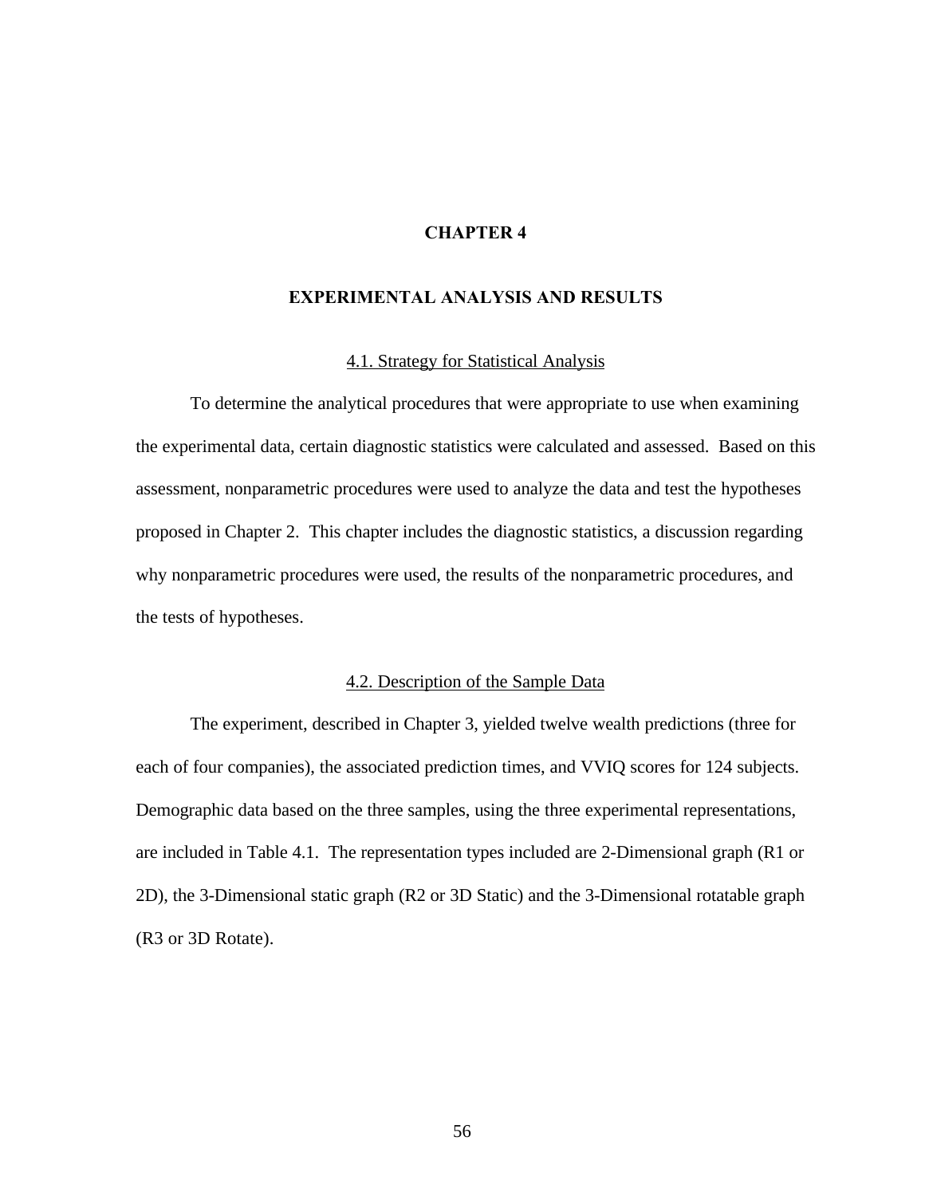# CHAPTER 4

# EXPERIMENTAL ANALYSIS AND RESULTS

## 4.1. Strategy for Statistical Analysis

To determine the analytical procedures that were appropriate to use when examining the experimental data, certain diagnostic statistics were calculated and assessed. Based on this assessment, nonparametric procedures were used to analyze the data and test the hypotheses proposed in Chapter 2. This chapter includes the diagnostic statistics, a discussion regarding why nonparametric procedures were used, the results of the nonparametric procedures, and the tests of hypotheses.

## 4.2. Description of the Sample Data

The experiment, described in Chapter 3, yielded twelve wealth predictions (three for each of four companies), the associated prediction times, and VVIQ scores for 124 subjects. Demographic data based on the three samples, using the three experimental representations, are included in Table 4.1. The representation types included are 2-Dimensional graph (R1 or 2D), the 3-Dimensional static graph (R2 or 3D Static) and the 3-Dimensional rotatable graph (R3 or 3D Rotate).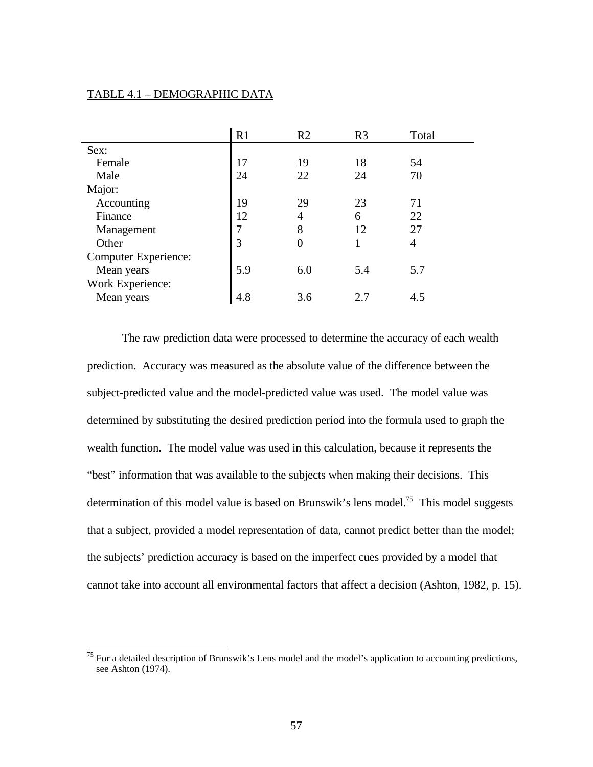TABLE 4.1 – DEMOGRAPHIC DATA

| | R1 | R2 | R3 | Total |
|---|---|---|---|---|
| Sex: | | | | |
| Female | 17 | 19 | 18 | 54 |
| Male | 24 | 22 | 24 | 70 |
| Major: | | | | |
| Accounting | 19 | 29 | 23 | 71 |
| Finance | 12 | 4 | 6 | 22 |
| Management | 7 | 8 | 12 | 27 |
| Other | 3 | 0 | 1 | 4 |
| Computer Experience: | | | | |
| Mean years | 5.9 | 6.0 | 5.4 | 5.7 |
| Work Experience: | | | | |
| Mean years | 4.8 | 3.6 | 2.7 | 4.5 |

The raw prediction data were processed to determine the accuracy of each wealth prediction. Accuracy was measured as the absolute value of the difference between the subject-predicted value and the model-predicted value was used. The model value was determined by substituting the desired prediction period into the formula used to graph the wealth function. The model value was used in this calculation, because it represents the "best" information that was available to the subjects when making their decisions. This determination of this model value is based on Brunswik's lens model.[75] This model suggests that a subject, provided a model representation of data, cannot predict better than the model; the subjects' prediction accuracy is based on the imperfect cues provided by a model that cannot take into account all environmental factors that affect a decision (Ashton, 1982, p. 15).

[75] For a detailed description of Brunswik's Lens model and the model's application to accounting predictions, see Ashton (1974).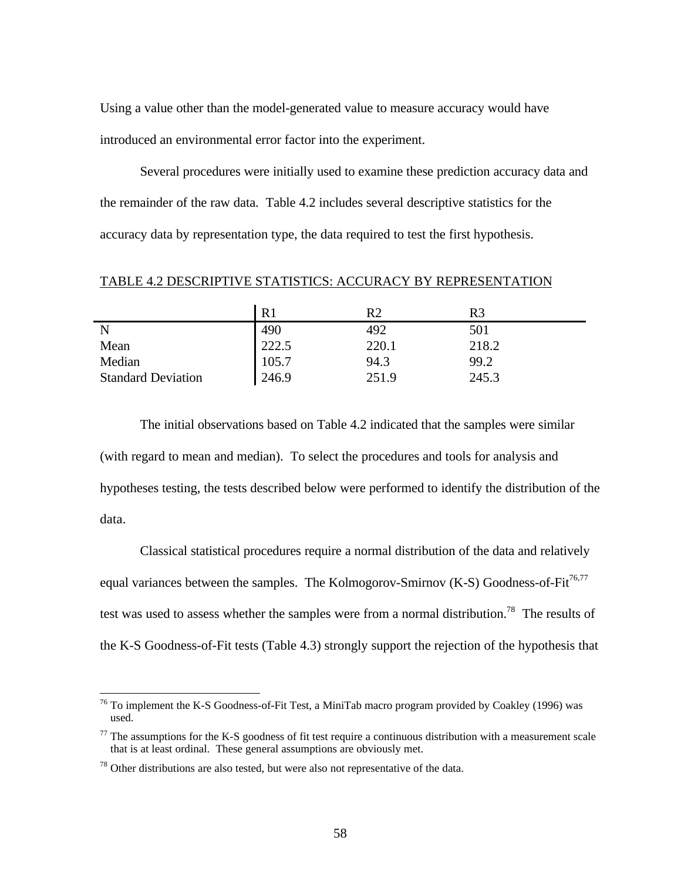Using a value other than the model-generated value to measure accuracy would have introduced an environmental error factor into the experiment.

Several procedures were initially used to examine these prediction accuracy data and the remainder of the raw data. Table 4.2 includes several descriptive statistics for the accuracy data by representation type, the data required to test the first hypothesis.

TABLE 4.2 DESCRIPTIVE STATISTICS: ACCURACY BY REPRESENTATION

| | R1 | R2 | R3 |
|---|---|---|---|
| N | 490 | 492 | 501 |
| Mean | 222.5 | 220.1 | 218.2 |
| Median | 105.7 | 94.3 | 99.2 |
| Standard Deviation | 246.9 | 251.9 | 245.3 |

The initial observations based on Table 4.2 indicated that the samples were similar (with regard to mean and median). To select the procedures and tools for analysis and hypotheses testing, the tests described below were performed to identify the distribution of the data.

Classical statistical procedures require a normal distribution of the data and relatively equal variances between the samples. The Kolmogorov-Smirnov (K-S) Goodness-of-Fit[76,77] test was used to assess whether the samples were from a normal distribution.[78] The results of the K-S Goodness-of-Fit tests (Table 4.3) strongly support the rejection of the hypothesis that

[76] To implement the K-S Goodness-of-Fit Test, a MiniTab macro program provided by Coakley (1996) was used.

[77] The assumptions for the K-S goodness of fit test require a continuous distribution with a measurement scale that is at least ordinal. These general assumptions are obviously met.

[78] Other distributions are also tested, but were also not representative of the data.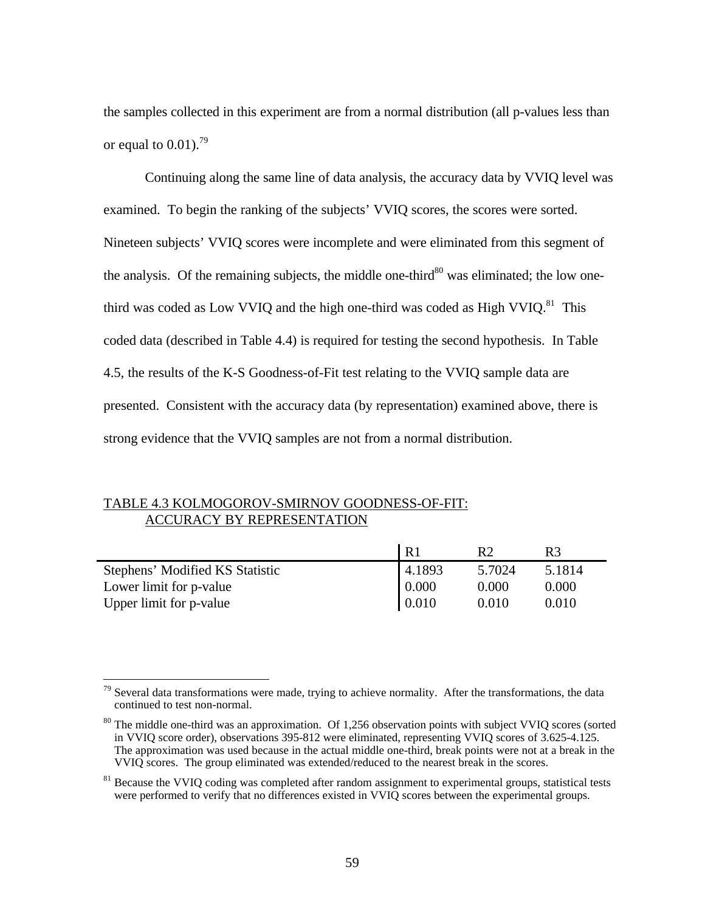the samples collected in this experiment are from a normal distribution (all p-values less than or equal to 0.01).[79]

Continuing along the same line of data analysis, the accuracy data by VVIQ level was examined. To begin the ranking of the subjects' VVIQ scores, the scores were sorted. Nineteen subjects' VVIQ scores were incomplete and were eliminated from this segment of the analysis. Of the remaining subjects, the middle one-third[80] was eliminated; the low one-third was coded as Low VVIQ and the high one-third was coded as High VVIQ.[81] This coded data (described in Table 4.4) is required for testing the second hypothesis. In Table 4.5, the results of the K-S Goodness-of-Fit test relating to the VVIQ sample data are presented. Consistent with the accuracy data (by representation) examined above, there is strong evidence that the VVIQ samples are not from a normal distribution.

TABLE 4.3 KOLMOGOROV-SMIRNOV GOODNESS-OF-FIT: ACCURACY BY REPRESENTATION

| | R1 | R2 | R3 |
|---|---|---|---|
| Stephens' Modified KS Statistic | 4.1893 | 5.7024 | 5.1814 |
| Lower limit for p-value | 0.000 | 0.000 | 0.000 |
| Upper limit for p-value | 0.010 | 0.010 | 0.010 |

---

[79] Several data transformations were made, trying to achieve normality. After the transformations, the data continued to test non-normal.

[80] The middle one-third was an approximation. Of 1,256 observation points with subject VVIQ scores (sorted in VVIQ score order), observations 395-812 were eliminated, representing VVIQ scores of 3.625-4.125. The approximation was used because in the actual middle one-third, break points were not at a break in the VVIQ scores. The group eliminated was extended/reduced to the nearest break in the scores.

[81] Because the VVIQ coding was completed after random assignment to experimental groups, statistical tests were performed to verify that no differences existed in VVIQ scores between the experimental groups.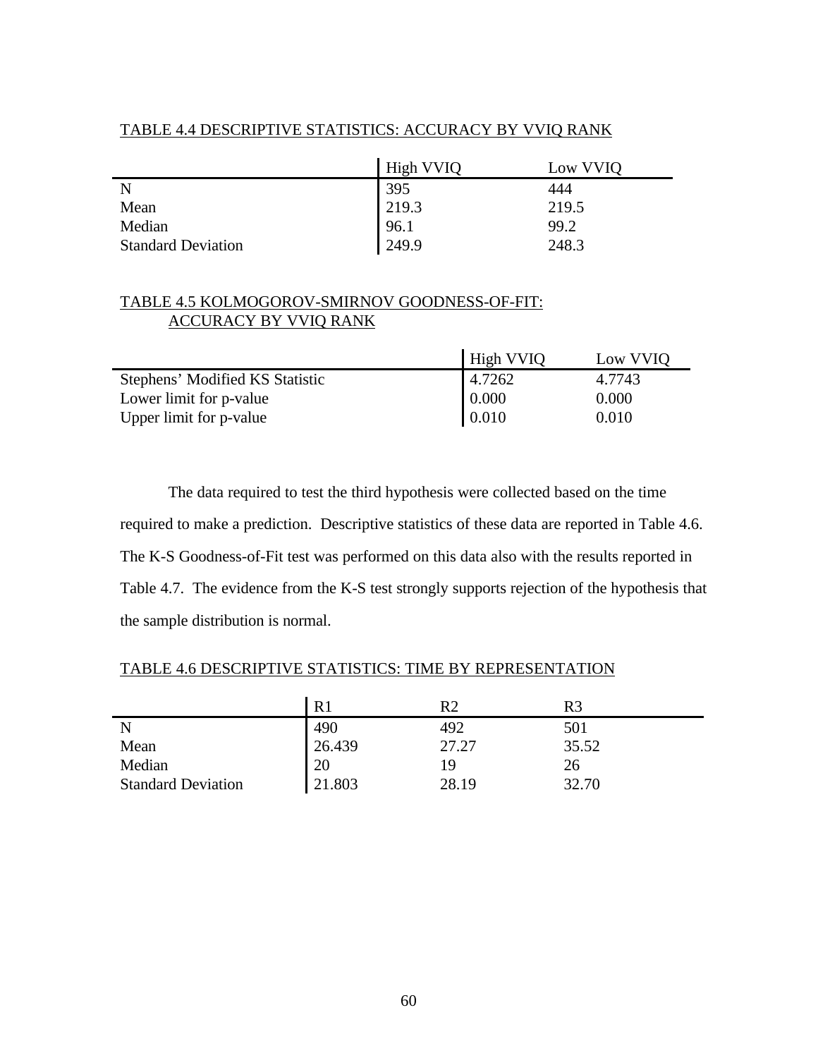TABLE 4.4 DESCRIPTIVE STATISTICS: ACCURACY BY VVIQ RANK

| | High VVIQ | Low VVIQ |
|---|---|---|
| N | 395 | 444 |
| Mean | 219.3 | 219.5 |
| Median | 96.1 | 99.2 |
| Standard Deviation | 249.9 | 248.3 |

TABLE 4.5 KOLMOGOROV-SMIRNOV GOODNESS-OF-FIT: ACCURACY BY VVIQ RANK

| | High VVIQ | Low VVIQ |
|---|---|---|
| Stephens' Modified KS Statistic | 4.7262 | 4.7743 |
| Lower limit for p-value | 0.000 | 0.000 |
| Upper limit for p-value | 0.010 | 0.010 |

The data required to test the third hypothesis were collected based on the time required to make a prediction. Descriptive statistics of these data are reported in Table 4.6. The K-S Goodness-of-Fit test was performed on this data also with the results reported in Table 4.7. The evidence from the K-S test strongly supports rejection of the hypothesis that the sample distribution is normal.

TABLE 4.6 DESCRIPTIVE STATISTICS: TIME BY REPRESENTATION

| | R1 | R2 | R3 |
|---|---|---|---|
| N | 490 | 492 | 501 |
| Mean | 26.439 | 27.27 | 35.52 |
| Median | 20 | 19 | 26 |
| Standard Deviation | 21.803 | 28.19 | 32.70 |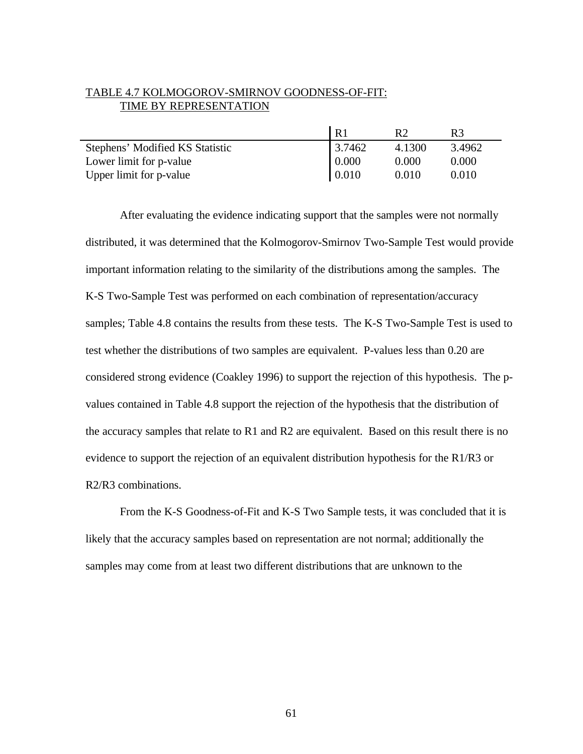TABLE 4.7 KOLMOGOROV-SMIRNOV GOODNESS-OF-FIT: TIME BY REPRESENTATION

| | R1 | R2 | R3 |
|---|---|---|---|
| Stephens' Modified KS Statistic | 3.7462 | 4.1300 | 3.4962 |
| Lower limit for p-value | 0.000 | 0.000 | 0.000 |
| Upper limit for p-value | 0.010 | 0.010 | 0.010 |

After evaluating the evidence indicating support that the samples were not normally distributed, it was determined that the Kolmogorov-Smirnov Two-Sample Test would provide important information relating to the similarity of the distributions among the samples. The K-S Two-Sample Test was performed on each combination of representation/accuracy samples; Table 4.8 contains the results from these tests. The K-S Two-Sample Test is used to test whether the distributions of two samples are equivalent. P-values less than 0.20 are considered strong evidence (Coakley 1996) to support the rejection of this hypothesis. The p-values contained in Table 4.8 support the rejection of the hypothesis that the distribution of the accuracy samples that relate to R1 and R2 are equivalent. Based on this result there is no evidence to support the rejection of an equivalent distribution hypothesis for the R1/R3 or R2/R3 combinations.

From the K-S Goodness-of-Fit and K-S Two Sample tests, it was concluded that it is likely that the accuracy samples based on representation are not normal; additionally the samples may come from at least two different distributions that are unknown to the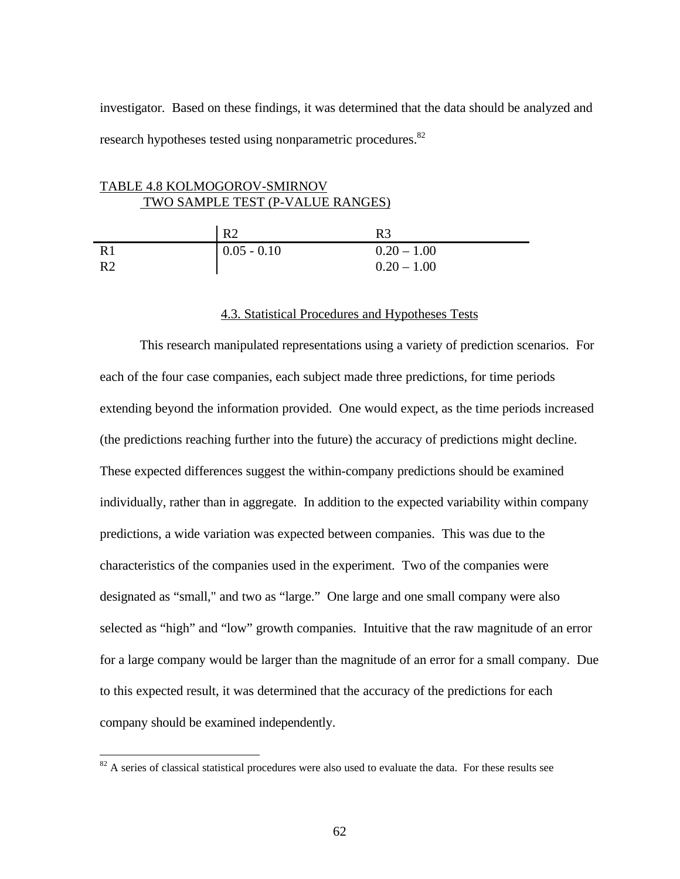investigator. Based on these findings, it was determined that the data should be analyzed and research hypotheses tested using nonparametric procedures.[82]

TABLE 4.8 KOLMOGOROV-SMIRNOV TWO SAMPLE TEST (P-VALUE RANGES)

| | R2 | R3 |
|---|---|---|
| R1 | 0.05 - 0.10 | 0.20 – 1.00 |
| R2 | | 0.20 – 1.00 |

## 4.3. Statistical Procedures and Hypotheses Tests

This research manipulated representations using a variety of prediction scenarios. For each of the four case companies, each subject made three predictions, for time periods extending beyond the information provided. One would expect, as the time periods increased (the predictions reaching further into the future) the accuracy of predictions might decline. These expected differences suggest the within-company predictions should be examined individually, rather than in aggregate. In addition to the expected variability within company predictions, a wide variation was expected between companies. This was due to the characteristics of the companies used in the experiment. Two of the companies were designated as "small," and two as "large." One large and one small company were also selected as "high" and "low" growth companies. Intuitive that the raw magnitude of an error for a large company would be larger than the magnitude of an error for a small company. Due to this expected result, it was determined that the accuracy of the predictions for each company should be examined independently.

[82] A series of classical statistical procedures were also used to evaluate the data. For these results see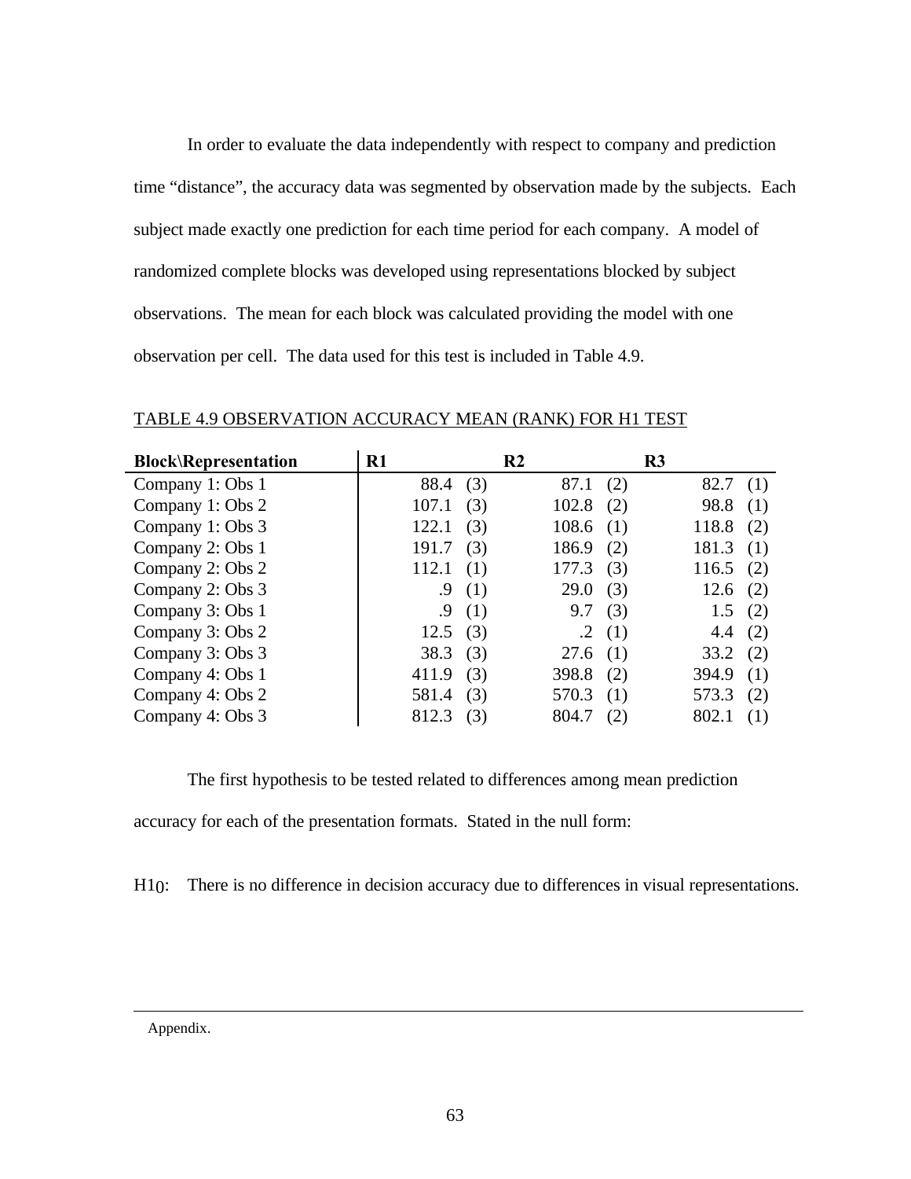In order to evaluate the data independently with respect to company and prediction time "distance", the accuracy data was segmented by observation made by the subjects. Each subject made exactly one prediction for each time period for each company. A model of randomized complete blocks was developed using representations blocked by subject observations. The mean for each block was calculated providing the model with one observation per cell. The data used for this test is included in Table 4.9.

TABLE 4.9 OBSERVATION ACCURACY MEAN (RANK) FOR H1 TEST

| Block\Representation | R1 | R2 | R3 |
|---|---|---|---|
| Company 1: Obs 1 | 88.4 (3) | 87.1 (2) | 82.7 (1) |
| Company 1: Obs 2 | 107.1 (3) | 102.8 (2) | 98.8 (1) |
| Company 1: Obs 3 | 122.1 (3) | 108.6 (1) | 118.8 (2) |
| Company 2: Obs 1 | 191.7 (3) | 186.9 (2) | 181.3 (1) |
| Company 2: Obs 2 | 112.1 (1) | 177.3 (3) | 116.5 (2) |
| Company 2: Obs 3 | .9 (1) | 29.0 (3) | 12.6 (2) |
| Company 3: Obs 1 | .9 (1) | 9.7 (3) | 1.5 (2) |
| Company 3: Obs 2 | 12.5 (3) | .2 (1) | 4.4 (2) |
| Company 3: Obs 3 | 38.3 (3) | 27.6 (1) | 33.2 (2) |
| Company 4: Obs 1 | 411.9 (3) | 398.8 (2) | 394.9 (1) |
| Company 4: Obs 2 | 581.4 (3) | 570.3 (1) | 573.3 (2) |
| Company 4: Obs 3 | 812.3 (3) | 804.7 (2) | 802.1 (1) |

The first hypothesis to be tested related to differences among mean prediction accuracy for each of the presentation formats. Stated in the null form:

$H1_0$: There is no difference in decision accuracy due to differences in visual representations.

Appendix.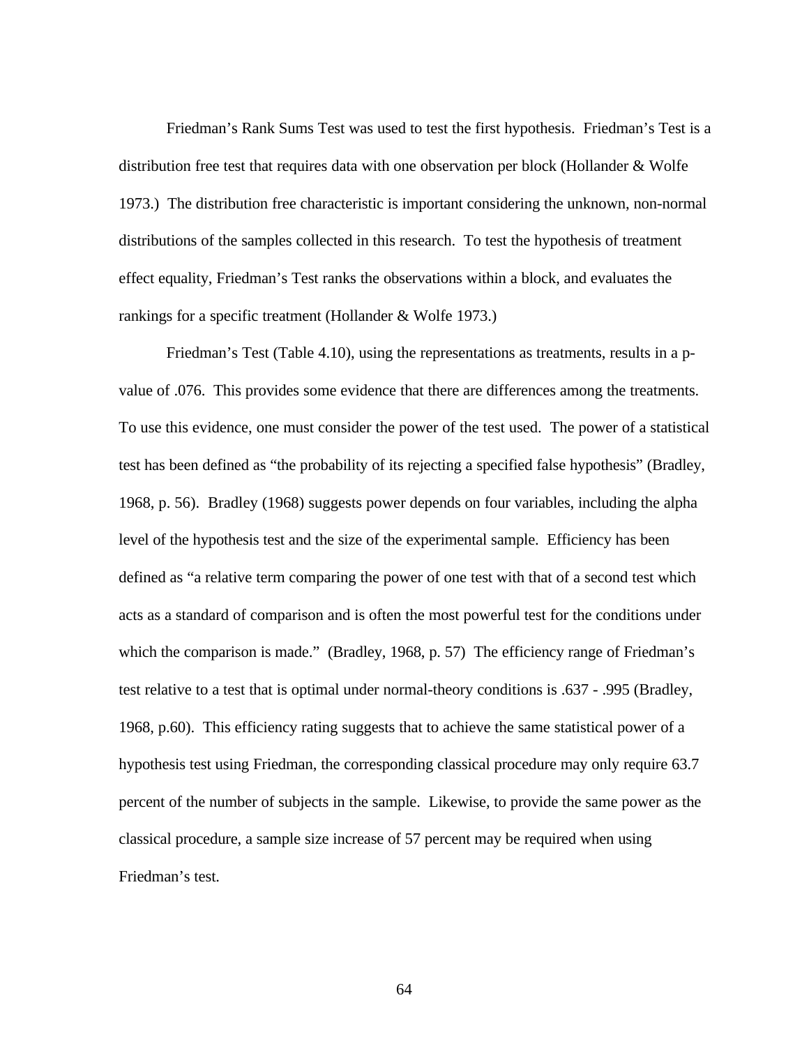Friedman's Rank Sums Test was used to test the first hypothesis. Friedman's Test is a distribution free test that requires data with one observation per block (Hollander & Wolfe 1973.) The distribution free characteristic is important considering the unknown, non-normal distributions of the samples collected in this research. To test the hypothesis of treatment effect equality, Friedman's Test ranks the observations within a block, and evaluates the rankings for a specific treatment (Hollander & Wolfe 1973.)

Friedman's Test (Table 4.10), using the representations as treatments, results in a p-value of .076. This provides some evidence that there are differences among the treatments. To use this evidence, one must consider the power of the test used. The power of a statistical test has been defined as "the probability of its rejecting a specified false hypothesis" (Bradley, 1968, p. 56). Bradley (1968) suggests power depends on four variables, including the alpha level of the hypothesis test and the size of the experimental sample. Efficiency has been defined as "a relative term comparing the power of one test with that of a second test which acts as a standard of comparison and is often the most powerful test for the conditions under which the comparison is made." (Bradley, 1968, p. 57) The efficiency range of Friedman's test relative to a test that is optimal under normal-theory conditions is .637 - .995 (Bradley, 1968, p.60). This efficiency rating suggests that to achieve the same statistical power of a hypothesis test using Friedman, the corresponding classical procedure may only require 63.7 percent of the number of subjects in the sample. Likewise, to provide the same power as the classical procedure, a sample size increase of 57 percent may be required when using Friedman's test.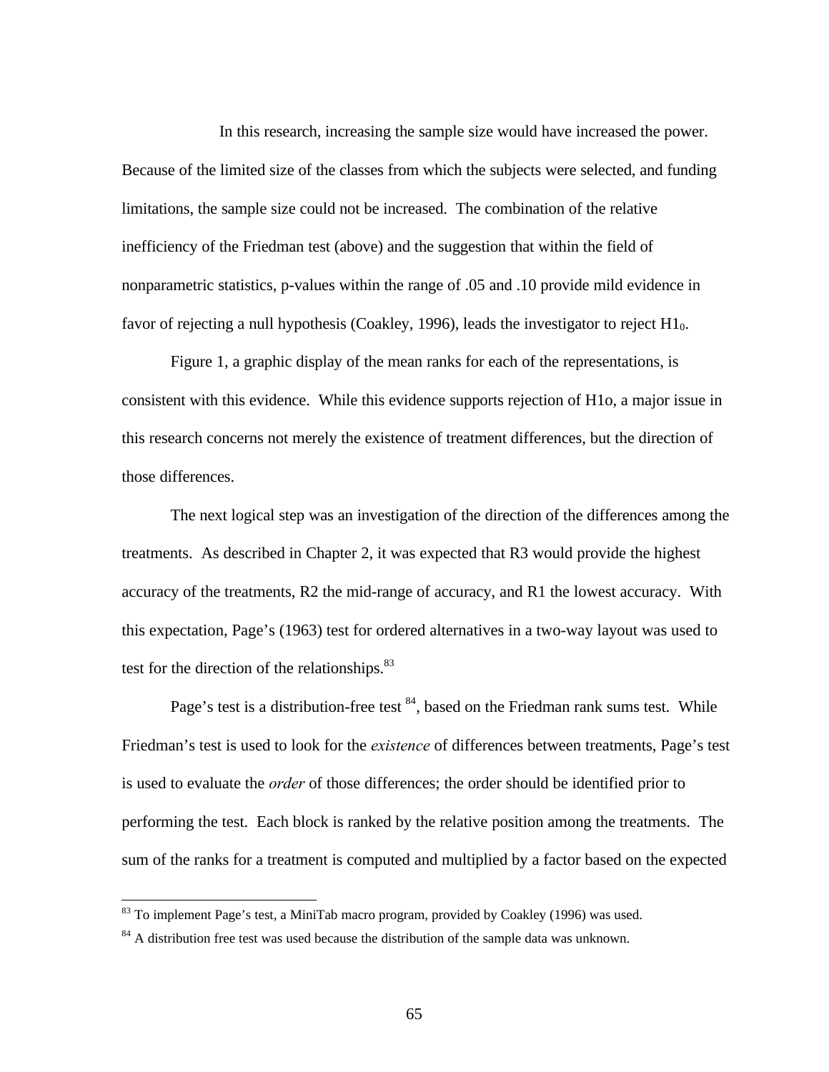In this research, increasing the sample size would have increased the power. Because of the limited size of the classes from which the subjects were selected, and funding limitations, the sample size could not be increased. The combination of the relative inefficiency of the Friedman test (above) and the suggestion that within the field of nonparametric statistics, p-values within the range of .05 and .10 provide mild evidence in favor of rejecting a null hypothesis (Coakley, 1996), leads the investigator to reject $H1_0$.

Figure 1, a graphic display of the mean ranks for each of the representations, is consistent with this evidence. While this evidence supports rejection of H1o, a major issue in this research concerns not merely the existence of treatment differences, but the direction of those differences.

The next logical step was an investigation of the direction of the differences among the treatments. As described in Chapter 2, it was expected that R3 would provide the highest accuracy of the treatments, R2 the mid-range of accuracy, and R1 the lowest accuracy. With this expectation, Page's (1963) test for ordered alternatives in a two-way layout was used to test for the direction of the relationships.[83]

Page's test is a distribution-free test [84], based on the Friedman rank sums test. While Friedman's test is used to look for the *existence* of differences between treatments, Page's test is used to evaluate the *order* of those differences; the order should be identified prior to performing the test. Each block is ranked by the relative position among the treatments. The sum of the ranks for a treatment is computed and multiplied by a factor based on the expected

[83] To implement Page's test, a MiniTab macro program, provided by Coakley (1996) was used.

[84] A distribution free test was used because the distribution of the sample data was unknown.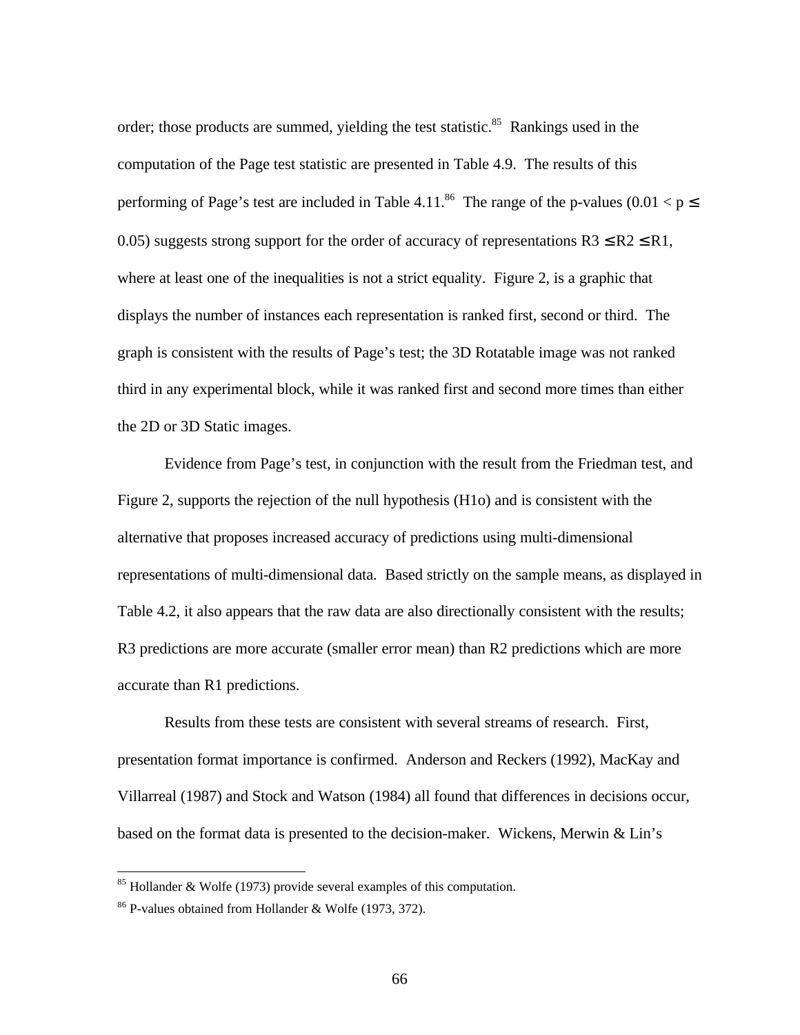order; those products are summed, yielding the test statistic.[85] Rankings used in the computation of the Page test statistic are presented in Table 4.9. The results of this performing of Page's test are included in Table 4.11.[86] The range of the p-values ($0.01 < p \leq 0.05$) suggests strong support for the order of accuracy of representations R3 $\leq$ R2 $\leq$ R1, where at least one of the inequalities is not a strict equality. Figure 2, is a graphic that displays the number of instances each representation is ranked first, second or third. The graph is consistent with the results of Page's test; the 3D Rotatable image was not ranked third in any experimental block, while it was ranked first and second more times than either the 2D or 3D Static images.

Evidence from Page's test, in conjunction with the result from the Friedman test, and Figure 2, supports the rejection of the null hypothesis (H1o) and is consistent with the alternative that proposes increased accuracy of predictions using multi-dimensional representations of multi-dimensional data. Based strictly on the sample means, as displayed in Table 4.2, it also appears that the raw data are also directionally consistent with the results; R3 predictions are more accurate (smaller error mean) than R2 predictions which are more accurate than R1 predictions.

Results from these tests are consistent with several streams of research. First, presentation format importance is confirmed. Anderson and Reckers (1992), MacKay and Villarreal (1987) and Stock and Watson (1984) all found that differences in decisions occur, based on the format data is presented to the decision-maker. Wickens, Merwin & Lin's

[85] Hollander & Wolfe (1973) provide several examples of this computation.

[86] P-values obtained from Hollander & Wolfe (1973, 372).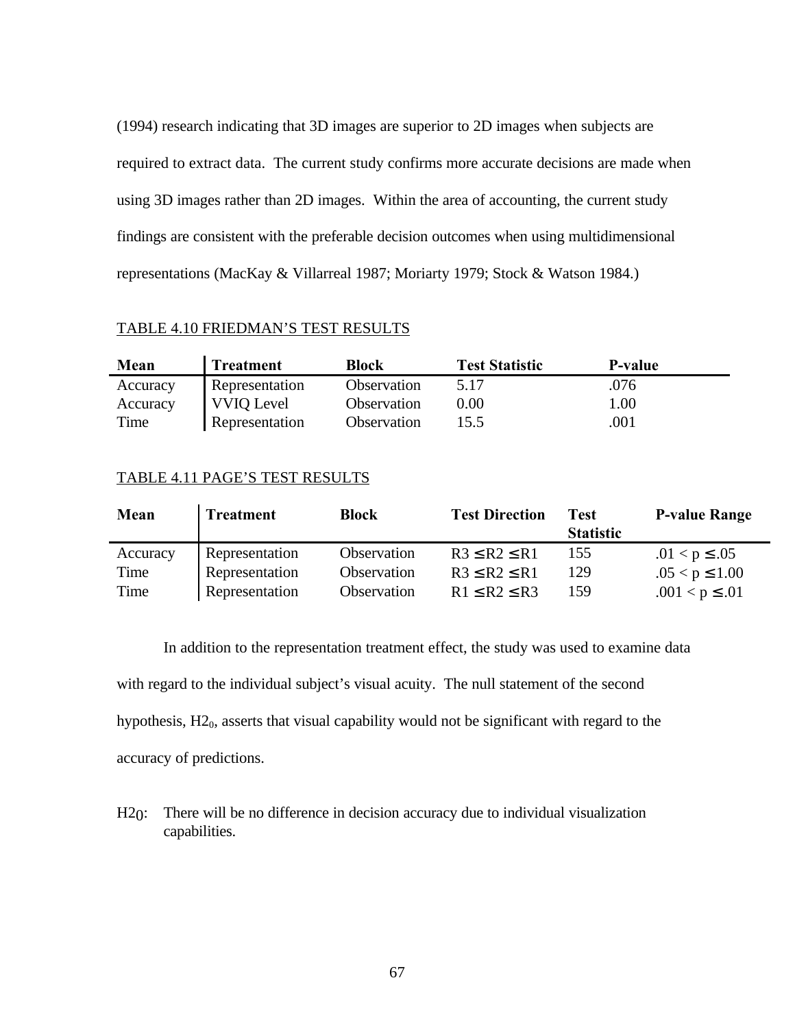(1994) research indicating that 3D images are superior to 2D images when subjects are required to extract data. The current study confirms more accurate decisions are made when using 3D images rather than 2D images. Within the area of accounting, the current study findings are consistent with the preferable decision outcomes when using multidimensional representations (MacKay & Villarreal 1987; Moriarty 1979; Stock & Watson 1984.)

TABLE 4.10 FRIEDMAN'S TEST RESULTS

| **Mean** | **Treatment** | **Block** | **Test Statistic** | **P-value** |
|---|---|---|---|---|
| Accuracy | Representation | Observation | 5.17 | .076 |
| Accuracy | VVIQ Level | Observation | 0.00 | 1.00 |
| Time | Representation | Observation | 15.5 | .001 |

TABLE 4.11 PAGE'S TEST RESULTS

| **Mean** | **Treatment** | **Block** | **Test Direction** | **Test Statistic** | **P-value Range** |
|---|---|---|---|---|---|
| Accuracy | Representation | Observation | $R3 \leq R2 \leq R1$ | 155 | $.01 < p \leq .05$ |
| Time | Representation | Observation | $R3 \leq R2 \leq R1$ | 129 | $.05 < p \leq 1.00$ |
| Time | Representation | Observation | $R1 \leq R2 \leq R3$ | 159 | $.001 < p \leq .01$ |

In addition to the representation treatment effect, the study was used to examine data with regard to the individual subject's visual acuity. The null statement of the second hypothesis, $H2_0$, asserts that visual capability would not be significant with regard to the accuracy of predictions.

$H2_0$: There will be no difference in decision accuracy due to individual visualization capabilities.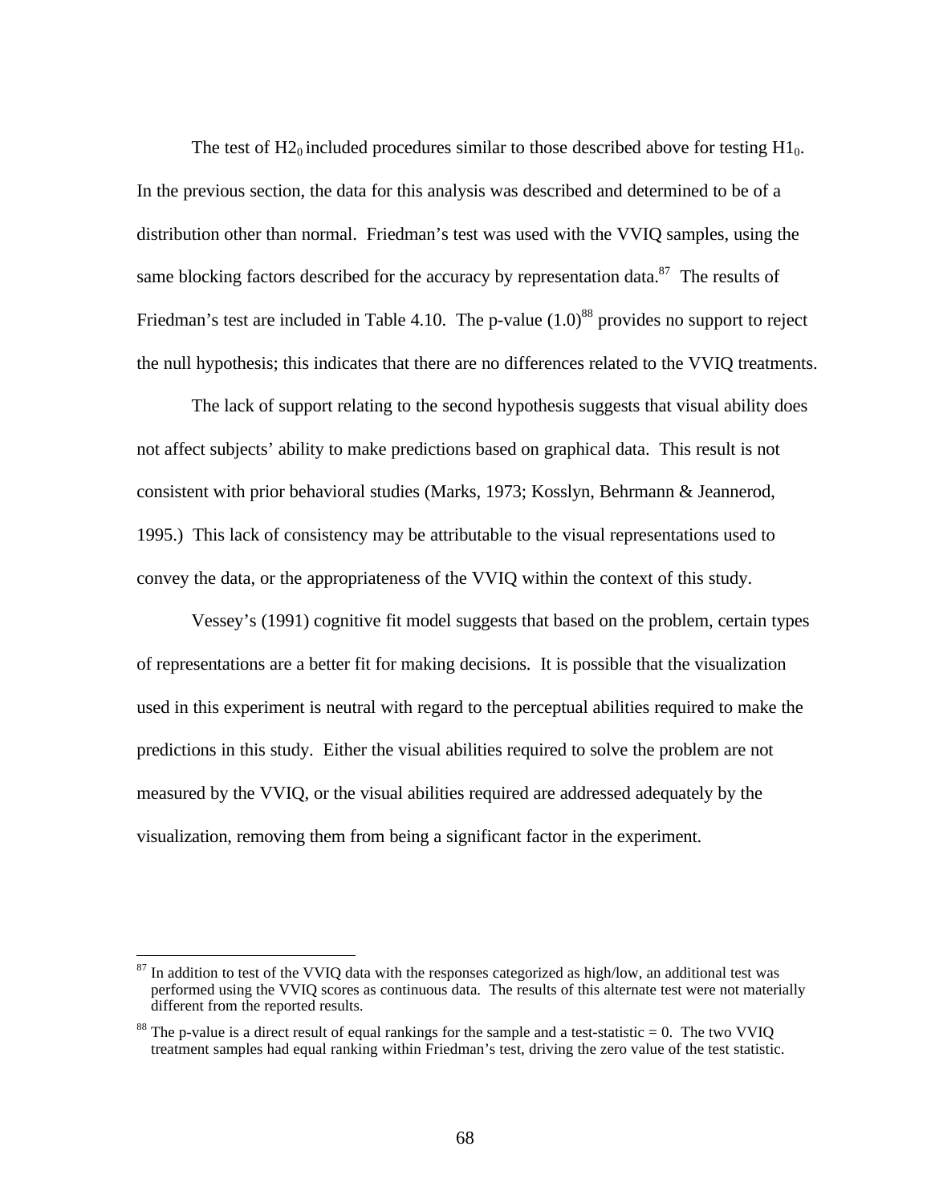The test of $H2_0$ included procedures similar to those described above for testing $H1_0$. In the previous section, the data for this analysis was described and determined to be of a distribution other than normal. Friedman's test was used with the VVIQ samples, using the same blocking factors described for the accuracy by representation data.[87] The results of Friedman's test are included in Table 4.10. The p-value (1.0)[88] provides no support to reject the null hypothesis; this indicates that there are no differences related to the VVIQ treatments.

The lack of support relating to the second hypothesis suggests that visual ability does not affect subjects' ability to make predictions based on graphical data. This result is not consistent with prior behavioral studies (Marks, 1973; Kosslyn, Behrmann & Jeannerod, 1995.) This lack of consistency may be attributable to the visual representations used to convey the data, or the appropriateness of the VVIQ within the context of this study.

Vessey's (1991) cognitive fit model suggests that based on the problem, certain types of representations are a better fit for making decisions. It is possible that the visualization used in this experiment is neutral with regard to the perceptual abilities required to make the predictions in this study. Either the visual abilities required to solve the problem are not measured by the VVIQ, or the visual abilities required are addressed adequately by the visualization, removing them from being a significant factor in the experiment.

---

[87] In addition to test of the VVIQ data with the responses categorized as high/low, an additional test was performed using the VVIQ scores as continuous data. The results of this alternate test were not materially different from the reported results.

[88] The p-value is a direct result of equal rankings for the sample and a test-statistic = 0. The two VVIQ treatment samples had equal ranking within Friedman's test, driving the zero value of the test statistic.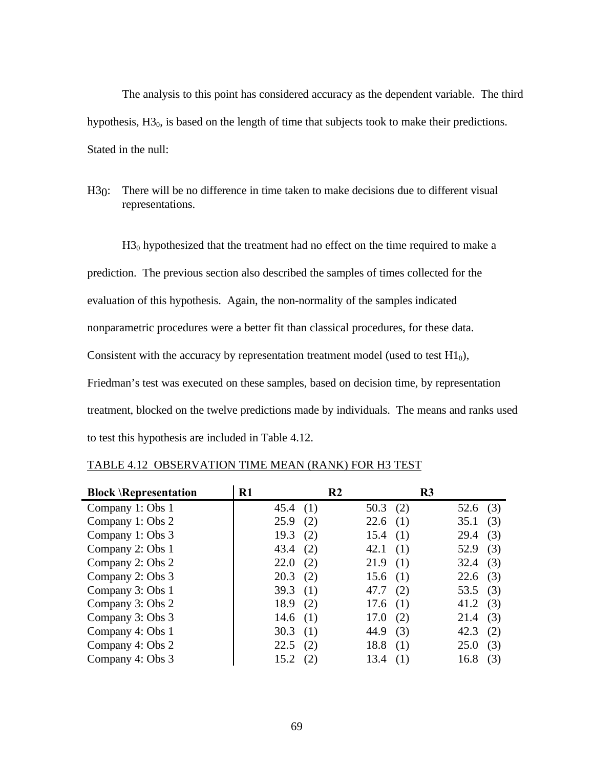The analysis to this point has considered accuracy as the dependent variable. The third hypothesis, $H3_0$, is based on the length of time that subjects took to make their predictions. Stated in the null:

$H3_0$: There will be no difference in time taken to make decisions due to different visual representations.

$H3_0$ hypothesized that the treatment had no effect on the time required to make a prediction. The previous section also described the samples of times collected for the evaluation of this hypothesis. Again, the non-normality of the samples indicated nonparametric procedures were a better fit than classical procedures, for these data. Consistent with the accuracy by representation treatment model (used to test $H1_0$), Friedman's test was executed on these samples, based on decision time, by representation treatment, blocked on the twelve predictions made by individuals. The means and ranks used to test this hypothesis are included in Table 4.12.

TABLE 4.12 OBSERVATION TIME MEAN (RANK) FOR H3 TEST

| Block \Representation | R1 | R2 | R3 |
|---|---|---|---|
| Company 1: Obs 1 | 45.4 (1) | 50.3 (2) | 52.6 (3) |
| Company 1: Obs 2 | 25.9 (2) | 22.6 (1) | 35.1 (3) |
| Company 1: Obs 3 | 19.3 (2) | 15.4 (1) | 29.4 (3) |
| Company 2: Obs 1 | 43.4 (2) | 42.1 (1) | 52.9 (3) |
| Company 2: Obs 2 | 22.0 (2) | 21.9 (1) | 32.4 (3) |
| Company 2: Obs 3 | 20.3 (2) | 15.6 (1) | 22.6 (3) |
| Company 3: Obs 1 | 39.3 (1) | 47.7 (2) | 53.5 (3) |
| Company 3: Obs 2 | 18.9 (2) | 17.6 (1) | 41.2 (3) |
| Company 3: Obs 3 | 14.6 (1) | 17.0 (2) | 21.4 (3) |
| Company 4: Obs 1 | 30.3 (1) | 44.9 (3) | 42.3 (2) |
| Company 4: Obs 2 | 22.5 (2) | 18.8 (1) | 25.0 (3) |
| Company 4: Obs 3 | 15.2 (2) | 13.4 (1) | 16.8 (3) |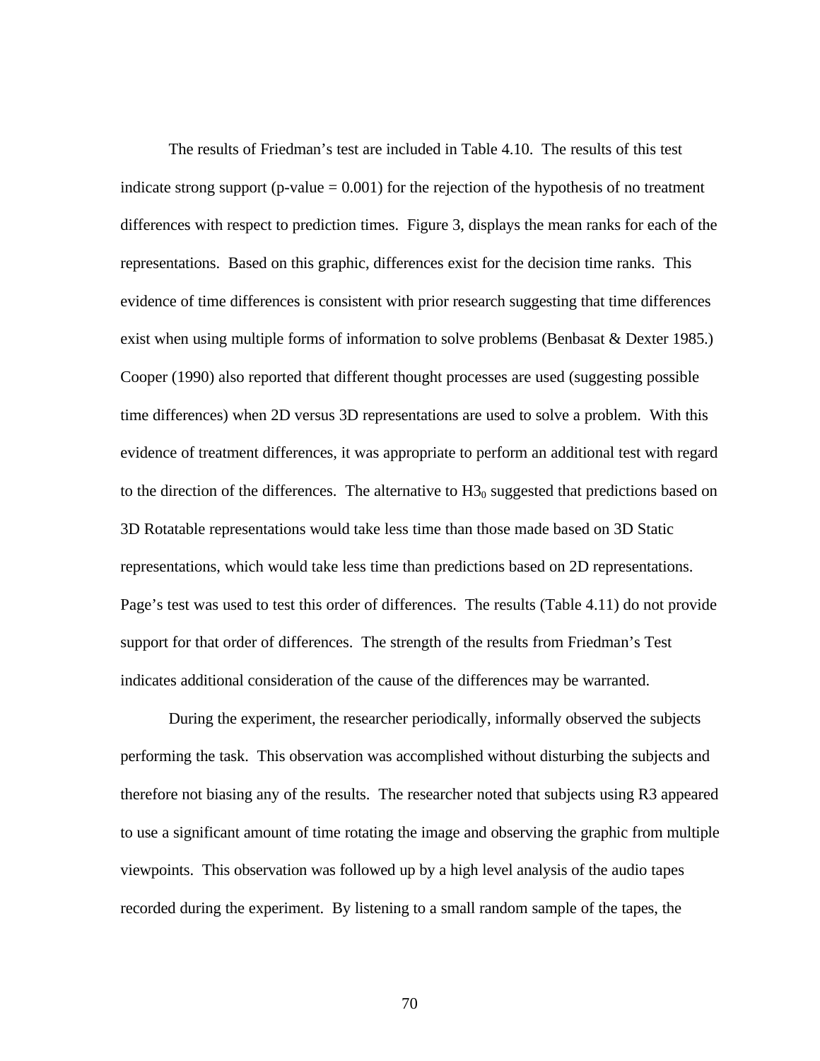The results of Friedman's test are included in Table 4.10. The results of this test indicate strong support (p-value = 0.001) for the rejection of the hypothesis of no treatment differences with respect to prediction times. Figure 3, displays the mean ranks for each of the representations. Based on this graphic, differences exist for the decision time ranks. This evidence of time differences is consistent with prior research suggesting that time differences exist when using multiple forms of information to solve problems (Benbasat & Dexter 1985.) Cooper (1990) also reported that different thought processes are used (suggesting possible time differences) when 2D versus 3D representations are used to solve a problem. With this evidence of treatment differences, it was appropriate to perform an additional test with regard to the direction of the differences. The alternative to $H3_0$ suggested that predictions based on 3D Rotatable representations would take less time than those made based on 3D Static representations, which would take less time than predictions based on 2D representations. Page's test was used to test this order of differences. The results (Table 4.11) do not provide support for that order of differences. The strength of the results from Friedman's Test indicates additional consideration of the cause of the differences may be warranted.

During the experiment, the researcher periodically, informally observed the subjects performing the task. This observation was accomplished without disturbing the subjects and therefore not biasing any of the results. The researcher noted that subjects using R3 appeared to use a significant amount of time rotating the image and observing the graphic from multiple viewpoints. This observation was followed up by a high level analysis of the audio tapes recorded during the experiment. By listening to a small random sample of the tapes, the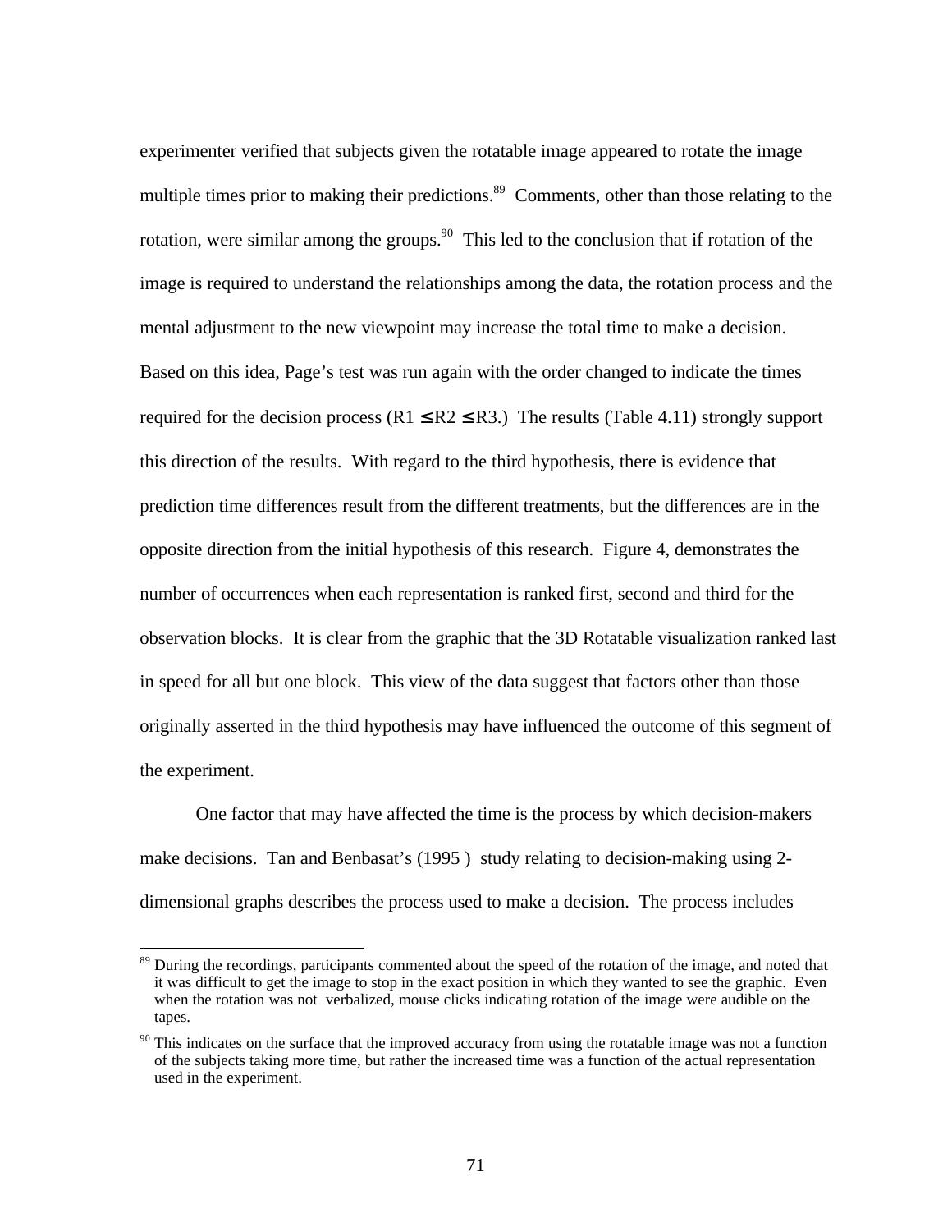experimenter verified that subjects given the rotatable image appeared to rotate the image multiple times prior to making their predictions.[89] Comments, other than those relating to the rotation, were similar among the groups.[90] This led to the conclusion that if rotation of the image is required to understand the relationships among the data, the rotation process and the mental adjustment to the new viewpoint may increase the total time to make a decision. Based on this idea, Page's test was run again with the order changed to indicate the times required for the decision process ($R1 \leq R2 \leq R3$.) The results (Table 4.11) strongly support this direction of the results. With regard to the third hypothesis, there is evidence that prediction time differences result from the different treatments, but the differences are in the opposite direction from the initial hypothesis of this research. Figure 4, demonstrates the number of occurrences when each representation is ranked first, second and third for the observation blocks. It is clear from the graphic that the 3D Rotatable visualization ranked last in speed for all but one block. This view of the data suggest that factors other than those originally asserted in the third hypothesis may have influenced the outcome of this segment of the experiment.

One factor that may have affected the time is the process by which decision-makers make decisions. Tan and Benbasat's (1995 ) study relating to decision-making using 2-dimensional graphs describes the process used to make a decision. The process includes

[89] During the recordings, participants commented about the speed of the rotation of the image, and noted that it was difficult to get the image to stop in the exact position in which they wanted to see the graphic. Even when the rotation was not verbalized, mouse clicks indicating rotation of the image were audible on the tapes.

[90] This indicates on the surface that the improved accuracy from using the rotatable image was not a function of the subjects taking more time, but rather the increased time was a function of the actual representation used in the experiment.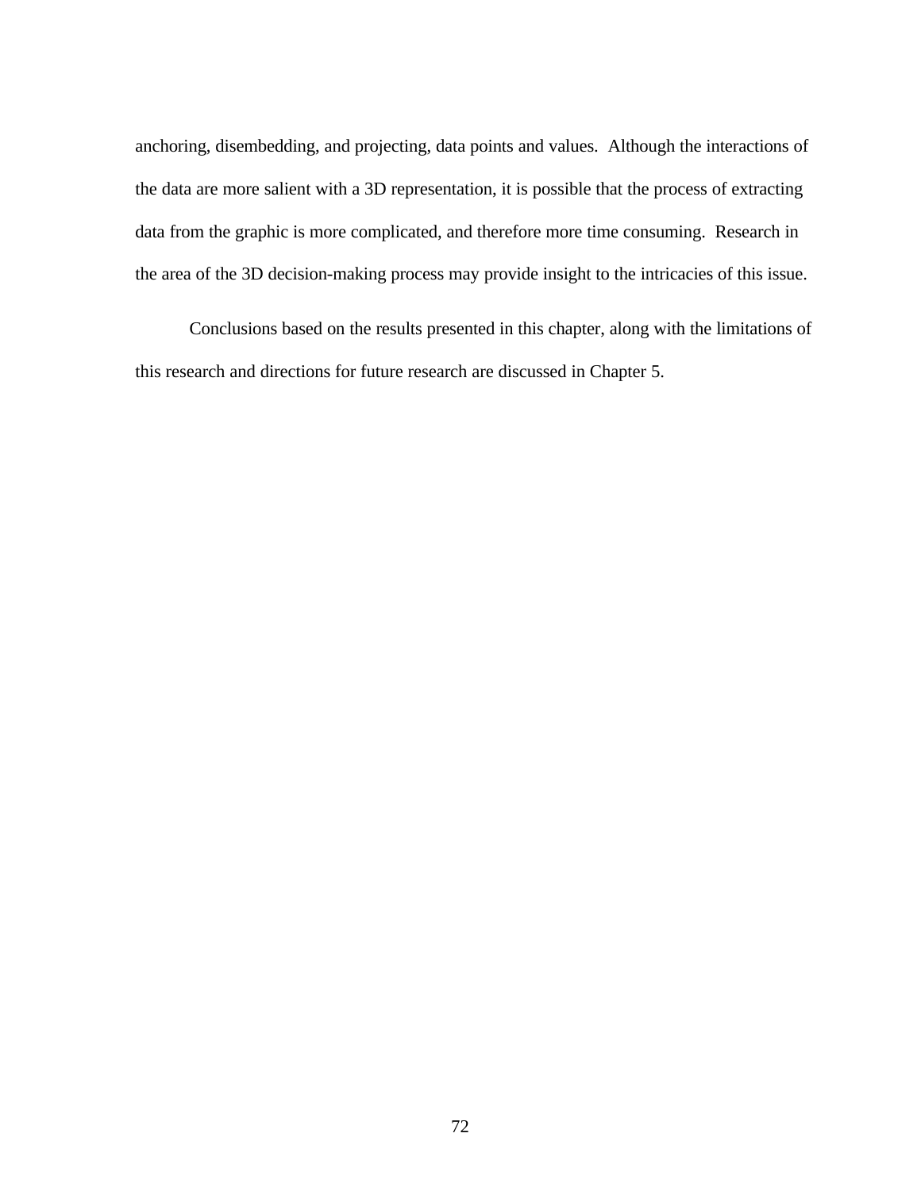anchoring, disembedding, and projecting, data points and values. Although the interactions of the data are more salient with a 3D representation, it is possible that the process of extracting data from the graphic is more complicated, and therefore more time consuming. Research in the area of the 3D decision-making process may provide insight to the intricacies of this issue.

Conclusions based on the results presented in this chapter, along with the limitations of this research and directions for future research are discussed in Chapter 5.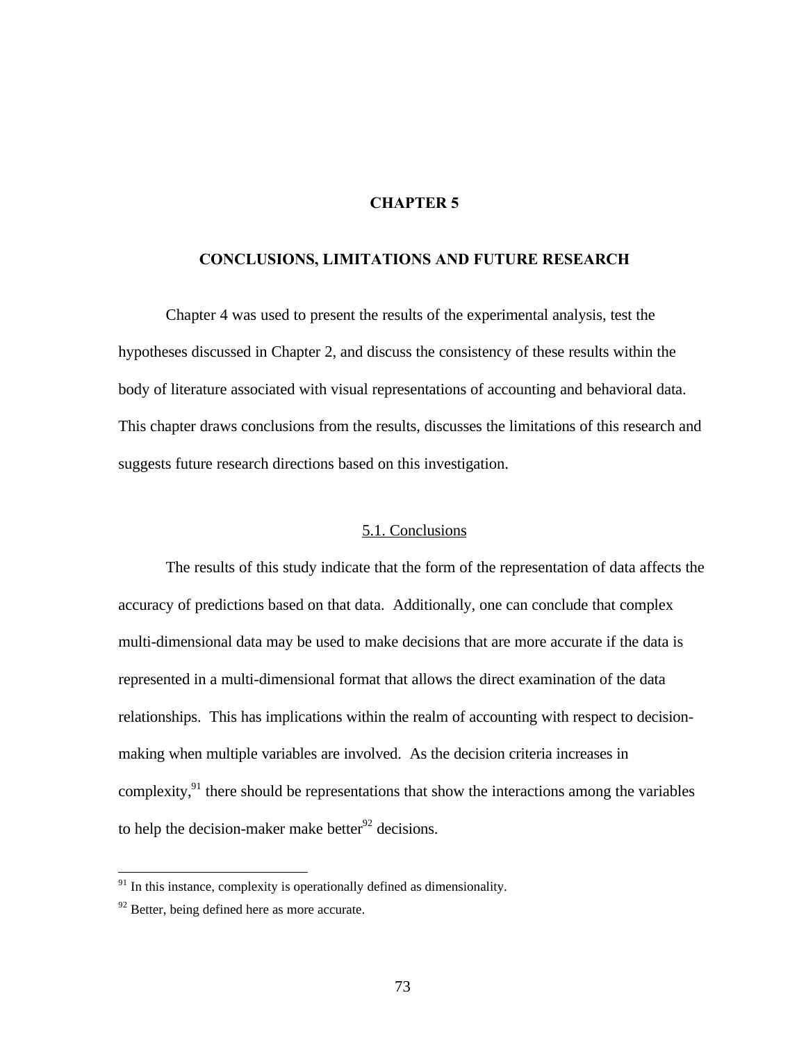# CHAPTER 5

## CONCLUSIONS, LIMITATIONS AND FUTURE RESEARCH

Chapter 4 was used to present the results of the experimental analysis, test the hypotheses discussed in Chapter 2, and discuss the consistency of these results within the body of literature associated with visual representations of accounting and behavioral data. This chapter draws conclusions from the results, discusses the limitations of this research and suggests future research directions based on this investigation.

### 5.1. Conclusions

The results of this study indicate that the form of the representation of data affects the accuracy of predictions based on that data. Additionally, one can conclude that complex multi-dimensional data may be used to make decisions that are more accurate if the data is represented in a multi-dimensional format that allows the direct examination of the data relationships. This has implications within the realm of accounting with respect to decision-making when multiple variables are involved. As the decision criteria increases in complexity,[91] there should be representations that show the interactions among the variables to help the decision-maker make better[92] decisions.

---

[91] In this instance, complexity is operationally defined as dimensionality.

[92] Better, being defined here as more accurate.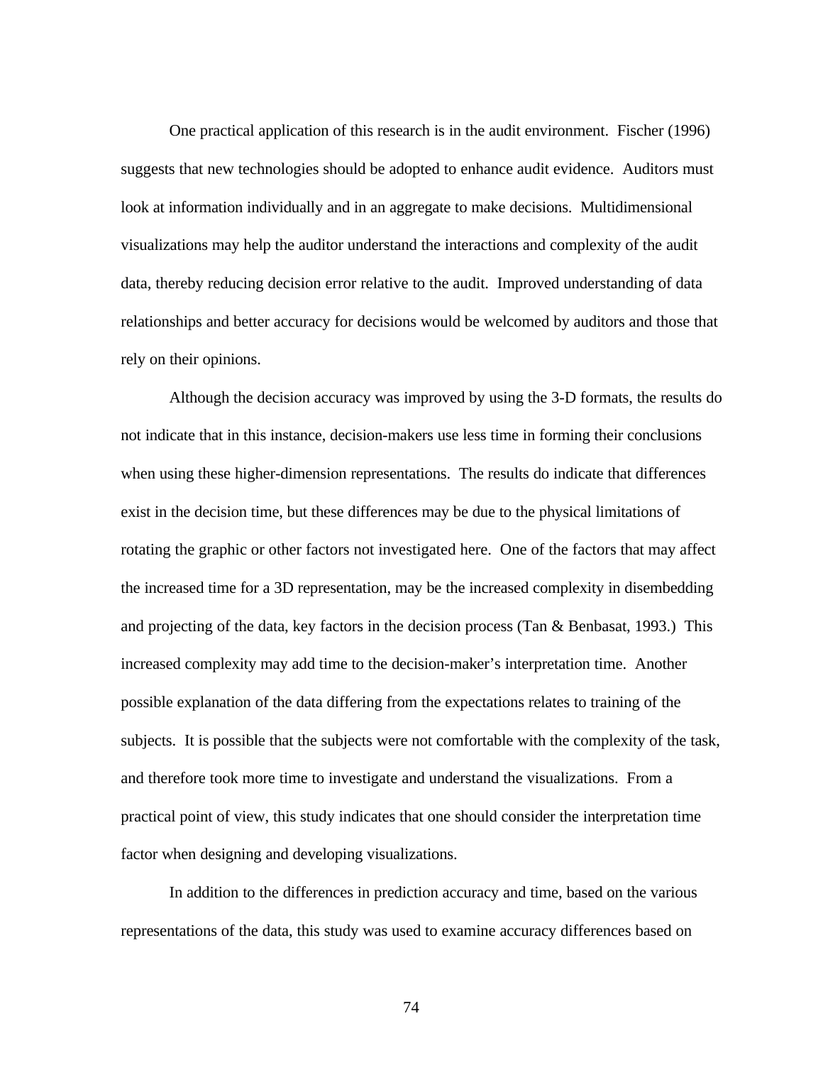One practical application of this research is in the audit environment. Fischer (1996) suggests that new technologies should be adopted to enhance audit evidence. Auditors must look at information individually and in an aggregate to make decisions. Multidimensional visualizations may help the auditor understand the interactions and complexity of the audit data, thereby reducing decision error relative to the audit. Improved understanding of data relationships and better accuracy for decisions would be welcomed by auditors and those that rely on their opinions.

Although the decision accuracy was improved by using the 3-D formats, the results do not indicate that in this instance, decision-makers use less time in forming their conclusions when using these higher-dimension representations. The results do indicate that differences exist in the decision time, but these differences may be due to the physical limitations of rotating the graphic or other factors not investigated here. One of the factors that may affect the increased time for a 3D representation, may be the increased complexity in disembedding and projecting of the data, key factors in the decision process (Tan & Benbasat, 1993.) This increased complexity may add time to the decision-maker's interpretation time. Another possible explanation of the data differing from the expectations relates to training of the subjects. It is possible that the subjects were not comfortable with the complexity of the task, and therefore took more time to investigate and understand the visualizations. From a practical point of view, this study indicates that one should consider the interpretation time factor when designing and developing visualizations.

In addition to the differences in prediction accuracy and time, based on the various representations of the data, this study was used to examine accuracy differences based on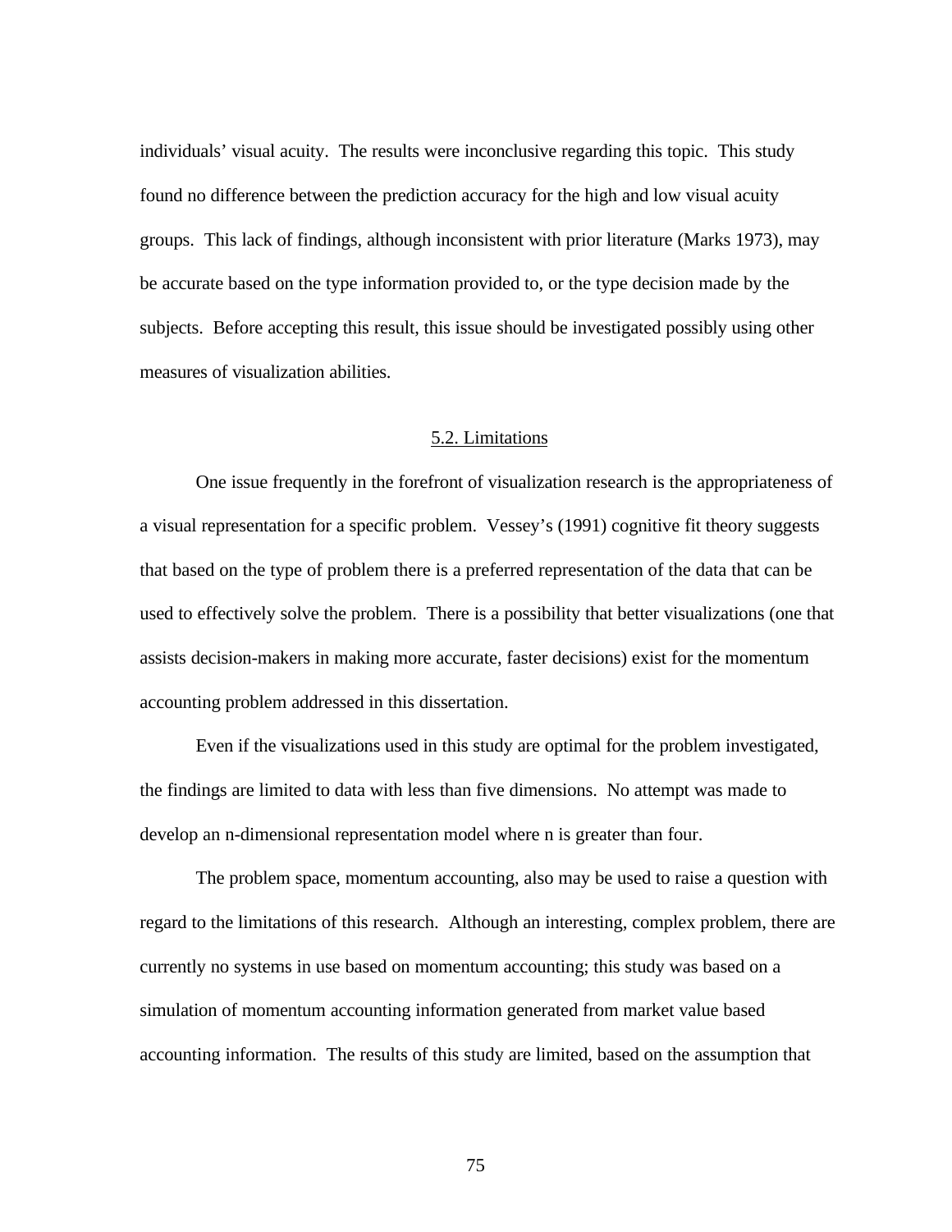individuals' visual acuity. The results were inconclusive regarding this topic. This study found no difference between the prediction accuracy for the high and low visual acuity groups. This lack of findings, although inconsistent with prior literature (Marks 1973), may be accurate based on the type information provided to, or the type decision made by the subjects. Before accepting this result, this issue should be investigated possibly using other measures of visualization abilities.

## 5.2. Limitations

One issue frequently in the forefront of visualization research is the appropriateness of a visual representation for a specific problem. Vessey's (1991) cognitive fit theory suggests that based on the type of problem there is a preferred representation of the data that can be used to effectively solve the problem. There is a possibility that better visualizations (one that assists decision-makers in making more accurate, faster decisions) exist for the momentum accounting problem addressed in this dissertation.

Even if the visualizations used in this study are optimal for the problem investigated, the findings are limited to data with less than five dimensions. No attempt was made to develop an n-dimensional representation model where n is greater than four.

The problem space, momentum accounting, also may be used to raise a question with regard to the limitations of this research. Although an interesting, complex problem, there are currently no systems in use based on momentum accounting; this study was based on a simulation of momentum accounting information generated from market value based accounting information. The results of this study are limited, based on the assumption that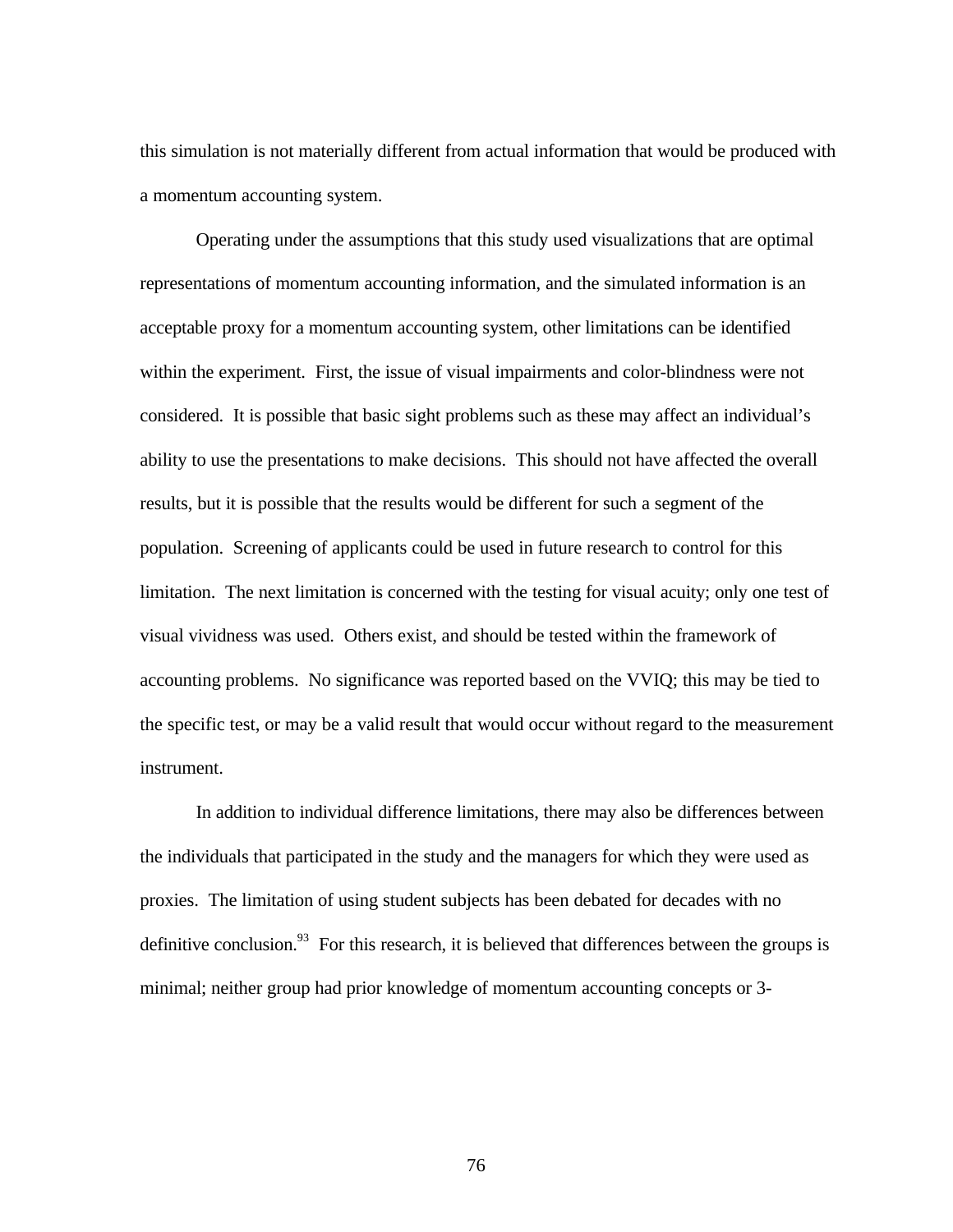this simulation is not materially different from actual information that would be produced with a momentum accounting system.

Operating under the assumptions that this study used visualizations that are optimal representations of momentum accounting information, and the simulated information is an acceptable proxy for a momentum accounting system, other limitations can be identified within the experiment. First, the issue of visual impairments and color-blindness were not considered. It is possible that basic sight problems such as these may affect an individual's ability to use the presentations to make decisions. This should not have affected the overall results, but it is possible that the results would be different for such a segment of the population. Screening of applicants could be used in future research to control for this limitation. The next limitation is concerned with the testing for visual acuity; only one test of visual vividness was used. Others exist, and should be tested within the framework of accounting problems. No significance was reported based on the VVIQ; this may be tied to the specific test, or may be a valid result that would occur without regard to the measurement instrument.

In addition to individual difference limitations, there may also be differences between the individuals that participated in the study and the managers for which they were used as proxies. The limitation of using student subjects has been debated for decades with no definitive conclusion.[93] For this research, it is believed that differences between the groups is minimal; neither group had prior knowledge of momentum accounting concepts or 3-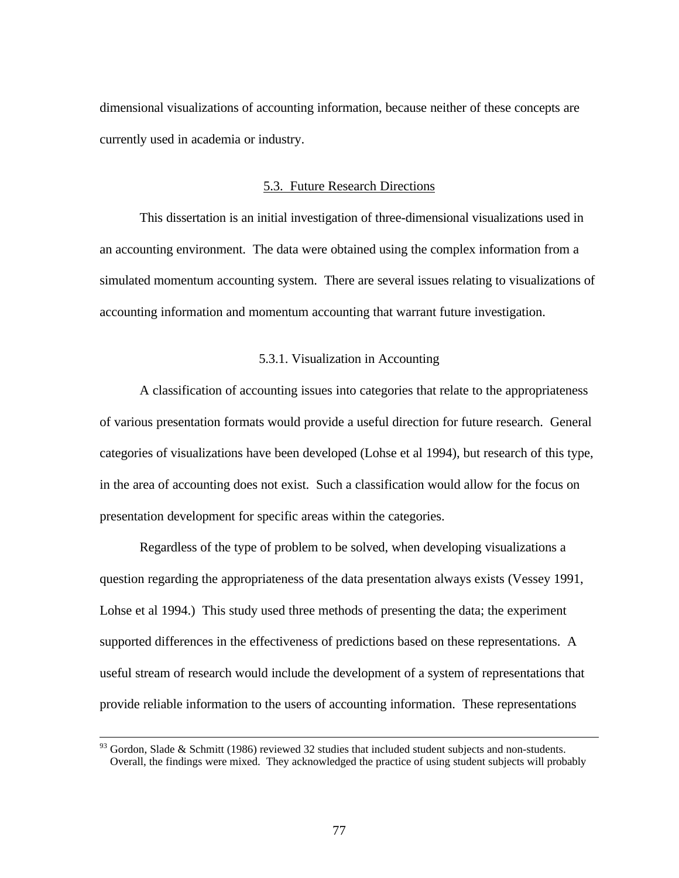dimensional visualizations of accounting information, because neither of these concepts are currently used in academia or industry.

### 5.3. Future Research Directions

This dissertation is an initial investigation of three-dimensional visualizations used in an accounting environment. The data were obtained using the complex information from a simulated momentum accounting system. There are several issues relating to visualizations of accounting information and momentum accounting that warrant future investigation.

#### 5.3.1. Visualization in Accounting

A classification of accounting issues into categories that relate to the appropriateness of various presentation formats would provide a useful direction for future research. General categories of visualizations have been developed (Lohse et al 1994), but research of this type, in the area of accounting does not exist. Such a classification would allow for the focus on presentation development for specific areas within the categories.

Regardless of the type of problem to be solved, when developing visualizations a question regarding the appropriateness of the data presentation always exists (Vessey 1991, Lohse et al 1994.) This study used three methods of presenting the data; the experiment supported differences in the effectiveness of predictions based on these representations. A useful stream of research would include the development of a system of representations that provide reliable information to the users of accounting information. These representations

---

[93] Gordon, Slade & Schmitt (1986) reviewed 32 studies that included student subjects and non-students. Overall, the findings were mixed. They acknowledged the practice of using student subjects will probably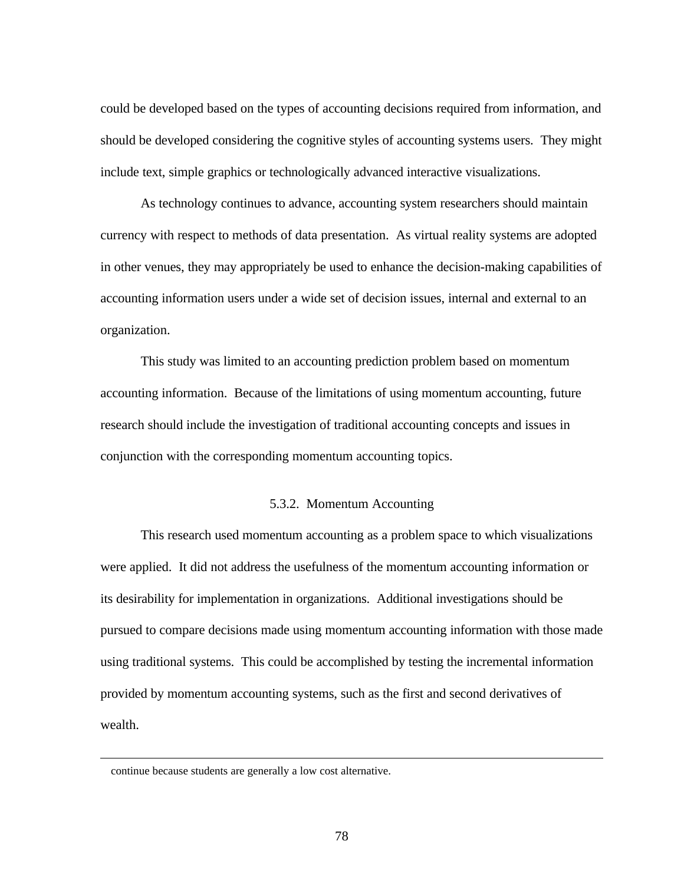could be developed based on the types of accounting decisions required from information, and should be developed considering the cognitive styles of accounting systems users. They might include text, simple graphics or technologically advanced interactive visualizations.

As technology continues to advance, accounting system researchers should maintain currency with respect to methods of data presentation. As virtual reality systems are adopted in other venues, they may appropriately be used to enhance the decision-making capabilities of accounting information users under a wide set of decision issues, internal and external to an organization.

This study was limited to an accounting prediction problem based on momentum accounting information. Because of the limitations of using momentum accounting, future research should include the investigation of traditional accounting concepts and issues in conjunction with the corresponding momentum accounting topics.

### 5.3.2. Momentum Accounting

This research used momentum accounting as a problem space to which visualizations were applied. It did not address the usefulness of the momentum accounting information or its desirability for implementation in organizations. Additional investigations should be pursued to compare decisions made using momentum accounting information with those made using traditional systems. This could be accomplished by testing the incremental information provided by momentum accounting systems, such as the first and second derivatives of wealth.

---

continue because students are generally a low cost alternative.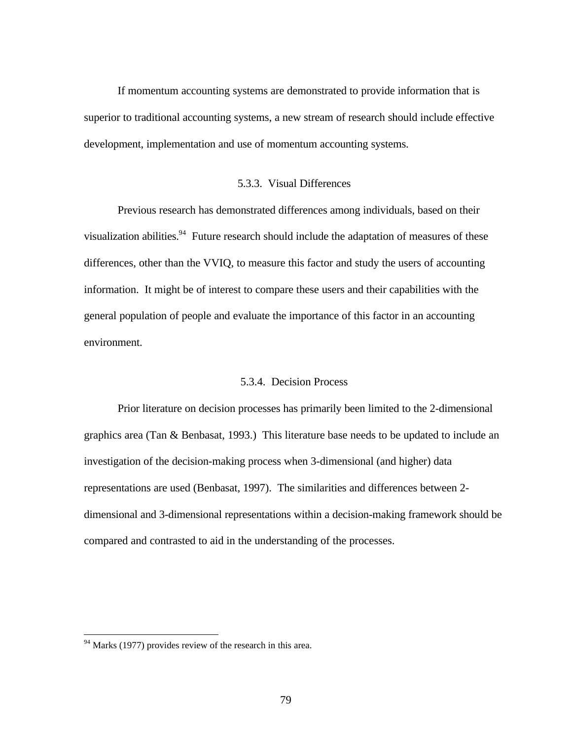If momentum accounting systems are demonstrated to provide information that is superior to traditional accounting systems, a new stream of research should include effective development, implementation and use of momentum accounting systems.

### 5.3.3. Visual Differences

Previous research has demonstrated differences among individuals, based on their visualization abilities.[94] Future research should include the adaptation of measures of these differences, other than the VVIQ, to measure this factor and study the users of accounting information. It might be of interest to compare these users and their capabilities with the general population of people and evaluate the importance of this factor in an accounting environment.

### 5.3.4. Decision Process

Prior literature on decision processes has primarily been limited to the 2-dimensional graphics area (Tan & Benbasat, 1993.) This literature base needs to be updated to include an investigation of the decision-making process when 3-dimensional (and higher) data representations are used (Benbasat, 1997). The similarities and differences between 2-dimensional and 3-dimensional representations within a decision-making framework should be compared and contrasted to aid in the understanding of the processes.

---

[94] Marks (1977) provides review of the research in this area.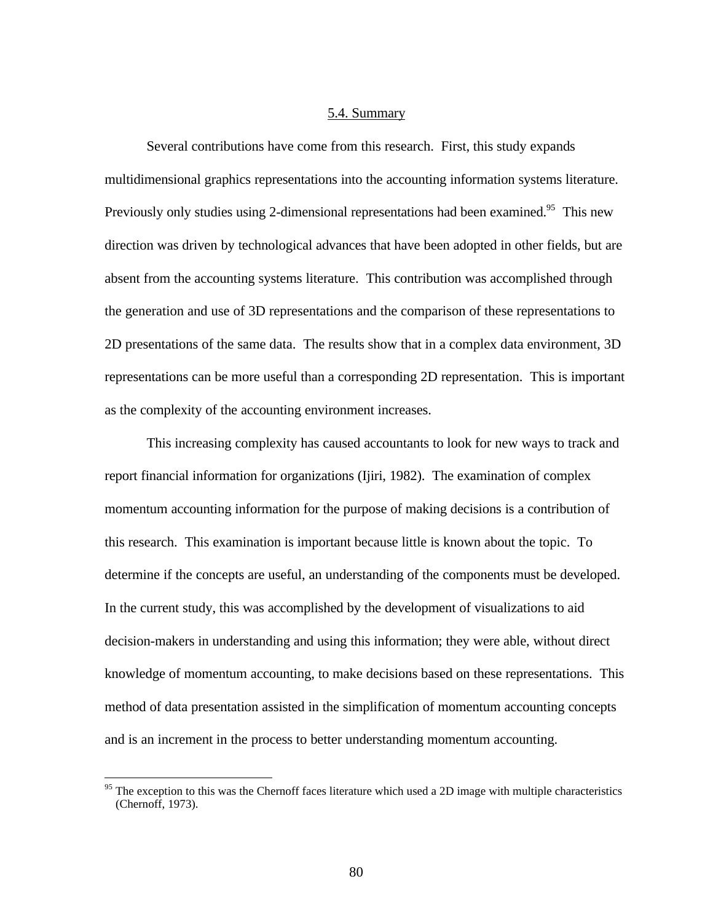## 5.4. Summary

Several contributions have come from this research. First, this study expands multidimensional graphics representations into the accounting information systems literature. Previously only studies using 2-dimensional representations had been examined.[95] This new direction was driven by technological advances that have been adopted in other fields, but are absent from the accounting systems literature. This contribution was accomplished through the generation and use of 3D representations and the comparison of these representations to 2D presentations of the same data. The results show that in a complex data environment, 3D representations can be more useful than a corresponding 2D representation. This is important as the complexity of the accounting environment increases.

This increasing complexity has caused accountants to look for new ways to track and report financial information for organizations (Ijiri, 1982). The examination of complex momentum accounting information for the purpose of making decisions is a contribution of this research. This examination is important because little is known about the topic. To determine if the concepts are useful, an understanding of the components must be developed. In the current study, this was accomplished by the development of visualizations to aid decision-makers in understanding and using this information; they were able, without direct knowledge of momentum accounting, to make decisions based on these representations. This method of data presentation assisted in the simplification of momentum accounting concepts and is an increment in the process to better understanding momentum accounting.

[95] The exception to this was the Chernoff faces literature which used a 2D image with multiple characteristics (Chernoff, 1973).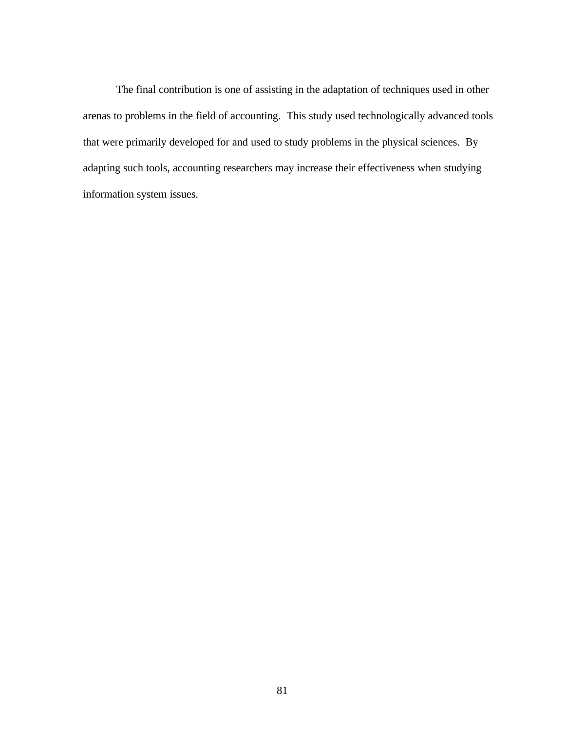The final contribution is one of assisting in the adaptation of techniques used in other arenas to problems in the field of accounting.  This study used technologically advanced tools that were primarily developed for and used to study problems in the physical sciences.  By adapting such tools, accounting researchers may increase their effectiveness when studying information system issues.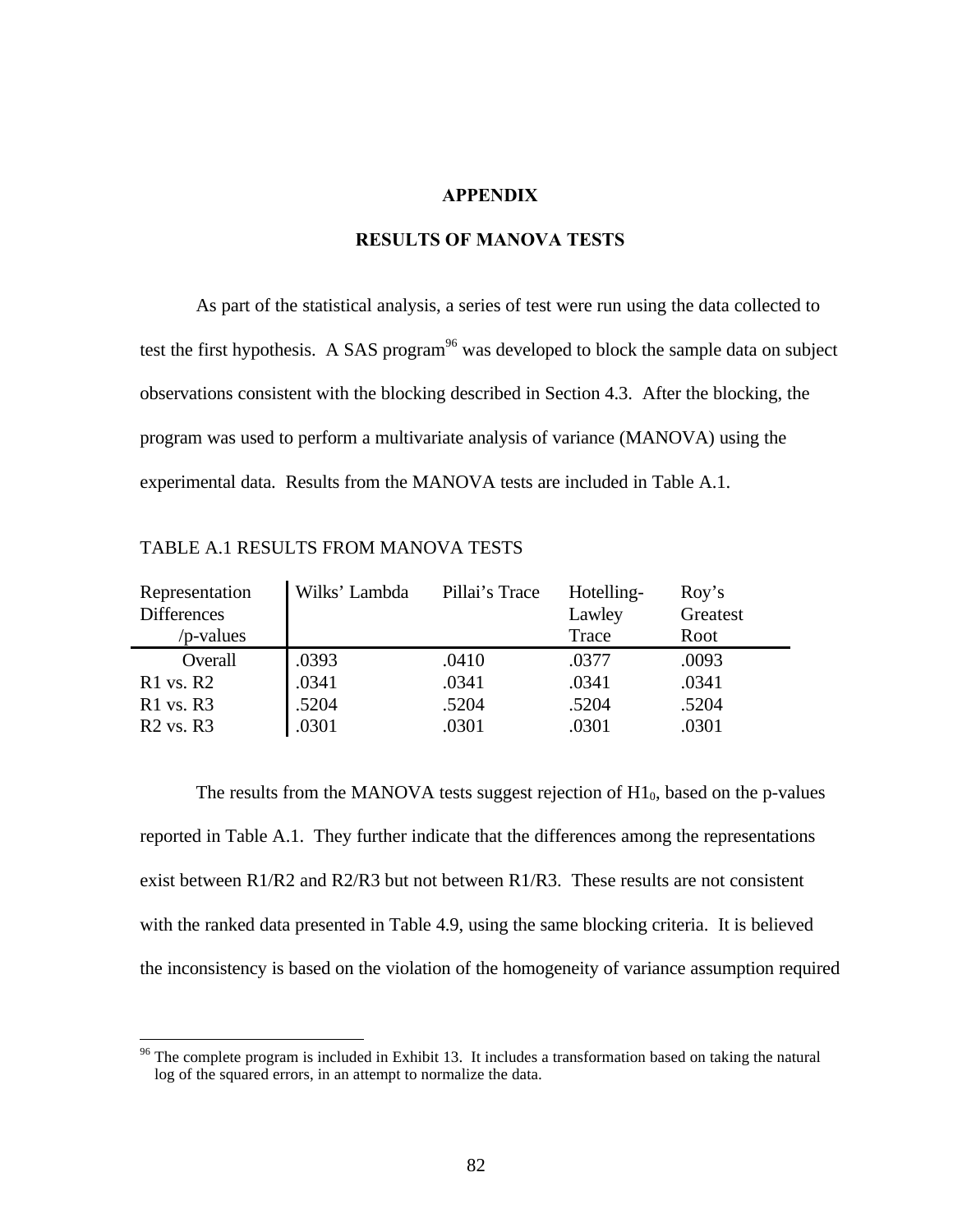# APPENDIX

## RESULTS OF MANOVA TESTS

As part of the statistical analysis, a series of test were run using the data collected to test the first hypothesis. A SAS program[96] was developed to block the sample data on subject observations consistent with the blocking described in Section 4.3. After the blocking, the program was used to perform a multivariate analysis of variance (MANOVA) using the experimental data. Results from the MANOVA tests are included in Table A.1.

TABLE A.1 RESULTS FROM MANOVA TESTS

| Representation Differences /p-values | Wilks' Lambda | Pillai's Trace | Hotelling-Lawley Trace | Roy's Greatest Root |
|---|---|---|---|---|
| Overall | .0393 | .0410 | .0377 | .0093 |
| R1 vs. R2 | .0341 | .0341 | .0341 | .0341 |
| R1 vs. R3 | .5204 | .5204 | .5204 | .5204 |
| R2 vs. R3 | .0301 | .0301 | .0301 | .0301 |

The results from the MANOVA tests suggest rejection of $H1_0$, based on the p-values reported in Table A.1. They further indicate that the differences among the representations exist between R1/R2 and R2/R3 but not between R1/R3. These results are not consistent with the ranked data presented in Table 4.9, using the same blocking criteria. It is believed the inconsistency is based on the violation of the homogeneity of variance assumption required

[96] The complete program is included in Exhibit 13. It includes a transformation based on taking the natural log of the squared errors, in an attempt to normalize the data.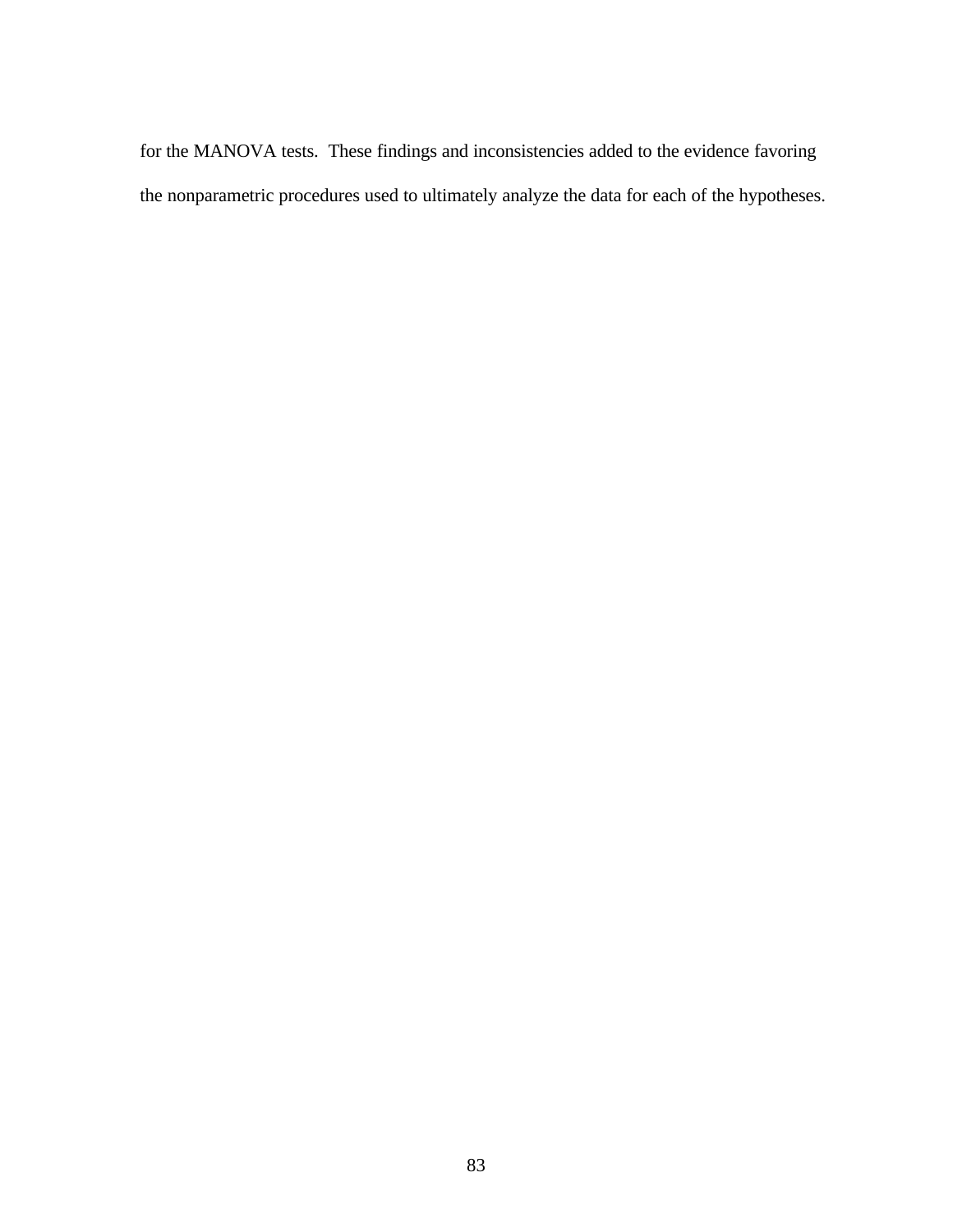for the MANOVA tests. These findings and inconsistencies added to the evidence favoring the nonparametric procedures used to ultimately analyze the data for each of the hypotheses.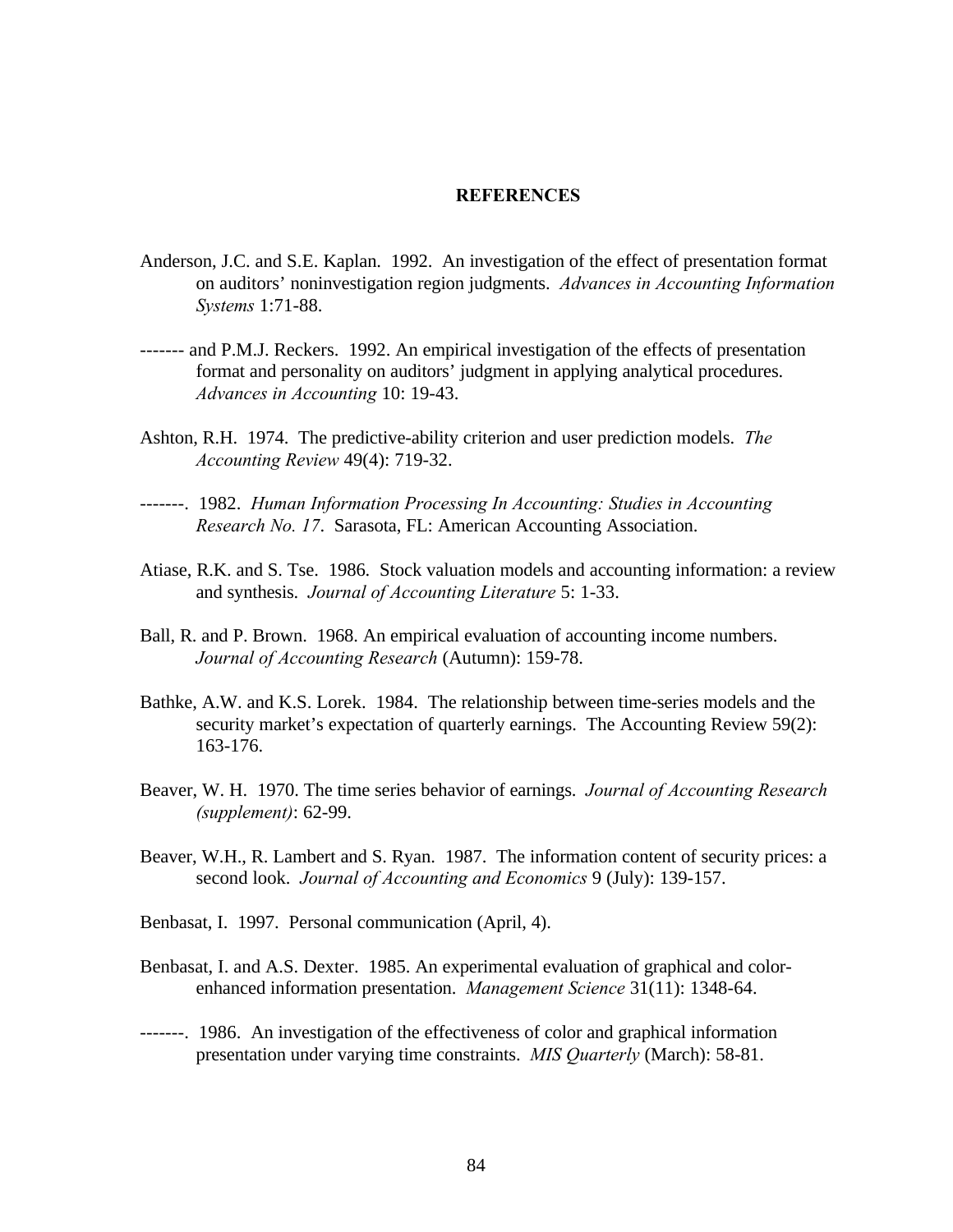# REFERENCES

Anderson, J.C. and S.E. Kaplan. 1992. An investigation of the effect of presentation format on auditors' noninvestigation region judgments. *Advances in Accounting Information Systems* 1:71-88.

------- and P.M.J. Reckers. 1992. An empirical investigation of the effects of presentation format and personality on auditors' judgment in applying analytical procedures. *Advances in Accounting* 10: 19-43.

Ashton, R.H. 1974. The predictive-ability criterion and user prediction models. *The Accounting Review* 49(4): 719-32.

-------. 1982. *Human Information Processing In Accounting: Studies in Accounting Research No. 17*. Sarasota, FL: American Accounting Association.

Atiase, R.K. and S. Tse. 1986. Stock valuation models and accounting information: a review and synthesis. *Journal of Accounting Literature* 5: 1-33.

Ball, R. and P. Brown. 1968. An empirical evaluation of accounting income numbers. *Journal of Accounting Research* (Autumn): 159-78.

Bathke, A.W. and K.S. Lorek. 1984. The relationship between time-series models and the security market's expectation of quarterly earnings. The Accounting Review 59(2): 163-176.

Beaver, W. H. 1970. The time series behavior of earnings. *Journal of Accounting Research (supplement)*: 62-99.

Beaver, W.H., R. Lambert and S. Ryan. 1987. The information content of security prices: a second look. *Journal of Accounting and Economics* 9 (July): 139-157.

Benbasat, I. 1997. Personal communication (April, 4).

Benbasat, I. and A.S. Dexter. 1985. An experimental evaluation of graphical and color-enhanced information presentation. *Management Science* 31(11): 1348-64.

-------. 1986. An investigation of the effectiveness of color and graphical information presentation under varying time constraints. *MIS Quarterly* (March): 58-81.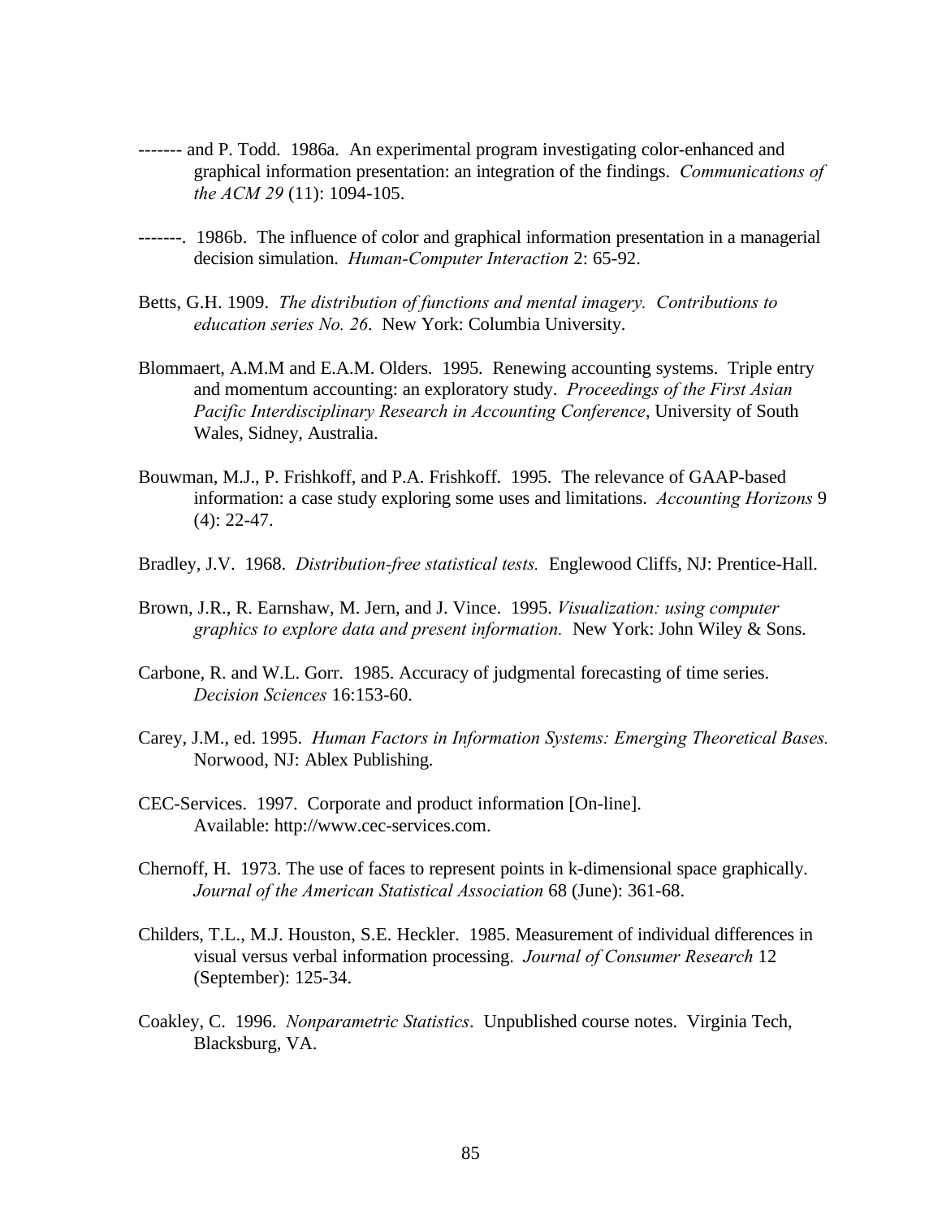------- and P. Todd. 1986a. An experimental program investigating color-enhanced and graphical information presentation: an integration of the findings. *Communications of the ACM 29* (11): 1094-105.

-------. 1986b. The influence of color and graphical information presentation in a managerial decision simulation. *Human-Computer Interaction* 2: 65-92.

Betts, G.H. 1909. *The distribution of functions and mental imagery. Contributions to education series No. 26*. New York: Columbia University.

Blommaert, A.M.M and E.A.M. Olders. 1995. Renewing accounting systems. Triple entry and momentum accounting: an exploratory study. *Proceedings of the First Asian Pacific Interdisciplinary Research in Accounting Conference*, University of South Wales, Sidney, Australia.

Bouwman, M.J., P. Frishkoff, and P.A. Frishkoff. 1995. The relevance of GAAP-based information: a case study exploring some uses and limitations. *Accounting Horizons* 9 (4): 22-47.

Bradley, J.V. 1968. *Distribution-free statistical tests.* Englewood Cliffs, NJ: Prentice-Hall.

Brown, J.R., R. Earnshaw, M. Jern, and J. Vince. 1995. *Visualization: using computer graphics to explore data and present information.* New York: John Wiley & Sons.

Carbone, R. and W.L. Gorr. 1985. Accuracy of judgmental forecasting of time series. *Decision Sciences* 16:153-60.

Carey, J.M., ed. 1995. *Human Factors in Information Systems: Emerging Theoretical Bases.* Norwood, NJ: Ablex Publishing.

CEC-Services. 1997. Corporate and product information [On-line]. Available: http://www.cec-services.com.

Chernoff, H. 1973. The use of faces to represent points in k-dimensional space graphically. *Journal of the American Statistical Association* 68 (June): 361-68.

Childers, T.L., M.J. Houston, S.E. Heckler. 1985. Measurement of individual differences in visual versus verbal information processing. *Journal of Consumer Research* 12 (September): 125-34.

Coakley, C. 1996. *Nonparametric Statistics*. Unpublished course notes. Virginia Tech, Blacksburg, VA.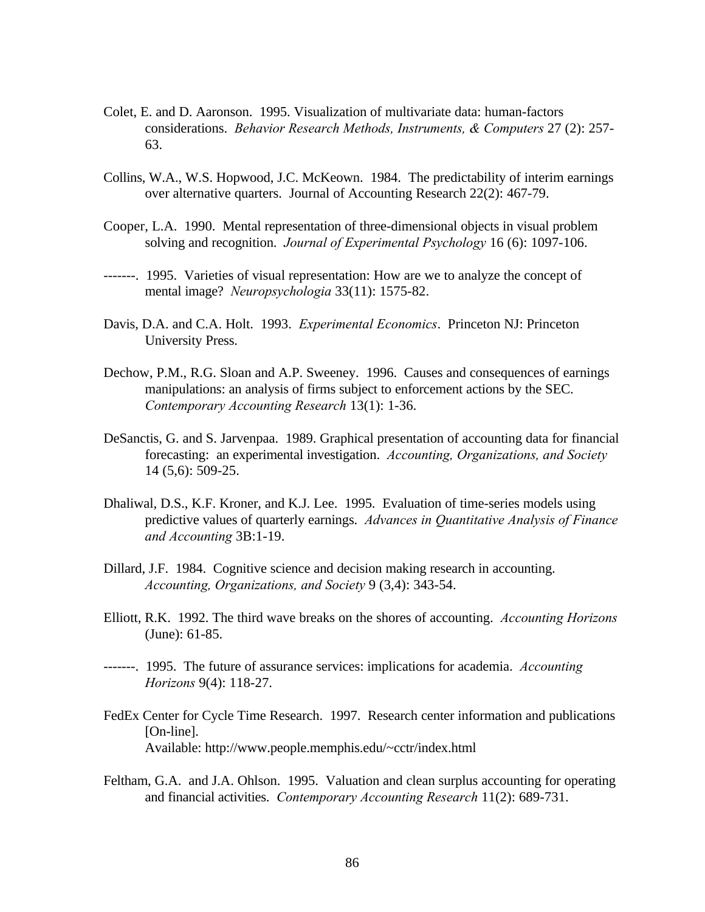Colet, E. and D. Aaronson. 1995. Visualization of multivariate data: human-factors considerations. *Behavior Research Methods, Instruments, & Computers* 27 (2): 257-63.

Collins, W.A., W.S. Hopwood, J.C. McKeown. 1984. The predictability of interim earnings over alternative quarters. Journal of Accounting Research 22(2): 467-79.

Cooper, L.A. 1990. Mental representation of three-dimensional objects in visual problem solving and recognition. *Journal of Experimental Psychology* 16 (6): 1097-106.

-------. 1995. Varieties of visual representation: How are we to analyze the concept of mental image? *Neuropsychologia* 33(11): 1575-82.

Davis, D.A. and C.A. Holt. 1993. *Experimental Economics*. Princeton NJ: Princeton University Press.

Dechow, P.M., R.G. Sloan and A.P. Sweeney. 1996. Causes and consequences of earnings manipulations: an analysis of firms subject to enforcement actions by the SEC. *Contemporary Accounting Research* 13(1): 1-36.

DeSanctis, G. and S. Jarvenpaa. 1989. Graphical presentation of accounting data for financial forecasting: an experimental investigation. *Accounting, Organizations, and Society* 14 (5,6): 509-25.

Dhaliwal, D.S., K.F. Kroner, and K.J. Lee. 1995. Evaluation of time-series models using predictive values of quarterly earnings. *Advances in Quantitative Analysis of Finance and Accounting* 3B:1-19.

Dillard, J.F. 1984. Cognitive science and decision making research in accounting. *Accounting, Organizations, and Society* 9 (3,4): 343-54.

Elliott, R.K. 1992. The third wave breaks on the shores of accounting. *Accounting Horizons* (June): 61-85.

-------. 1995. The future of assurance services: implications for academia. *Accounting Horizons* 9(4): 118-27.

FedEx Center for Cycle Time Research. 1997. Research center information and publications [On-line].
Available: http://www.people.memphis.edu/~cctr/index.html

Feltham, G.A. and J.A. Ohlson. 1995. Valuation and clean surplus accounting for operating and financial activities. *Contemporary Accounting Research* 11(2): 689-731.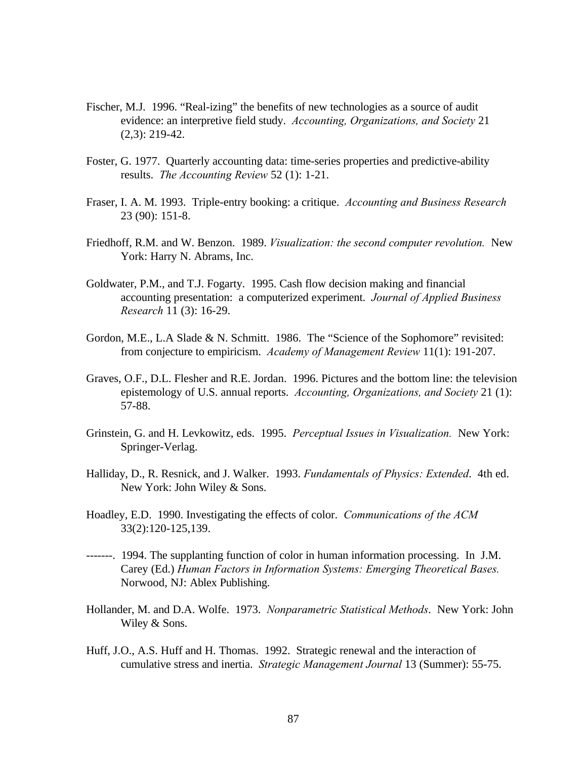Fischer, M.J.  1996. “Real-izing” the benefits of new technologies as a source of audit evidence: an interpretive field study.  *Accounting, Organizations, and Society* 21 (2,3): 219-42.

Foster, G. 1977.  Quarterly accounting data: time-series properties and predictive-ability results.  *The Accounting Review* 52 (1): 1-21.

Fraser, I. A. M. 1993.  Triple-entry booking: a critique.  *Accounting and Business Research* 23 (90): 151-8.

Friedhoff, R.M. and W. Benzon.  1989. *Visualization: the second computer revolution.*  New York: Harry N. Abrams, Inc.

Goldwater, P.M., and T.J. Fogarty.  1995. Cash flow decision making and financial accounting presentation:  a computerized experiment.  *Journal of Applied Business Research* 11 (3): 16-29.

Gordon, M.E., L.A Slade & N. Schmitt.  1986.  The “Science of the Sophomore” revisited: from conjecture to empiricism.  *Academy of Management Review* 11(1): 191-207.

Graves, O.F., D.L. Flesher and R.E. Jordan.  1996. Pictures and the bottom line: the television epistemology of U.S. annual reports.  *Accounting, Organizations, and Society* 21 (1): 57-88.

Grinstein, G. and H. Levkowitz, eds.  1995.  *Perceptual Issues in Visualization.*  New York: Springer-Verlag.

Halliday, D., R. Resnick, and J. Walker.  1993. *Fundamentals of Physics: Extended*.  4th ed. New York: John Wiley & Sons.

Hoadley, E.D.  1990. Investigating the effects of color.  *Communications of the ACM* 33(2):120-125,139.

-------.  1994. The supplanting function of color in human information processing.  In  J.M. Carey (Ed.) *Human Factors in Information Systems: Emerging Theoretical Bases.* Norwood, NJ: Ablex Publishing.

Hollander, M. and D.A. Wolfe.  1973.  *Nonparametric Statistical Methods*.  New York: John Wiley & Sons.

Huff, J.O., A.S. Huff and H. Thomas.  1992.  Strategic renewal and the interaction of cumulative stress and inertia.  *Strategic Management Journal* 13 (Summer): 55-75.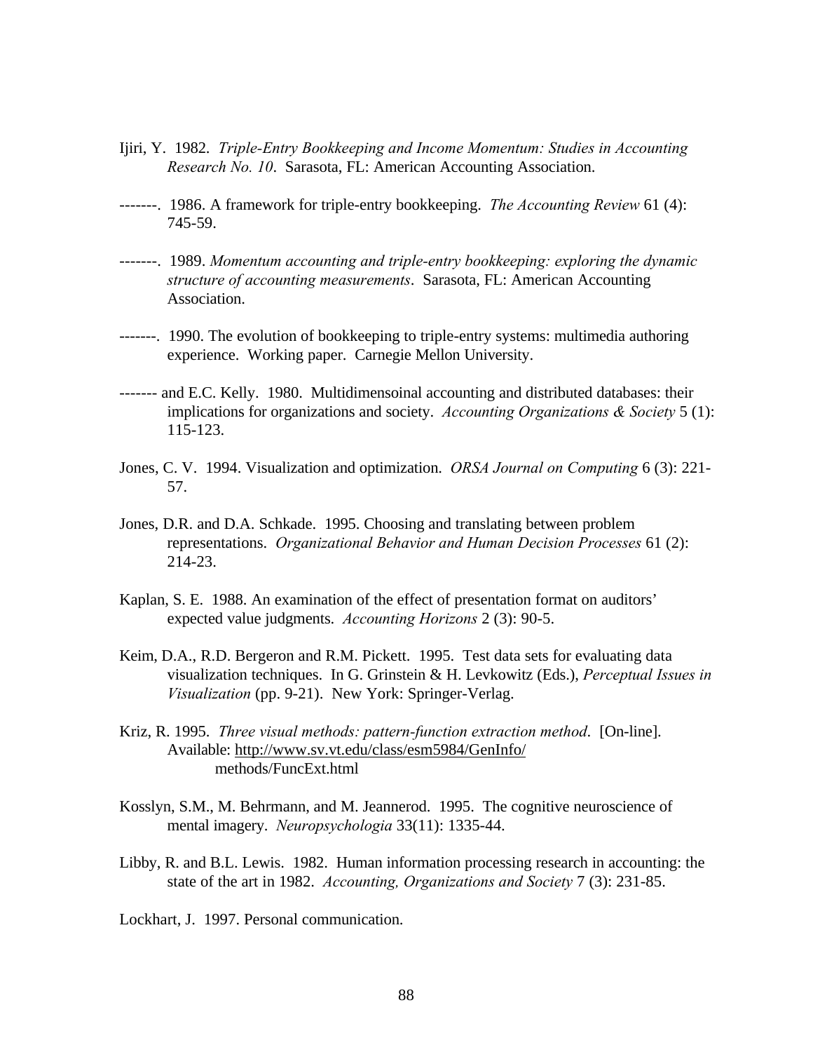Ijiri, Y. 1982. *Triple-Entry Bookkeeping and Income Momentum: Studies in Accounting Research No. 10*. Sarasota, FL: American Accounting Association.

-------. 1986. A framework for triple-entry bookkeeping. *The Accounting Review* 61 (4): 745-59.

-------. 1989. *Momentum accounting and triple-entry bookkeeping: exploring the dynamic structure of accounting measurements*. Sarasota, FL: American Accounting Association.

-------. 1990. The evolution of bookkeeping to triple-entry systems: multimedia authoring experience. Working paper. Carnegie Mellon University.

------- and E.C. Kelly. 1980. Multidimensoinal accounting and distributed databases: their implications for organizations and society. *Accounting Organizations & Society* 5 (1): 115-123.

Jones, C. V. 1994. Visualization and optimization. *ORSA Journal on Computing* 6 (3): 221-57.

Jones, D.R. and D.A. Schkade. 1995. Choosing and translating between problem representations. *Organizational Behavior and Human Decision Processes* 61 (2): 214-23.

Kaplan, S. E. 1988. An examination of the effect of presentation format on auditors' expected value judgments. *Accounting Horizons* 2 (3): 90-5.

Keim, D.A., R.D. Bergeron and R.M. Pickett. 1995. Test data sets for evaluating data visualization techniques. In G. Grinstein & H. Levkowitz (Eds.), *Perceptual Issues in Visualization* (pp. 9-21). New York: Springer-Verlag.

Kriz, R. 1995. *Three visual methods: pattern-function extraction method*. [On-line]. Available: http://www.sv.vt.edu/class/esm5984/GenInfo/methods/FuncExt.html

Kosslyn, S.M., M. Behrmann, and M. Jeannerod. 1995. The cognitive neuroscience of mental imagery. *Neuropsychologia* 33(11): 1335-44.

Libby, R. and B.L. Lewis. 1982. Human information processing research in accounting: the state of the art in 1982. *Accounting, Organizations and Society* 7 (3): 231-85.

Lockhart, J. 1997. Personal communication.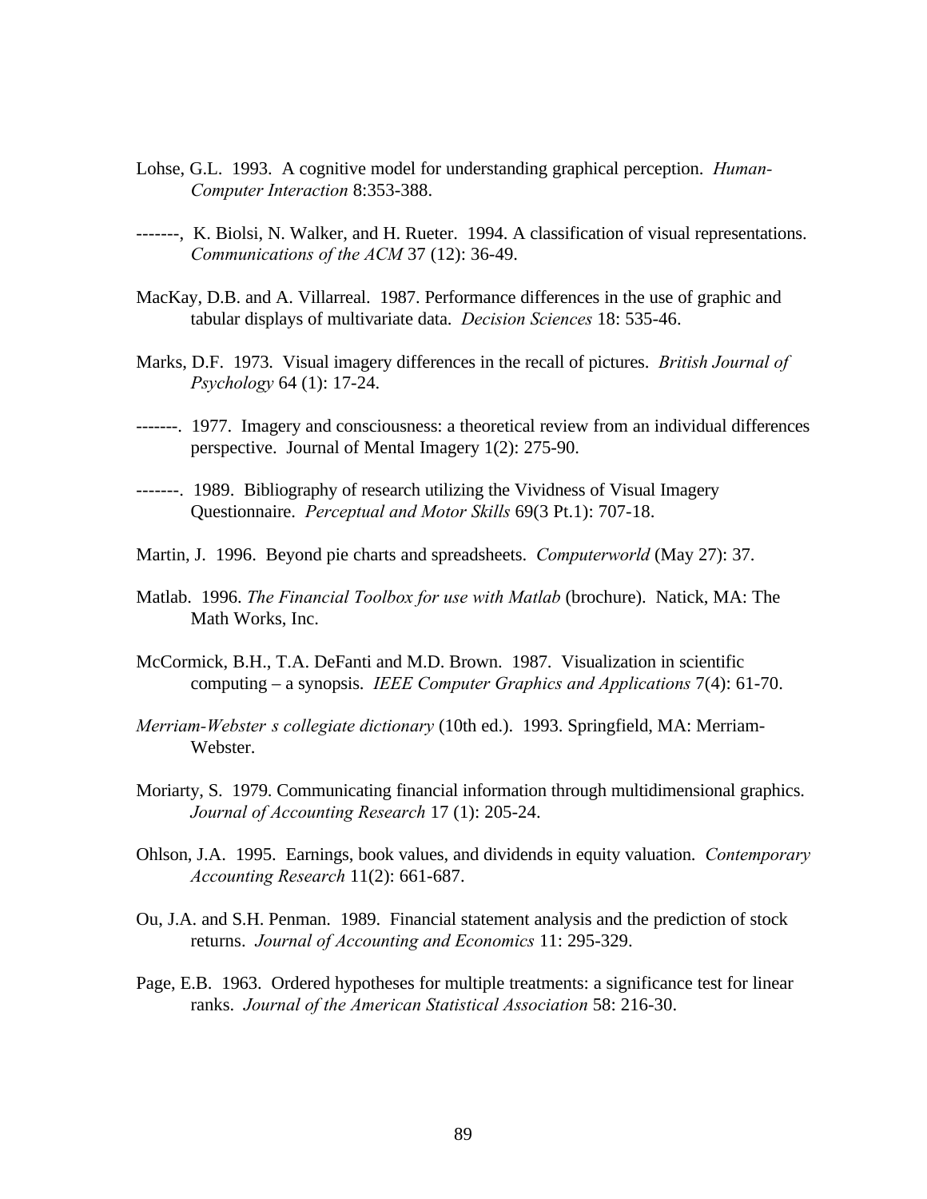Lohse, G.L. 1993. A cognitive model for understanding graphical perception. *Human-Computer Interaction* 8:353-388.

-------, K. Biolsi, N. Walker, and H. Rueter. 1994. A classification of visual representations. *Communications of the ACM* 37 (12): 36-49.

MacKay, D.B. and A. Villarreal. 1987. Performance differences in the use of graphic and tabular displays of multivariate data. *Decision Sciences* 18: 535-46.

Marks, D.F. 1973. Visual imagery differences in the recall of pictures. *British Journal of Psychology* 64 (1): 17-24.

-------. 1977. Imagery and consciousness: a theoretical review from an individual differences perspective. Journal of Mental Imagery 1(2): 275-90.

-------. 1989. Bibliography of research utilizing the Vividness of Visual Imagery Questionnaire. *Perceptual and Motor Skills* 69(3 Pt.1): 707-18.

Martin, J. 1996. Beyond pie charts and spreadsheets. *Computerworld* (May 27): 37.

Matlab. 1996. *The Financial Toolbox for use with Matlab* (brochure). Natick, MA: The Math Works, Inc.

McCormick, B.H., T.A. DeFanti and M.D. Brown. 1987. Visualization in scientific computing – a synopsis. *IEEE Computer Graphics and Applications* 7(4): 61-70.

*Merriam-Webster s collegiate dictionary* (10th ed.). 1993. Springfield, MA: Merriam-Webster.

Moriarty, S. 1979. Communicating financial information through multidimensional graphics. *Journal of Accounting Research* 17 (1): 205-24.

Ohlson, J.A. 1995. Earnings, book values, and dividends in equity valuation. *Contemporary Accounting Research* 11(2): 661-687.

Ou, J.A. and S.H. Penman. 1989. Financial statement analysis and the prediction of stock returns. *Journal of Accounting and Economics* 11: 295-329.

Page, E.B. 1963. Ordered hypotheses for multiple treatments: a significance test for linear ranks. *Journal of the American Statistical Association* 58: 216-30.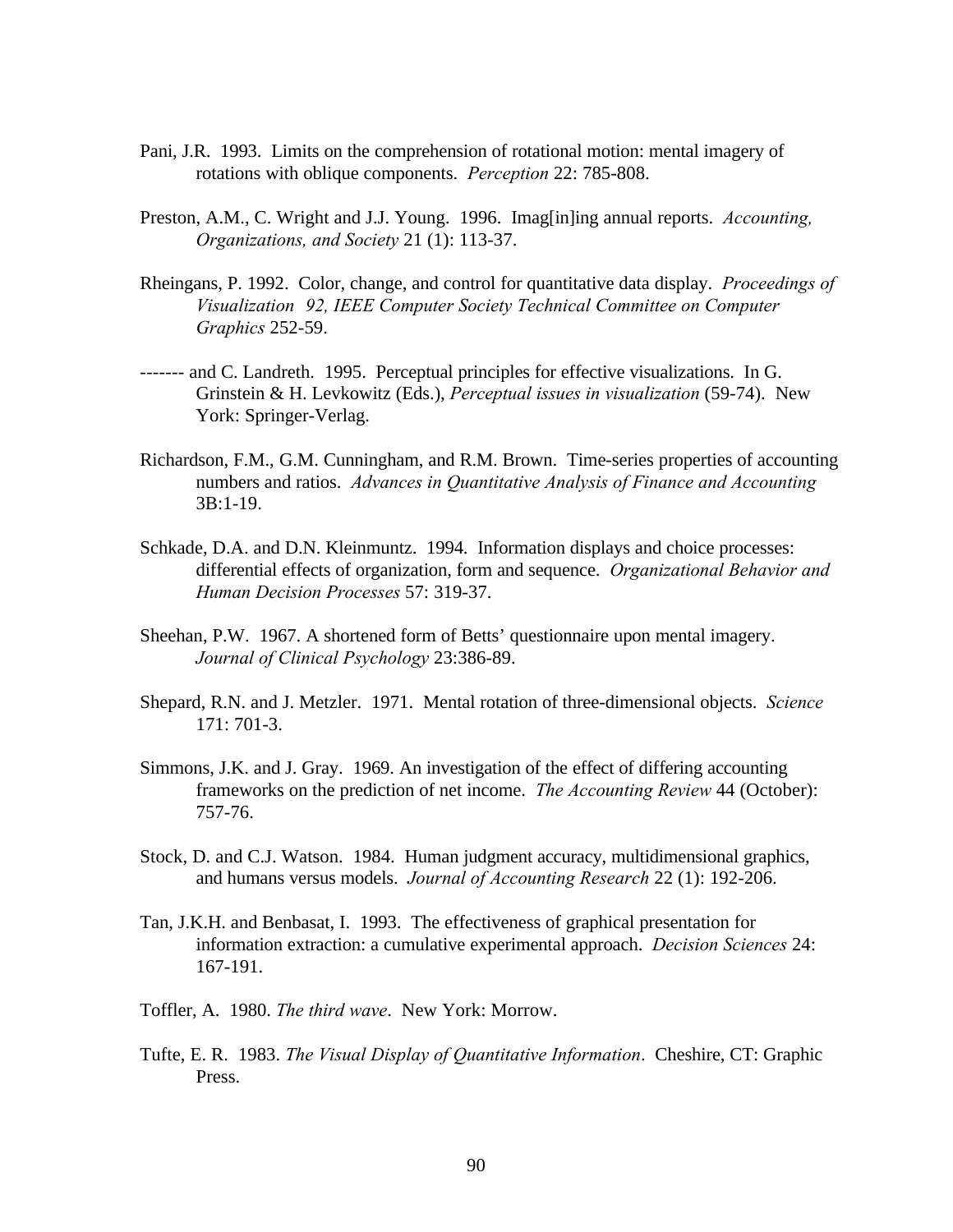Pani, J.R. 1993. Limits on the comprehension of rotational motion: mental imagery of rotations with oblique components. *Perception* 22: 785-808.

Preston, A.M., C. Wright and J.J. Young. 1996. Imag[in]ing annual reports. *Accounting, Organizations, and Society* 21 (1): 113-37.

Rheingans, P. 1992. Color, change, and control for quantitative data display. *Proceedings of Visualization 92, IEEE Computer Society Technical Committee on Computer Graphics* 252-59.

------- and C. Landreth. 1995. Perceptual principles for effective visualizations. In G. Grinstein & H. Levkowitz (Eds.), *Perceptual issues in visualization* (59-74). New York: Springer-Verlag.

Richardson, F.M., G.M. Cunningham, and R.M. Brown. Time-series properties of accounting numbers and ratios. *Advances in Quantitative Analysis of Finance and Accounting* 3B:1-19.

Schkade, D.A. and D.N. Kleinmuntz. 1994. Information displays and choice processes: differential effects of organization, form and sequence. *Organizational Behavior and Human Decision Processes* 57: 319-37.

Sheehan, P.W. 1967. A shortened form of Betts' questionnaire upon mental imagery. *Journal of Clinical Psychology* 23:386-89.

Shepard, R.N. and J. Metzler. 1971. Mental rotation of three-dimensional objects. *Science* 171: 701-3.

Simmons, J.K. and J. Gray. 1969. An investigation of the effect of differing accounting frameworks on the prediction of net income. *The Accounting Review* 44 (October): 757-76.

Stock, D. and C.J. Watson. 1984. Human judgment accuracy, multidimensional graphics, and humans versus models. *Journal of Accounting Research* 22 (1): 192-206.

Tan, J.K.H. and Benbasat, I. 1993. The effectiveness of graphical presentation for information extraction: a cumulative experimental approach. *Decision Sciences* 24: 167-191.

Toffler, A. 1980. *The third wave*. New York: Morrow.

Tufte, E. R. 1983. *The Visual Display of Quantitative Information*. Cheshire, CT: Graphic Press.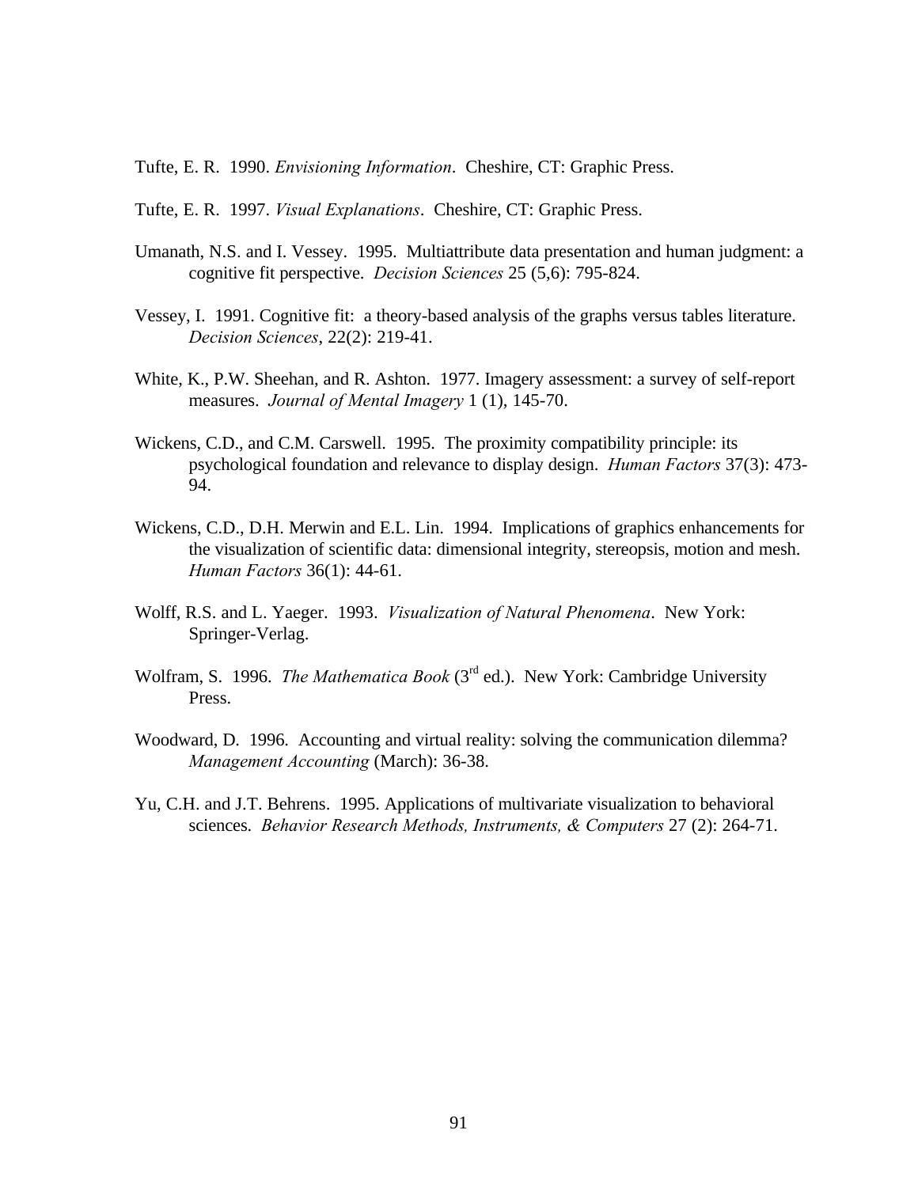Tufte, E. R.  1990. *Envisioning Information*.  Cheshire, CT: Graphic Press.

Tufte, E. R.  1997. *Visual Explanations*.  Cheshire, CT: Graphic Press.

Umanath, N.S. and I. Vessey.  1995.  Multiattribute data presentation and human judgment: a cognitive fit perspective.  *Decision Sciences* 25 (5,6): 795-824.

Vessey, I.  1991. Cognitive fit:  a theory-based analysis of the graphs versus tables literature. *Decision Sciences*, 22(2): 219-41.

White, K., P.W. Sheehan, and R. Ashton.  1977. Imagery assessment: a survey of self-report measures.  *Journal of Mental Imagery* 1 (1), 145-70.

Wickens, C.D., and C.M. Carswell.  1995.  The proximity compatibility principle: its psychological foundation and relevance to display design.  *Human Factors* 37(3): 473-94.

Wickens, C.D., D.H. Merwin and E.L. Lin.  1994.  Implications of graphics enhancements for the visualization of scientific data: dimensional integrity, stereopsis, motion and mesh. *Human Factors* 36(1): 44-61.

Wolff, R.S. and L. Yaeger.  1993.  *Visualization of Natural Phenomena*.  New York: Springer-Verlag.

Wolfram, S.  1996.  *The Mathematica Book* (3rd ed.).  New York: Cambridge University Press.

Woodward, D.  1996.  Accounting and virtual reality: solving the communication dilemma? *Management Accounting* (March): 36-38.

Yu, C.H. and J.T. Behrens.  1995. Applications of multivariate visualization to behavioral sciences.  *Behavior Research Methods, Instruments, & Computers* 27 (2): 264-71.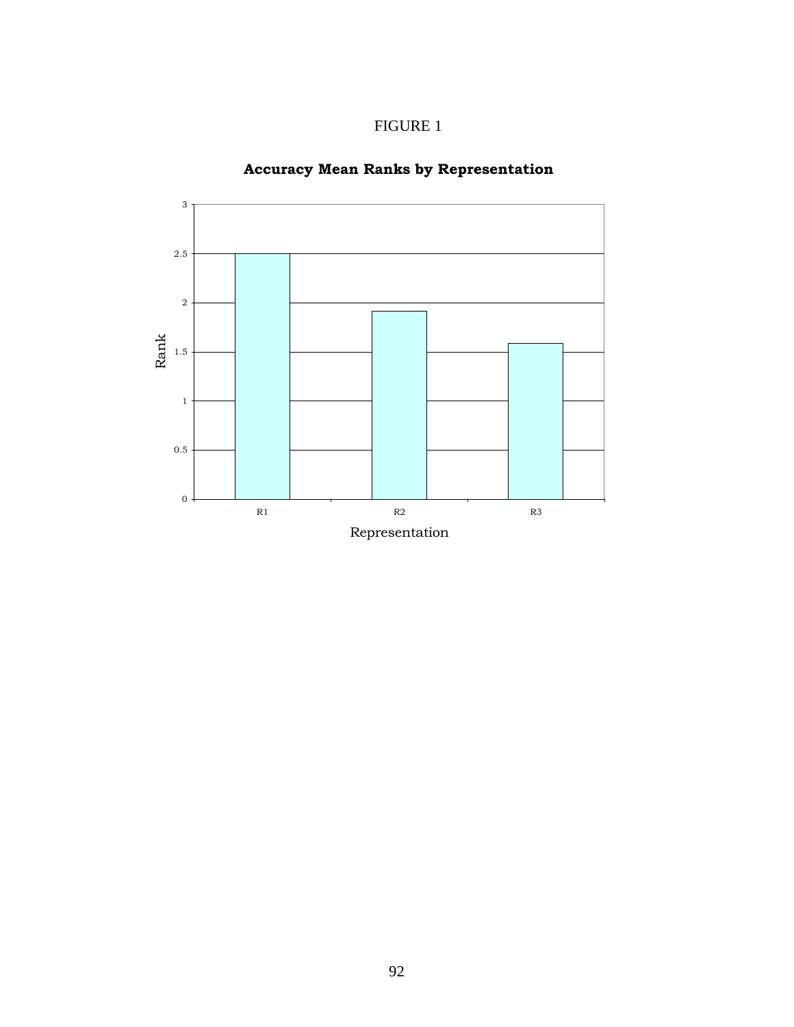FIGURE 1

**Accuracy Mean Ranks by Representation**

| Representation | Rank |
|---|---|
| R1 | 2.5 |
| R2 | 1.91 |
| R3 | 1.58 |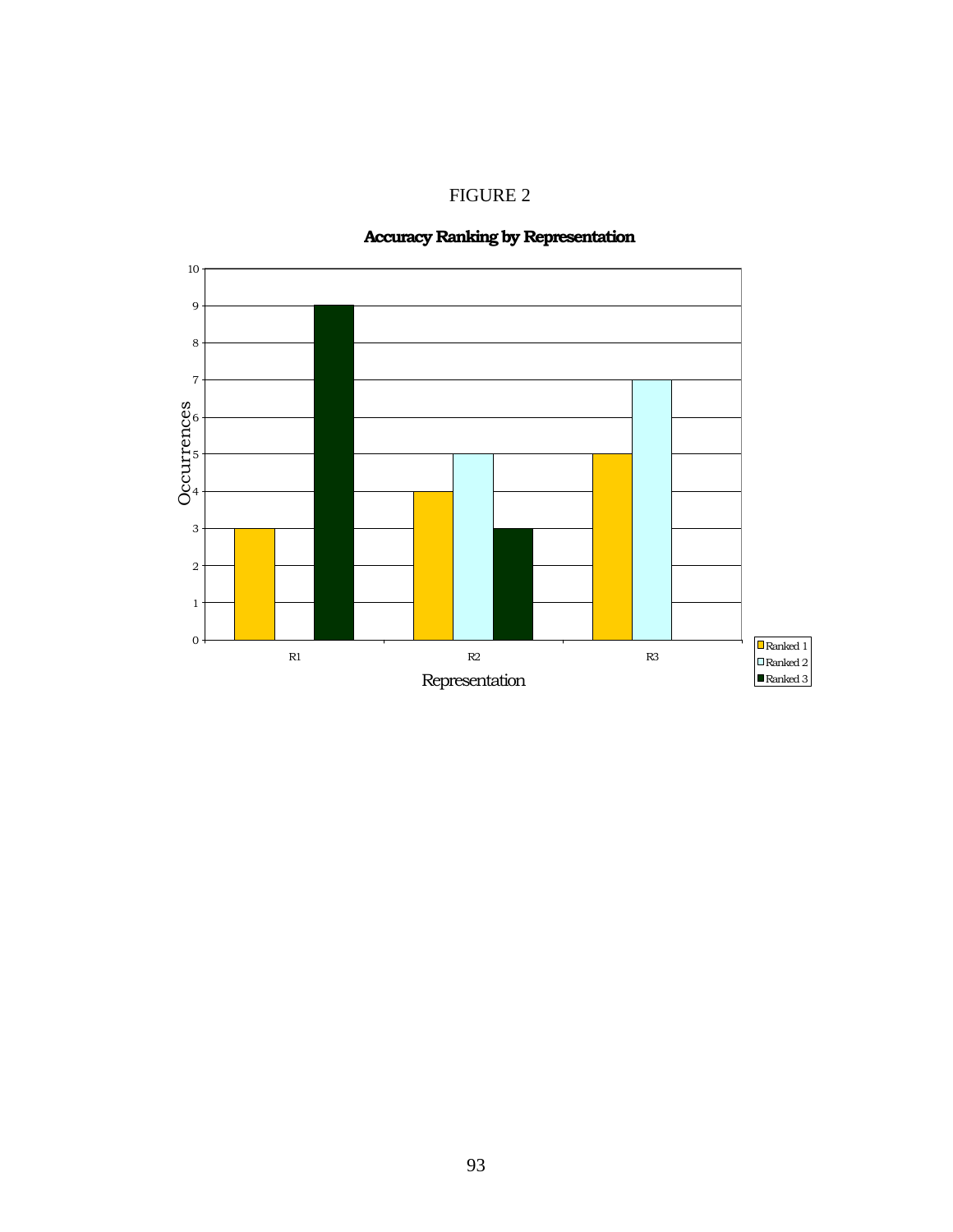FIGURE 2

**Accuracy Ranking by Representation**

| Representation | Ranked 1 | Ranked 2 | Ranked 3 |
|---|---|---|---|
| R1 | 3 | 0 | 9 |
| R2 | 4 | 5 | 3 |
| R3 | 5 | 7 | 0 |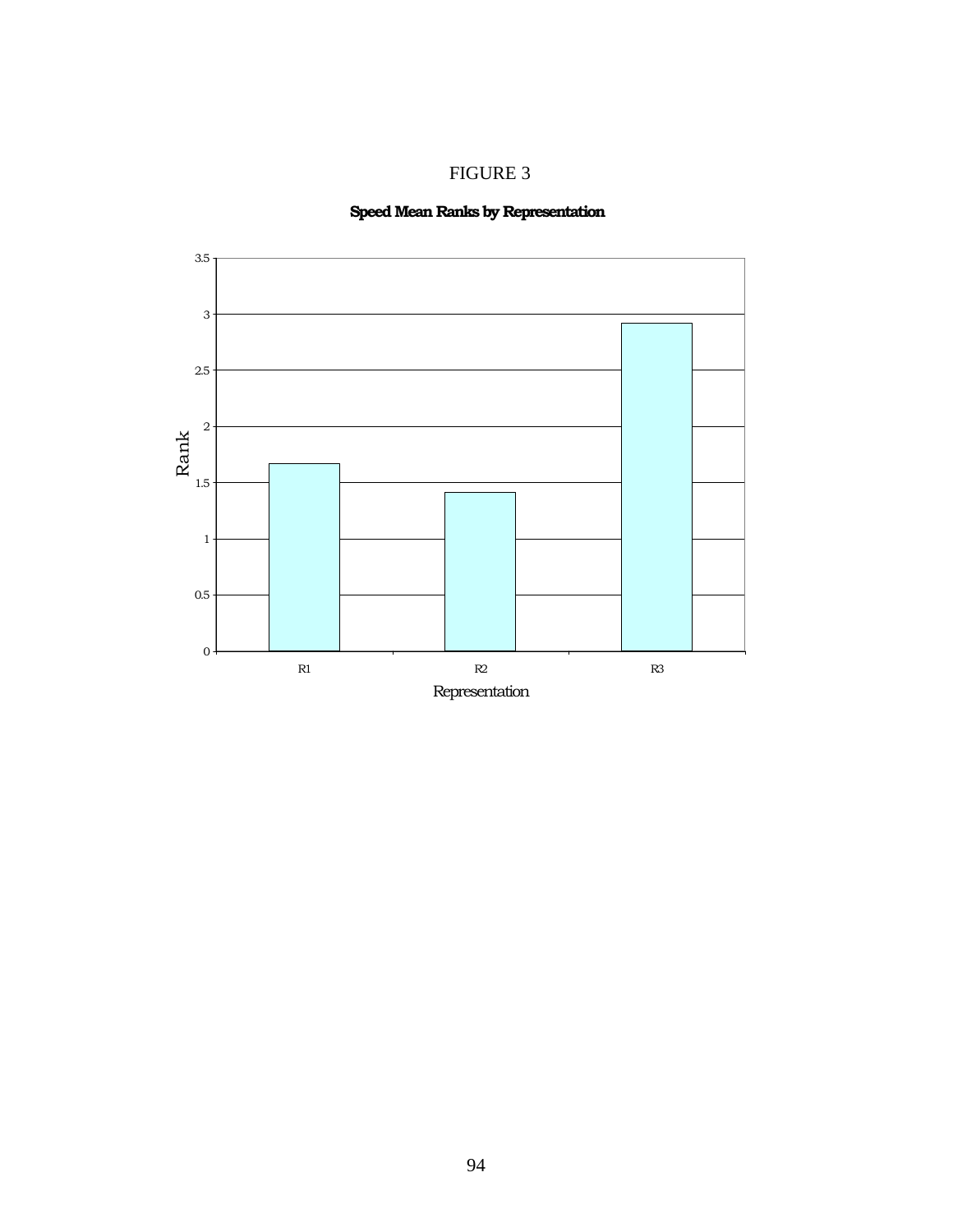FIGURE 3

**Speed Mean Ranks by Representation**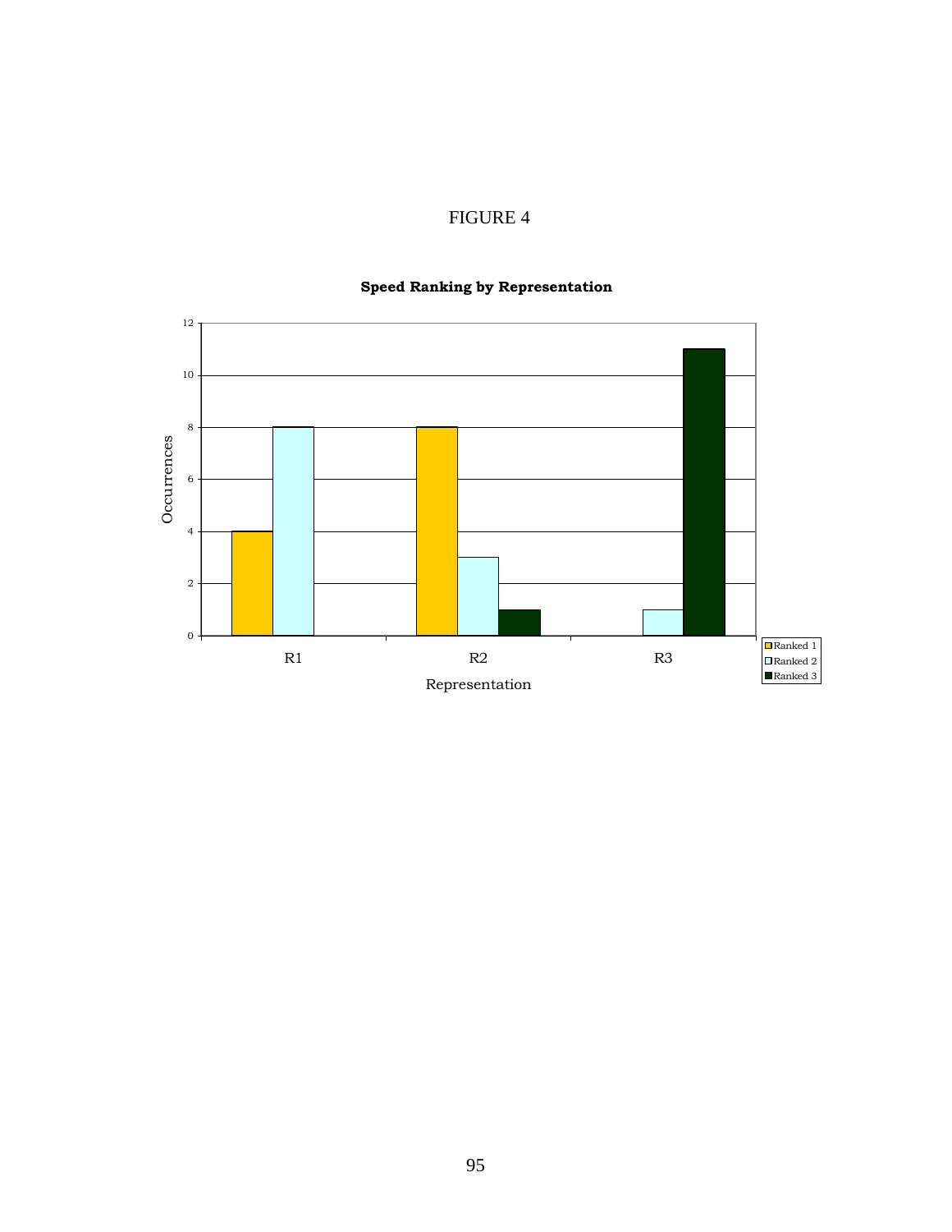FIGURE 4

**Speed Ranking by Representation**

| Representation | Ranked 1 | Ranked 2 | Ranked 3 |
|---|---|---|---|
| R1 | 4 | 8 | 0 |
| R2 | 8 | 3 | 1 |
| R3 | 0 | 1 | 11 |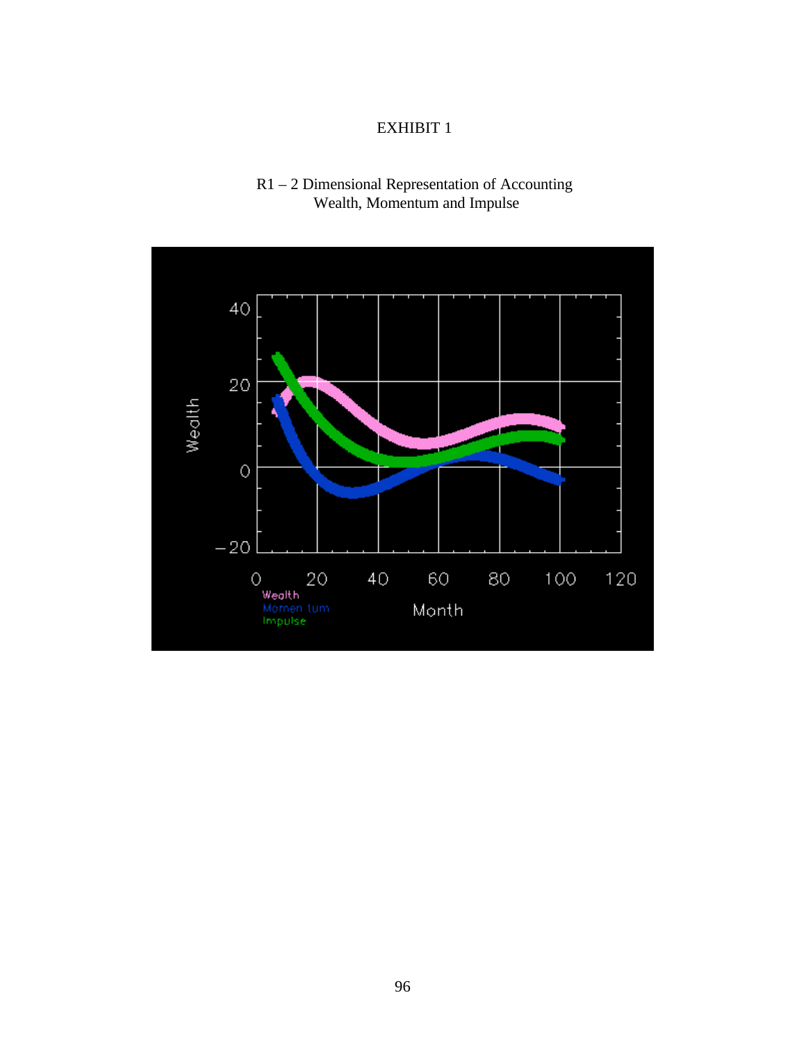EXHIBIT 1

R1 – 2 Dimensional Representation of Accounting Wealth, Momentum and Impulse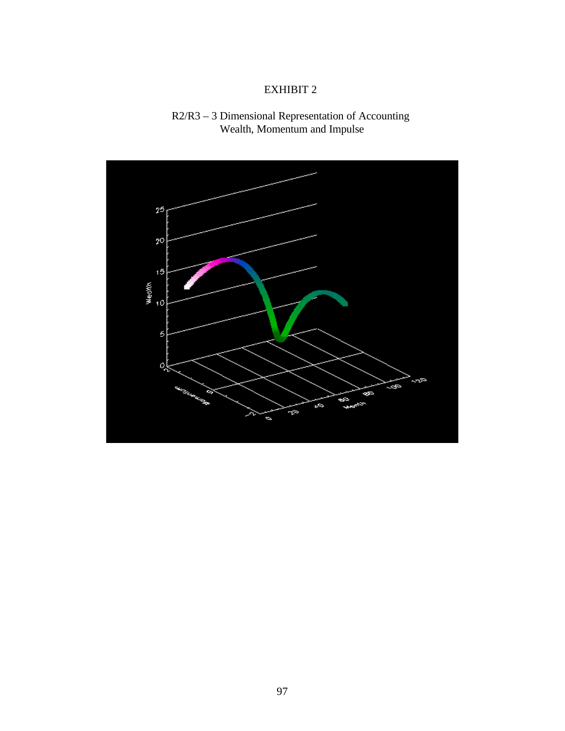EXHIBIT 2

R2/R3 – 3 Dimensional Representation of Accounting Wealth, Momentum and Impulse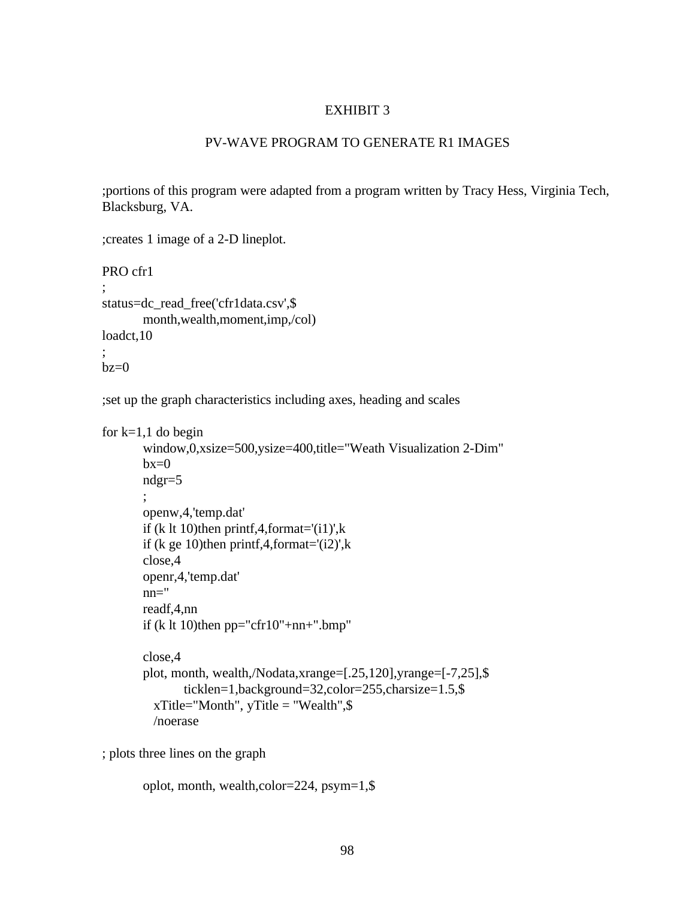EXHIBIT 3

PV-WAVE PROGRAM TO GENERATE R1 IMAGES

```
;portions of this program were adapted from a program written by Tracy Hess, Virginia Tech,
Blacksburg, VA.

;creates 1 image of a 2-D lineplot.

PRO cfr1
;
status=dc_read_free('cfr1data.csv',$
        month,wealth,moment,imp,/col)
loadct,10
;
bz=0

;set up the graph characteristics including axes, heading and scales

for k=1,1 do begin
        window,0,xsize=500,ysize=400,title="Weath Visualization 2-Dim"
        bx=0
        ndgr=5
        ;
        openw,4,'temp.dat'
        if (k lt 10)then printf,4,format='(i1)',k
        if (k ge 10)then printf,4,format='(i2)',k
        close,4
        openr,4,'temp.dat'
        nn=''
        readf,4,nn
        if (k lt 10)then pp="cfr10"+nn+".bmp"

        close,4
        plot, month, wealth,/Nodata,xrange=[.25,120],yrange=[-7,25],$
                ticklen=1,background=32,color=255,charsize=1.5,$
          xTitle="Month", yTitle = "Wealth",$
          /noerase

; plots three lines on the graph

        oplot, month, wealth,color=224, psym=1,$
```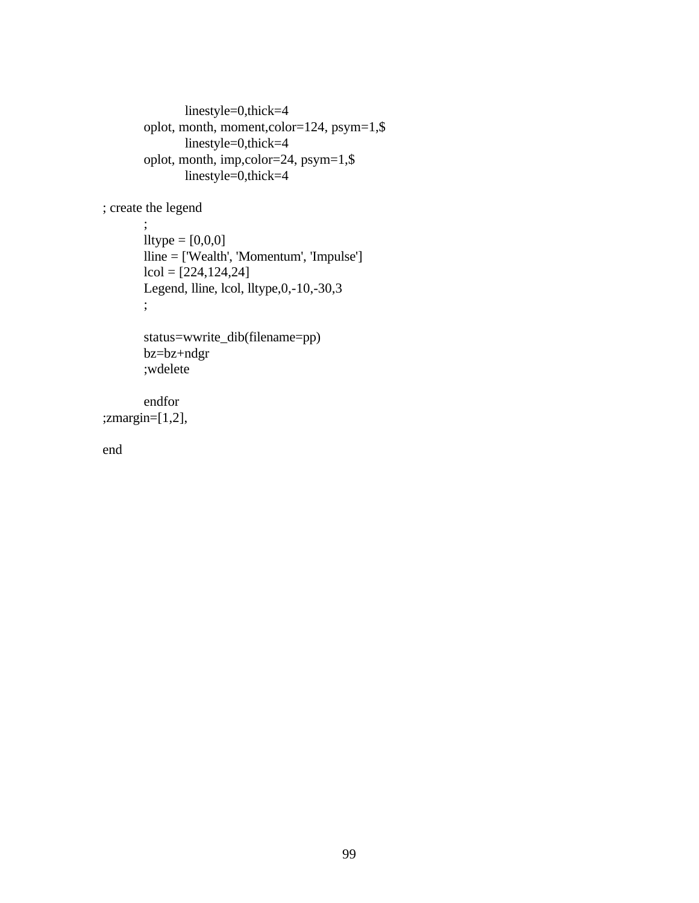```
            linestyle=0,thick=4
        oplot, month, moment,color=124, psym=1,$
            linestyle=0,thick=4
        oplot, month, imp,color=24, psym=1,$
            linestyle=0,thick=4

; create the legend
        ;
        lltype = [0,0,0]
        lline = ['Wealth', 'Momentum', 'Impulse']
        lcol = [224,124,24]
        Legend, lline, lcol, lltype,0,-10,-30,3
        ;

        status=wwrite_dib(filename=pp)
        bz=bz+ndgr
        ;wdelete

        endfor
;zmargin=[1,2],

end
```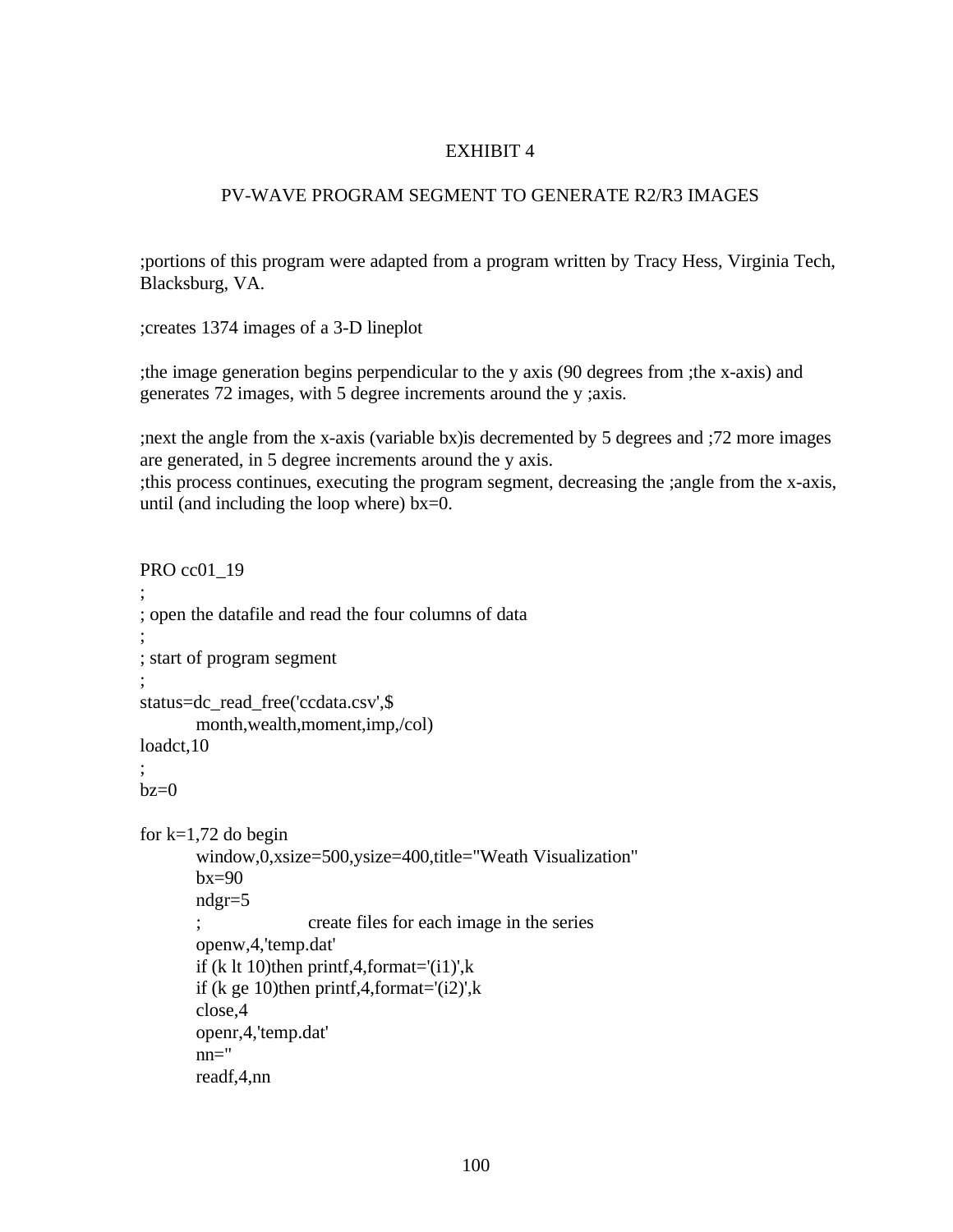EXHIBIT 4

PV-WAVE PROGRAM SEGMENT TO GENERATE R2/R3 IMAGES

;portions of this program were adapted from a program written by Tracy Hess, Virginia Tech, Blacksburg, VA.

;creates 1374 images of a 3-D lineplot

;the image generation begins perpendicular to the y axis (90 degrees from ;the x-axis) and generates 72 images, with 5 degree increments around the y ;axis.

;next the angle from the x-axis (variable bx)is decremented by 5 degrees and ;72 more images are generated, in 5 degree increments around the y axis.
;this process continues, executing the program segment, decreasing the ;angle from the x-axis, until (and including the loop where) bx=0.

```
PRO cc01_19
;
; open the datafile and read the four columns of data
;
; start of program segment
;
status=dc_read_free('ccdata.csv',$
        month,wealth,moment,imp,/col)
loadct,10
;
bz=0

for k=1,72 do begin
        window,0,xsize=500,ysize=400,title="Weath Visualization"
        bx=90
        ndgr=5
        ;               create files for each image in the series
        openw,4,'temp.dat'
        if (k lt 10)then printf,4,format='(i1)',k
        if (k ge 10)then printf,4,format='(i2)',k
        close,4
        openr,4,'temp.dat'
        nn=''
        readf,4,nn
```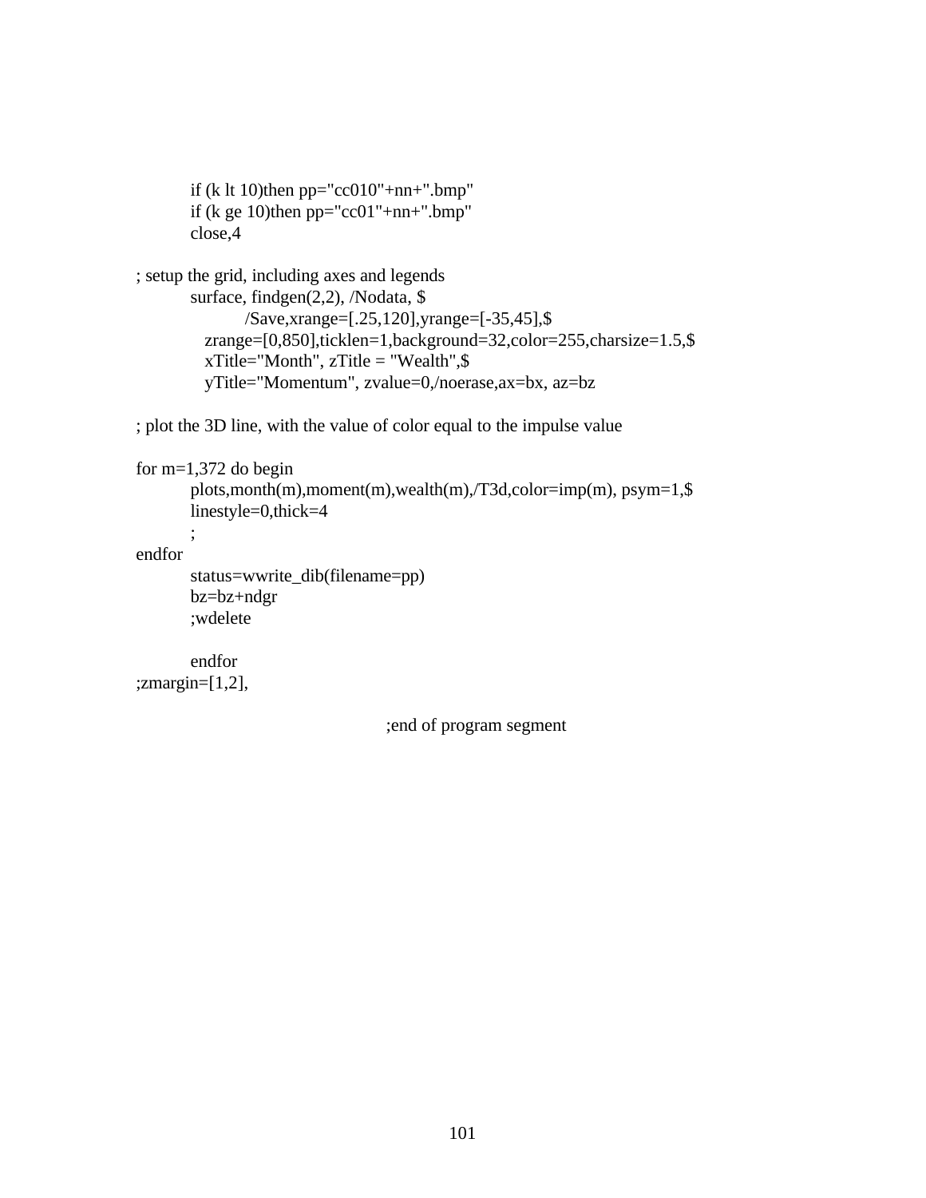```
          if (k lt 10)then pp="cc010"+nn+".bmp"
          if (k ge 10)then pp="cc01"+nn+".bmp"
          close,4

; setup the grid, including axes and legends
          surface, findgen(2,2), /Nodata, $
                    /Save,xrange=[.25,120],yrange=[-35,45],$
            zrange=[0,850],ticklen=1,background=32,color=255,charsize=1.5,$
            xTitle="Month", zTitle = "Wealth",$
            yTitle="Momentum", zvalue=0,/noerase,ax=bx, az=bz

; plot the 3D line, with the value of color equal to the impulse value

for m=1,372 do begin
          plots,month(m),moment(m),wealth(m),/T3d,color=imp(m), psym=1,$
          linestyle=0,thick=4
          ;
endfor
          status=wwrite_dib(filename=pp)
          bz=bz+ndgr
          ;wdelete

          endfor
;zmargin=[1,2],

                                        ;end of program segment
```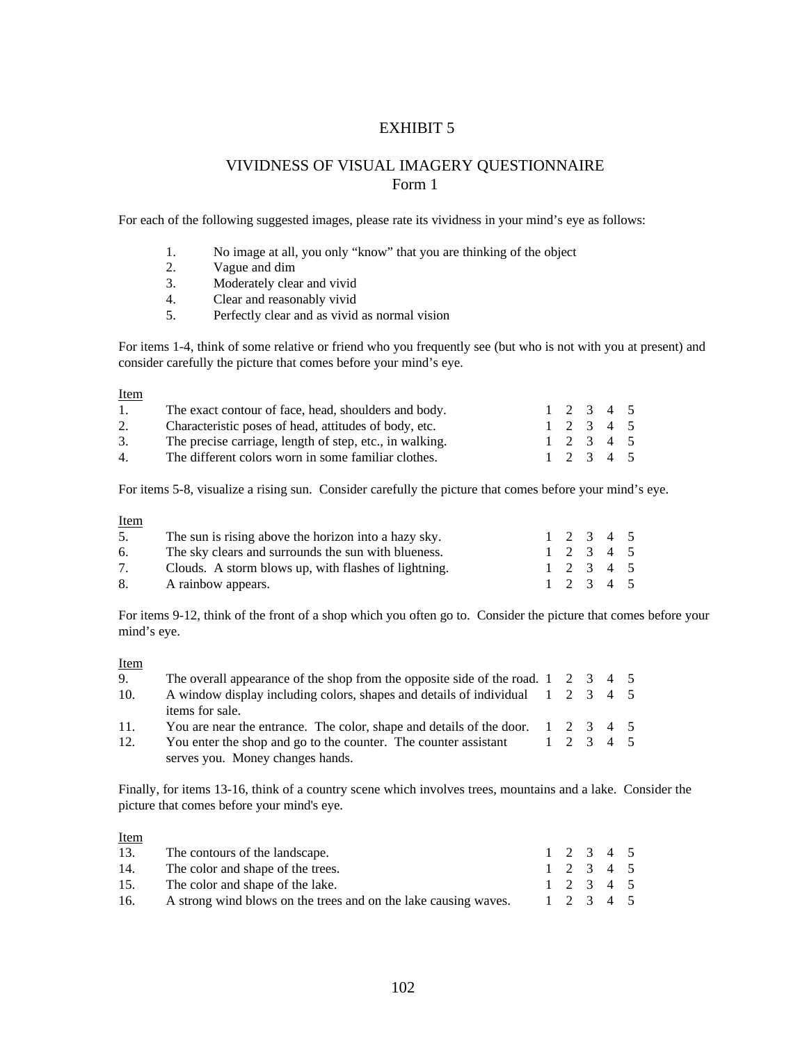# EXHIBIT 5

## VIVIDNESS OF VISUAL IMAGERY QUESTIONNAIRE
### Form 1

For each of the following suggested images, please rate its vividness in your mind's eye as follows:

1. No image at all, you only "know" that you are thinking of the object
2. Vague and dim
3. Moderately clear and vivid
4. Clear and reasonably vivid
5. Perfectly clear and as vivid as normal vision

For items 1-4, think of some relative or friend who you frequently see (but who is not with you at present) and consider carefully the picture that comes before your mind's eye.

| Item | | |
|---|---|---|
| 1. | The exact contour of face, head, shoulders and body. | 1 2 3 4 5 |
| 2. | Characteristic poses of head, attitudes of body, etc. | 1 2 3 4 5 |
| 3. | The precise carriage, length of step, etc., in walking. | 1 2 3 4 5 |
| 4. | The different colors worn in some familiar clothes. | 1 2 3 4 5 |

For items 5-8, visualize a rising sun. Consider carefully the picture that comes before your mind's eye.

| Item | | |
|---|---|---|
| 5. | The sun is rising above the horizon into a hazy sky. | 1 2 3 4 5 |
| 6. | The sky clears and surrounds the sun with blueness. | 1 2 3 4 5 |
| 7. | Clouds. A storm blows up, with flashes of lightning. | 1 2 3 4 5 |
| 8. | A rainbow appears. | 1 2 3 4 5 |

For items 9-12, think of the front of a shop which you often go to. Consider the picture that comes before your mind's eye.

| Item | | |
|---|---|---|
| 9. | The overall appearance of the shop from the opposite side of the road. | 1 2 3 4 5 |
| 10. | A window display including colors, shapes and details of individual items for sale. | 1 2 3 4 5 |
| 11. | You are near the entrance. The color, shape and details of the door. | 1 2 3 4 5 |
| 12. | You enter the shop and go to the counter. The counter assistant serves you. Money changes hands. | 1 2 3 4 5 |

Finally, for items 13-16, think of a country scene which involves trees, mountains and a lake. Consider the picture that comes before your mind's eye.

| Item | | |
|---|---|---|
| 13. | The contours of the landscape. | 1 2 3 4 5 |
| 14. | The color and shape of the trees. | 1 2 3 4 5 |
| 15. | The color and shape of the lake. | 1 2 3 4 5 |
| 16. | A strong wind blows on the trees and on the lake causing waves. | 1 2 3 4 5 |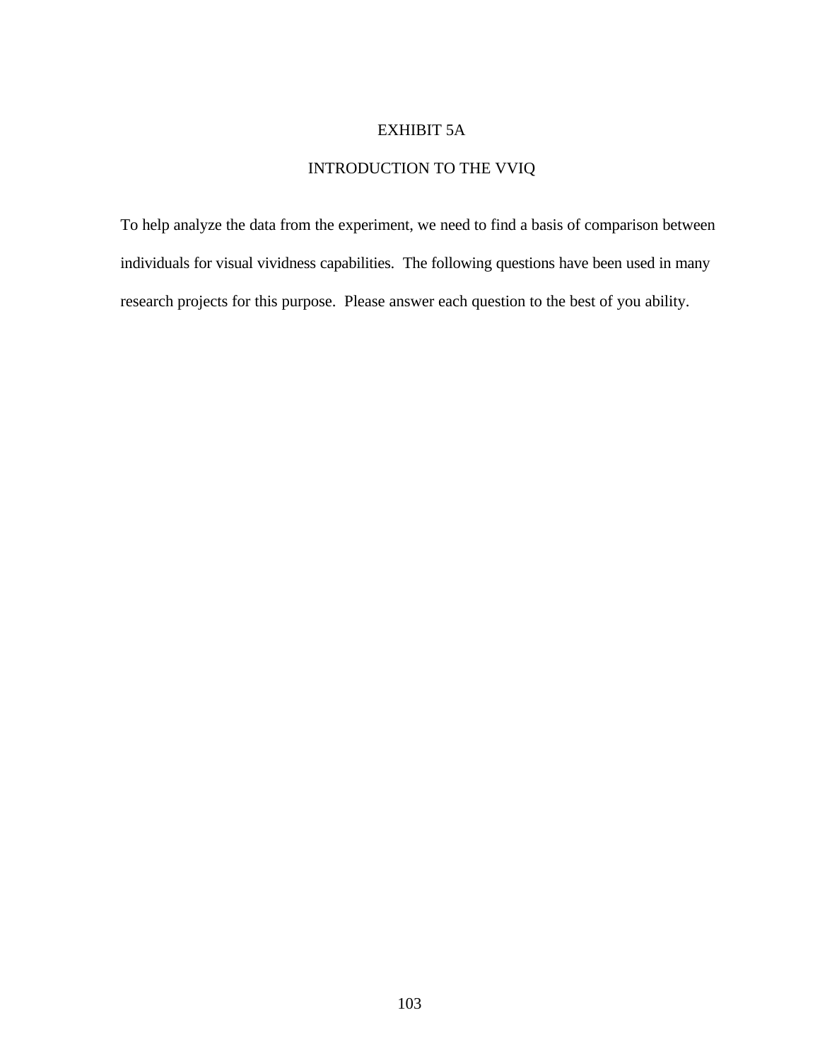# EXHIBIT 5A

## INTRODUCTION TO THE VVIQ

To help analyze the data from the experiment, we need to find a basis of comparison between individuals for visual vividness capabilities. The following questions have been used in many research projects for this purpose. Please answer each question to the best of you ability.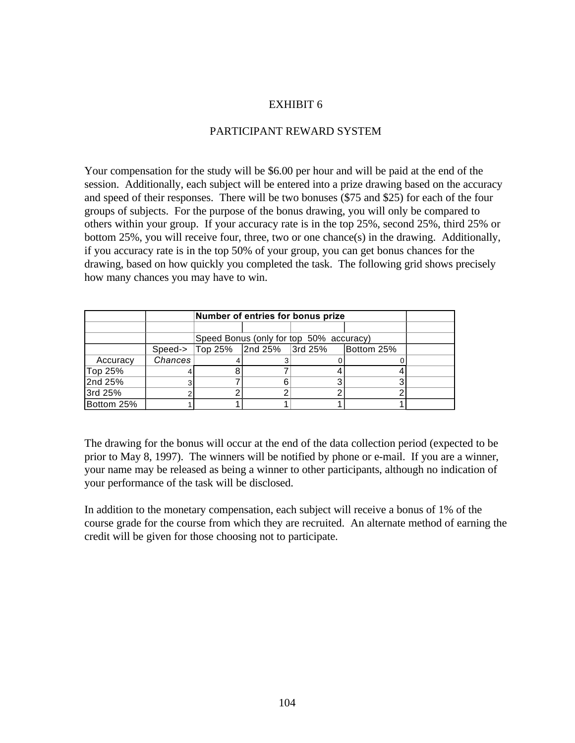# EXHIBIT 6

## PARTICIPANT REWARD SYSTEM

Your compensation for the study will be $6.00 per hour and will be paid at the end of the session. Additionally, each subject will be entered into a prize drawing based on the accuracy and speed of their responses. There will be two bonuses ($75 and $25) for each of the four groups of subjects. For the purpose of the bonus drawing, you will only be compared to others within your group. If your accuracy rate is in the top 25%, second 25%, third 25% or bottom 25%, you will receive four, three, two or one chance(s) in the drawing. Additionally, if you accuracy rate is in the top 50% of your group, you can get bonus chances for the drawing, based on how quickly you completed the task. The following grid shows precisely how many chances you may have to win.

| | | **Number of entries for bonus prize** | | | | |
|---|---|---|---|---|---|---|
| | | | | | | |
| | | Speed Bonus (only for top 50% accuracy) | | | | |
| | Speed-> | Top 25% | 2nd 25% | 3rd 25% | Bottom 25% | |
| Accuracy | *Chances* | 4 | 3 | 0 | 0 | |
| Top 25% | 4 | 8 | 7 | 4 | 4 | |
| 2nd 25% | 3 | 7 | 6 | 3 | 3 | |
| 3rd 25% | 2 | 2 | 2 | 2 | 2 | |
| Bottom 25% | 1 | 1 | 1 | 1 | 1 | |

The drawing for the bonus will occur at the end of the data collection period (expected to be prior to May 8, 1997). The winners will be notified by phone or e-mail. If you are a winner, your name may be released as being a winner to other participants, although no indication of your performance of the task will be disclosed.

In addition to the monetary compensation, each subject will receive a bonus of 1% of the course grade for the course from which they are recruited. An alternate method of earning the credit will be given for those choosing not to participate.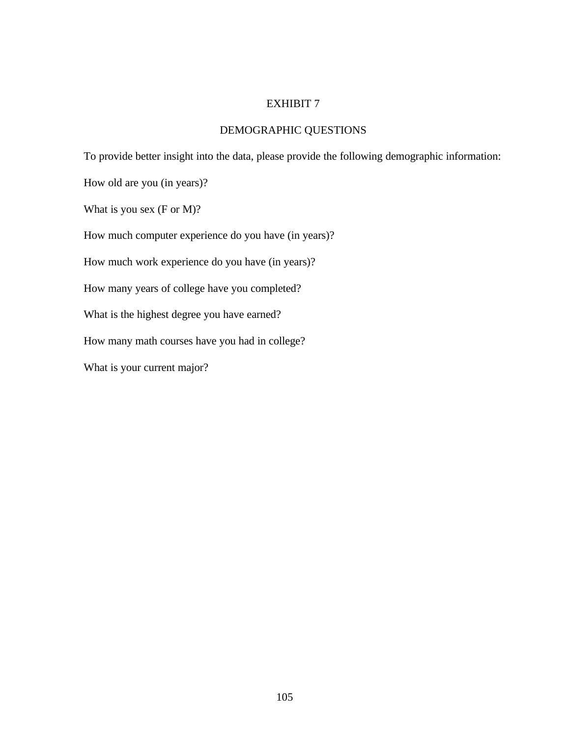# EXHIBIT 7

## DEMOGRAPHIC QUESTIONS

To provide better insight into the data, please provide the following demographic information:

How old are you (in years)?

What is you sex (F or M)?

How much computer experience do you have (in years)?

How much work experience do you have (in years)?

How many years of college have you completed?

What is the highest degree you have earned?

How many math courses have you had in college?

What is your current major?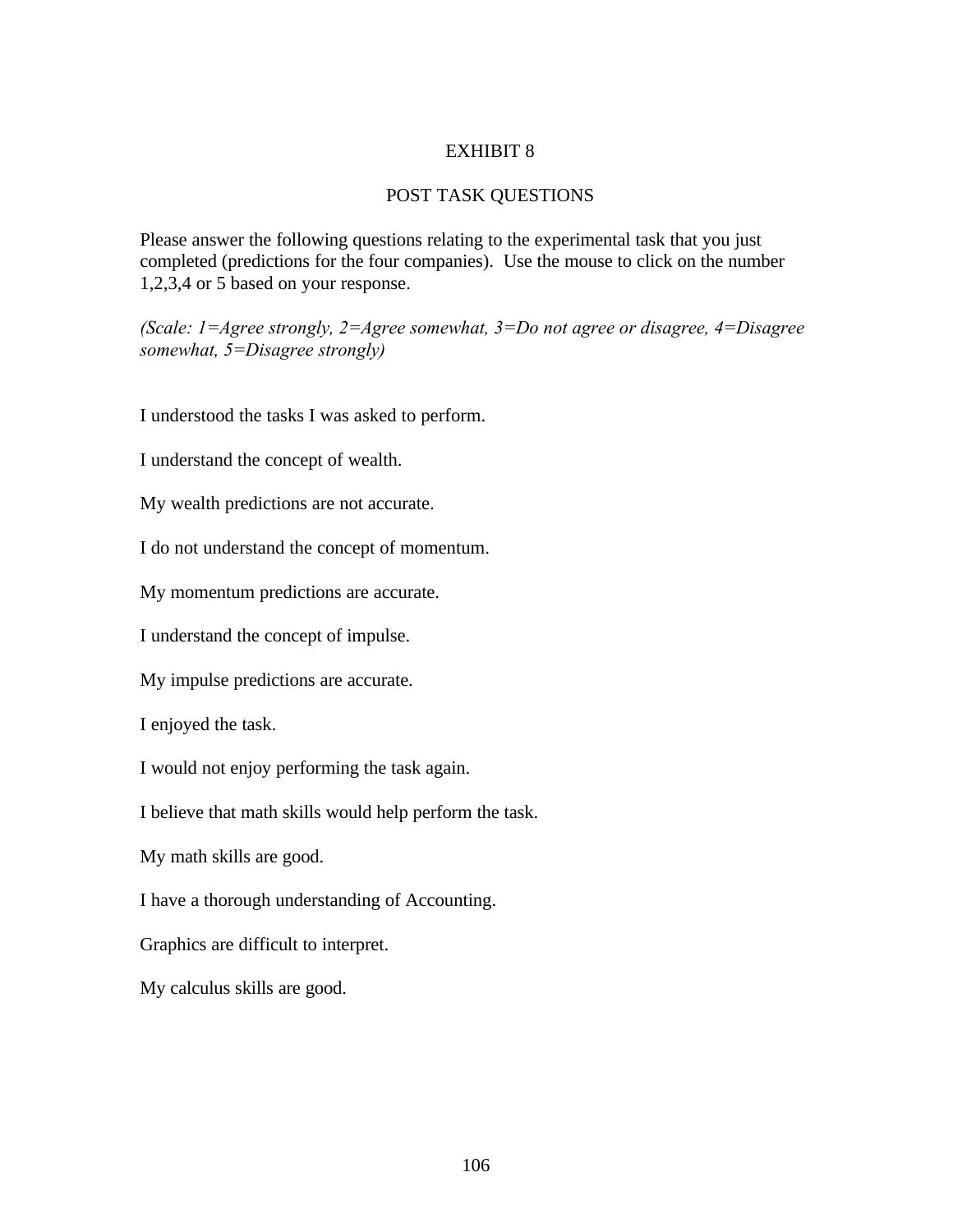# EXHIBIT 8

## POST TASK QUESTIONS

Please answer the following questions relating to the experimental task that you just completed (predictions for the four companies). Use the mouse to click on the number 1,2,3,4 or 5 based on your response.

*(Scale: 1=Agree strongly, 2=Agree somewhat, 3=Do not agree or disagree, 4=Disagree somewhat, 5=Disagree strongly)*

I understood the tasks I was asked to perform.

I understand the concept of wealth.

My wealth predictions are not accurate.

I do not understand the concept of momentum.

My momentum predictions are accurate.

I understand the concept of impulse.

My impulse predictions are accurate.

I enjoyed the task.

I would not enjoy performing the task again.

I believe that math skills would help perform the task.

My math skills are good.

I have a thorough understanding of Accounting.

Graphics are difficult to interpret.

My calculus skills are good.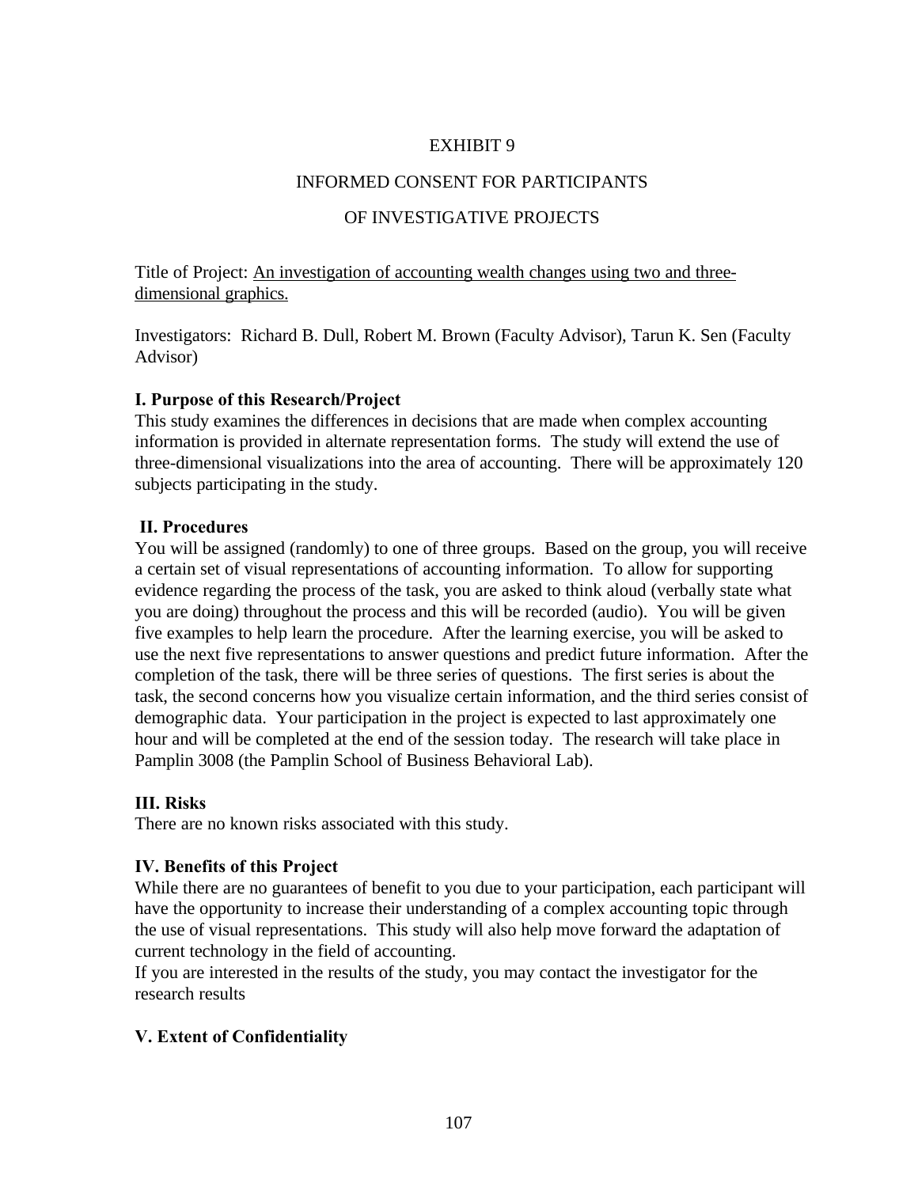EXHIBIT 9

INFORMED CONSENT FOR PARTICIPANTS

OF INVESTIGATIVE PROJECTS

Title of Project: An investigation of accounting wealth changes using two and three-dimensional graphics.

Investigators: Richard B. Dull, Robert M. Brown (Faculty Advisor), Tarun K. Sen (Faculty Advisor)

**I. Purpose of this Research/Project**

This study examines the differences in decisions that are made when complex accounting information is provided in alternate representation forms. The study will extend the use of three-dimensional visualizations into the area of accounting. There will be approximately 120 subjects participating in the study.

**II. Procedures**

You will be assigned (randomly) to one of three groups. Based on the group, you will receive a certain set of visual representations of accounting information. To allow for supporting evidence regarding the process of the task, you are asked to think aloud (verbally state what you are doing) throughout the process and this will be recorded (audio). You will be given five examples to help learn the procedure. After the learning exercise, you will be asked to use the next five representations to answer questions and predict future information. After the completion of the task, there will be three series of questions. The first series is about the task, the second concerns how you visualize certain information, and the third series consist of demographic data. Your participation in the project is expected to last approximately one hour and will be completed at the end of the session today. The research will take place in Pamplin 3008 (the Pamplin School of Business Behavioral Lab).

**III. Risks**

There are no known risks associated with this study.

**IV. Benefits of this Project**

While there are no guarantees of benefit to you due to your participation, each participant will have the opportunity to increase their understanding of a complex accounting topic through the use of visual representations. This study will also help move forward the adaptation of current technology in the field of accounting.

If you are interested in the results of the study, you may contact the investigator for the research results

**V. Extent of Confidentiality**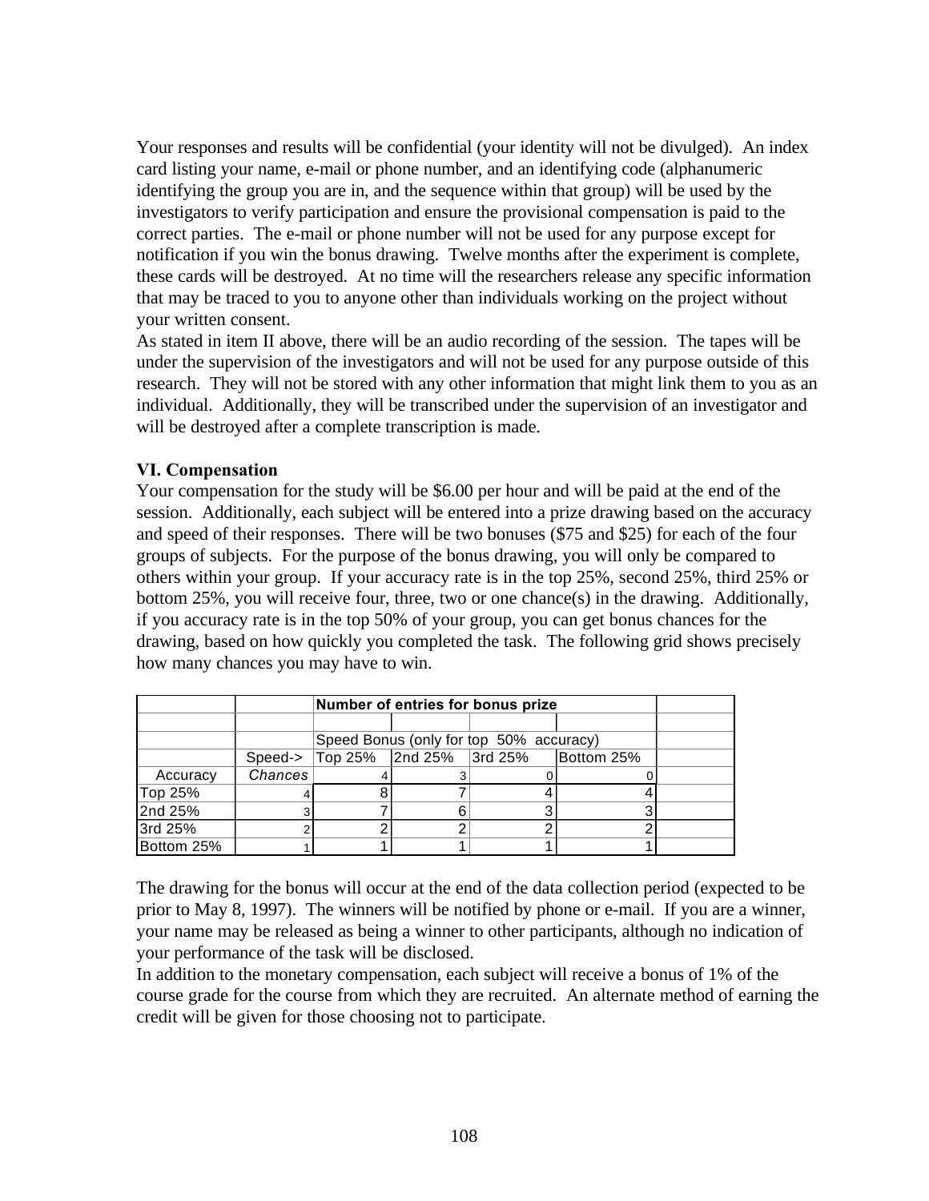Your responses and results will be confidential (your identity will not be divulged). An index card listing your name, e-mail or phone number, and an identifying code (alphanumeric identifying the group you are in, and the sequence within that group) will be used by the investigators to verify participation and ensure the provisional compensation is paid to the correct parties. The e-mail or phone number will not be used for any purpose except for notification if you win the bonus drawing. Twelve months after the experiment is complete, these cards will be destroyed. At no time will the researchers release any specific information that may be traced to you to anyone other than individuals working on the project without your written consent.
As stated in item II above, there will be an audio recording of the session. The tapes will be under the supervision of the investigators and will not be used for any purpose outside of this research. They will not be stored with any other information that might link them to you as an individual. Additionally, they will be transcribed under the supervision of an investigator and will be destroyed after a complete transcription is made.

**VI. Compensation**
Your compensation for the study will be $6.00 per hour and will be paid at the end of the session. Additionally, each subject will be entered into a prize drawing based on the accuracy and speed of their responses. There will be two bonuses ($75 and $25) for each of the four groups of subjects. For the purpose of the bonus drawing, you will only be compared to others within your group. If your accuracy rate is in the top 25%, second 25%, third 25% or bottom 25%, you will receive four, three, two or one chance(s) in the drawing. Additionally, if you accuracy rate is in the top 50% of your group, you can get bonus chances for the drawing, based on how quickly you completed the task. The following grid shows precisely how many chances you may have to win.

| | | **Number of entries for bonus prize** | | | | |
|---|---|---|---|---|---|---|
| | | | | | | |
| | | Speed Bonus (only for top 50% accuracy) | | | | |
| | Speed-> | Top 25% | 2nd 25% | 3rd 25% | Bottom 25% | |
| Accuracy | *Chances* | 4 | 3 | 0 | 0 | |
| Top 25% | 4 | 8 | 7 | 4 | 4 | |
| 2nd 25% | 3 | 7 | 6 | 3 | 3 | |
| 3rd 25% | 2 | 2 | 2 | 2 | 2 | |
| Bottom 25% | 1 | 1 | 1 | 1 | 1 | |

The drawing for the bonus will occur at the end of the data collection period (expected to be prior to May 8, 1997). The winners will be notified by phone or e-mail. If you are a winner, your name may be released as being a winner to other participants, although no indication of your performance of the task will be disclosed.
In addition to the monetary compensation, each subject will receive a bonus of 1% of the course grade for the course from which they are recruited. An alternate method of earning the credit will be given for those choosing not to participate.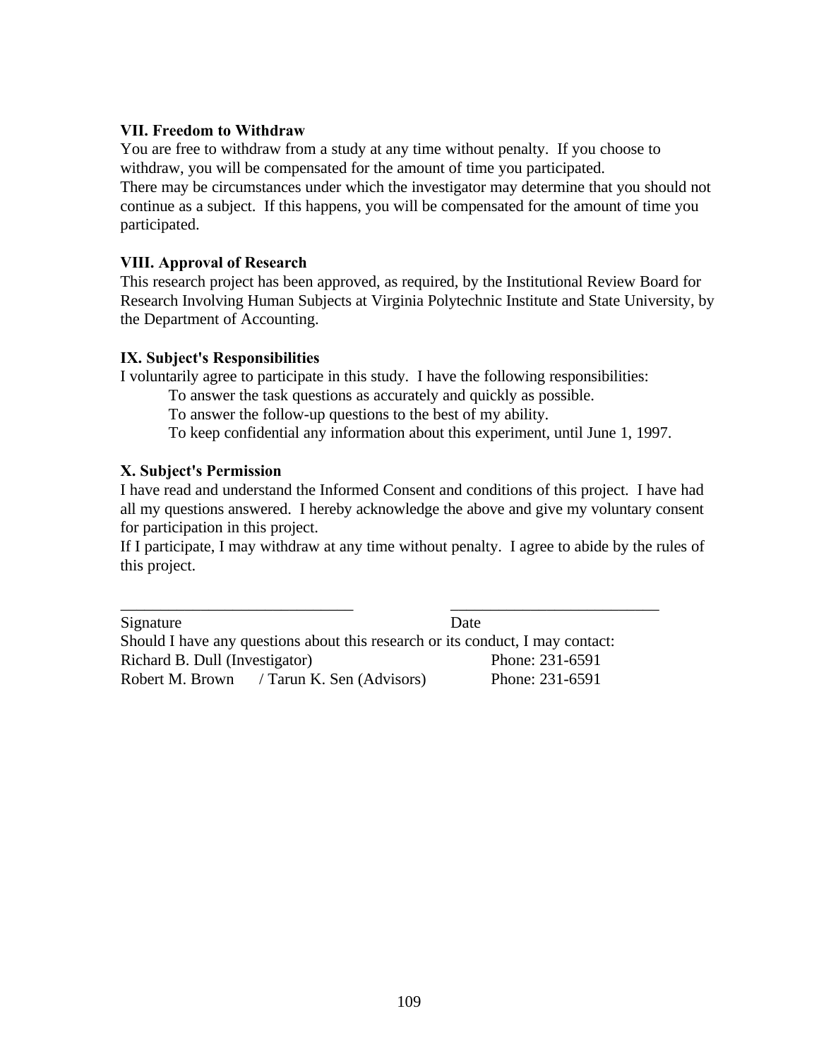**VII. Freedom to Withdraw**

You are free to withdraw from a study at any time without penalty. If you choose to withdraw, you will be compensated for the amount of time you participated.
There may be circumstances under which the investigator may determine that you should not continue as a subject. If this happens, you will be compensated for the amount of time you participated.

**VIII. Approval of Research**

This research project has been approved, as required, by the Institutional Review Board for Research Involving Human Subjects at Virginia Polytechnic Institute and State University, by the Department of Accounting.

**IX. Subject's Responsibilities**

I voluntarily agree to participate in this study. I have the following responsibilities:

To answer the task questions as accurately and quickly as possible.
To answer the follow-up questions to the best of my ability.
To keep confidential any information about this experiment, until June 1, 1997.

**X. Subject's Permission**

I have read and understand the Informed Consent and conditions of this project. I have had all my questions answered. I hereby acknowledge the above and give my voluntary consent for participation in this project.
If I participate, I may withdraw at any time without penalty. I agree to abide by the rules of this project.

_____________________________ __________________________

Signature Date

Should I have any questions about this research or its conduct, I may contact:

Richard B. Dull (Investigator) Phone: 231-6591
Robert M. Brown / Tarun K. Sen (Advisors) Phone: 231-6591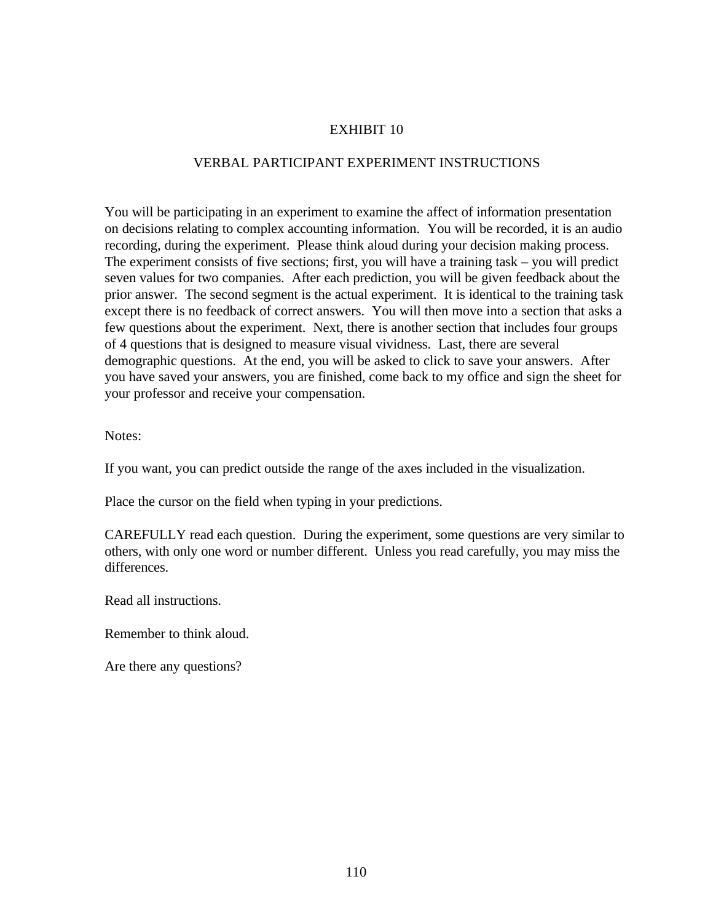# EXHIBIT 10

## VERBAL PARTICIPANT EXPERIMENT INSTRUCTIONS

You will be participating in an experiment to examine the affect of information presentation on decisions relating to complex accounting information. You will be recorded, it is an audio recording, during the experiment. Please think aloud during your decision making process. The experiment consists of five sections; first, you will have a training task – you will predict seven values for two companies. After each prediction, you will be given feedback about the prior answer. The second segment is the actual experiment. It is identical to the training task except there is no feedback of correct answers. You will then move into a section that asks a few questions about the experiment. Next, there is another section that includes four groups of 4 questions that is designed to measure visual vividness. Last, there are several demographic questions. At the end, you will be asked to click to save your answers. After you have saved your answers, you are finished, come back to my office and sign the sheet for your professor and receive your compensation.

Notes:

If you want, you can predict outside the range of the axes included in the visualization.

Place the cursor on the field when typing in your predictions.

CAREFULLY read each question. During the experiment, some questions are very similar to others, with only one word or number different. Unless you read carefully, you may miss the differences.

Read all instructions.

Remember to think aloud.

Are there any questions?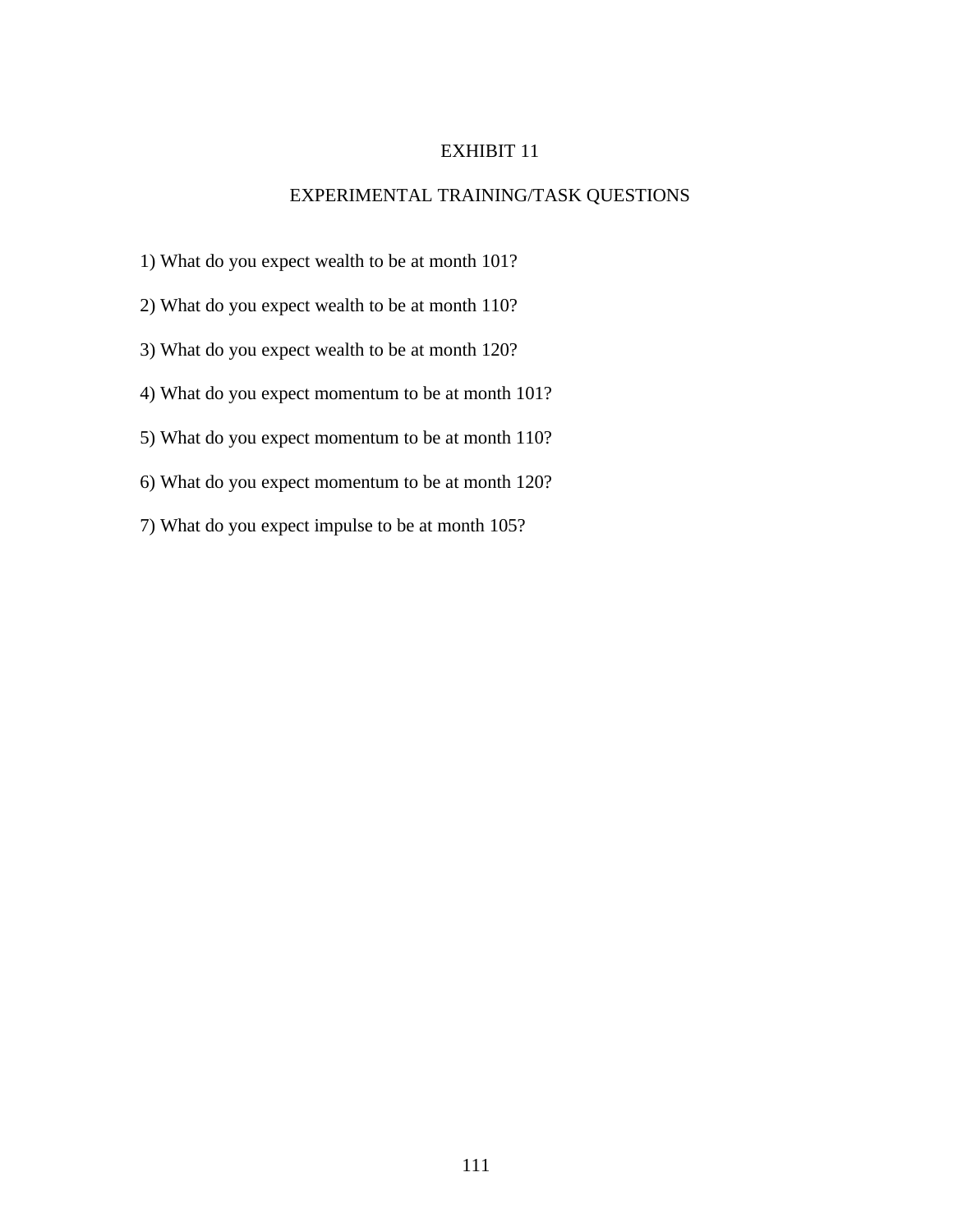# EXHIBIT 11

## EXPERIMENTAL TRAINING/TASK QUESTIONS

1) What do you expect wealth to be at month 101?

2) What do you expect wealth to be at month 110?

3) What do you expect wealth to be at month 120?

4) What do you expect momentum to be at month 101?

5) What do you expect momentum to be at month 110?

6) What do you expect momentum to be at month 120?

7) What do you expect impulse to be at month 105?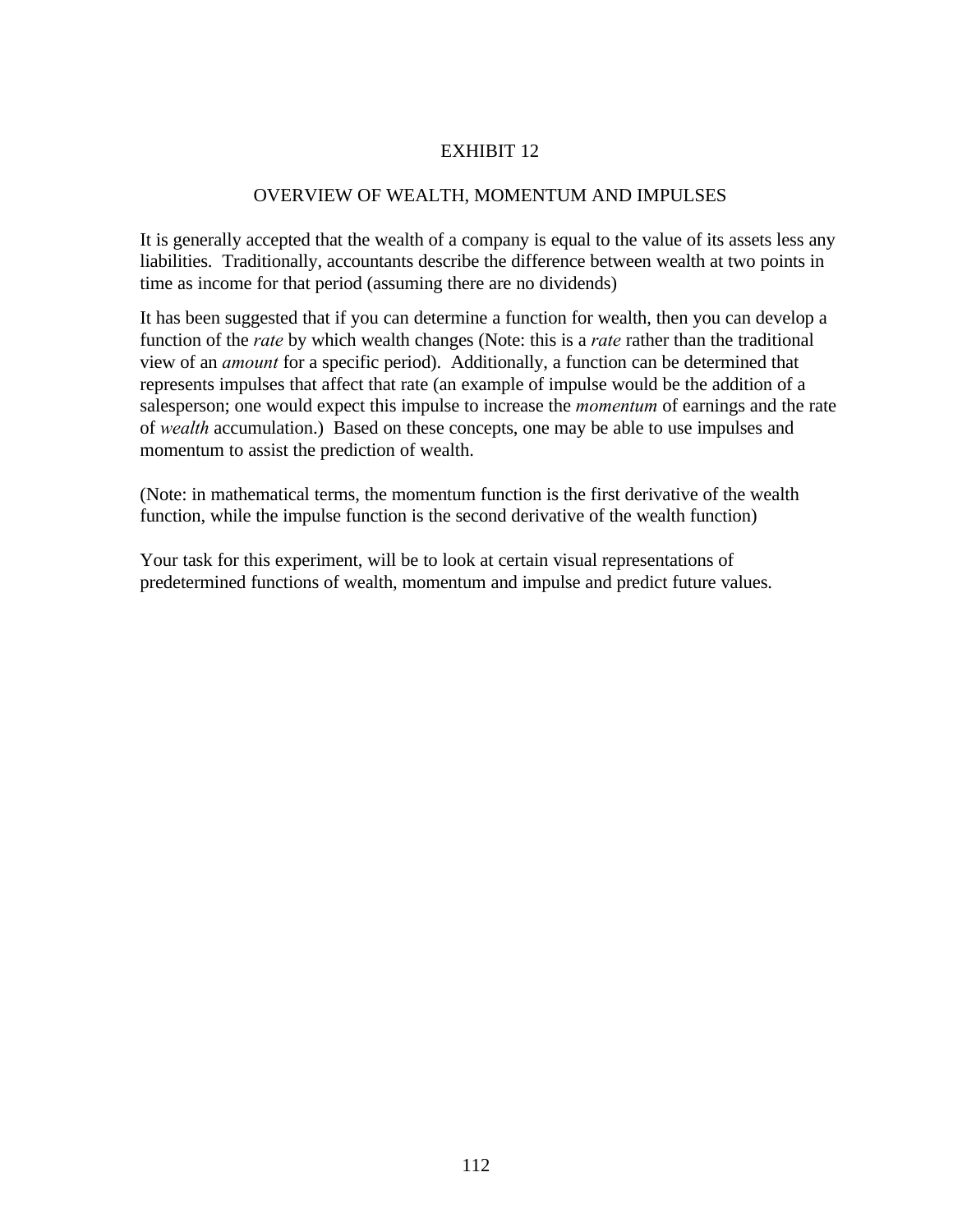# EXHIBIT 12

## OVERVIEW OF WEALTH, MOMENTUM AND IMPULSES

It is generally accepted that the wealth of a company is equal to the value of its assets less any liabilities. Traditionally, accountants describe the difference between wealth at two points in time as income for that period (assuming there are no dividends)

It has been suggested that if you can determine a function for wealth, then you can develop a function of the *rate* by which wealth changes (Note: this is a *rate* rather than the traditional view of an *amount* for a specific period). Additionally, a function can be determined that represents impulses that affect that rate (an example of impulse would be the addition of a salesperson; one would expect this impulse to increase the *momentum* of earnings and the rate of *wealth* accumulation.) Based on these concepts, one may be able to use impulses and momentum to assist the prediction of wealth.

(Note: in mathematical terms, the momentum function is the first derivative of the wealth function, while the impulse function is the second derivative of the wealth function)

Your task for this experiment, will be to look at certain visual representations of predetermined functions of wealth, momentum and impulse and predict future values.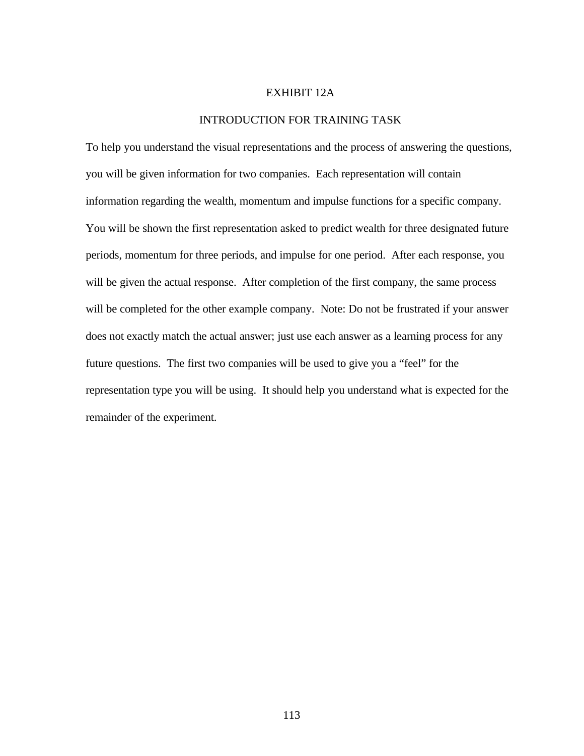# EXHIBIT 12A

## INTRODUCTION FOR TRAINING TASK

To help you understand the visual representations and the process of answering the questions, you will be given information for two companies. Each representation will contain information regarding the wealth, momentum and impulse functions for a specific company. You will be shown the first representation asked to predict wealth for three designated future periods, momentum for three periods, and impulse for one period. After each response, you will be given the actual response. After completion of the first company, the same process will be completed for the other example company. Note: Do not be frustrated if your answer does not exactly match the actual answer; just use each answer as a learning process for any future questions. The first two companies will be used to give you a "feel" for the representation type you will be using. It should help you understand what is expected for the remainder of the experiment.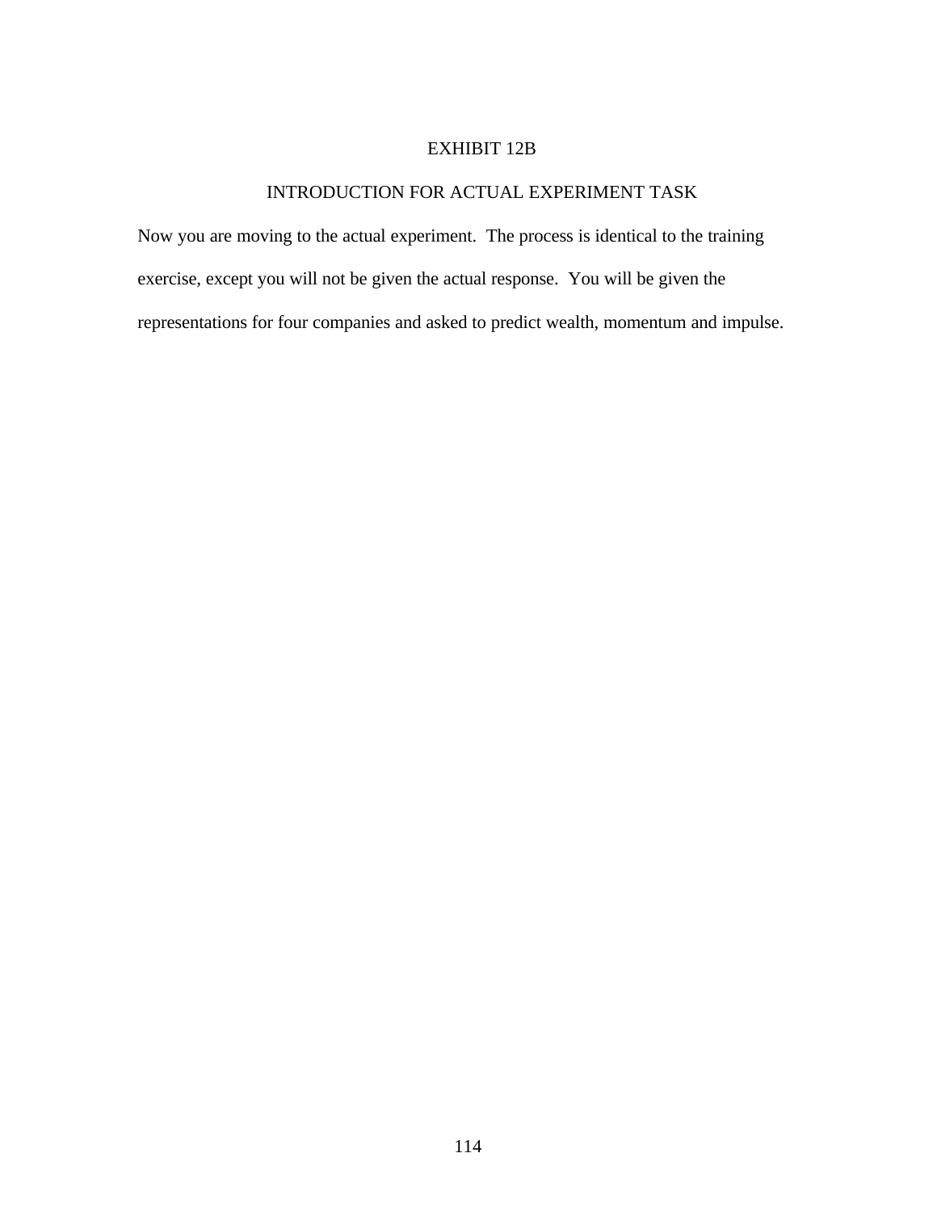# EXHIBIT 12B

## INTRODUCTION FOR ACTUAL EXPERIMENT TASK

Now you are moving to the actual experiment. The process is identical to the training exercise, except you will not be given the actual response. You will be given the representations for four companies and asked to predict wealth, momentum and impulse.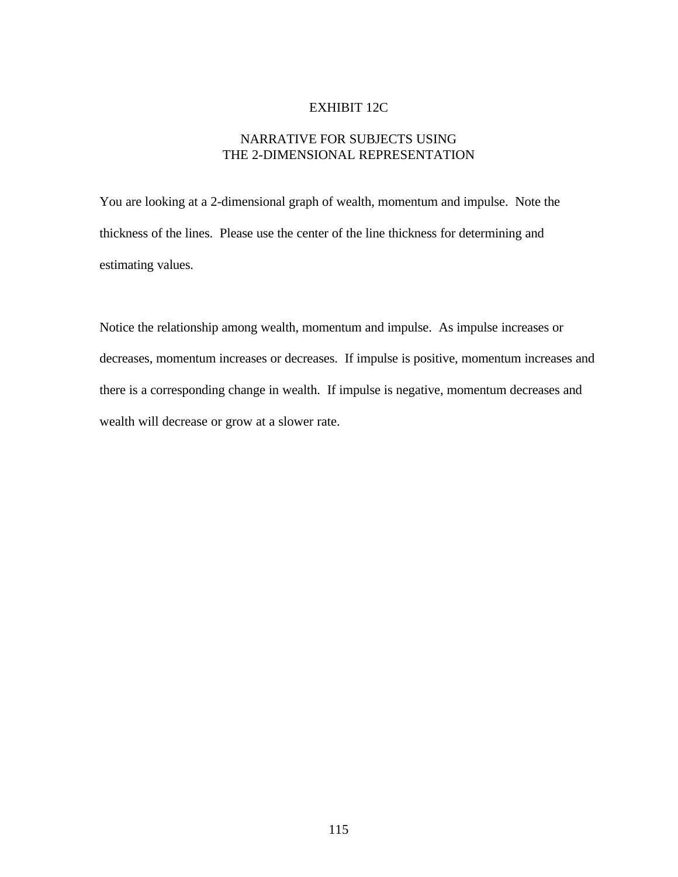# EXHIBIT 12C

## NARRATIVE FOR SUBJECTS USING THE 2-DIMENSIONAL REPRESENTATION

You are looking at a 2-dimensional graph of wealth, momentum and impulse. Note the thickness of the lines. Please use the center of the line thickness for determining and estimating values.

Notice the relationship among wealth, momentum and impulse. As impulse increases or decreases, momentum increases or decreases. If impulse is positive, momentum increases and there is a corresponding change in wealth. If impulse is negative, momentum decreases and wealth will decrease or grow at a slower rate.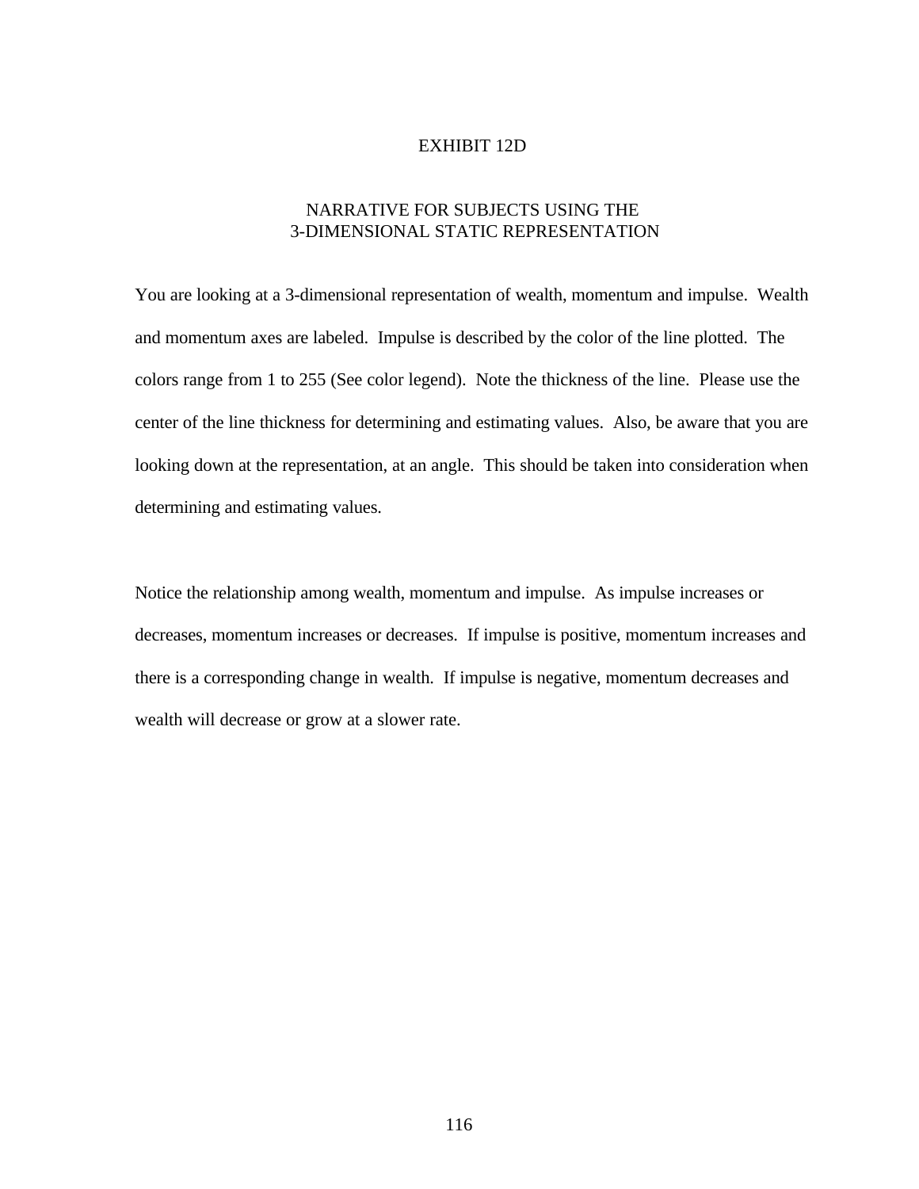# EXHIBIT 12D

## NARRATIVE FOR SUBJECTS USING THE 3-DIMENSIONAL STATIC REPRESENTATION

You are looking at a 3-dimensional representation of wealth, momentum and impulse. Wealth and momentum axes are labeled. Impulse is described by the color of the line plotted. The colors range from 1 to 255 (See color legend). Note the thickness of the line. Please use the center of the line thickness for determining and estimating values. Also, be aware that you are looking down at the representation, at an angle. This should be taken into consideration when determining and estimating values.

Notice the relationship among wealth, momentum and impulse. As impulse increases or decreases, momentum increases or decreases. If impulse is positive, momentum increases and there is a corresponding change in wealth. If impulse is negative, momentum decreases and wealth will decrease or grow at a slower rate.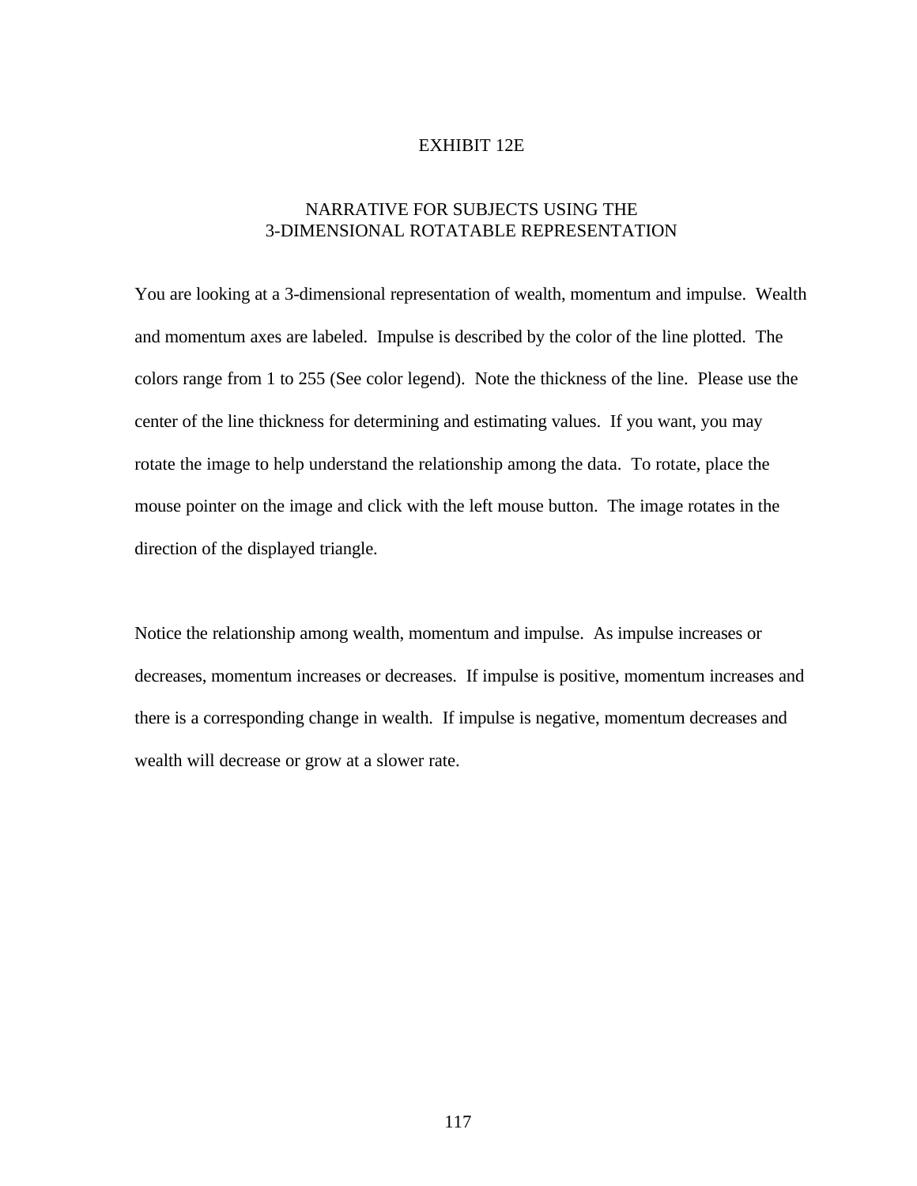# EXHIBIT 12E

## NARRATIVE FOR SUBJECTS USING THE 3-DIMENSIONAL ROTATABLE REPRESENTATION

You are looking at a 3-dimensional representation of wealth, momentum and impulse. Wealth and momentum axes are labeled. Impulse is described by the color of the line plotted. The colors range from 1 to 255 (See color legend). Note the thickness of the line. Please use the center of the line thickness for determining and estimating values. If you want, you may rotate the image to help understand the relationship among the data. To rotate, place the mouse pointer on the image and click with the left mouse button. The image rotates in the direction of the displayed triangle.

Notice the relationship among wealth, momentum and impulse. As impulse increases or decreases, momentum increases or decreases. If impulse is positive, momentum increases and there is a corresponding change in wealth. If impulse is negative, momentum decreases and wealth will decrease or grow at a slower rate.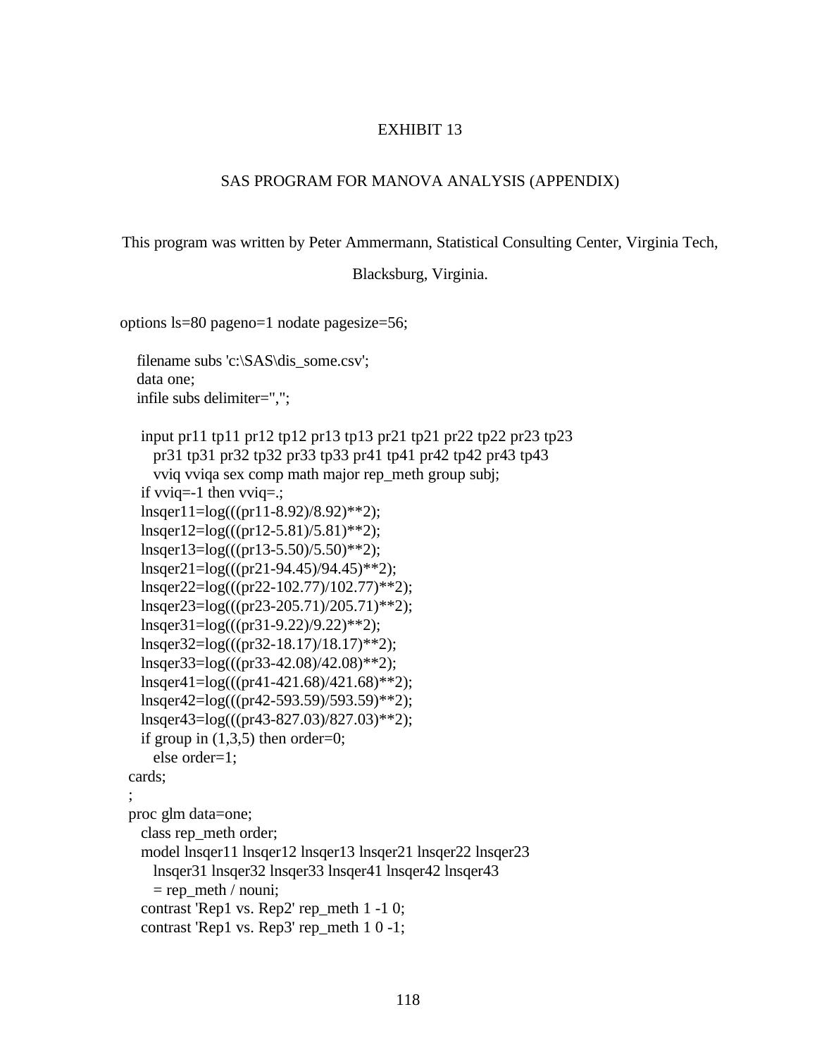# EXHIBIT 13

## SAS PROGRAM FOR MANOVA ANALYSIS (APPENDIX)

This program was written by Peter Ammermann, Statistical Consulting Center, Virginia Tech, Blacksburg, Virginia.

```
options ls=80 pageno=1 nodate pagesize=56;

   filename subs 'c:\SAS\dis_some.csv';
   data one;
   infile subs delimiter=",";

    input pr11 tp11 pr12 tp12 pr13 tp13 pr21 tp21 pr22 tp22 pr23 tp23
       pr31 tp31 pr32 tp32 pr33 tp33 pr41 tp41 pr42 tp42 pr43 tp43
       vviq vviqa sex comp math major rep_meth group subj;
    if vviq=-1 then vviq=.;
    lnsqer11=log(((pr11-8.92)/8.92)**2);
    lnsqer12=log(((pr12-5.81)/5.81)**2);
    lnsqer13=log(((pr13-5.50)/5.50)**2);
    lnsqer21=log(((pr21-94.45)/94.45)**2);
    lnsqer22=log(((pr22-102.77)/102.77)**2);
    lnsqer23=log(((pr23-205.71)/205.71)**2);
    lnsqer31=log(((pr31-9.22)/9.22)**2);
    lnsqer32=log(((pr32-18.17)/18.17)**2);
    lnsqer33=log(((pr33-42.08)/42.08)**2);
    lnsqer41=log(((pr41-421.68)/421.68)**2);
    lnsqer42=log(((pr42-593.59)/593.59)**2);
    lnsqer43=log(((pr43-827.03)/827.03)**2);
    if group in (1,3,5) then order=0;
       else order=1;
  cards;
  ;
  proc glm data=one;
    class rep_meth order;
    model lnsqer11 lnsqer12 lnsqer13 lnsqer21 lnsqer22 lnsqer23
       lnsqer31 lnsqer32 lnsqer33 lnsqer41 lnsqer42 lnsqer43
       = rep_meth / nouni;
    contrast 'Rep1 vs. Rep2' rep_meth 1 -1 0;
    contrast 'Rep1 vs. Rep3' rep_meth 1 0 -1;
```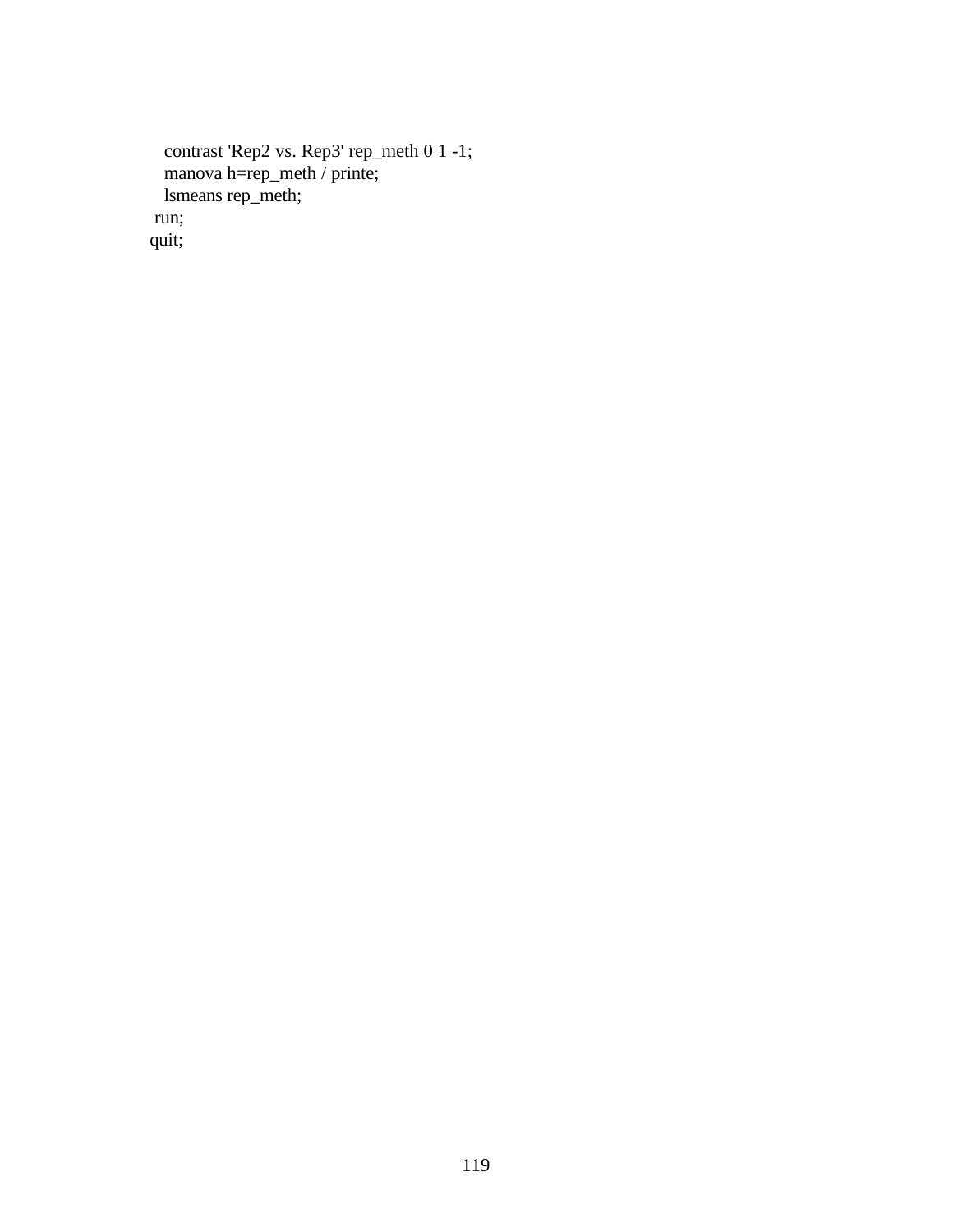```
   contrast 'Rep2 vs. Rep3' rep_meth 0 1 -1;
   manova h=rep_meth / printe;
   lsmeans rep_meth;
 run;
quit;
```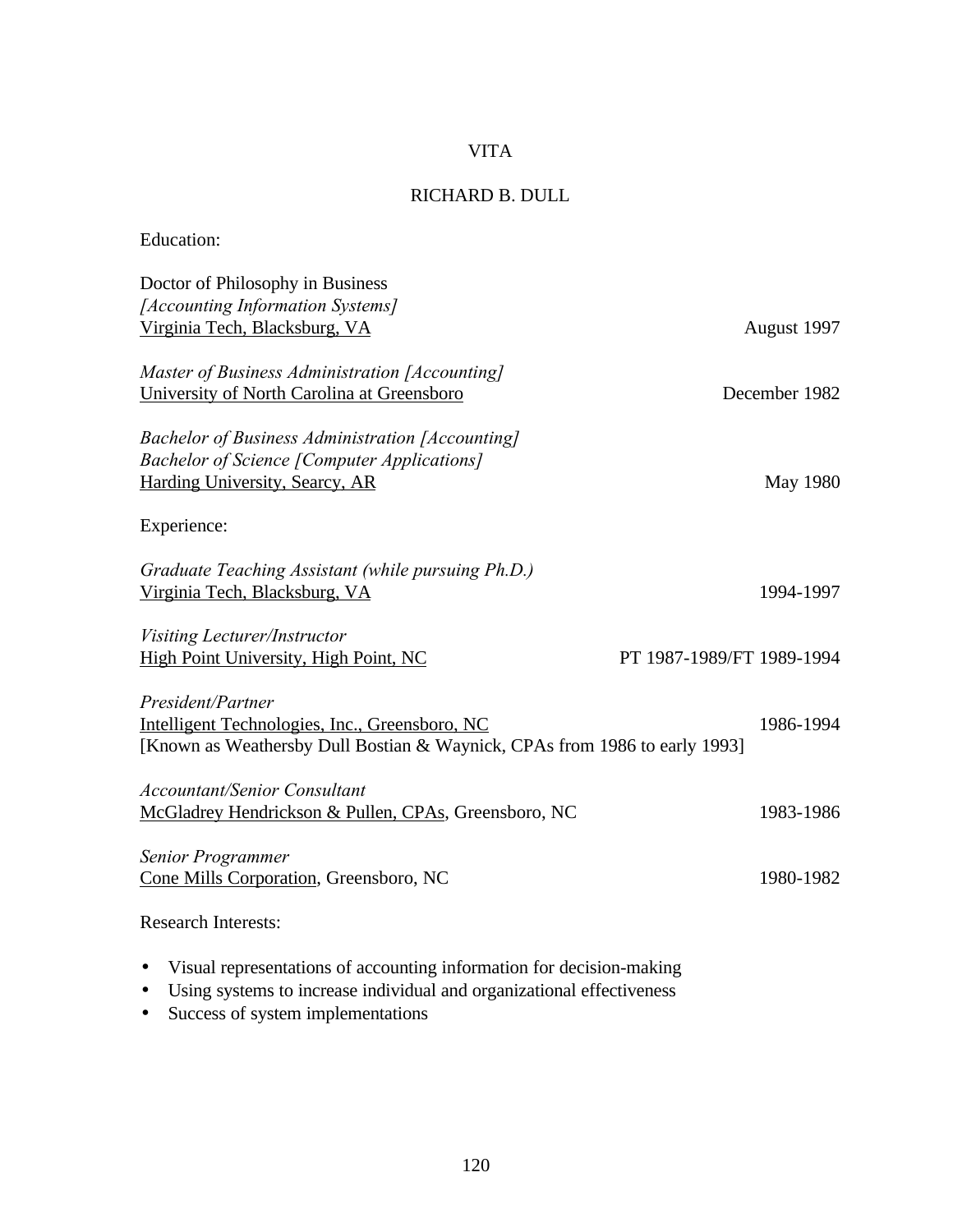# VITA

## RICHARD B. DULL

Education:

Doctor of Philosophy in Business
*[Accounting Information Systems]*
Virginia Tech, Blacksburg, VA — August 1997

*Master of Business Administration [Accounting]*
University of North Carolina at Greensboro — December 1982

*Bachelor of Business Administration [Accounting]*
*Bachelor of Science [Computer Applications]*
Harding University, Searcy, AR — May 1980

Experience:

*Graduate Teaching Assistant (while pursuing Ph.D.)*
Virginia Tech, Blacksburg, VA — 1994-1997

*Visiting Lecturer/Instructor*
High Point University, High Point, NC — PT 1987-1989/FT 1989-1994

*President/Partner*
Intelligent Technologies, Inc., Greensboro, NC — 1986-1994
[Known as Weathersby Dull Bostian & Waynick, CPAs from 1986 to early 1993]

*Accountant/Senior Consultant*
McGladrey Hendrickson & Pullen, CPAs, Greensboro, NC — 1983-1986

*Senior Programmer*
Cone Mills Corporation, Greensboro, NC — 1980-1982

Research Interests:

- Visual representations of accounting information for decision-making
- Using systems to increase individual and organizational effectiveness
- Success of system implementations